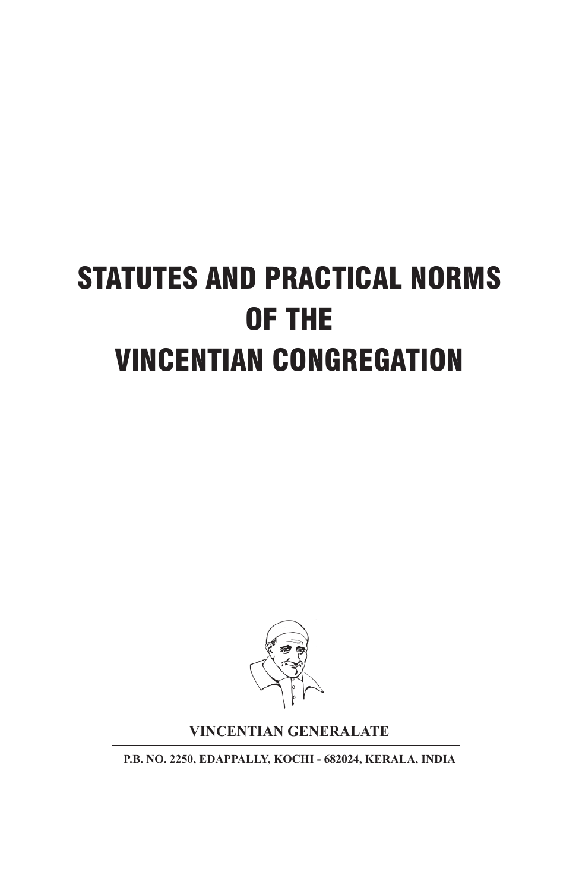# STATUTES AND PRACTICAL NORMS OF THE VINCENTIAN CONGREGATION

**VINCENTIAN GENERALATE**

**P.B. NO. 2250, EDAPPALLY, KOCHI - 682024, KERALA, INDIA**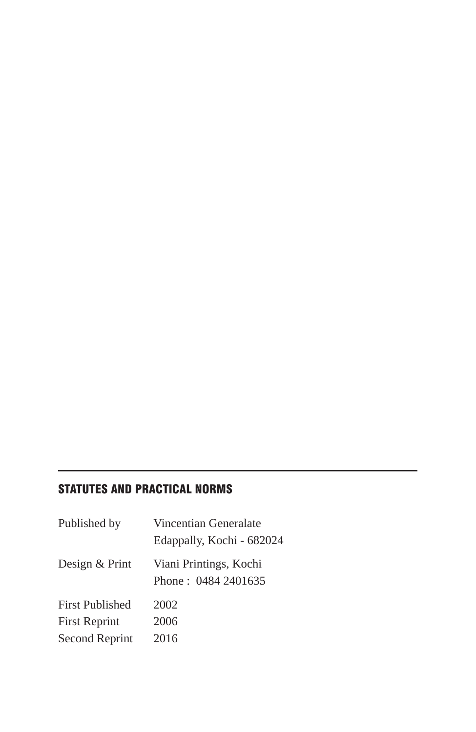**STATUTES AND PRACTICAL NORMS**

| | |
|---|---|
| Published by | Vincentian Generalate<br>Edappally, Kochi - 682024 |
| Design & Print | Viani Printings, Kochi<br>Phone : 0484 2401635 |
| First Published | 2002 |
| First Reprint | 2006 |
| Second Reprint | 2016 |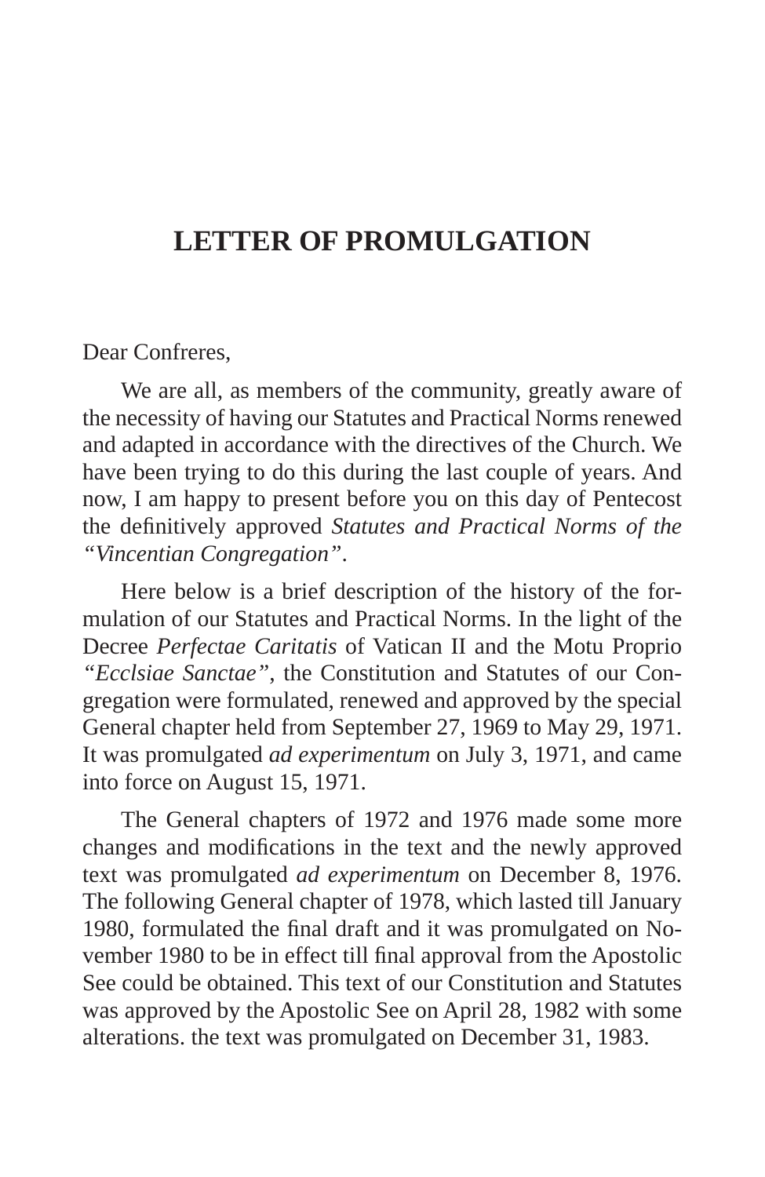# LETTER OF PROMULGATION

Dear Confreres,

We are all, as members of the community, greatly aware of the necessity of having our Statutes and Practical Norms renewed and adapted in accordance with the directives of the Church. We have been trying to do this during the last couple of years. And now, I am happy to present before you on this day of Pentecost the definitively approved *Statutes and Practical Norms of the "Vincentian Congregation"*.

Here below is a brief description of the history of the formulation of our Statutes and Practical Norms. In the light of the Decree *Perfectae Caritatis* of Vatican II and the Motu Proprio *"Ecclsiae Sanctae"*, the Constitution and Statutes of our Congregation were formulated, renewed and approved by the special General chapter held from September 27, 1969 to May 29, 1971. It was promulgated *ad experimentum* on July 3, 1971, and came into force on August 15, 1971.

The General chapters of 1972 and 1976 made some more changes and modifications in the text and the newly approved text was promulgated *ad experimentum* on December 8, 1976. The following General chapter of 1978, which lasted till January 1980, formulated the final draft and it was promulgated on November 1980 to be in effect till final approval from the Apostolic See could be obtained. This text of our Constitution and Statutes was approved by the Apostolic See on April 28, 1982 with some alterations. the text was promulgated on December 31, 1983.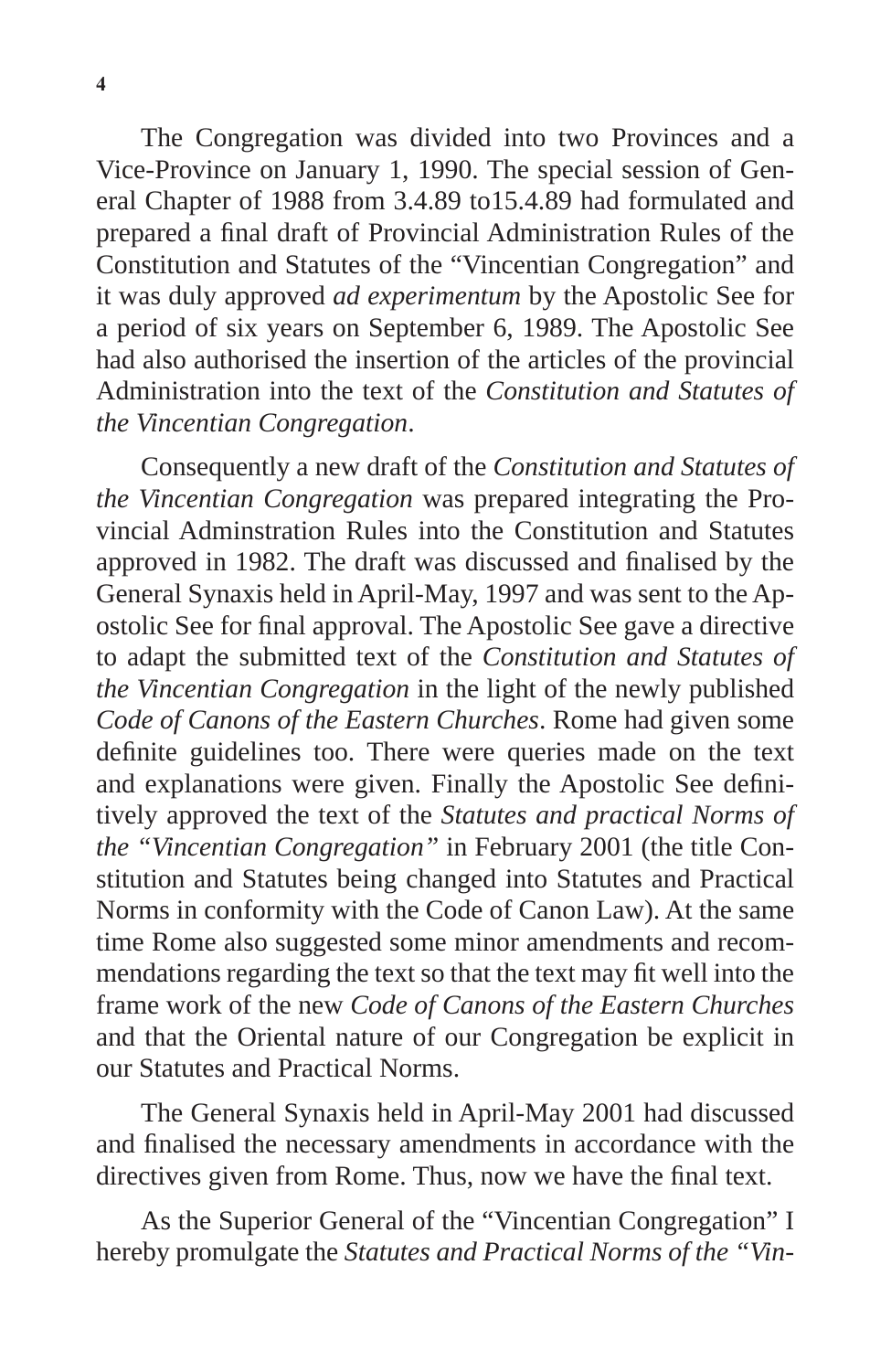The Congregation was divided into two Provinces and a Vice-Province on January 1, 1990. The special session of General Chapter of 1988 from 3.4.89 to15.4.89 had formulated and prepared a final draft of Provincial Administration Rules of the Constitution and Statutes of the "Vincentian Congregation" and it was duly approved *ad experimentum* by the Apostolic See for a period of six years on September 6, 1989. The Apostolic See had also authorised the insertion of the articles of the provincial Administration into the text of the *Constitution and Statutes of the Vincentian Congregation*.

Consequently a new draft of the *Constitution and Statutes of the Vincentian Congregation* was prepared integrating the Provincial Adminstration Rules into the Constitution and Statutes approved in 1982. The draft was discussed and finalised by the General Synaxis held in April-May, 1997 and was sent to the Apostolic See for final approval. The Apostolic See gave a directive to adapt the submitted text of the *Constitution and Statutes of the Vincentian Congregation* in the light of the newly published *Code of Canons of the Eastern Churches*. Rome had given some definite guidelines too. There were queries made on the text and explanations were given. Finally the Apostolic See definitively approved the text of the *Statutes and practical Norms of the "Vincentian Congregation"* in February 2001 (the title Constitution and Statutes being changed into Statutes and Practical Norms in conformity with the Code of Canon Law). At the same time Rome also suggested some minor amendments and recommendations regarding the text so that the text may fit well into the frame work of the new *Code of Canons of the Eastern Churches* and that the Oriental nature of our Congregation be explicit in our Statutes and Practical Norms.

The General Synaxis held in April-May 2001 had discussed and finalised the necessary amendments in accordance with the directives given from Rome. Thus, now we have the final text.

As the Superior General of the "Vincentian Congregation" I hereby promulgate the *Statutes and Practical Norms of the "Vin-*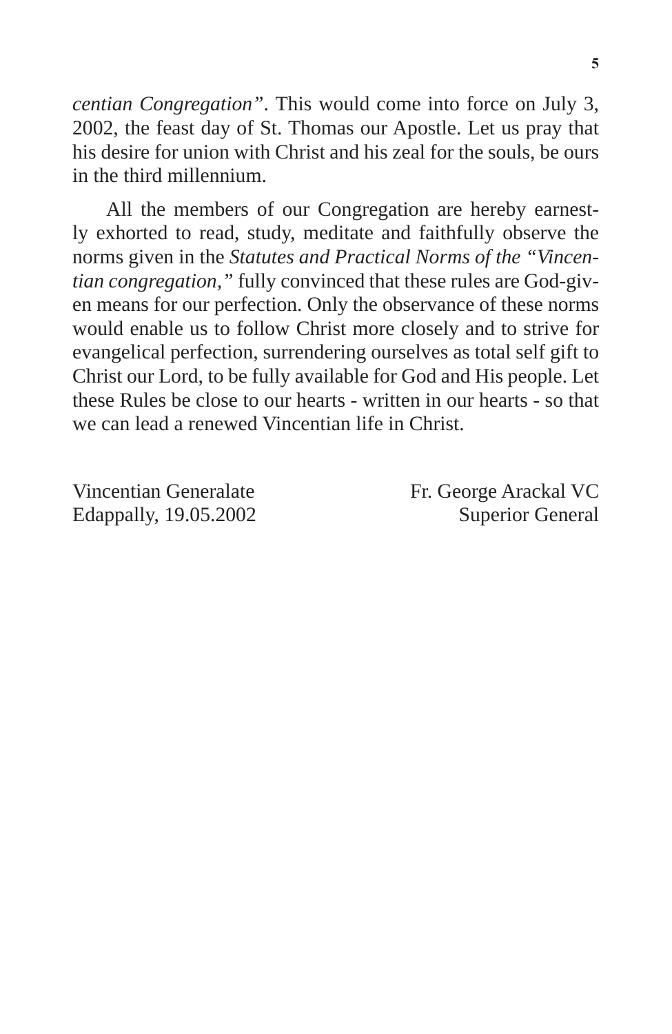*centian Congregation"*. This would come into force on July 3, 2002, the feast day of St. Thomas our Apostle. Let us pray that his desire for union with Christ and his zeal for the souls, be ours in the third millennium.

All the members of our Congregation are hereby earnestly exhorted to read, study, meditate and faithfully observe the norms given in the *Statutes and Practical Norms of the "Vincentian congregation,"* fully convinced that these rules are God-given means for our perfection. Only the observance of these norms would enable us to follow Christ more closely and to strive for evangelical perfection, surrendering ourselves as total self gift to Christ our Lord, to be fully available for God and His people. Let these Rules be close to our hearts - written in our hearts - so that we can lead a renewed Vincentian life in Christ.

Vincentian Generalate
Edappally, 19.05.2002

Fr. George Arackal VC
Superior General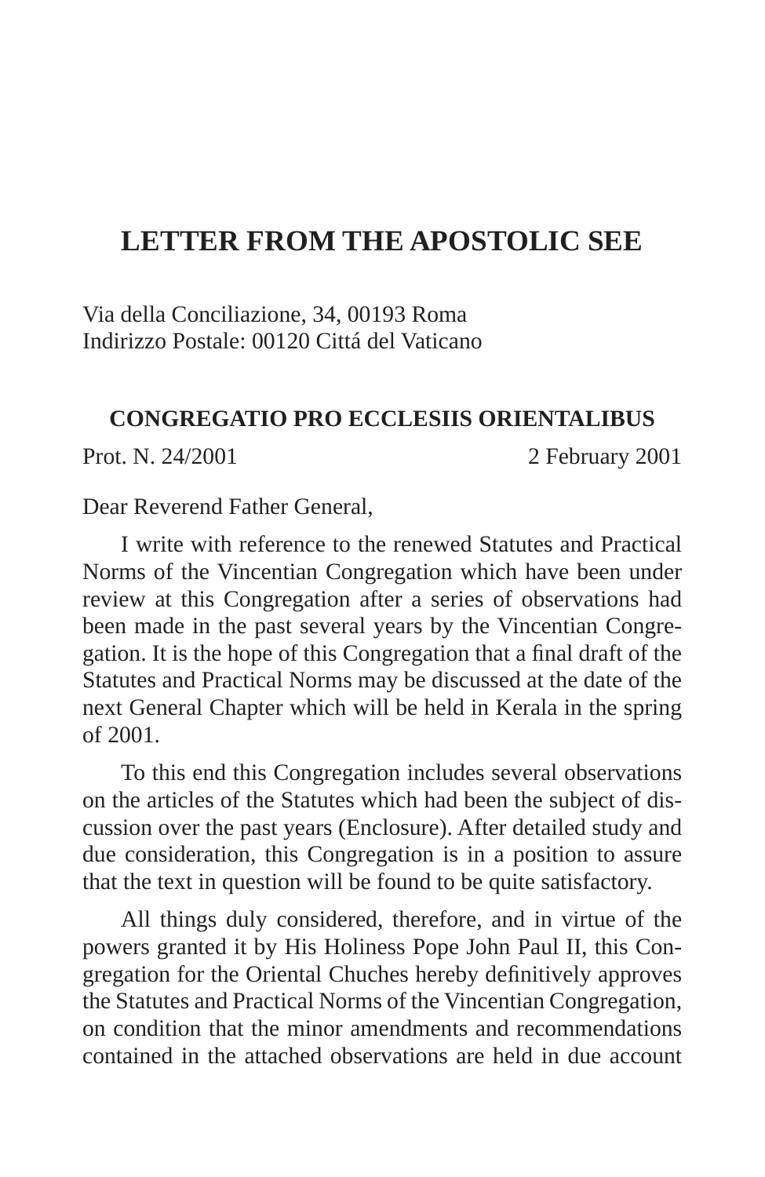# LETTER FROM THE APOSTOLIC SEE

Via della Conciliazione, 34, 00193 Roma
Indirizzo Postale: 00120 Cittá del Vaticano

**CONGREGATIO PRO ECCLESIIS ORIENTALIBUS**

Prot. N. 24/2001 2 February 2001

Dear Reverend Father General,

I write with reference to the renewed Statutes and Practical Norms of the Vincentian Congregation which have been under review at this Congregation after a series of observations had been made in the past several years by the Vincentian Congregation. It is the hope of this Congregation that a final draft of the Statutes and Practical Norms may be discussed at the date of the next General Chapter which will be held in Kerala in the spring of 2001.

To this end this Congregation includes several observations on the articles of the Statutes which had been the subject of discussion over the past years (Enclosure). After detailed study and due consideration, this Congregation is in a position to assure that the text in question will be found to be quite satisfactory.

All things duly considered, therefore, and in virtue of the powers granted it by His Holiness Pope John Paul II, this Congregation for the Oriental Chuches hereby definitively approves the Statutes and Practical Norms of the Vincentian Congregation, on condition that the minor amendments and recommendations contained in the attached observations are held in due account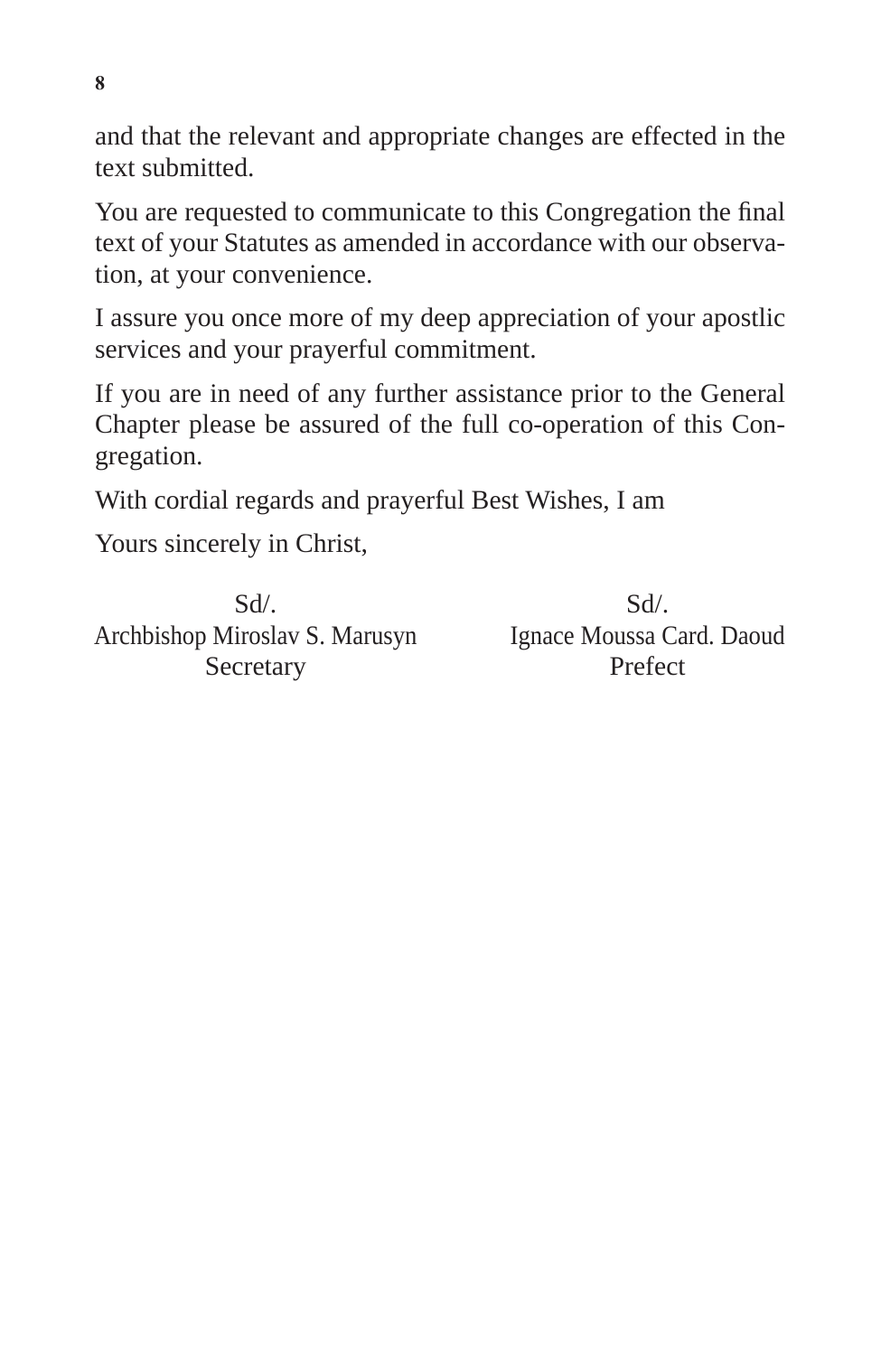and that the relevant and appropriate changes are effected in the text submitted.

You are requested to communicate to this Congregation the final text of your Statutes as amended in accordance with our observation, at your convenience.

I assure you once more of my deep appreciation of your apostlic services and your prayerful commitment.

If you are in need of any further assistance prior to the General Chapter please be assured of the full co-operation of this Congregation.

With cordial regards and prayerful Best Wishes, I am

Yours sincerely in Christ,

| Sd/. | Sd/. |
|---|---|
| Archbishop Miroslav S. Marusyn | Ignace Moussa Card. Daoud |
| Secretary | Prefect |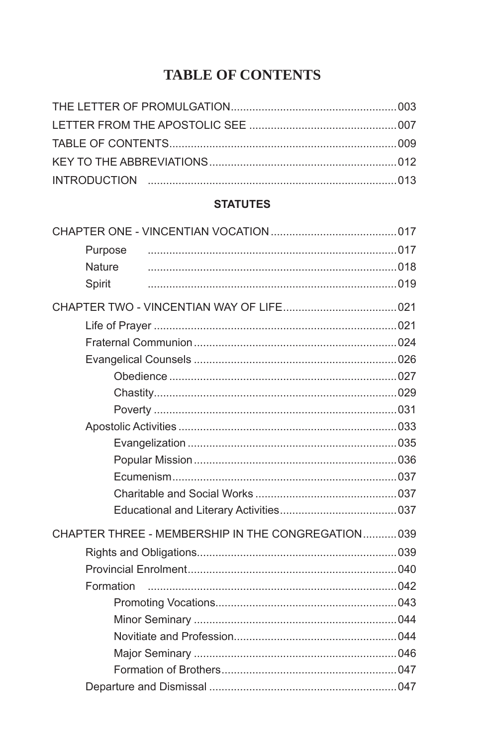# TABLE OF CONTENTS

THE LETTER OF PROMULGATION......003
LETTER FROM THE APOSTOLIC SEE......007
TABLE OF CONTENTS......009
KEY TO THE ABBREVIATIONS......012
INTRODUCTION......013

**STATUTES**

CHAPTER ONE - VINCENTIAN VOCATION......017

- Purpose......017
- Nature......018
- Spirit......019

CHAPTER TWO - VINCENTIAN WAY OF LIFE......021

- Life of Prayer......021
- Fraternal Communion......024
- Evangelical Counsels......026
  - Obedience......027
  - Chastity......029
  - Poverty......031
- Apostolic Activities......033
  - Evangelization......035
  - Popular Mission......036
  - Ecumenism......037
  - Charitable and Social Works......037
  - Educational and Literary Activities......037

CHAPTER THREE - MEMBERSHIP IN THE CONGREGATION......039

- Rights and Obligations......039
- Provincial Enrolment......040
- Formation......042
  - Promoting Vocations......043
  - Minor Seminary......044
  - Novitiate and Profession......044
  - Major Seminary......046
  - Formation of Brothers......047
- Departure and Dismissal......047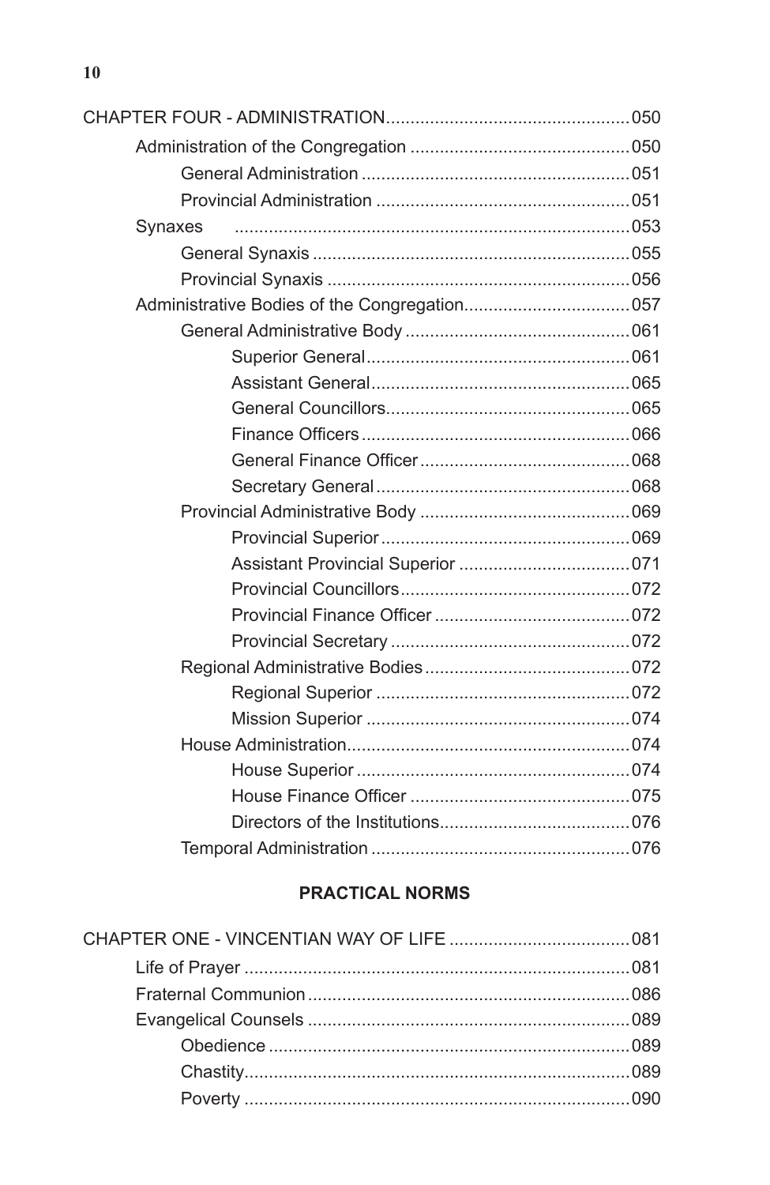CHAPTER FOUR - ADMINISTRATION .................................................. 050

- Administration of the Congregation ............................................. 050
  - General Administration ....................................................... 051
  - Provincial Administration .................................................... 051
- Synaxes ........................................................................ 053
  - General Synaxis ................................................................ 055
  - Provincial Synaxis ............................................................. 056
- Administrative Bodies of the Congregation .................................. 057
  - General Administrative Body .............................................. 061
    - Superior General ...................................................... 061
    - Assistant General ..................................................... 065
    - General Councillors .................................................. 065
    - Finance Officers ....................................................... 066
    - General Finance Officer ........................................... 068
    - Secretary General .................................................... 068
  - Provincial Administrative Body ........................................... 069
    - Provincial Superior ................................................... 069
    - Assistant Provincial Superior ................................... 071
    - Provincial Councillors ............................................... 072
    - Provincial Finance Officer ........................................ 072
    - Provincial Secretary ................................................. 072
  - Regional Administrative Bodies .......................................... 072
    - Regional Superior .................................................... 072
    - Mission Superior ...................................................... 074
  - House Administration .......................................................... 074
    - House Superior ........................................................ 074
    - House Finance Officer ............................................. 075
    - Directors of the Institutions ....................................... 076
  - Temporal Administration .................................................... 076

**PRACTICAL NORMS**

CHAPTER ONE - VINCENTIAN WAY OF LIFE ..................................... 081

- Life of Prayer ............................................................................... 081
- Fraternal Communion .................................................................. 086
- Evangelical Counsels .................................................................. 089
  - Obedience .......................................................................... 089
  - Chastity .............................................................................. 089
  - Poverty .............................................................................. 090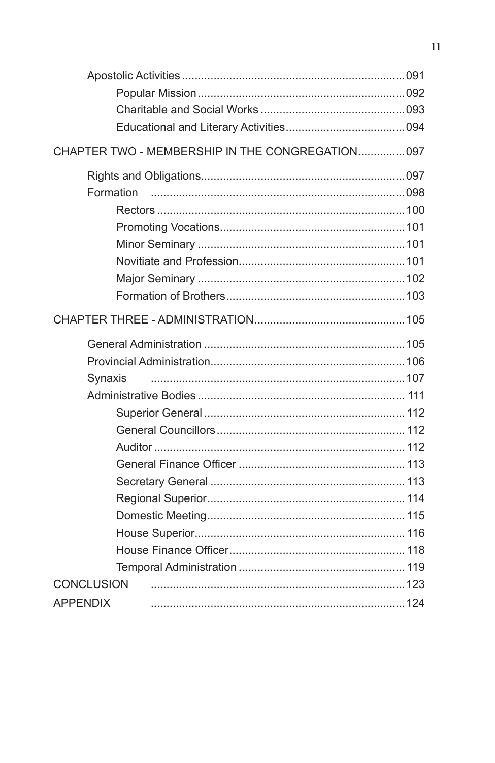Apostolic Activities ........................................................................091

Popular Mission ..................................................................092

Charitable and Social Works ..............................................093

Educational and Literary Activities......................................094

CHAPTER TWO - MEMBERSHIP IN THE CONGREGATION...............097

Rights and Obligations.................................................................097

Formation ................................................................................098

Rectors ...............................................................................100

Promoting Vocations...........................................................101

Minor Seminary ..................................................................101

Novitiate and Profession.....................................................101

Major Seminary ..................................................................102

Formation of Brothers.........................................................103

CHAPTER THREE - ADMINISTRATION................................................105

General Administration ................................................................105

Provincial Administration.............................................................106

Synaxis ................................................................................107

Administrative Bodies ................................................................. 111

Superior General ................................................................ 112

General Councillors ............................................................ 112

Auditor ............................................................................... 112

General Finance Officer ..................................................... 113

Secretary General .............................................................. 113

Regional Superior............................................................... 114

Domestic Meeting............................................................... 115

House Superior................................................................... 116

House Finance Officer........................................................ 118

Temporal Administration ..................................................... 119

CONCLUSION ................................................................................123

APPENDIX ................................................................................124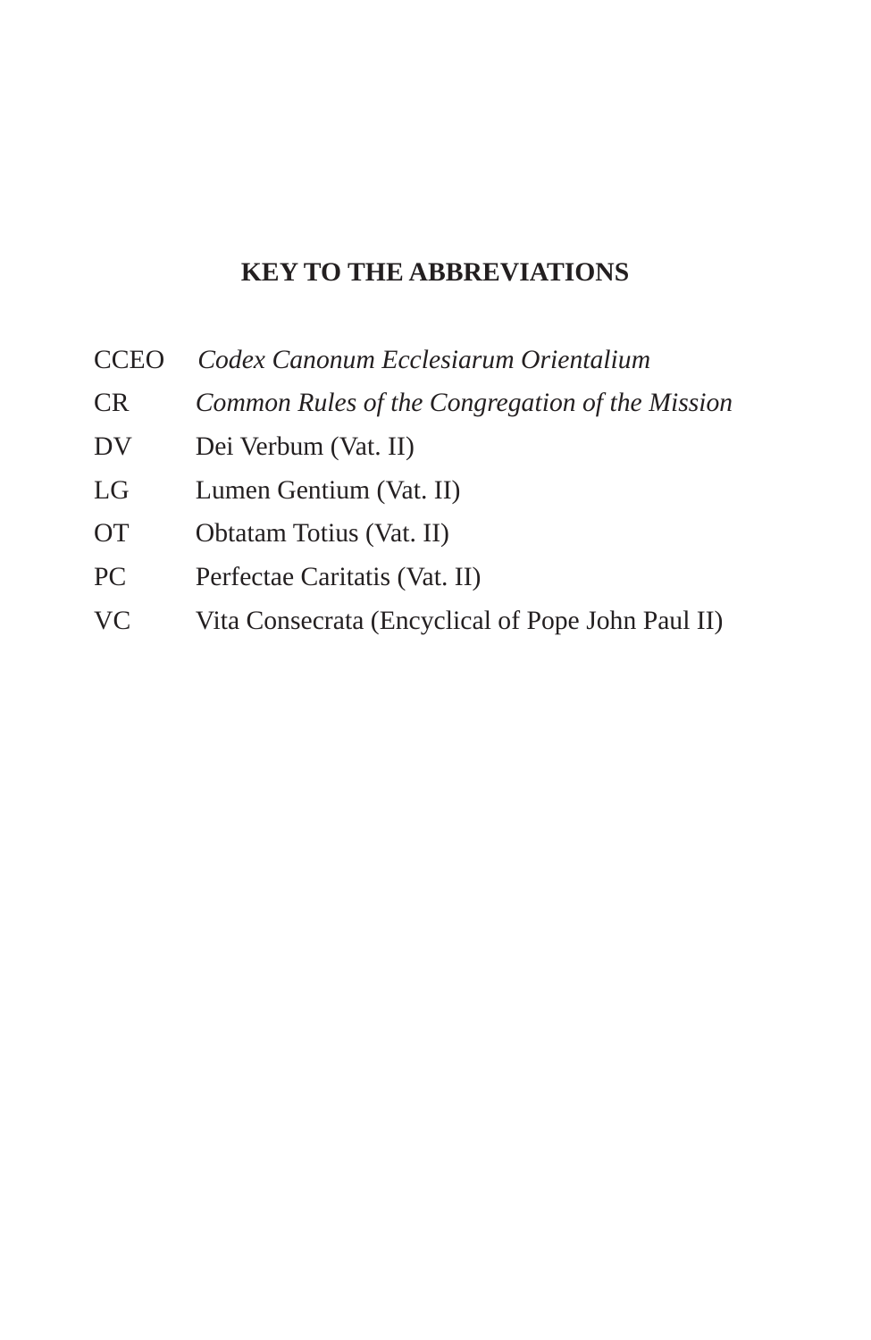## KEY TO THE ABBREVIATIONS

| | |
|---|---|
| CCEO | *Codex Canonum Ecclesiarum Orientalium* |
| CR | *Common Rules of the Congregation of the Mission* |
| DV | Dei Verbum (Vat. II) |
| LG | Lumen Gentium (Vat. II) |
| OT | Obtatam Totius (Vat. II) |
| PC | Perfectae Caritatis (Vat. II) |
| VC | Vita Consecrata (Encyclical of Pope John Paul II) |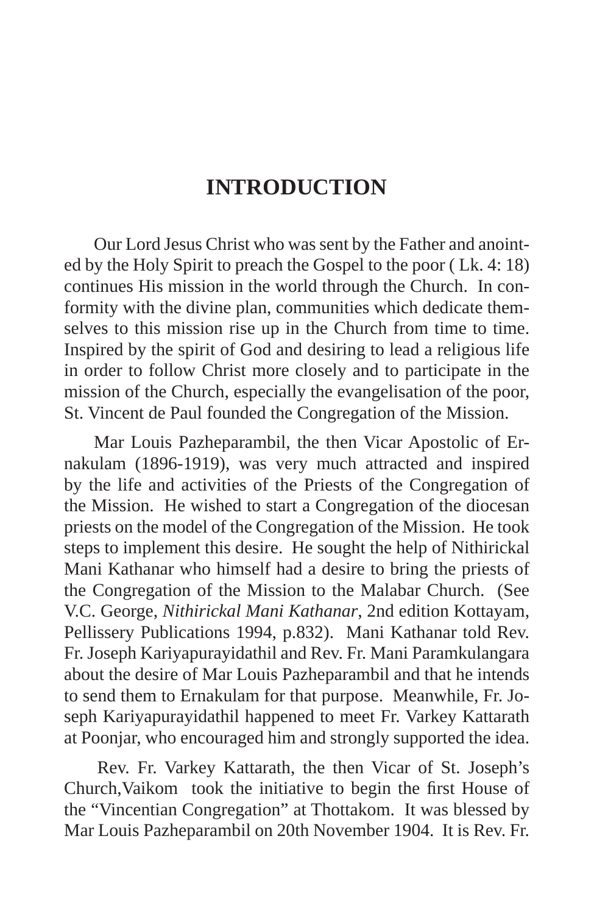# INTRODUCTION

Our Lord Jesus Christ who was sent by the Father and anointed by the Holy Spirit to preach the Gospel to the poor ( Lk. 4: 18) continues His mission in the world through the Church. In conformity with the divine plan, communities which dedicate themselves to this mission rise up in the Church from time to time. Inspired by the spirit of God and desiring to lead a religious life in order to follow Christ more closely and to participate in the mission of the Church, especially the evangelisation of the poor, St. Vincent de Paul founded the Congregation of the Mission.

Mar Louis Pazheparambil, the then Vicar Apostolic of Ernakulam (1896-1919), was very much attracted and inspired by the life and activities of the Priests of the Congregation of the Mission. He wished to start a Congregation of the diocesan priests on the model of the Congregation of the Mission. He took steps to implement this desire. He sought the help of Nithirickal Mani Kathanar who himself had a desire to bring the priests of the Congregation of the Mission to the Malabar Church. (See V.C. George, *Nithirickal Mani Kathanar*, 2nd edition Kottayam, Pellissery Publications 1994, p.832). Mani Kathanar told Rev. Fr. Joseph Kariyapurayidathil and Rev. Fr. Mani Paramkulangara about the desire of Mar Louis Pazheparambil and that he intends to send them to Ernakulam for that purpose. Meanwhile, Fr. Joseph Kariyapurayidathil happened to meet Fr. Varkey Kattarath at Poonjar, who encouraged him and strongly supported the idea.

Rev. Fr. Varkey Kattarath, the then Vicar of St. Joseph's Church,Vaikom took the initiative to begin the first House of the "Vincentian Congregation" at Thottakom. It was blessed by Mar Louis Pazheparambil on 20th November 1904. It is Rev. Fr.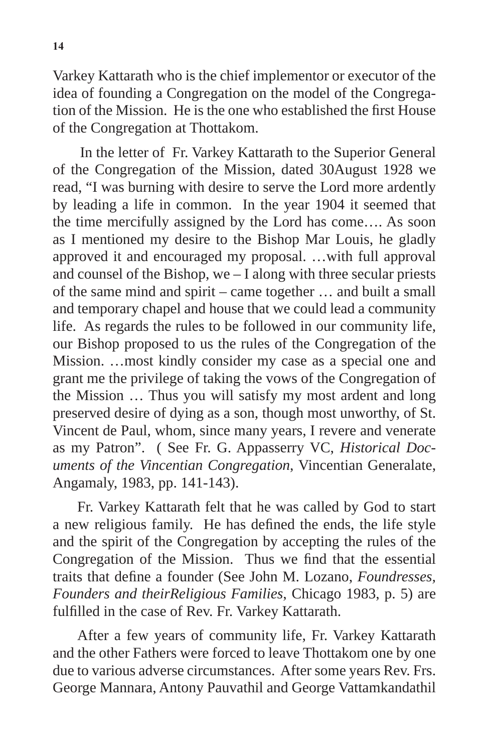Varkey Kattarath who is the chief implementor or executor of the idea of founding a Congregation on the model of the Congregation of the Mission. He is the one who established the first House of the Congregation at Thottakom.

In the letter of Fr. Varkey Kattarath to the Superior General of the Congregation of the Mission, dated 30August 1928 we read, "I was burning with desire to serve the Lord more ardently by leading a life in common. In the year 1904 it seemed that the time mercifully assigned by the Lord has come…. As soon as I mentioned my desire to the Bishop Mar Louis, he gladly approved it and encouraged my proposal. …with full approval and counsel of the Bishop, we – I along with three secular priests of the same mind and spirit – came together … and built a small and temporary chapel and house that we could lead a community life. As regards the rules to be followed in our community life, our Bishop proposed to us the rules of the Congregation of the Mission. …most kindly consider my case as a special one and grant me the privilege of taking the vows of the Congregation of the Mission … Thus you will satisfy my most ardent and long preserved desire of dying as a son, though most unworthy, of St. Vincent de Paul, whom, since many years, I revere and venerate as my Patron". ( See Fr. G. Appasserry VC, *Historical Documents of the Vincentian Congregation*, Vincentian Generalate, Angamaly, 1983, pp. 141-143).

Fr. Varkey Kattarath felt that he was called by God to start a new religious family. He has defined the ends, the life style and the spirit of the Congregation by accepting the rules of the Congregation of the Mission. Thus we find that the essential traits that define a founder (See John M. Lozano, *Foundresses, Founders and theirReligious Families*, Chicago 1983, p. 5) are fulfilled in the case of Rev. Fr. Varkey Kattarath.

After a few years of community life, Fr. Varkey Kattarath and the other Fathers were forced to leave Thottakom one by one due to various adverse circumstances. After some years Rev. Frs. George Mannara, Antony Pauvathil and George Vattamkandathil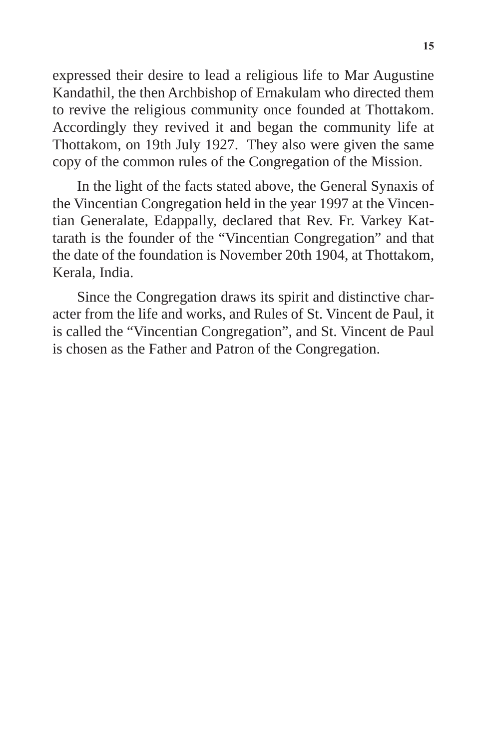expressed their desire to lead a religious life to Mar Augustine Kandathil, the then Archbishop of Ernakulam who directed them to revive the religious community once founded at Thottakom. Accordingly they revived it and began the community life at Thottakom, on 19th July 1927. They also were given the same copy of the common rules of the Congregation of the Mission.

In the light of the facts stated above, the General Synaxis of the Vincentian Congregation held in the year 1997 at the Vincentian Generalate, Edappally, declared that Rev. Fr. Varkey Kattarath is the founder of the "Vincentian Congregation" and that the date of the foundation is November 20th 1904, at Thottakom, Kerala, India.

Since the Congregation draws its spirit and distinctive character from the life and works, and Rules of St. Vincent de Paul, it is called the "Vincentian Congregation", and St. Vincent de Paul is chosen as the Father and Patron of the Congregation.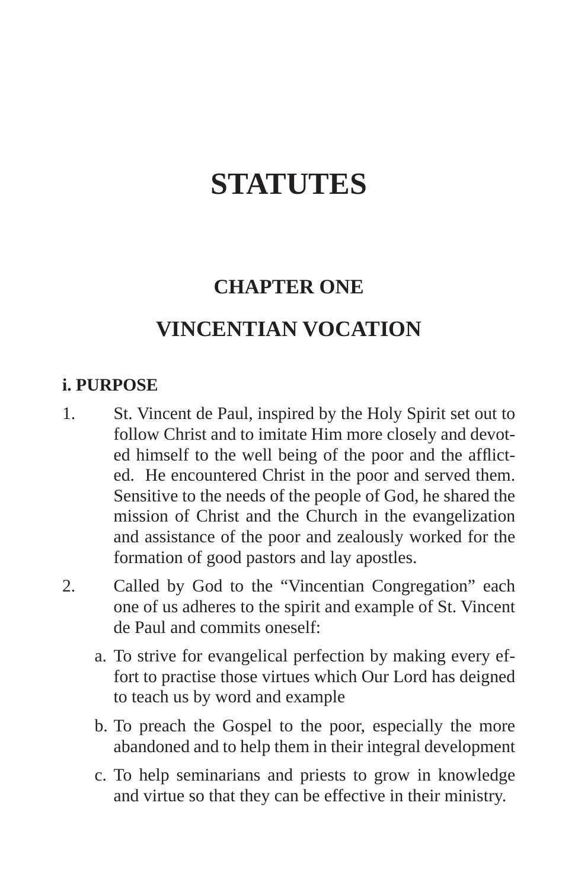# STATUTES

## CHAPTER ONE

## VINCENTIAN VOCATION

### i. PURPOSE

1. St. Vincent de Paul, inspired by the Holy Spirit set out to follow Christ and to imitate Him more closely and devoted himself to the well being of the poor and the afflicted. He encountered Christ in the poor and served them. Sensitive to the needs of the people of God, he shared the mission of Christ and the Church in the evangelization and assistance of the poor and zealously worked for the formation of good pastors and lay apostles.

2. Called by God to the "Vincentian Congregation" each one of us adheres to the spirit and example of St. Vincent de Paul and commits oneself:

   a. To strive for evangelical perfection by making every effort to practise those virtues which Our Lord has deigned to teach us by word and example

   b. To preach the Gospel to the poor, especially the more abandoned and to help them in their integral development

   c. To help seminarians and priests to grow in knowledge and virtue so that they can be effective in their ministry.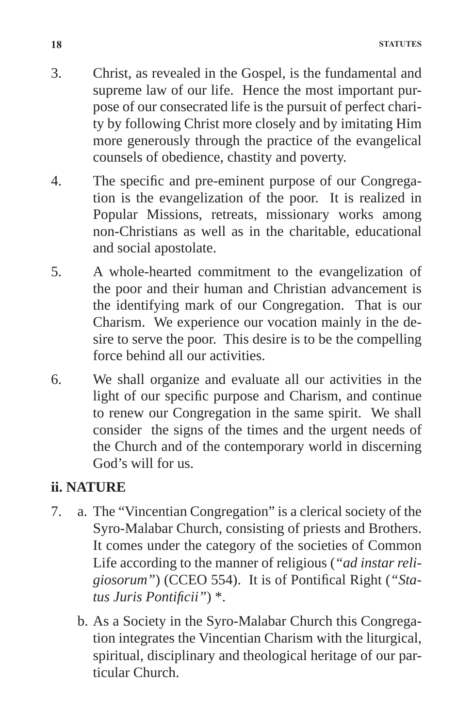3. Christ, as revealed in the Gospel, is the fundamental and supreme law of our life. Hence the most important purpose of our consecrated life is the pursuit of perfect charity by following Christ more closely and by imitating Him more generously through the practice of the evangelical counsels of obedience, chastity and poverty.

4. The specific and pre-eminent purpose of our Congregation is the evangelization of the poor. It is realized in Popular Missions, retreats, missionary works among non-Christians as well as in the charitable, educational and social apostolate.

5. A whole-hearted commitment to the evangelization of the poor and their human and Christian advancement is the identifying mark of our Congregation. That is our Charism. We experience our vocation mainly in the desire to serve the poor. This desire is to be the compelling force behind all our activities.

6. We shall organize and evaluate all our activities in the light of our specific purpose and Charism, and continue to renew our Congregation in the same spirit. We shall consider the signs of the times and the urgent needs of the Church and of the contemporary world in discerning God's will for us.

## ii. NATURE

7. a. The "Vincentian Congregation" is a clerical society of the Syro-Malabar Church, consisting of priests and Brothers. It comes under the category of the societies of Common Life according to the manner of religious (*"ad instar religiosorum"*) (CCEO 554). It is of Pontifical Right (*"Status Juris Pontificii"*) *.

   b. As a Society in the Syro-Malabar Church this Congregation integrates the Vincentian Charism with the liturgical, spiritual, disciplinary and theological heritage of our particular Church.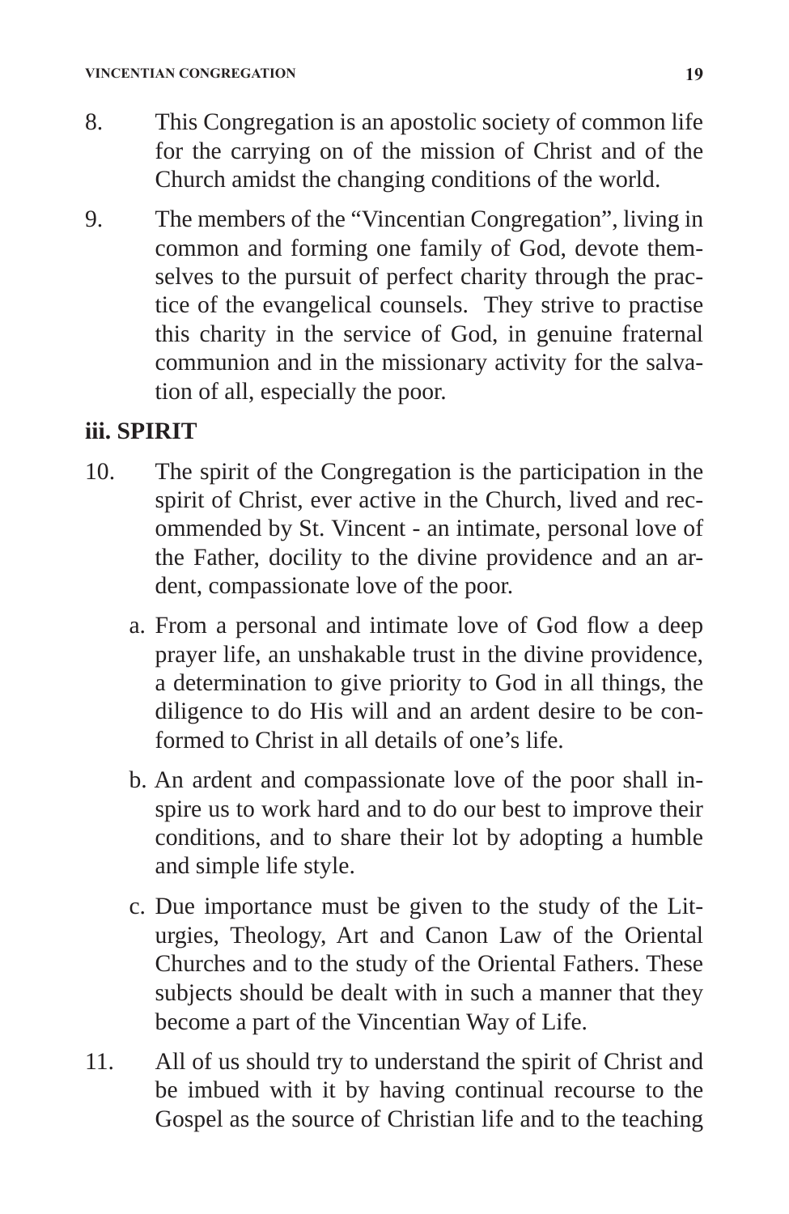8. This Congregation is an apostolic society of common life for the carrying on of the mission of Christ and of the Church amidst the changing conditions of the world.

9. The members of the "Vincentian Congregation", living in common and forming one family of God, devote themselves to the pursuit of perfect charity through the practice of the evangelical counsels. They strive to practise this charity in the service of God, in genuine fraternal communion and in the missionary activity for the salvation of all, especially the poor.

## iii. SPIRIT

10. The spirit of the Congregation is the participation in the spirit of Christ, ever active in the Church, lived and recommended by St. Vincent - an intimate, personal love of the Father, docility to the divine providence and an ardent, compassionate love of the poor.

    a. From a personal and intimate love of God flow a deep prayer life, an unshakable trust in the divine providence, a determination to give priority to God in all things, the diligence to do His will and an ardent desire to be conformed to Christ in all details of one's life.

    b. An ardent and compassionate love of the poor shall inspire us to work hard and to do our best to improve their conditions, and to share their lot by adopting a humble and simple life style.

    c. Due importance must be given to the study of the Liturgies, Theology, Art and Canon Law of the Oriental Churches and to the study of the Oriental Fathers. These subjects should be dealt with in such a manner that they become a part of the Vincentian Way of Life.

11. All of us should try to understand the spirit of Christ and be imbued with it by having continual recourse to the Gospel as the source of Christian life and to the teaching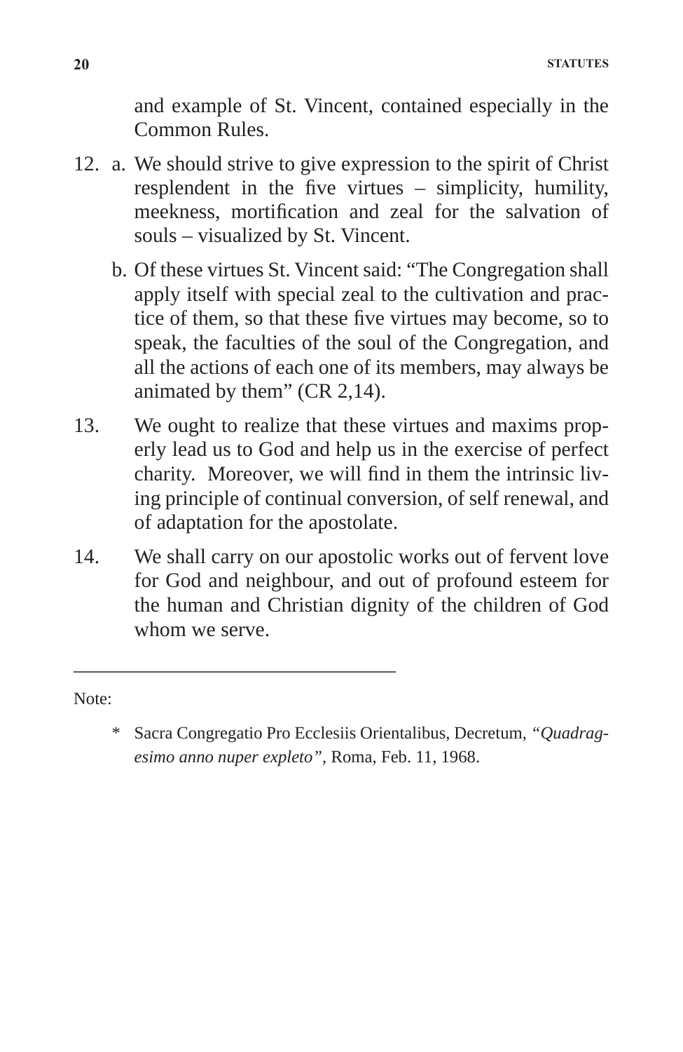and example of St. Vincent, contained especially in the Common Rules.

12. a. We should strive to give expression to the spirit of Christ resplendent in the five virtues – simplicity, humility, meekness, mortification and zeal for the salvation of souls – visualized by St. Vincent.

    b. Of these virtues St. Vincent said: "The Congregation shall apply itself with special zeal to the cultivation and practice of them, so that these five virtues may become, so to speak, the faculties of the soul of the Congregation, and all the actions of each one of its members, may always be animated by them" (CR 2,14).

13. We ought to realize that these virtues and maxims properly lead us to God and help us in the exercise of perfect charity. Moreover, we will find in them the intrinsic living principle of continual conversion, of self renewal, and of adaptation for the apostolate.

14. We shall carry on our apostolic works out of fervent love for God and neighbour, and out of profound esteem for the human and Christian dignity of the children of God whom we serve.

---

Note:

* Sacra Congregatio Pro Ecclesiis Orientalibus, Decretum, *"Quadragesimo anno nuper expleto"*, Roma, Feb. 11, 1968.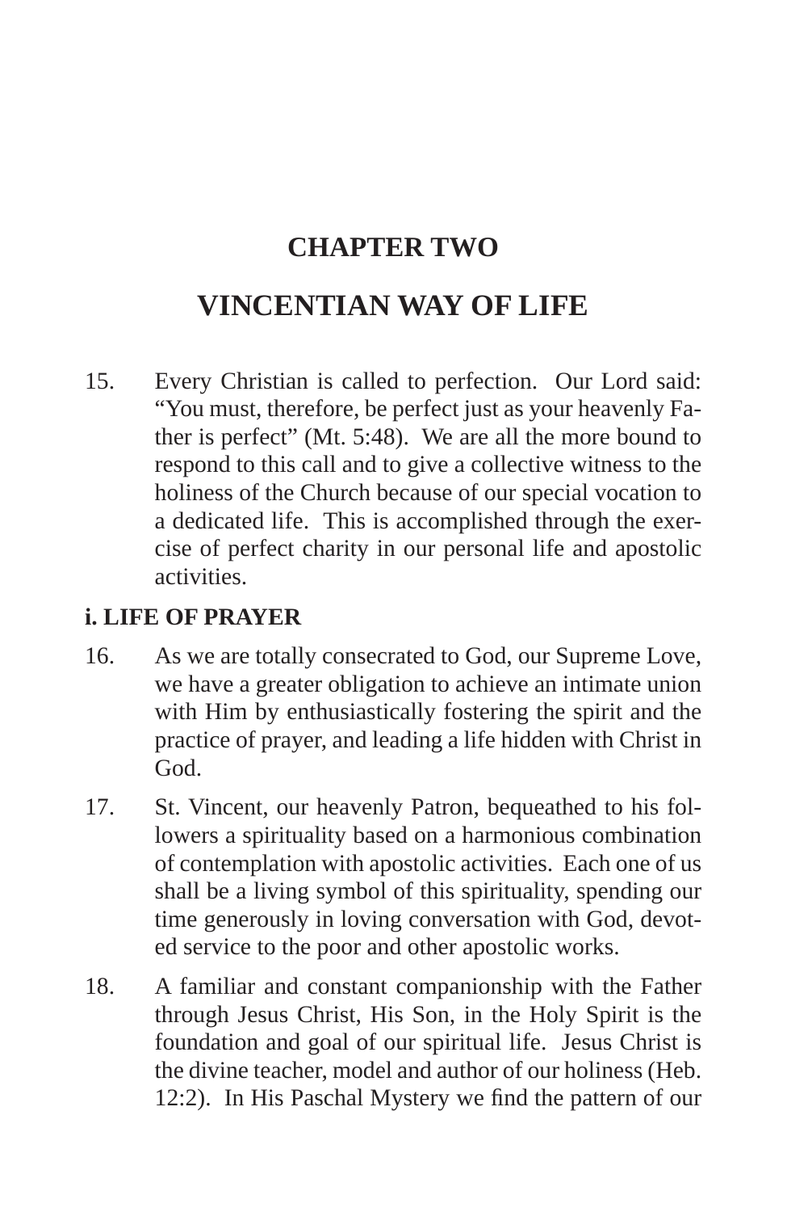# CHAPTER TWO

# VINCENTIAN WAY OF LIFE

15. Every Christian is called to perfection. Our Lord said: "You must, therefore, be perfect just as your heavenly Father is perfect" (Mt. 5:48). We are all the more bound to respond to this call and to give a collective witness to the holiness of the Church because of our special vocation to a dedicated life. This is accomplished through the exercise of perfect charity in our personal life and apostolic activities.

## i. LIFE OF PRAYER

16. As we are totally consecrated to God, our Supreme Love, we have a greater obligation to achieve an intimate union with Him by enthusiastically fostering the spirit and the practice of prayer, and leading a life hidden with Christ in God.

17. St. Vincent, our heavenly Patron, bequeathed to his followers a spirituality based on a harmonious combination of contemplation with apostolic activities. Each one of us shall be a living symbol of this spirituality, spending our time generously in loving conversation with God, devoted service to the poor and other apostolic works.

18. A familiar and constant companionship with the Father through Jesus Christ, His Son, in the Holy Spirit is the foundation and goal of our spiritual life. Jesus Christ is the divine teacher, model and author of our holiness (Heb. 12:2). In His Paschal Mystery we find the pattern of our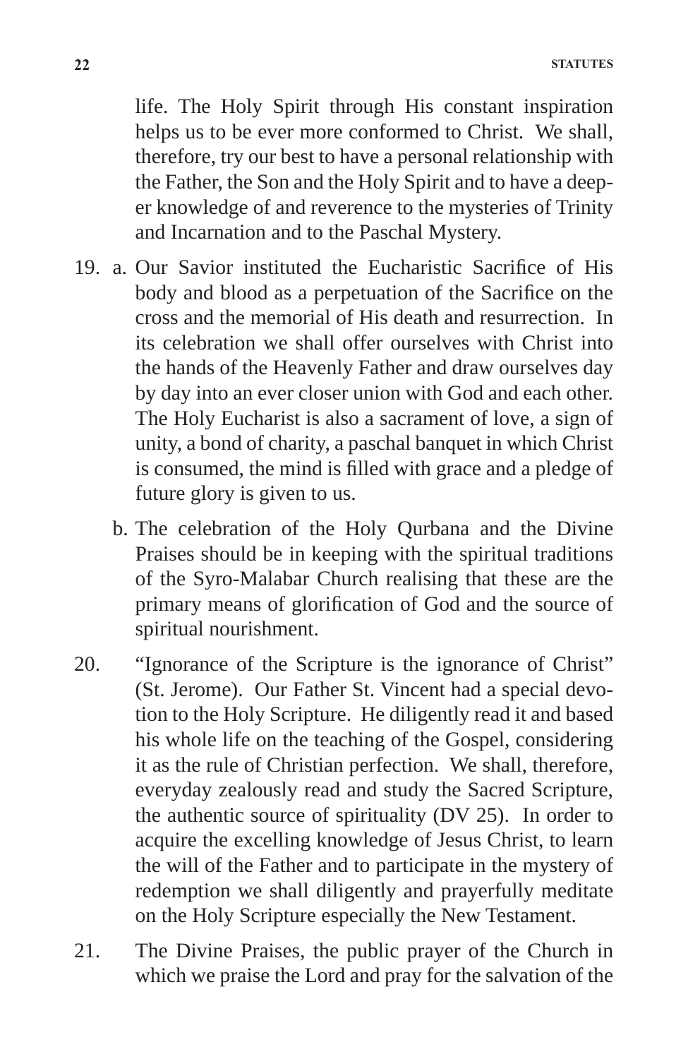life. The Holy Spirit through His constant inspiration helps us to be ever more conformed to Christ. We shall, therefore, try our best to have a personal relationship with the Father, the Son and the Holy Spirit and to have a deeper knowledge of and reverence to the mysteries of Trinity and Incarnation and to the Paschal Mystery.

19. a. Our Savior instituted the Eucharistic Sacrifice of His body and blood as a perpetuation of the Sacrifice on the cross and the memorial of His death and resurrection. In its celebration we shall offer ourselves with Christ into the hands of the Heavenly Father and draw ourselves day by day into an ever closer union with God and each other. The Holy Eucharist is also a sacrament of love, a sign of unity, a bond of charity, a paschal banquet in which Christ is consumed, the mind is filled with grace and a pledge of future glory is given to us.

    b. The celebration of the Holy Qurbana and the Divine Praises should be in keeping with the spiritual traditions of the Syro-Malabar Church realising that these are the primary means of glorification of God and the source of spiritual nourishment.

20. "Ignorance of the Scripture is the ignorance of Christ" (St. Jerome). Our Father St. Vincent had a special devotion to the Holy Scripture. He diligently read it and based his whole life on the teaching of the Gospel, considering it as the rule of Christian perfection. We shall, therefore, everyday zealously read and study the Sacred Scripture, the authentic source of spirituality (DV 25). In order to acquire the excelling knowledge of Jesus Christ, to learn the will of the Father and to participate in the mystery of redemption we shall diligently and prayerfully meditate on the Holy Scripture especially the New Testament.

21. The Divine Praises, the public prayer of the Church in which we praise the Lord and pray for the salvation of the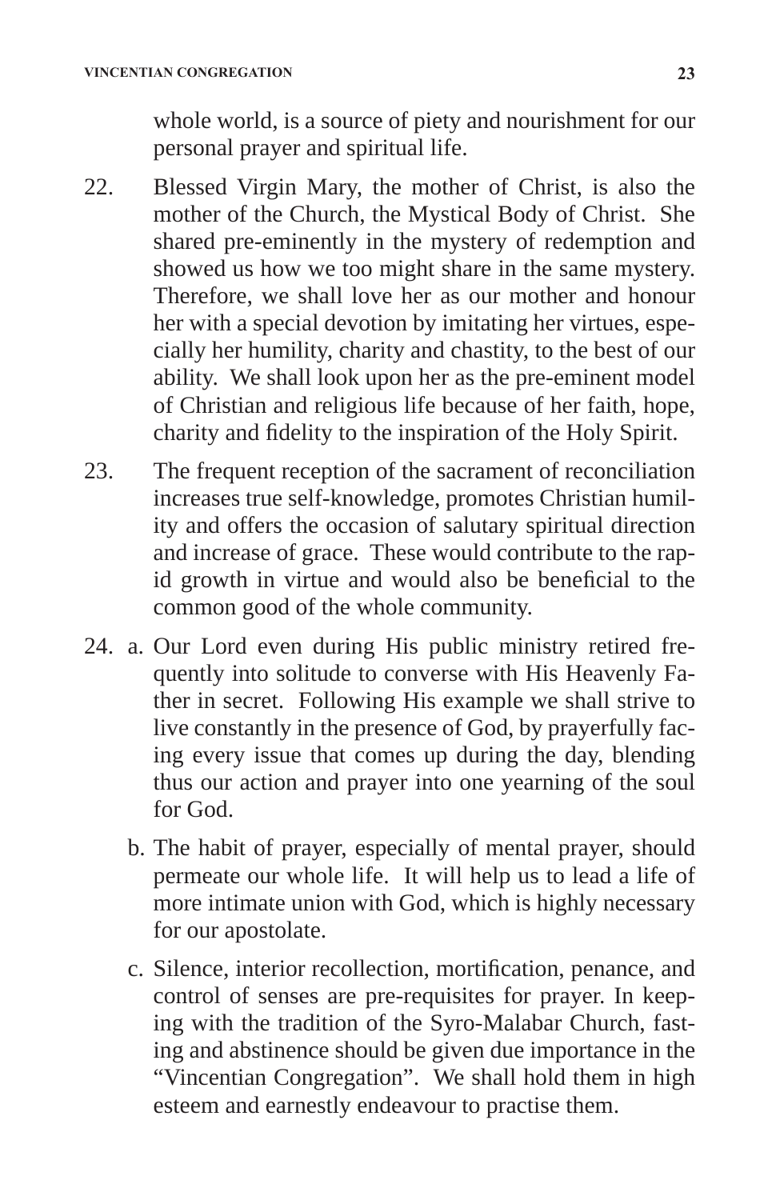whole world, is a source of piety and nourishment for our personal prayer and spiritual life.

22. Blessed Virgin Mary, the mother of Christ, is also the mother of the Church, the Mystical Body of Christ. She shared pre-eminently in the mystery of redemption and showed us how we too might share in the same mystery. Therefore, we shall love her as our mother and honour her with a special devotion by imitating her virtues, especially her humility, charity and chastity, to the best of our ability. We shall look upon her as the pre-eminent model of Christian and religious life because of her faith, hope, charity and fidelity to the inspiration of the Holy Spirit.

23. The frequent reception of the sacrament of reconciliation increases true self-knowledge, promotes Christian humility and offers the occasion of salutary spiritual direction and increase of grace. These would contribute to the rapid growth in virtue and would also be beneficial to the common good of the whole community.

24. a. Our Lord even during His public ministry retired frequently into solitude to converse with His Heavenly Father in secret. Following His example we shall strive to live constantly in the presence of God, by prayerfully facing every issue that comes up during the day, blending thus our action and prayer into one yearning of the soul for God.

    b. The habit of prayer, especially of mental prayer, should permeate our whole life. It will help us to lead a life of more intimate union with God, which is highly necessary for our apostolate.

    c. Silence, interior recollection, mortification, penance, and control of senses are pre-requisites for prayer. In keeping with the tradition of the Syro-Malabar Church, fasting and abstinence should be given due importance in the "Vincentian Congregation". We shall hold them in high esteem and earnestly endeavour to practise them.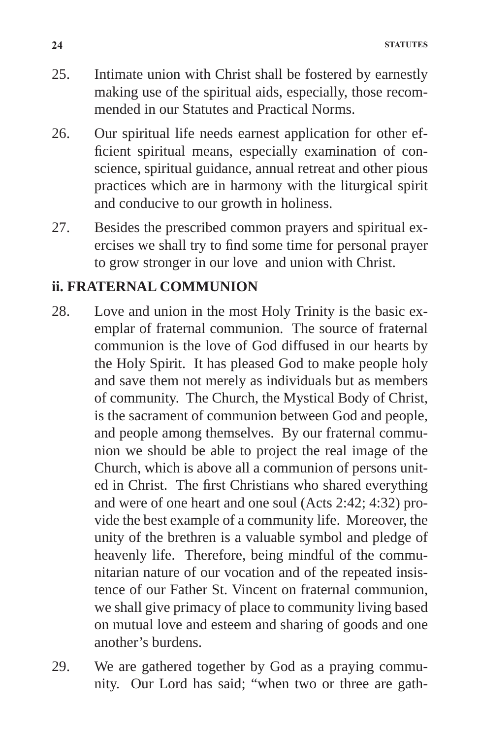25. Intimate union with Christ shall be fostered by earnestly making use of the spiritual aids, especially, those recommended in our Statutes and Practical Norms.

26. Our spiritual life needs earnest application for other efficient spiritual means, especially examination of conscience, spiritual guidance, annual retreat and other pious practices which are in harmony with the liturgical spirit and conducive to our growth in holiness.

27. Besides the prescribed common prayers and spiritual exercises we shall try to find some time for personal prayer to grow stronger in our love and union with Christ.

## ii. FRATERNAL COMMUNION

28. Love and union in the most Holy Trinity is the basic exemplar of fraternal communion. The source of fraternal communion is the love of God diffused in our hearts by the Holy Spirit. It has pleased God to make people holy and save them not merely as individuals but as members of community. The Church, the Mystical Body of Christ, is the sacrament of communion between God and people, and people among themselves. By our fraternal communion we should be able to project the real image of the Church, which is above all a communion of persons united in Christ. The first Christians who shared everything and were of one heart and one soul (Acts 2:42; 4:32) provide the best example of a community life. Moreover, the unity of the brethren is a valuable symbol and pledge of heavenly life. Therefore, being mindful of the communitarian nature of our vocation and of the repeated insistence of our Father St. Vincent on fraternal communion, we shall give primacy of place to community living based on mutual love and esteem and sharing of goods and one another's burdens.

29. We are gathered together by God as a praying community. Our Lord has said; "when two or three are gath-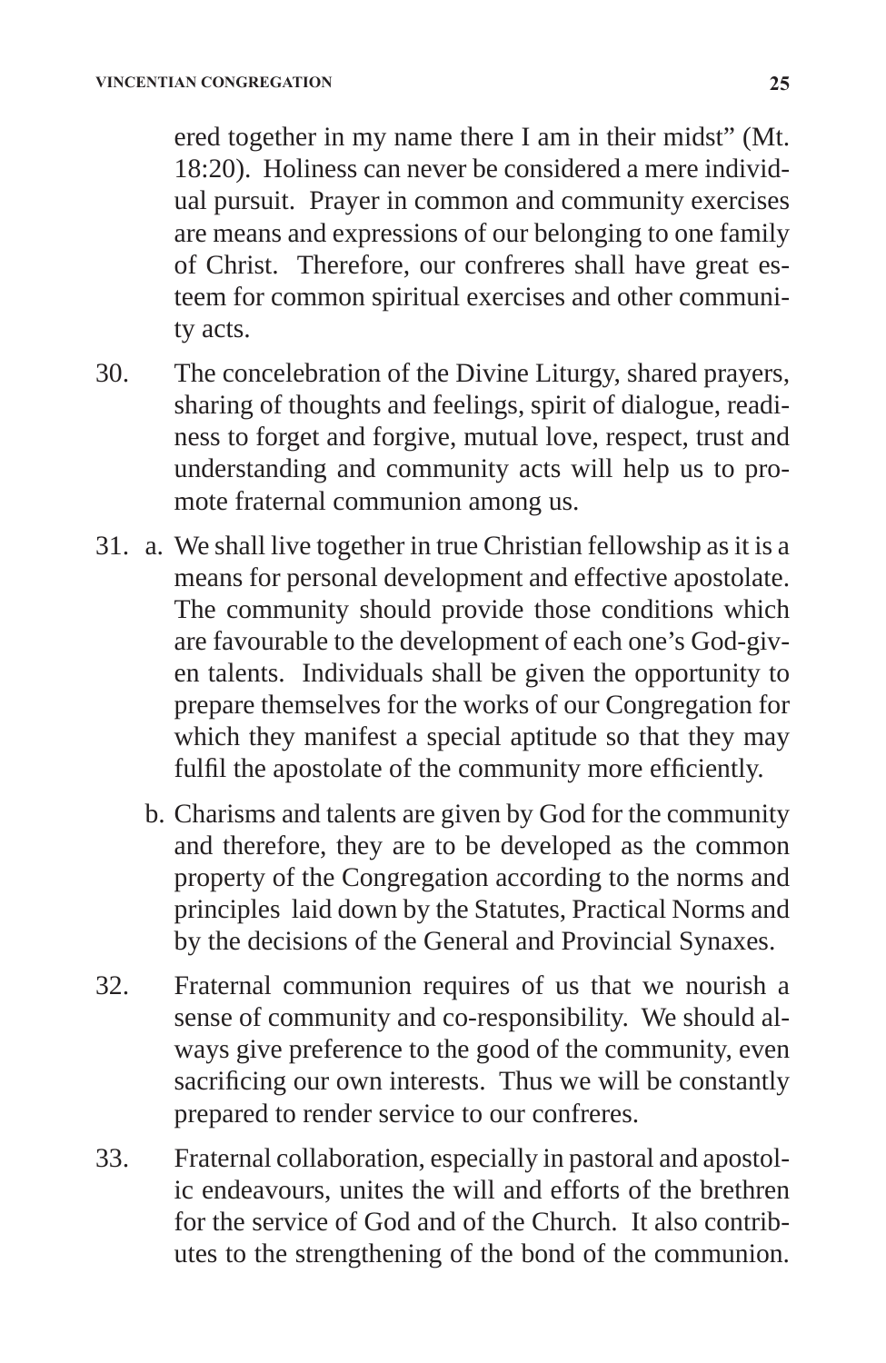ered together in my name there I am in their midst" (Mt. 18:20). Holiness can never be considered a mere individual pursuit. Prayer in common and community exercises are means and expressions of our belonging to one family of Christ. Therefore, our confreres shall have great esteem for common spiritual exercises and other community acts.

30. The concelebration of the Divine Liturgy, shared prayers, sharing of thoughts and feelings, spirit of dialogue, readiness to forget and forgive, mutual love, respect, trust and understanding and community acts will help us to promote fraternal communion among us.

31. a. We shall live together in true Christian fellowship as it is a means for personal development and effective apostolate. The community should provide those conditions which are favourable to the development of each one's God-given talents. Individuals shall be given the opportunity to prepare themselves for the works of our Congregation for which they manifest a special aptitude so that they may fulfil the apostolate of the community more efficiently.

    b. Charisms and talents are given by God for the community and therefore, they are to be developed as the common property of the Congregation according to the norms and principles laid down by the Statutes, Practical Norms and by the decisions of the General and Provincial Synaxes.

32. Fraternal communion requires of us that we nourish a sense of community and co-responsibility. We should always give preference to the good of the community, even sacrificing our own interests. Thus we will be constantly prepared to render service to our confreres.

33. Fraternal collaboration, especially in pastoral and apostolic endeavours, unites the will and efforts of the brethren for the service of God and of the Church. It also contributes to the strengthening of the bond of the communion.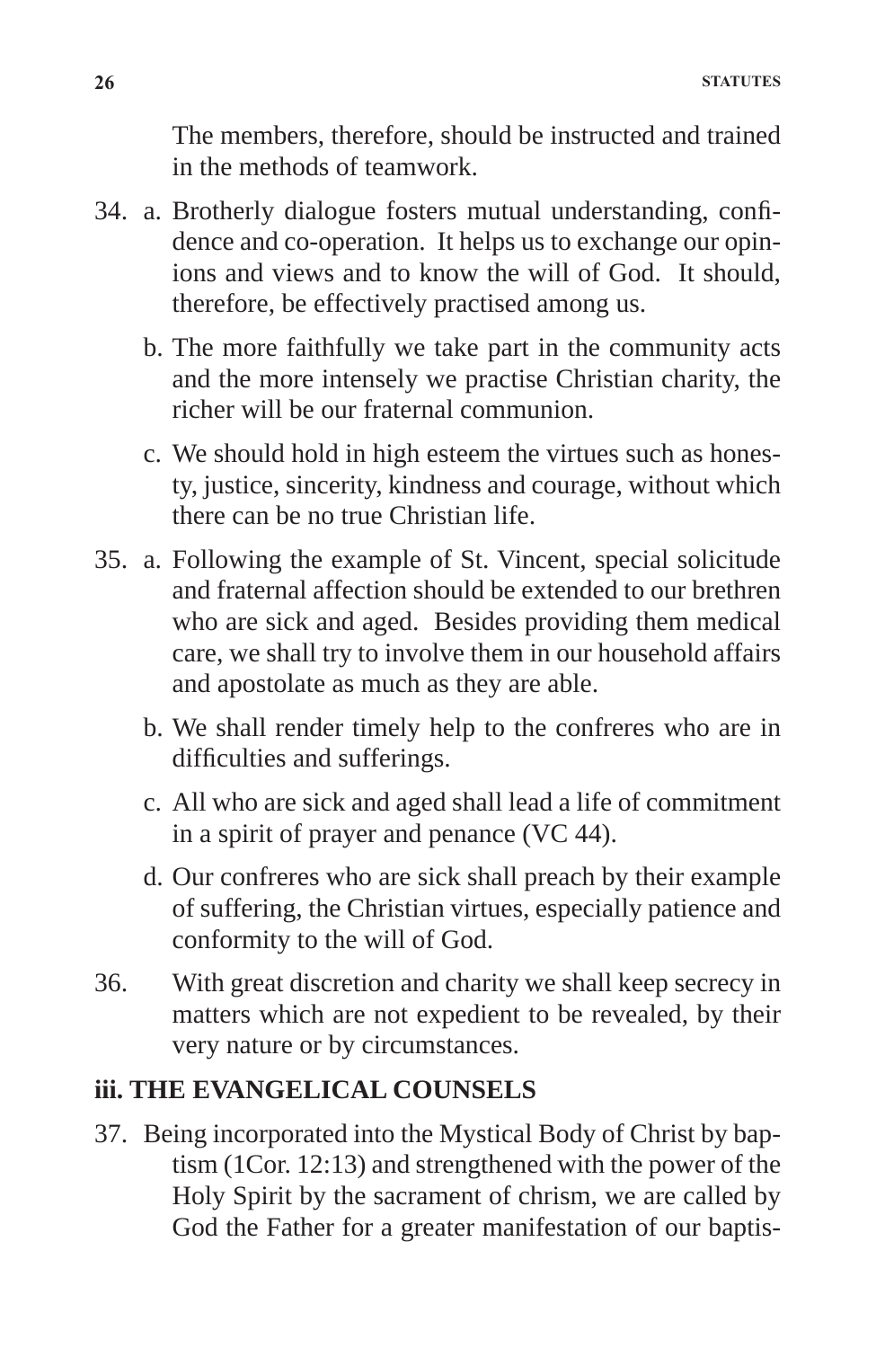The members, therefore, should be instructed and trained in the methods of teamwork.

34. a. Brotherly dialogue fosters mutual understanding, confidence and co-operation. It helps us to exchange our opinions and views and to know the will of God. It should, therefore, be effectively practised among us.

    b. The more faithfully we take part in the community acts and the more intensely we practise Christian charity, the richer will be our fraternal communion.

    c. We should hold in high esteem the virtues such as honesty, justice, sincerity, kindness and courage, without which there can be no true Christian life.

35. a. Following the example of St. Vincent, special solicitude and fraternal affection should be extended to our brethren who are sick and aged. Besides providing them medical care, we shall try to involve them in our household affairs and apostolate as much as they are able.

    b. We shall render timely help to the confreres who are in difficulties and sufferings.

    c. All who are sick and aged shall lead a life of commitment in a spirit of prayer and penance (VC 44).

    d. Our confreres who are sick shall preach by their example of suffering, the Christian virtues, especially patience and conformity to the will of God.

36. With great discretion and charity we shall keep secrecy in matters which are not expedient to be revealed, by their very nature or by circumstances.

## iii. THE EVANGELICAL COUNSELS

37. Being incorporated into the Mystical Body of Christ by baptism (1Cor. 12:13) and strengthened with the power of the Holy Spirit by the sacrament of chrism, we are called by God the Father for a greater manifestation of our baptis-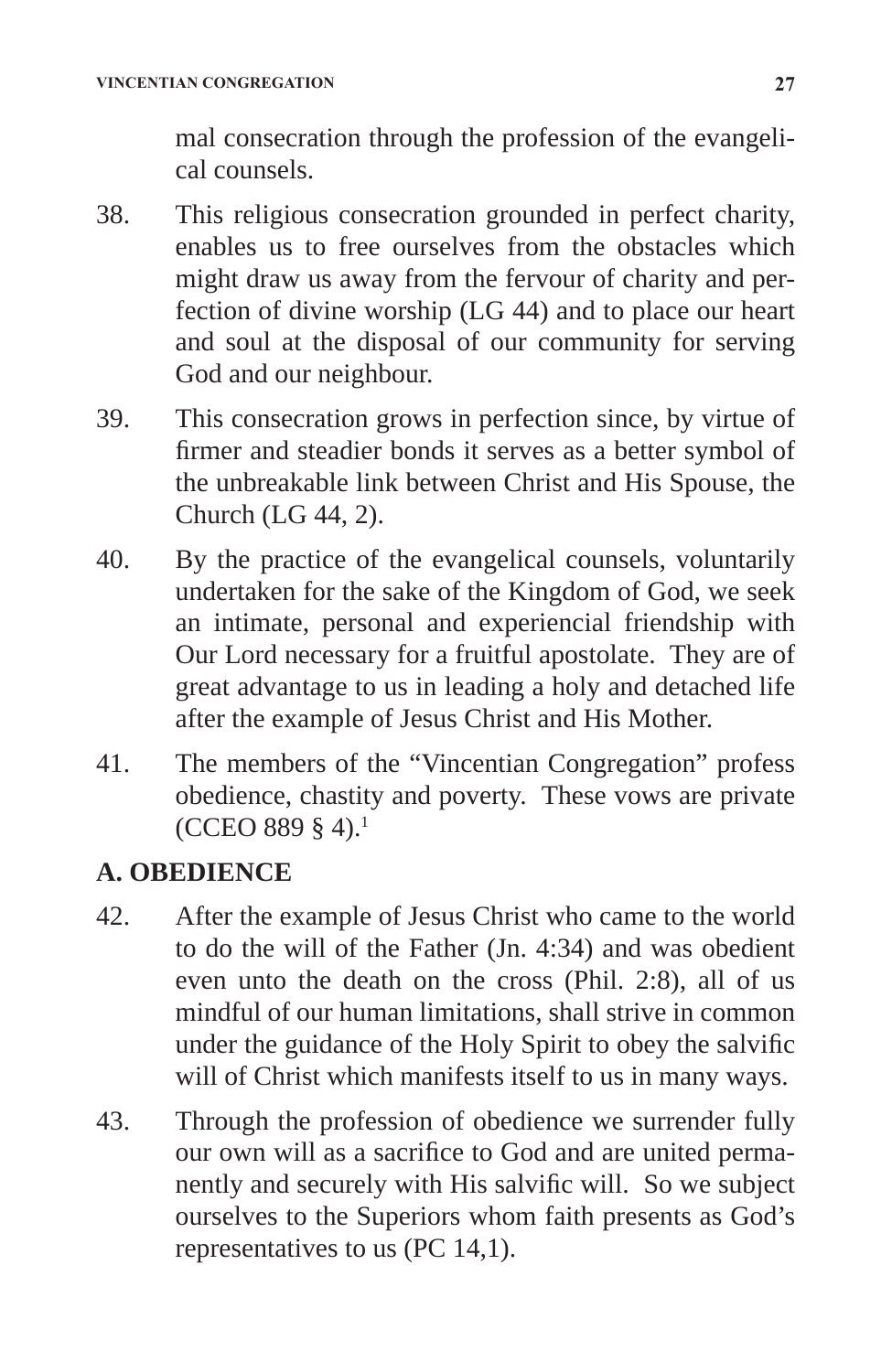mal consecration through the profession of the evangelical counsels.

38. This religious consecration grounded in perfect charity, enables us to free ourselves from the obstacles which might draw us away from the fervour of charity and perfection of divine worship (LG 44) and to place our heart and soul at the disposal of our community for serving God and our neighbour.

39. This consecration grows in perfection since, by virtue of firmer and steadier bonds it serves as a better symbol of the unbreakable link between Christ and His Spouse, the Church (LG 44, 2).

40. By the practice of the evangelical counsels, voluntarily undertaken for the sake of the Kingdom of God, we seek an intimate, personal and experiencial friendship with Our Lord necessary for a fruitful apostolate. They are of great advantage to us in leading a holy and detached life after the example of Jesus Christ and His Mother.

41. The members of the "Vincentian Congregation" profess obedience, chastity and poverty. These vows are private (CCEO 889 § 4).[1]

## A. OBEDIENCE

42. After the example of Jesus Christ who came to the world to do the will of the Father (Jn. 4:34) and was obedient even unto the death on the cross (Phil. 2:8), all of us mindful of our human limitations, shall strive in common under the guidance of the Holy Spirit to obey the salvific will of Christ which manifests itself to us in many ways.

43. Through the profession of obedience we surrender fully our own will as a sacrifice to God and are united permanently and securely with His salvific will. So we subject ourselves to the Superiors whom faith presents as God's representatives to us (PC 14,1).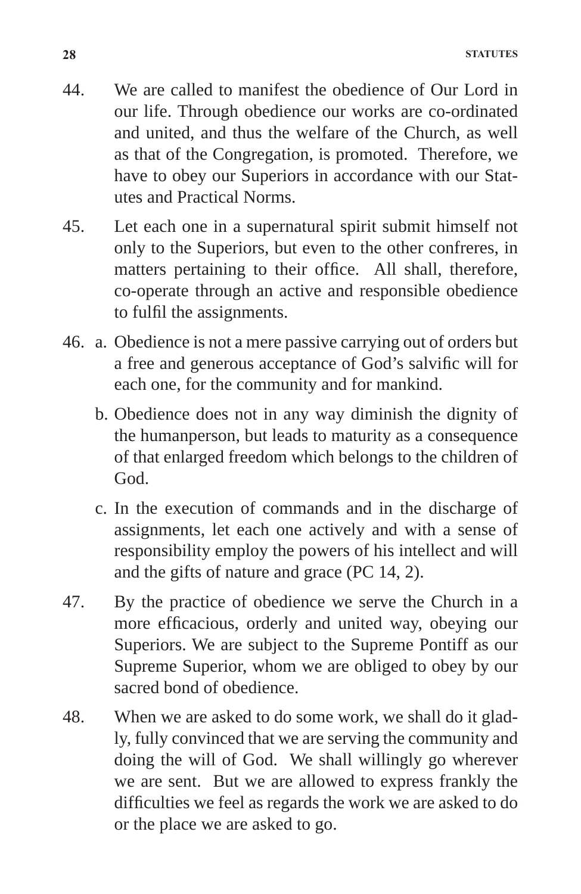44. We are called to manifest the obedience of Our Lord in our life. Through obedience our works are co-ordinated and united, and thus the welfare of the Church, as well as that of the Congregation, is promoted. Therefore, we have to obey our Superiors in accordance with our Statutes and Practical Norms.

45. Let each one in a supernatural spirit submit himself not only to the Superiors, but even to the other confreres, in matters pertaining to their office. All shall, therefore, co-operate through an active and responsible obedience to fulfil the assignments.

46. a. Obedience is not a mere passive carrying out of orders but a free and generous acceptance of God's salvific will for each one, for the community and for mankind.

    b. Obedience does not in any way diminish the dignity of the humanperson, but leads to maturity as a consequence of that enlarged freedom which belongs to the children of God.

    c. In the execution of commands and in the discharge of assignments, let each one actively and with a sense of responsibility employ the powers of his intellect and will and the gifts of nature and grace (PC 14, 2).

47. By the practice of obedience we serve the Church in a more efficacious, orderly and united way, obeying our Superiors. We are subject to the Supreme Pontiff as our Supreme Superior, whom we are obliged to obey by our sacred bond of obedience.

48. When we are asked to do some work, we shall do it gladly, fully convinced that we are serving the community and doing the will of God. We shall willingly go wherever we are sent. But we are allowed to express frankly the difficulties we feel as regards the work we are asked to do or the place we are asked to go.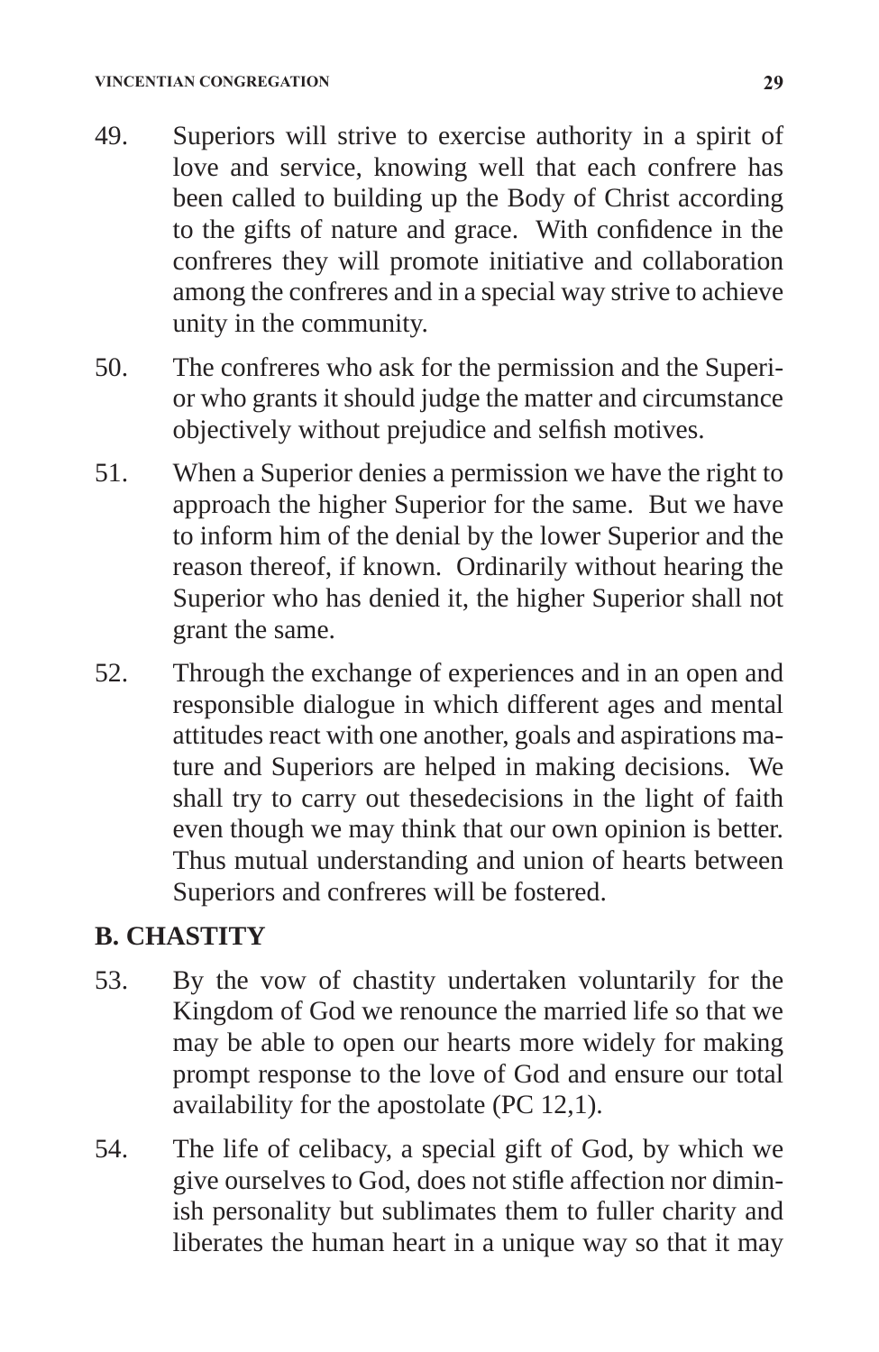49. Superiors will strive to exercise authority in a spirit of love and service, knowing well that each confrere has been called to building up the Body of Christ according to the gifts of nature and grace. With confidence in the confreres they will promote initiative and collaboration among the confreres and in a special way strive to achieve unity in the community.

50. The confreres who ask for the permission and the Superior who grants it should judge the matter and circumstance objectively without prejudice and selfish motives.

51. When a Superior denies a permission we have the right to approach the higher Superior for the same. But we have to inform him of the denial by the lower Superior and the reason thereof, if known. Ordinarily without hearing the Superior who has denied it, the higher Superior shall not grant the same.

52. Through the exchange of experiences and in an open and responsible dialogue in which different ages and mental attitudes react with one another, goals and aspirations mature and Superiors are helped in making decisions. We shall try to carry out thesedecisions in the light of faith even though we may think that our own opinion is better. Thus mutual understanding and union of hearts between Superiors and confreres will be fostered.

## B. CHASTITY

53. By the vow of chastity undertaken voluntarily for the Kingdom of God we renounce the married life so that we may be able to open our hearts more widely for making prompt response to the love of God and ensure our total availability for the apostolate (PC 12,1).

54. The life of celibacy, a special gift of God, by which we give ourselves to God, does not stifle affection nor diminish personality but sublimates them to fuller charity and liberates the human heart in a unique way so that it may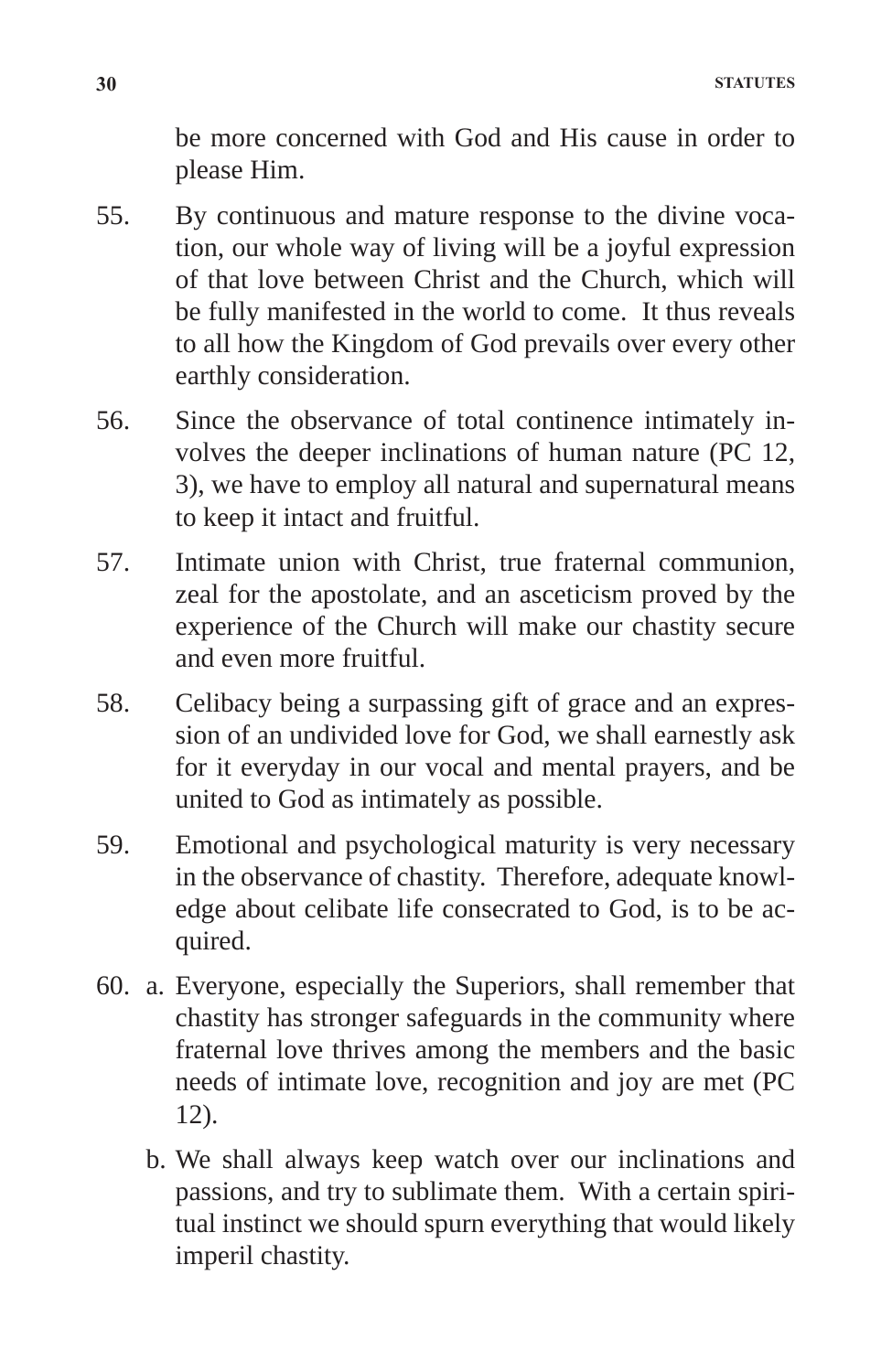be more concerned with God and His cause in order to please Him.

55. By continuous and mature response to the divine vocation, our whole way of living will be a joyful expression of that love between Christ and the Church, which will be fully manifested in the world to come. It thus reveals to all how the Kingdom of God prevails over every other earthly consideration.

56. Since the observance of total continence intimately involves the deeper inclinations of human nature (PC 12, 3), we have to employ all natural and supernatural means to keep it intact and fruitful.

57. Intimate union with Christ, true fraternal communion, zeal for the apostolate, and an asceticism proved by the experience of the Church will make our chastity secure and even more fruitful.

58. Celibacy being a surpassing gift of grace and an expression of an undivided love for God, we shall earnestly ask for it everyday in our vocal and mental prayers, and be united to God as intimately as possible.

59. Emotional and psychological maturity is very necessary in the observance of chastity. Therefore, adequate knowledge about celibate life consecrated to God, is to be acquired.

60. a. Everyone, especially the Superiors, shall remember that chastity has stronger safeguards in the community where fraternal love thrives among the members and the basic needs of intimate love, recognition and joy are met (PC 12).

    b. We shall always keep watch over our inclinations and passions, and try to sublimate them. With a certain spiritual instinct we should spurn everything that would likely imperil chastity.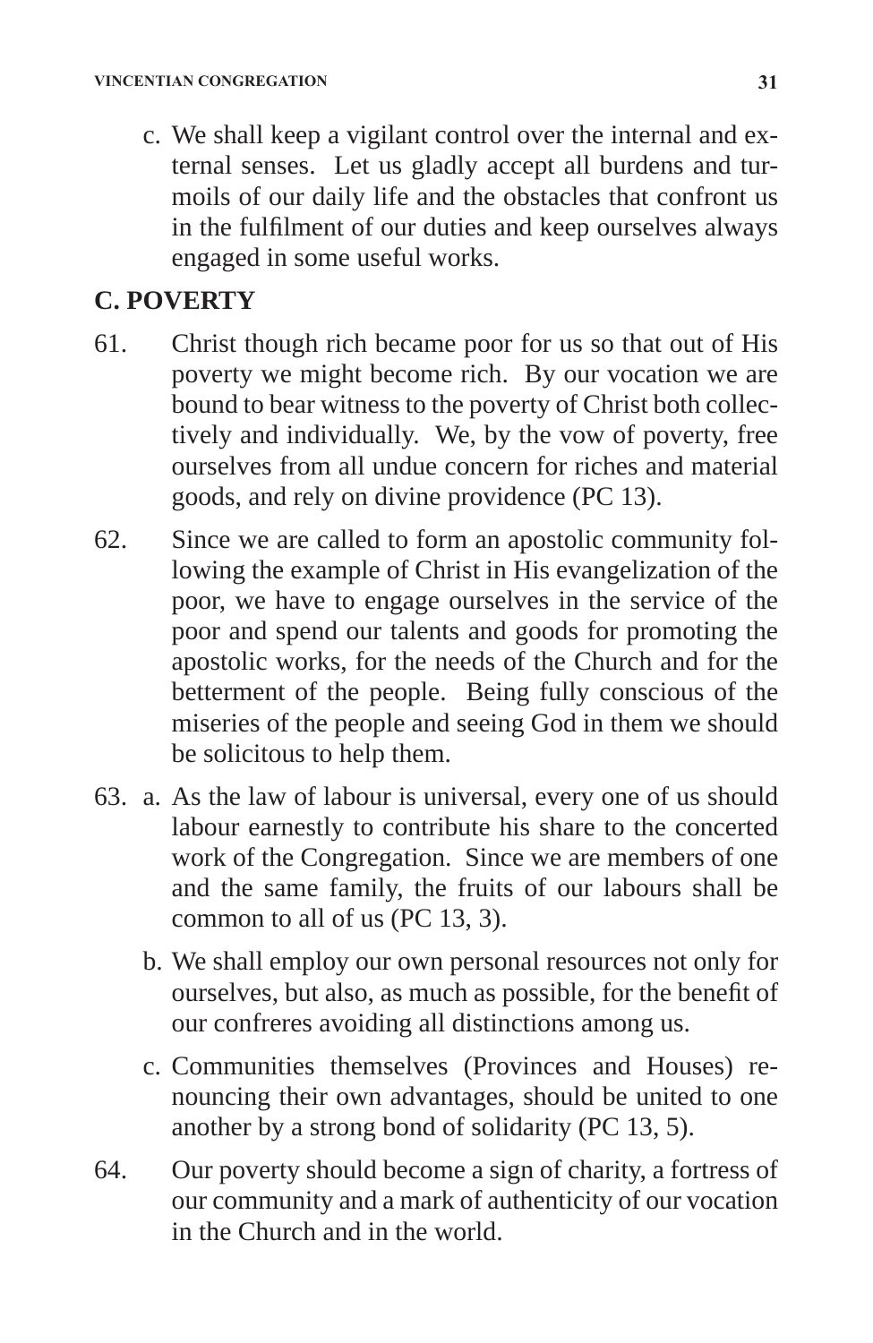c. We shall keep a vigilant control over the internal and external senses. Let us gladly accept all burdens and turmoils of our daily life and the obstacles that confront us in the fulfilment of our duties and keep ourselves always engaged in some useful works.

## C. POVERTY

61. Christ though rich became poor for us so that out of His poverty we might become rich. By our vocation we are bound to bear witness to the poverty of Christ both collectively and individually. We, by the vow of poverty, free ourselves from all undue concern for riches and material goods, and rely on divine providence (PC 13).

62. Since we are called to form an apostolic community following the example of Christ in His evangelization of the poor, we have to engage ourselves in the service of the poor and spend our talents and goods for promoting the apostolic works, for the needs of the Church and for the betterment of the people. Being fully conscious of the miseries of the people and seeing God in them we should be solicitous to help them.

63. a. As the law of labour is universal, every one of us should labour earnestly to contribute his share to the concerted work of the Congregation. Since we are members of one and the same family, the fruits of our labours shall be common to all of us (PC 13, 3).

    b. We shall employ our own personal resources not only for ourselves, but also, as much as possible, for the benefit of our confreres avoiding all distinctions among us.

    c. Communities themselves (Provinces and Houses) renouncing their own advantages, should be united to one another by a strong bond of solidarity (PC 13, 5).

64. Our poverty should become a sign of charity, a fortress of our community and a mark of authenticity of our vocation in the Church and in the world.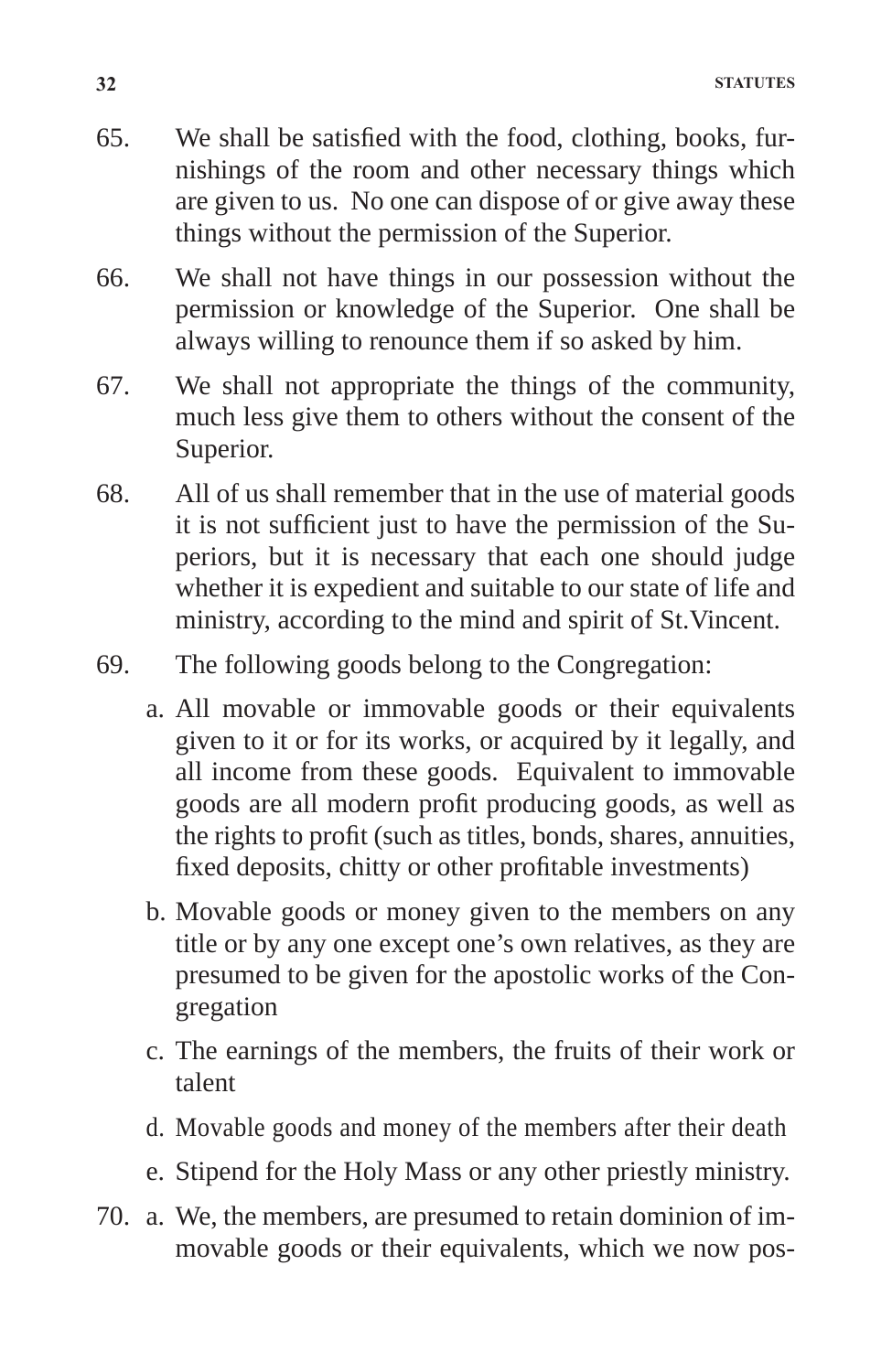65. We shall be satisfied with the food, clothing, books, furnishings of the room and other necessary things which are given to us. No one can dispose of or give away these things without the permission of the Superior.

66. We shall not have things in our possession without the permission or knowledge of the Superior. One shall be always willing to renounce them if so asked by him.

67. We shall not appropriate the things of the community, much less give them to others without the consent of the Superior.

68. All of us shall remember that in the use of material goods it is not sufficient just to have the permission of the Superiors, but it is necessary that each one should judge whether it is expedient and suitable to our state of life and ministry, according to the mind and spirit of St.Vincent.

69. The following goods belong to the Congregation:

    a. All movable or immovable goods or their equivalents given to it or for its works, or acquired by it legally, and all income from these goods. Equivalent to immovable goods are all modern profit producing goods, as well as the rights to profit (such as titles, bonds, shares, annuities, fixed deposits, chitty or other profitable investments)

    b. Movable goods or money given to the members on any title or by any one except one's own relatives, as they are presumed to be given for the apostolic works of the Congregation

    c. The earnings of the members, the fruits of their work or talent

    d. Movable goods and money of the members after their death

    e. Stipend for the Holy Mass or any other priestly ministry.

70. a. We, the members, are presumed to retain dominion of immovable goods or their equivalents, which we now pos-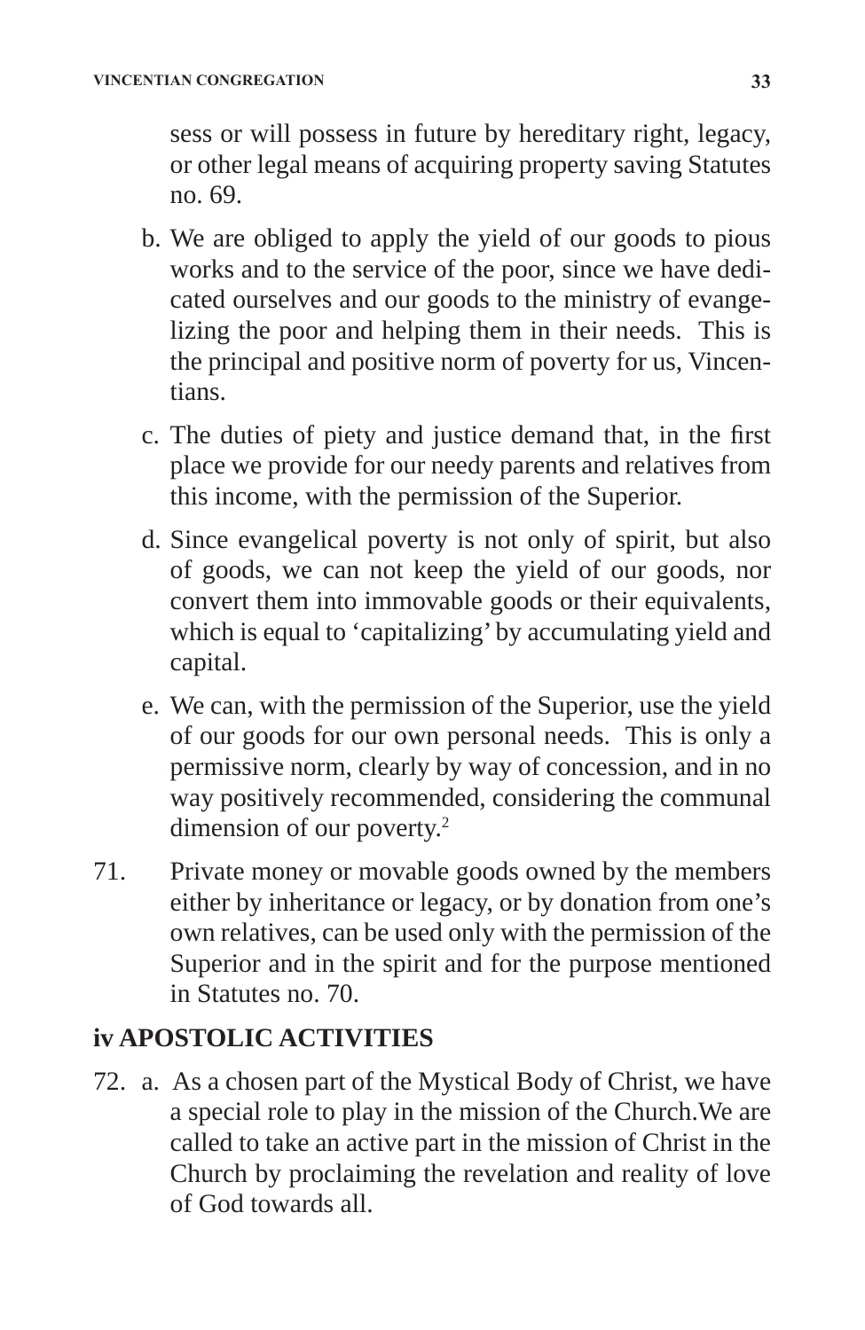sess or will possess in future by hereditary right, legacy, or other legal means of acquiring property saving Statutes no. 69.

b. We are obliged to apply the yield of our goods to pious works and to the service of the poor, since we have dedicated ourselves and our goods to the ministry of evangelizing the poor and helping them in their needs. This is the principal and positive norm of poverty for us, Vincentians.

c. The duties of piety and justice demand that, in the first place we provide for our needy parents and relatives from this income, with the permission of the Superior.

d. Since evangelical poverty is not only of spirit, but also of goods, we can not keep the yield of our goods, nor convert them into immovable goods or their equivalents, which is equal to 'capitalizing' by accumulating yield and capital.

e. We can, with the permission of the Superior, use the yield of our goods for our own personal needs. This is only a permissive norm, clearly by way of concession, and in no way positively recommended, considering the communal dimension of our poverty.[2]

71. Private money or movable goods owned by the members either by inheritance or legacy, or by donation from one's own relatives, can be used only with the permission of the Superior and in the spirit and for the purpose mentioned in Statutes no. 70.

## iv APOSTOLIC ACTIVITIES

72. a. As a chosen part of the Mystical Body of Christ, we have a special role to play in the mission of the Church.We are called to take an active part in the mission of Christ in the Church by proclaiming the revelation and reality of love of God towards all.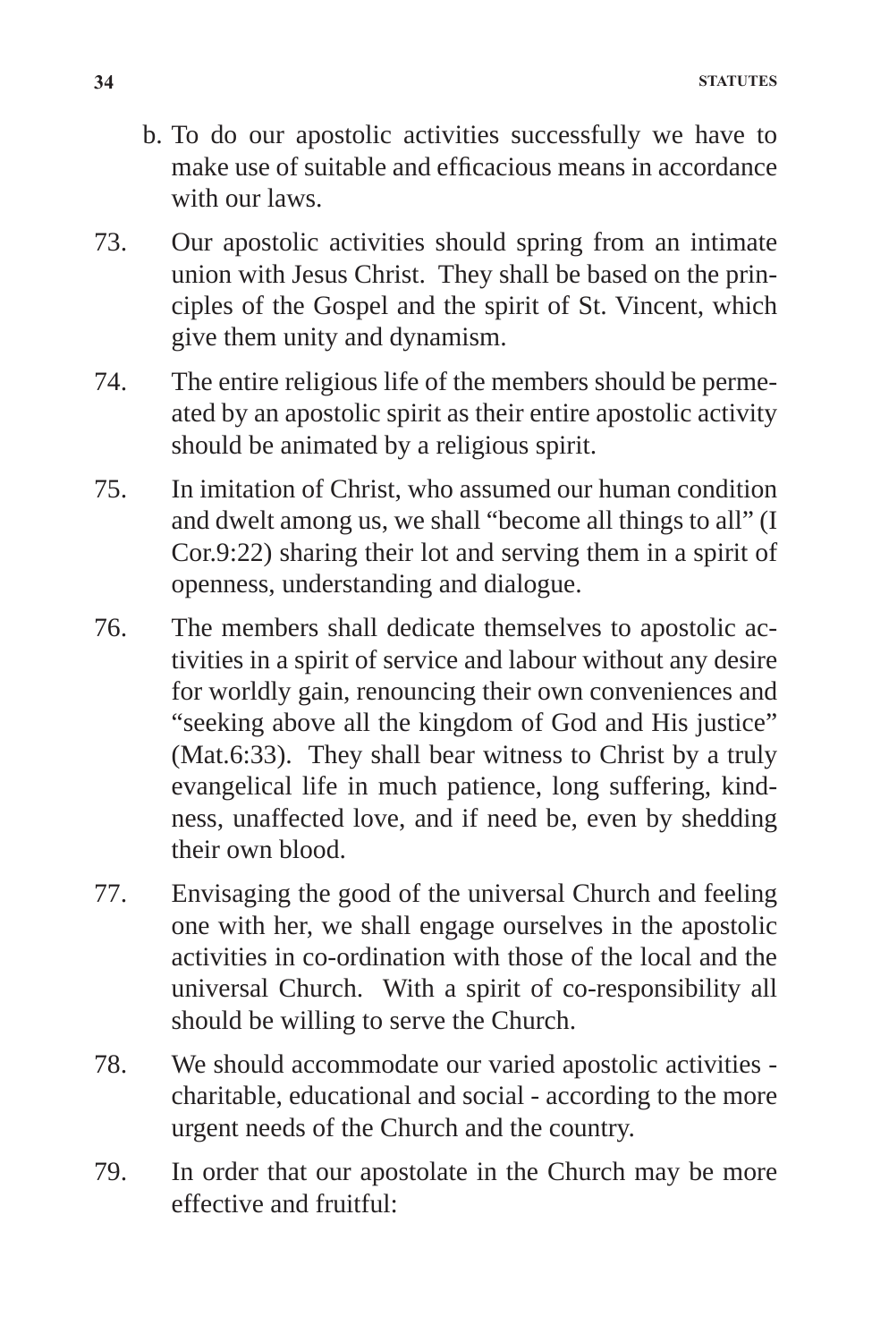b. To do our apostolic activities successfully we have to make use of suitable and efficacious means in accordance with our laws.

73. Our apostolic activities should spring from an intimate union with Jesus Christ. They shall be based on the principles of the Gospel and the spirit of St. Vincent, which give them unity and dynamism.

74. The entire religious life of the members should be permeated by an apostolic spirit as their entire apostolic activity should be animated by a religious spirit.

75. In imitation of Christ, who assumed our human condition and dwelt among us, we shall "become all things to all" (I Cor.9:22) sharing their lot and serving them in a spirit of openness, understanding and dialogue.

76. The members shall dedicate themselves to apostolic activities in a spirit of service and labour without any desire for worldly gain, renouncing their own conveniences and "seeking above all the kingdom of God and His justice" (Mat.6:33). They shall bear witness to Christ by a truly evangelical life in much patience, long suffering, kindness, unaffected love, and if need be, even by shedding their own blood.

77. Envisaging the good of the universal Church and feeling one with her, we shall engage ourselves in the apostolic activities in co-ordination with those of the local and the universal Church. With a spirit of co-responsibility all should be willing to serve the Church.

78. We should accommodate our varied apostolic activities - charitable, educational and social - according to the more urgent needs of the Church and the country.

79. In order that our apostolate in the Church may be more effective and fruitful: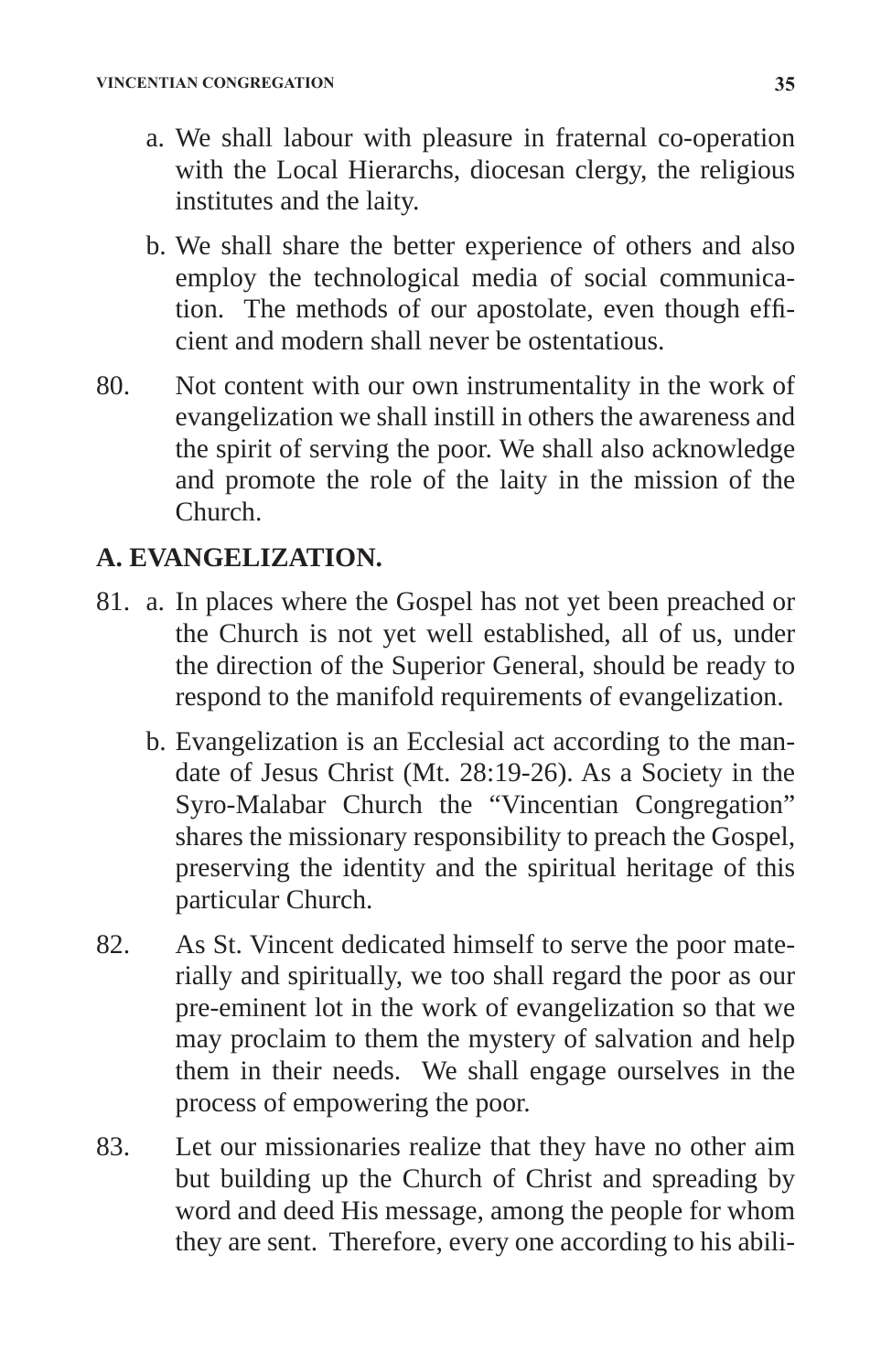a. We shall labour with pleasure in fraternal co-operation with the Local Hierarchs, diocesan clergy, the religious institutes and the laity.

b. We shall share the better experience of others and also employ the technological media of social communication. The methods of our apostolate, even though efficient and modern shall never be ostentatious.

80. Not content with our own instrumentality in the work of evangelization we shall instill in others the awareness and the spirit of serving the poor. We shall also acknowledge and promote the role of the laity in the mission of the Church.

## A. EVANGELIZATION.

81. a. In places where the Gospel has not yet been preached or the Church is not yet well established, all of us, under the direction of the Superior General, should be ready to respond to the manifold requirements of evangelization.

b. Evangelization is an Ecclesial act according to the mandate of Jesus Christ (Mt. 28:19-26). As a Society in the Syro-Malabar Church the "Vincentian Congregation" shares the missionary responsibility to preach the Gospel, preserving the identity and the spiritual heritage of this particular Church.

82. As St. Vincent dedicated himself to serve the poor materially and spiritually, we too shall regard the poor as our pre-eminent lot in the work of evangelization so that we may proclaim to them the mystery of salvation and help them in their needs. We shall engage ourselves in the process of empowering the poor.

83. Let our missionaries realize that they have no other aim but building up the Church of Christ and spreading by word and deed His message, among the people for whom they are sent. Therefore, every one according to his abili-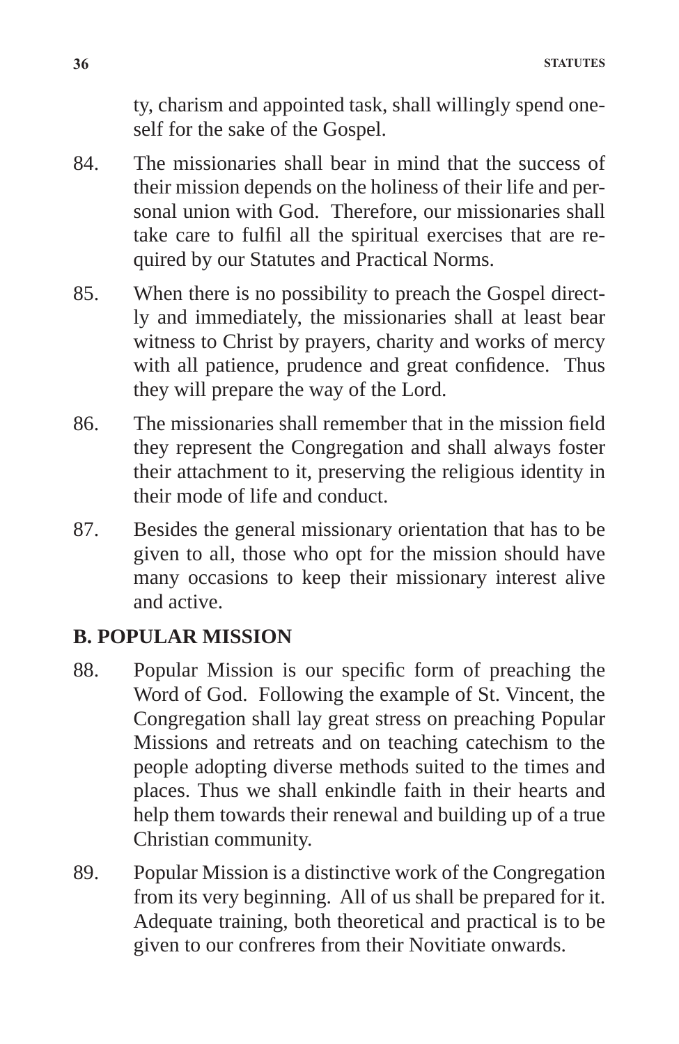ty, charism and appointed task, shall willingly spend oneself for the sake of the Gospel.

84. The missionaries shall bear in mind that the success of their mission depends on the holiness of their life and personal union with God. Therefore, our missionaries shall take care to fulfil all the spiritual exercises that are required by our Statutes and Practical Norms.

85. When there is no possibility to preach the Gospel directly and immediately, the missionaries shall at least bear witness to Christ by prayers, charity and works of mercy with all patience, prudence and great confidence. Thus they will prepare the way of the Lord.

86. The missionaries shall remember that in the mission field they represent the Congregation and shall always foster their attachment to it, preserving the religious identity in their mode of life and conduct.

87. Besides the general missionary orientation that has to be given to all, those who opt for the mission should have many occasions to keep their missionary interest alive and active.

## B. POPULAR MISSION

88. Popular Mission is our specific form of preaching the Word of God. Following the example of St. Vincent, the Congregation shall lay great stress on preaching Popular Missions and retreats and on teaching catechism to the people adopting diverse methods suited to the times and places. Thus we shall enkindle faith in their hearts and help them towards their renewal and building up of a true Christian community.

89. Popular Mission is a distinctive work of the Congregation from its very beginning. All of us shall be prepared for it. Adequate training, both theoretical and practical is to be given to our confreres from their Novitiate onwards.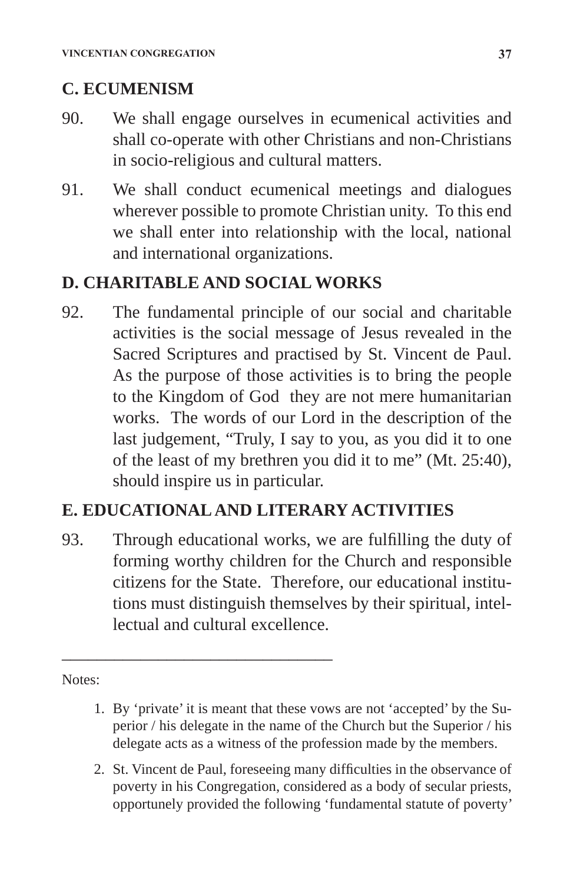## C. ECUMENISM

90. We shall engage ourselves in ecumenical activities and shall co-operate with other Christians and non-Christians in socio-religious and cultural matters.

91. We shall conduct ecumenical meetings and dialogues wherever possible to promote Christian unity. To this end we shall enter into relationship with the local, national and international organizations.

## D. CHARITABLE AND SOCIAL WORKS

92. The fundamental principle of our social and charitable activities is the social message of Jesus revealed in the Sacred Scriptures and practised by St. Vincent de Paul. As the purpose of those activities is to bring the people to the Kingdom of God they are not mere humanitarian works. The words of our Lord in the description of the last judgement, "Truly, I say to you, as you did it to one of the least of my brethren you did it to me" (Mt. 25:40), should inspire us in particular.

## E. EDUCATIONAL AND LITERARY ACTIVITIES

93. Through educational works, we are fulfilling the duty of forming worthy children for the Church and responsible citizens for the State. Therefore, our educational institutions must distinguish themselves by their spiritual, intellectual and cultural excellence.

---

Notes:

1. By 'private' it is meant that these vows are not 'accepted' by the Superior / his delegate in the name of the Church but the Superior / his delegate acts as a witness of the profession made by the members.

2. St. Vincent de Paul, foreseeing many difficulties in the observance of poverty in his Congregation, considered as a body of secular priests, opportunely provided the following 'fundamental statute of poverty'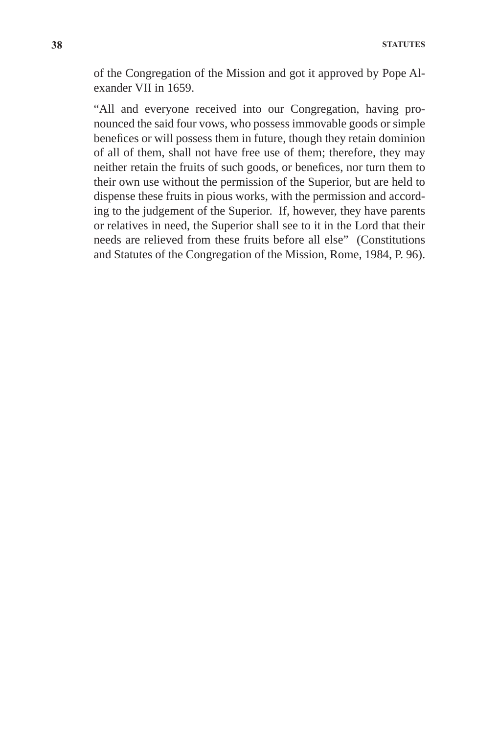of the Congregation of the Mission and got it approved by Pope Alexander VII in 1659.

"All and everyone received into our Congregation, having pronounced the said four vows, who possess immovable goods or simple benefices or will possess them in future, though they retain dominion of all of them, shall not have free use of them; therefore, they may neither retain the fruits of such goods, or benefices, nor turn them to their own use without the permission of the Superior, but are held to dispense these fruits in pious works, with the permission and according to the judgement of the Superior. If, however, they have parents or relatives in need, the Superior shall see to it in the Lord that their needs are relieved from these fruits before all else" (Constitutions and Statutes of the Congregation of the Mission, Rome, 1984, P. 96).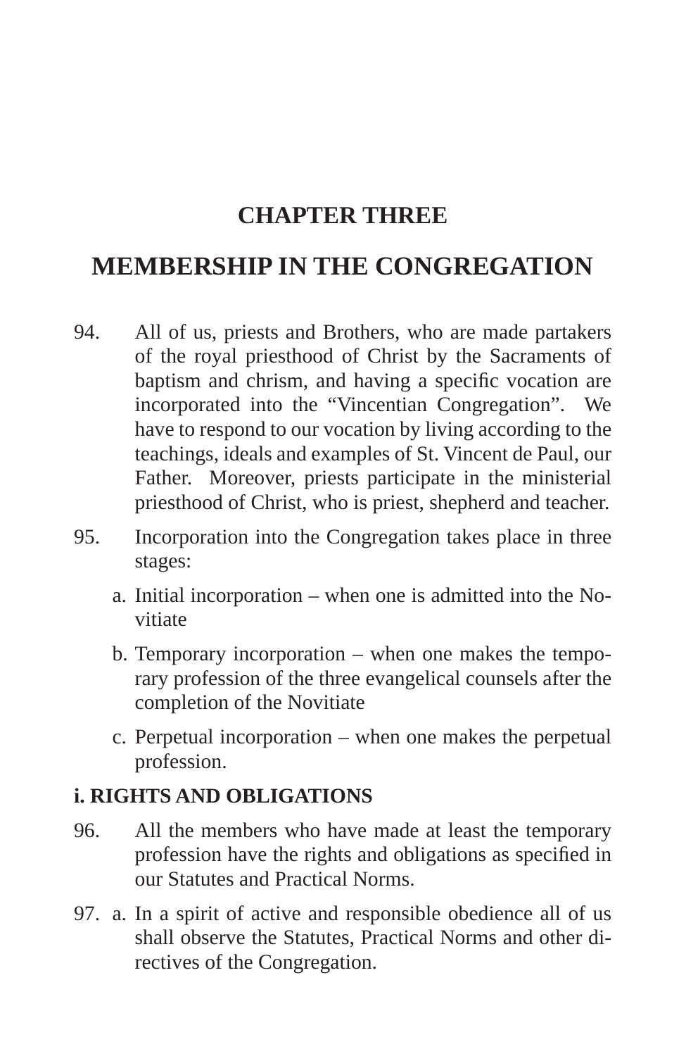# CHAPTER THREE

# MEMBERSHIP IN THE CONGREGATION

94. All of us, priests and Brothers, who are made partakers of the royal priesthood of Christ by the Sacraments of baptism and chrism, and having a specific vocation are incorporated into the "Vincentian Congregation". We have to respond to our vocation by living according to the teachings, ideals and examples of St. Vincent de Paul, our Father. Moreover, priests participate in the ministerial priesthood of Christ, who is priest, shepherd and teacher.

95. Incorporation into the Congregation takes place in three stages:

    a. Initial incorporation – when one is admitted into the Novitiate

    b. Temporary incorporation – when one makes the temporary profession of the three evangelical counsels after the completion of the Novitiate

    c. Perpetual incorporation – when one makes the perpetual profession.

**i. RIGHTS AND OBLIGATIONS**

96. All the members who have made at least the temporary profession have the rights and obligations as specified in our Statutes and Practical Norms.

97. a. In a spirit of active and responsible obedience all of us shall observe the Statutes, Practical Norms and other directives of the Congregation.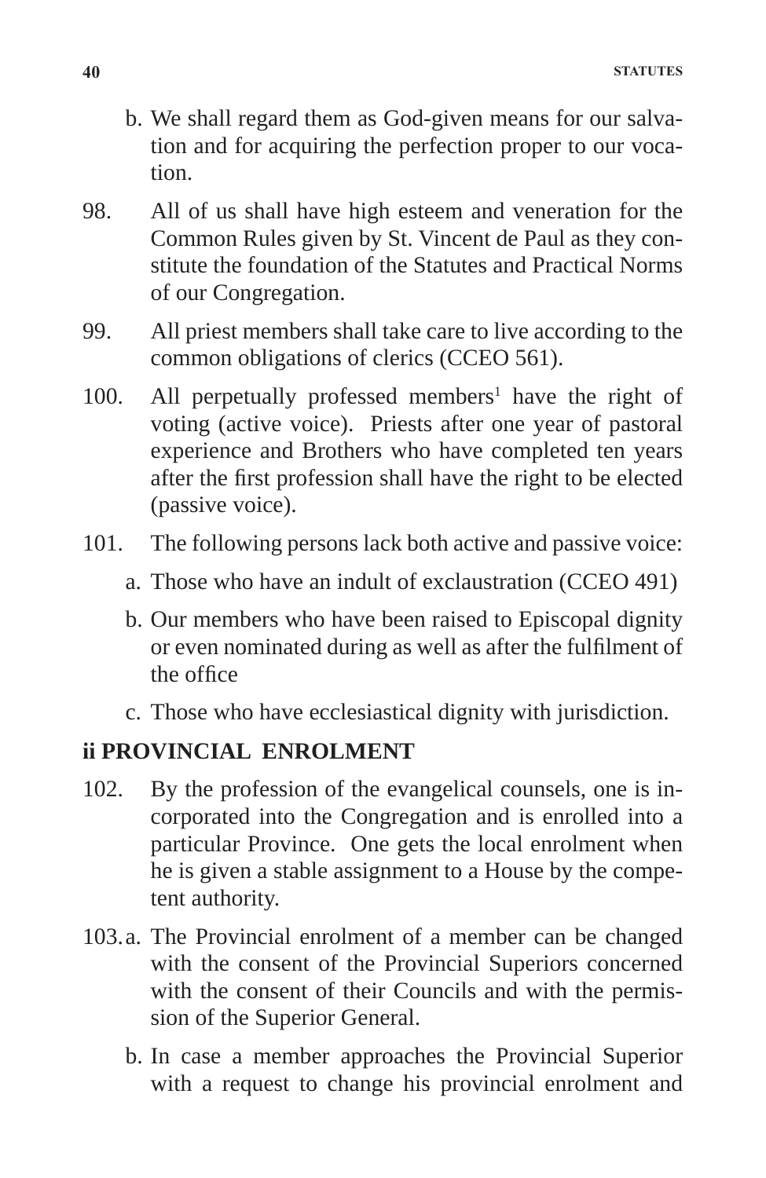b. We shall regard them as God-given means for our salvation and for acquiring the perfection proper to our vocation.

98. All of us shall have high esteem and veneration for the Common Rules given by St. Vincent de Paul as they constitute the foundation of the Statutes and Practical Norms of our Congregation.

99. All priest members shall take care to live according to the common obligations of clerics (CCEO 561).

100. All perpetually professed members[1] have the right of voting (active voice). Priests after one year of pastoral experience and Brothers who have completed ten years after the first profession shall have the right to be elected (passive voice).

101. The following persons lack both active and passive voice:

a. Those who have an indult of exclaustration (CCEO 491)

b. Our members who have been raised to Episcopal dignity or even nominated during as well as after the fulfilment of the office

c. Those who have ecclesiastical dignity with jurisdiction.

## ii PROVINCIAL ENROLMENT

102. By the profession of the evangelical counsels, one is incorporated into the Congregation and is enrolled into a particular Province. One gets the local enrolment when he is given a stable assignment to a House by the competent authority.

103. a. The Provincial enrolment of a member can be changed with the consent of the Provincial Superiors concerned with the consent of their Councils and with the permission of the Superior General.

b. In case a member approaches the Provincial Superior with a request to change his provincial enrolment and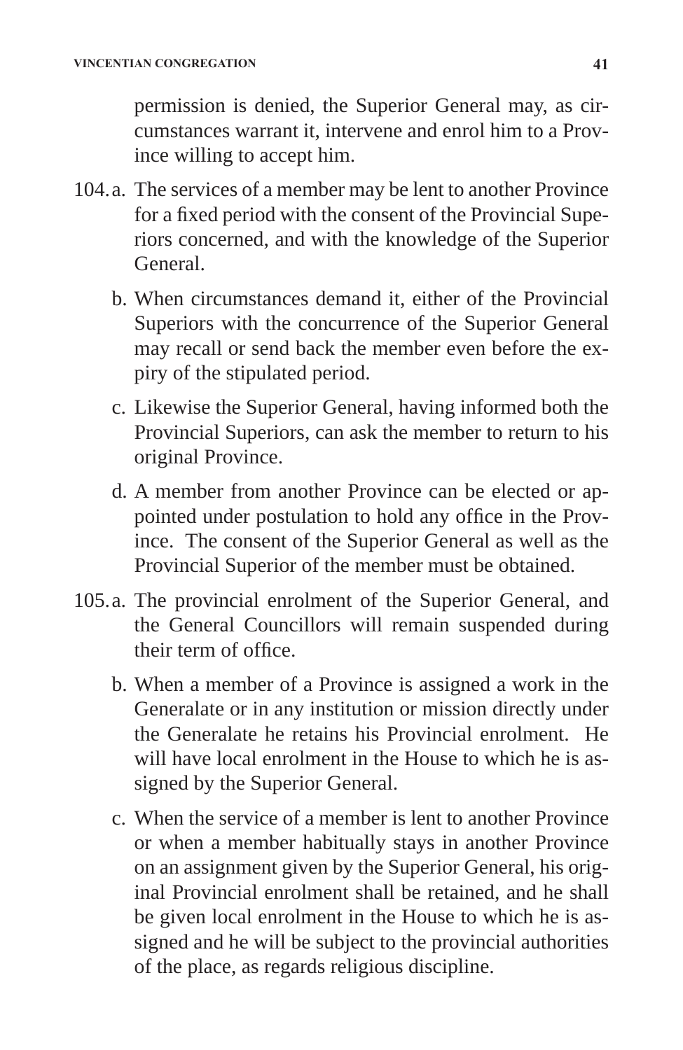permission is denied, the Superior General may, as circumstances warrant it, intervene and enrol him to a Province willing to accept him.

104. a. The services of a member may be lent to another Province for a fixed period with the consent of the Provincial Superiors concerned, and with the knowledge of the Superior General.

b. When circumstances demand it, either of the Provincial Superiors with the concurrence of the Superior General may recall or send back the member even before the expiry of the stipulated period.

c. Likewise the Superior General, having informed both the Provincial Superiors, can ask the member to return to his original Province.

d. A member from another Province can be elected or appointed under postulation to hold any office in the Province. The consent of the Superior General as well as the Provincial Superior of the member must be obtained.

105. a. The provincial enrolment of the Superior General, and the General Councillors will remain suspended during their term of office.

b. When a member of a Province is assigned a work in the Generalate or in any institution or mission directly under the Generalate he retains his Provincial enrolment. He will have local enrolment in the House to which he is assigned by the Superior General.

c. When the service of a member is lent to another Province or when a member habitually stays in another Province on an assignment given by the Superior General, his original Provincial enrolment shall be retained, and he shall be given local enrolment in the House to which he is assigned and he will be subject to the provincial authorities of the place, as regards religious discipline.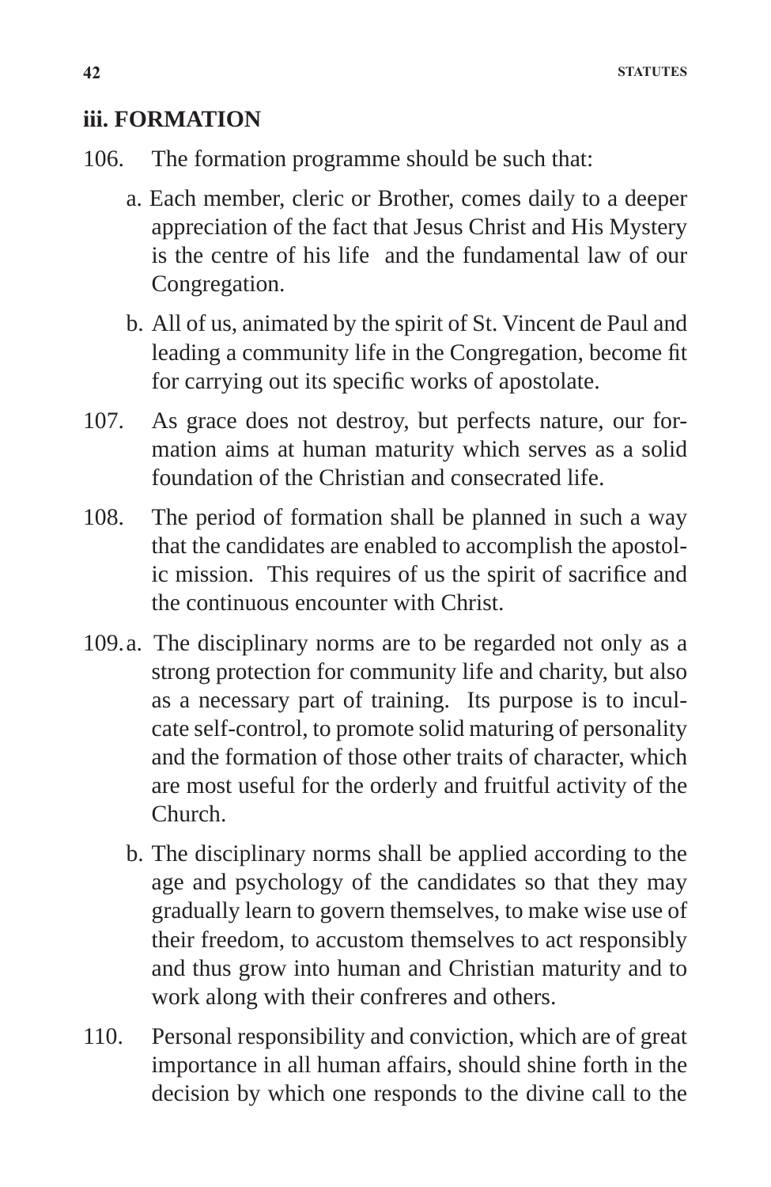### iii. FORMATION

106. The formation programme should be such that:

   a. Each member, cleric or Brother, comes daily to a deeper appreciation of the fact that Jesus Christ and His Mystery is the centre of his life and the fundamental law of our Congregation.

   b. All of us, animated by the spirit of St. Vincent de Paul and leading a community life in the Congregation, become fit for carrying out its specific works of apostolate.

107. As grace does not destroy, but perfects nature, our formation aims at human maturity which serves as a solid foundation of the Christian and consecrated life.

108. The period of formation shall be planned in such a way that the candidates are enabled to accomplish the apostolic mission. This requires of us the spirit of sacrifice and the continuous encounter with Christ.

109. a. The disciplinary norms are to be regarded not only as a strong protection for community life and charity, but also as a necessary part of training. Its purpose is to inculcate self-control, to promote solid maturing of personality and the formation of those other traits of character, which are most useful for the orderly and fruitful activity of the Church.

   b. The disciplinary norms shall be applied according to the age and psychology of the candidates so that they may gradually learn to govern themselves, to make wise use of their freedom, to accustom themselves to act responsibly and thus grow into human and Christian maturity and to work along with their confreres and others.

110. Personal responsibility and conviction, which are of great importance in all human affairs, should shine forth in the decision by which one responds to the divine call to the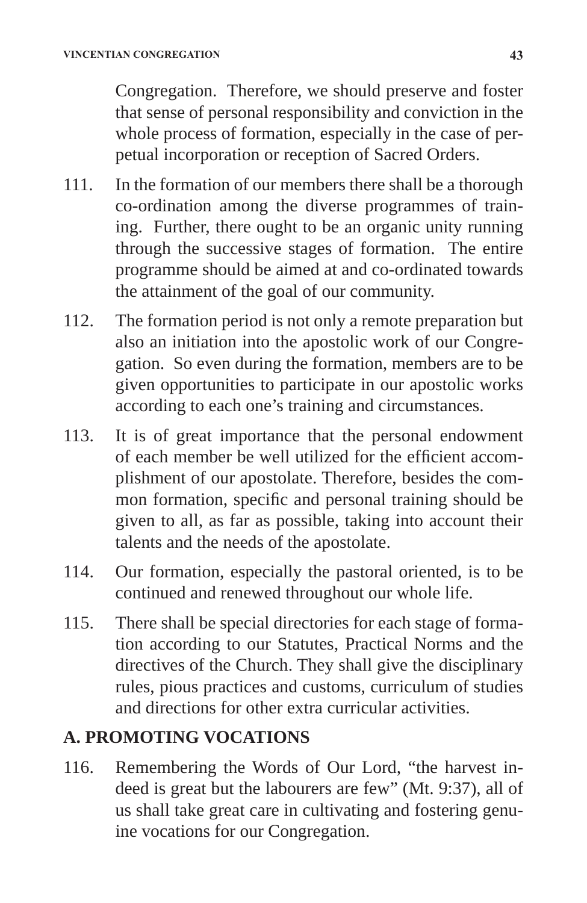Congregation. Therefore, we should preserve and foster that sense of personal responsibility and conviction in the whole process of formation, especially in the case of perpetual incorporation or reception of Sacred Orders.

111. In the formation of our members there shall be a thorough co-ordination among the diverse programmes of training. Further, there ought to be an organic unity running through the successive stages of formation. The entire programme should be aimed at and co-ordinated towards the attainment of the goal of our community.

112. The formation period is not only a remote preparation but also an initiation into the apostolic work of our Congregation. So even during the formation, members are to be given opportunities to participate in our apostolic works according to each one's training and circumstances.

113. It is of great importance that the personal endowment of each member be well utilized for the efficient accomplishment of our apostolate. Therefore, besides the common formation, specific and personal training should be given to all, as far as possible, taking into account their talents and the needs of the apostolate.

114. Our formation, especially the pastoral oriented, is to be continued and renewed throughout our whole life.

115. There shall be special directories for each stage of formation according to our Statutes, Practical Norms and the directives of the Church. They shall give the disciplinary rules, pious practices and customs, curriculum of studies and directions for other extra curricular activities.

## A. PROMOTING VOCATIONS

116. Remembering the Words of Our Lord, "the harvest indeed is great but the labourers are few" (Mt. 9:37), all of us shall take great care in cultivating and fostering genuine vocations for our Congregation.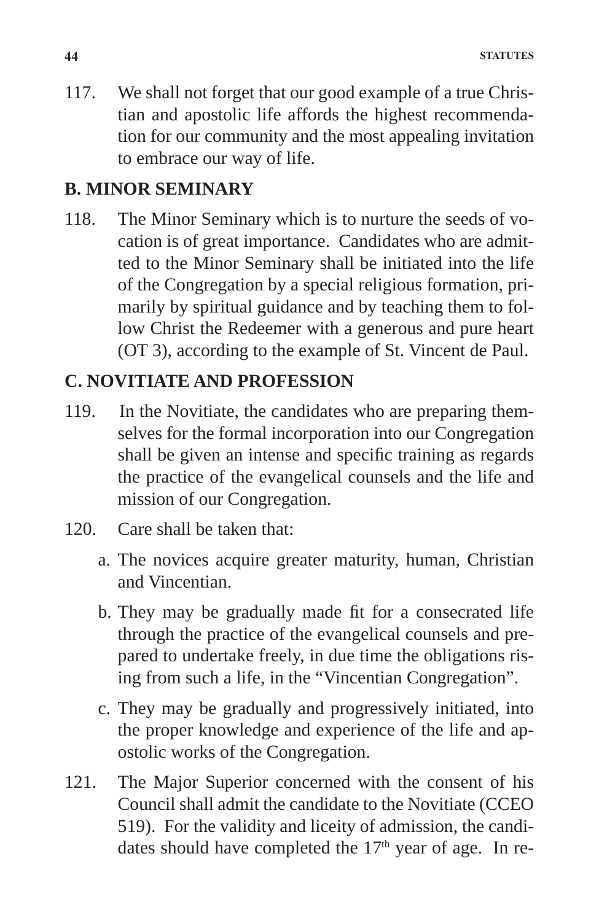117. We shall not forget that our good example of a true Christian and apostolic life affords the highest recommendation for our community and the most appealing invitation to embrace our way of life.

## B. MINOR SEMINARY

118. The Minor Seminary which is to nurture the seeds of vocation is of great importance. Candidates who are admitted to the Minor Seminary shall be initiated into the life of the Congregation by a special religious formation, primarily by spiritual guidance and by teaching them to follow Christ the Redeemer with a generous and pure heart (OT 3), according to the example of St. Vincent de Paul.

## C. NOVITIATE AND PROFESSION

119. In the Novitiate, the candidates who are preparing themselves for the formal incorporation into our Congregation shall be given an intense and specific training as regards the practice of the evangelical counsels and the life and mission of our Congregation.

120. Care shall be taken that:

    a. The novices acquire greater maturity, human, Christian and Vincentian.

    b. They may be gradually made fit for a consecrated life through the practice of the evangelical counsels and prepared to undertake freely, in due time the obligations rising from such a life, in the "Vincentian Congregation".

    c. They may be gradually and progressively initiated, into the proper knowledge and experience of the life and apostolic works of the Congregation.

121. The Major Superior concerned with the consent of his Council shall admit the candidate to the Novitiate (CCEO 519). For the validity and liceity of admission, the candidates should have completed the 17th year of age. In re-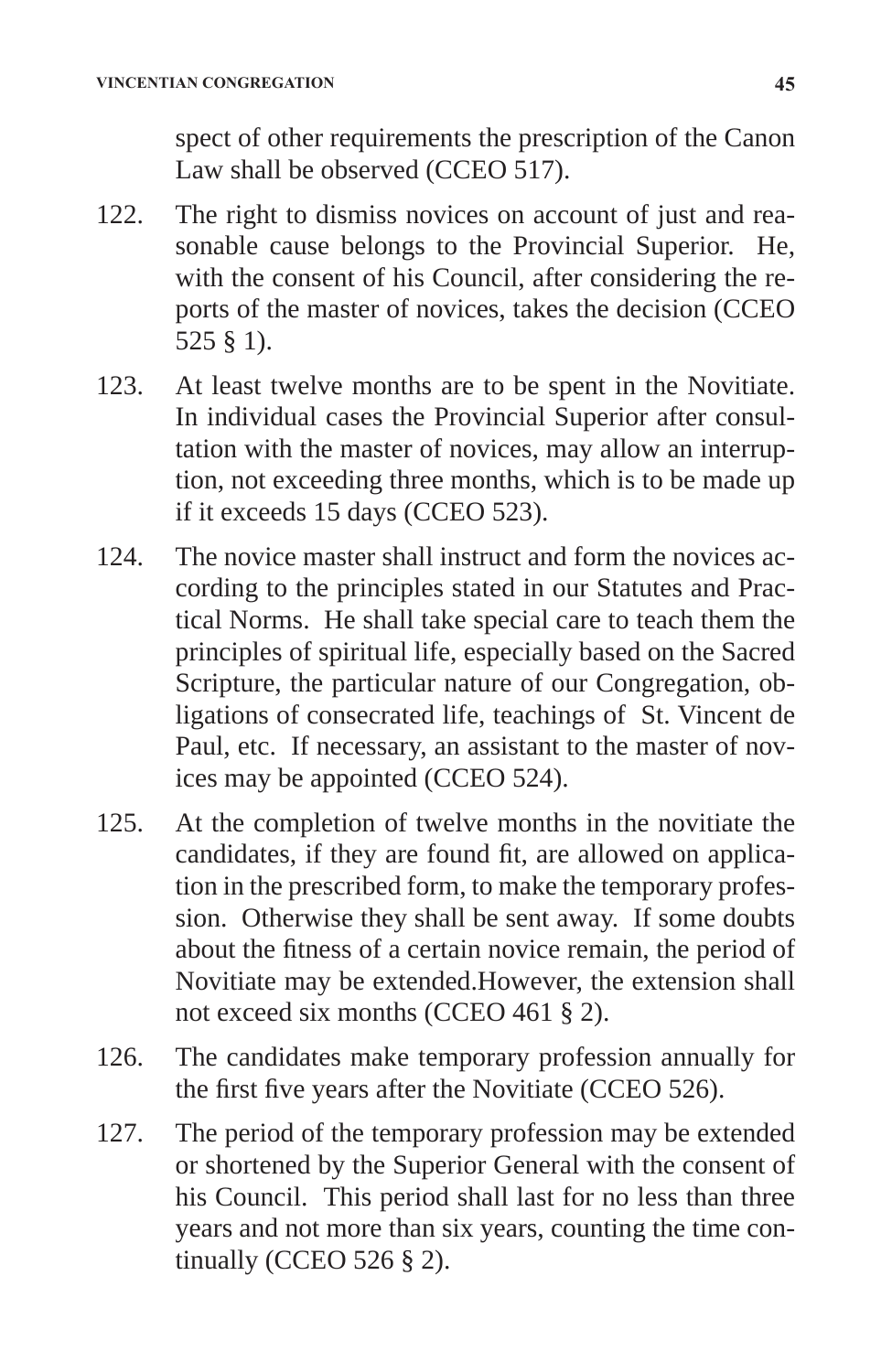spect of other requirements the prescription of the Canon Law shall be observed (CCEO 517).

122. The right to dismiss novices on account of just and reasonable cause belongs to the Provincial Superior. He, with the consent of his Council, after considering the reports of the master of novices, takes the decision (CCEO 525 § 1).

123. At least twelve months are to be spent in the Novitiate. In individual cases the Provincial Superior after consultation with the master of novices, may allow an interruption, not exceeding three months, which is to be made up if it exceeds 15 days (CCEO 523).

124. The novice master shall instruct and form the novices according to the principles stated in our Statutes and Practical Norms. He shall take special care to teach them the principles of spiritual life, especially based on the Sacred Scripture, the particular nature of our Congregation, obligations of consecrated life, teachings of St. Vincent de Paul, etc. If necessary, an assistant to the master of novices may be appointed (CCEO 524).

125. At the completion of twelve months in the novitiate the candidates, if they are found fit, are allowed on application in the prescribed form, to make the temporary profession. Otherwise they shall be sent away. If some doubts about the fitness of a certain novice remain, the period of Novitiate may be extended.However, the extension shall not exceed six months (CCEO 461 § 2).

126. The candidates make temporary profession annually for the first five years after the Novitiate (CCEO 526).

127. The period of the temporary profession may be extended or shortened by the Superior General with the consent of his Council. This period shall last for no less than three years and not more than six years, counting the time continually (CCEO 526 § 2).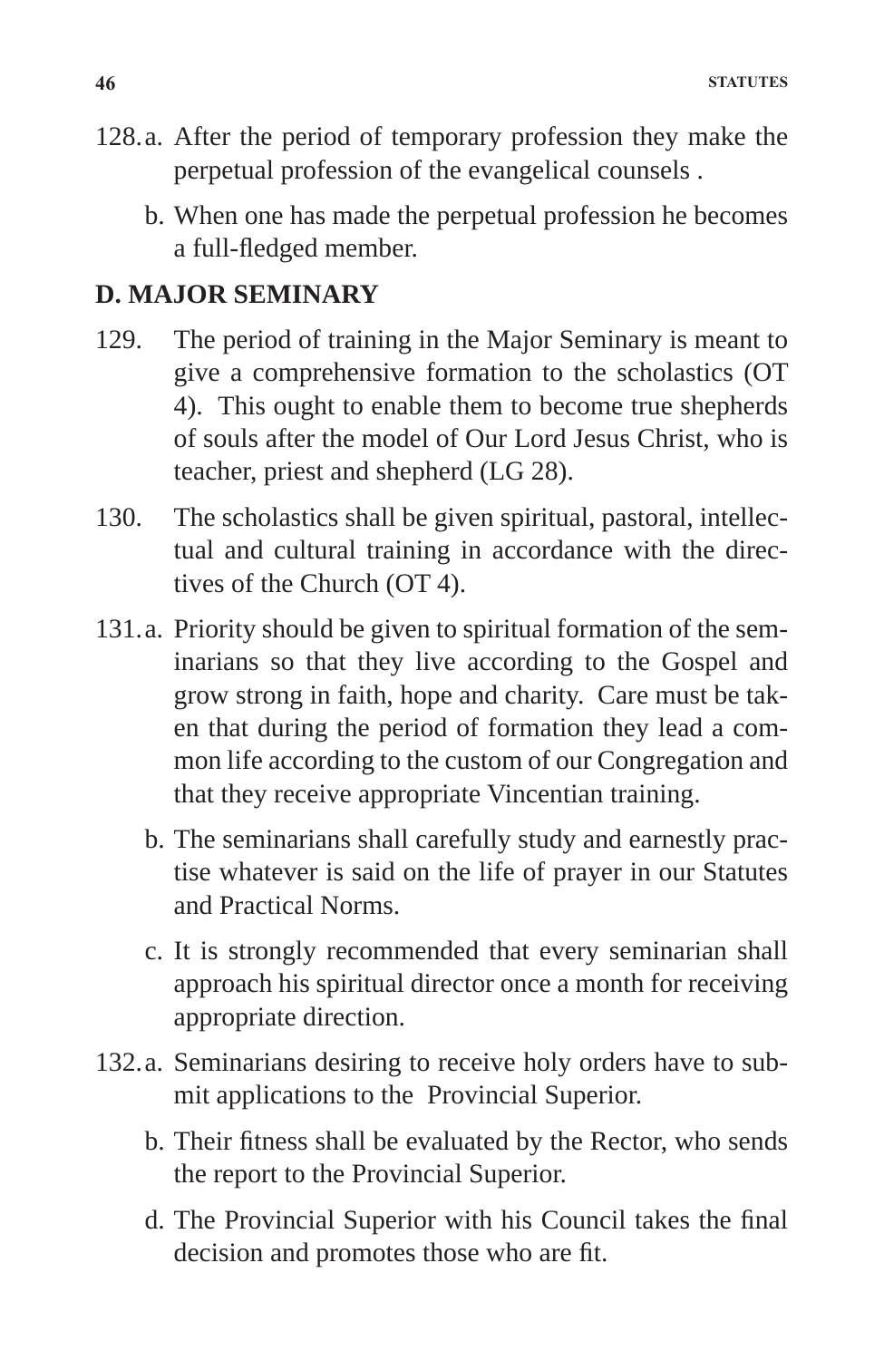128. a. After the period of temporary profession they make the perpetual profession of the evangelical counsels .

b. When one has made the perpetual profession he becomes a full-fledged member.

## D. MAJOR SEMINARY

129. The period of training in the Major Seminary is meant to give a comprehensive formation to the scholastics (OT 4). This ought to enable them to become true shepherds of souls after the model of Our Lord Jesus Christ, who is teacher, priest and shepherd (LG 28).

130. The scholastics shall be given spiritual, pastoral, intellectual and cultural training in accordance with the directives of the Church (OT 4).

131. a. Priority should be given to spiritual formation of the seminarians so that they live according to the Gospel and grow strong in faith, hope and charity. Care must be taken that during the period of formation they lead a common life according to the custom of our Congregation and that they receive appropriate Vincentian training.

b. The seminarians shall carefully study and earnestly practise whatever is said on the life of prayer in our Statutes and Practical Norms.

c. It is strongly recommended that every seminarian shall approach his spiritual director once a month for receiving appropriate direction.

132. a. Seminarians desiring to receive holy orders have to submit applications to the Provincial Superior.

b. Their fitness shall be evaluated by the Rector, who sends the report to the Provincial Superior.

d. The Provincial Superior with his Council takes the final decision and promotes those who are fit.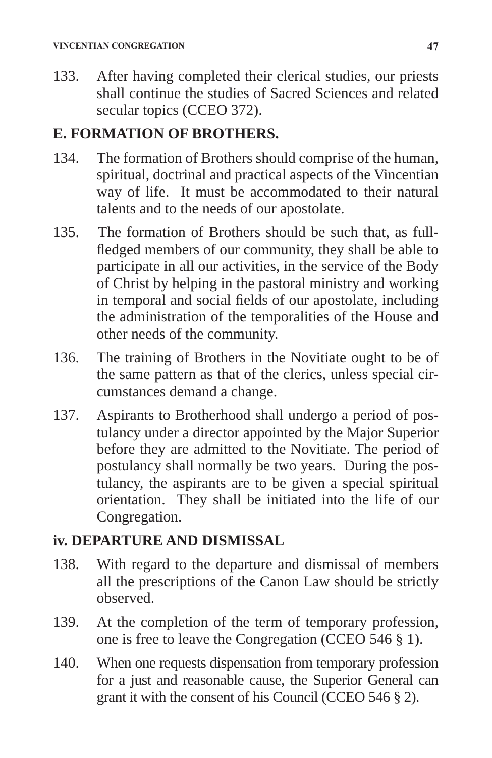133. After having completed their clerical studies, our priests shall continue the studies of Sacred Sciences and related secular topics (CCEO 372).

## E. FORMATION OF BROTHERS.

134. The formation of Brothers should comprise of the human, spiritual, doctrinal and practical aspects of the Vincentian way of life. It must be accommodated to their natural talents and to the needs of our apostolate.

135. The formation of Brothers should be such that, as full-fledged members of our community, they shall be able to participate in all our activities, in the service of the Body of Christ by helping in the pastoral ministry and working in temporal and social fields of our apostolate, including the administration of the temporalities of the House and other needs of the community.

136. The training of Brothers in the Novitiate ought to be of the same pattern as that of the clerics, unless special circumstances demand a change.

137. Aspirants to Brotherhood shall undergo a period of postulancy under a director appointed by the Major Superior before they are admitted to the Novitiate. The period of postulancy shall normally be two years. During the postulancy, the aspirants are to be given a special spiritual orientation. They shall be initiated into the life of our Congregation.

## iv. DEPARTURE AND DISMISSAL

138. With regard to the departure and dismissal of members all the prescriptions of the Canon Law should be strictly observed.

139. At the completion of the term of temporary profession, one is free to leave the Congregation (CCEO 546 § 1).

140. When one requests dispensation from temporary profession for a just and reasonable cause, the Superior General can grant it with the consent of his Council (CCEO 546 § 2).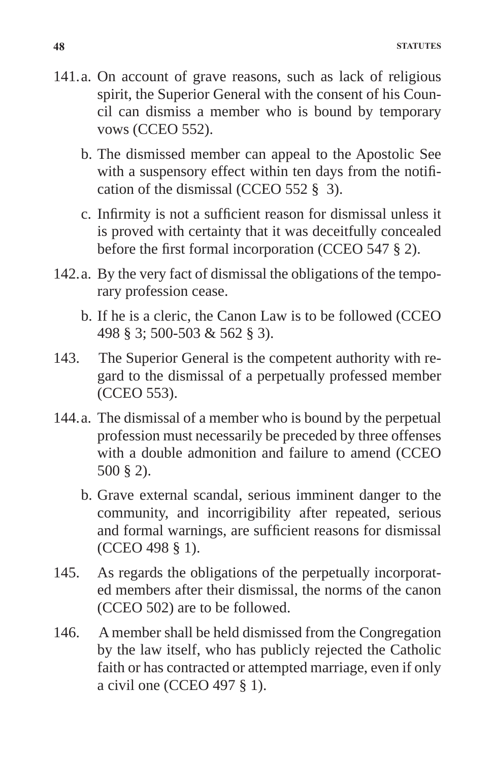141. a. On account of grave reasons, such as lack of religious spirit, the Superior General with the consent of his Council can dismiss a member who is bound by temporary vows (CCEO 552).

b. The dismissed member can appeal to the Apostolic See with a suspensory effect within ten days from the notification of the dismissal (CCEO 552 § 3).

c. Infirmity is not a sufficient reason for dismissal unless it is proved with certainty that it was deceitfully concealed before the first formal incorporation (CCEO 547 § 2).

142. a. By the very fact of dismissal the obligations of the temporary profession cease.

b. If he is a cleric, the Canon Law is to be followed (CCEO 498 § 3; 500-503 & 562 § 3).

143. The Superior General is the competent authority with regard to the dismissal of a perpetually professed member (CCEO 553).

144. a. The dismissal of a member who is bound by the perpetual profession must necessarily be preceded by three offenses with a double admonition and failure to amend (CCEO 500 § 2).

b. Grave external scandal, serious imminent danger to the community, and incorrigibility after repeated, serious and formal warnings, are sufficient reasons for dismissal (CCEO 498 § 1).

145. As regards the obligations of the perpetually incorporated members after their dismissal, the norms of the canon (CCEO 502) are to be followed.

146. A member shall be held dismissed from the Congregation by the law itself, who has publicly rejected the Catholic faith or has contracted or attempted marriage, even if only a civil one (CCEO 497 § 1).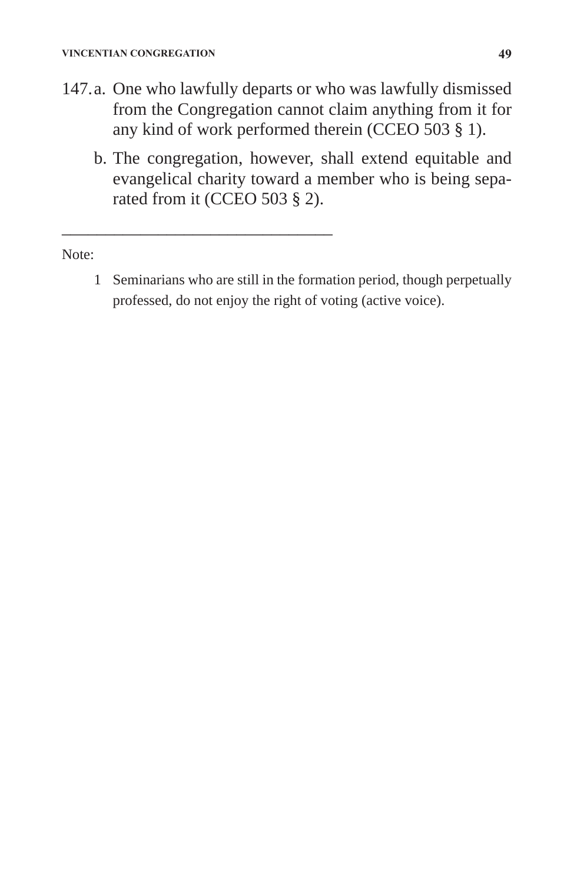147. a. One who lawfully departs or who was lawfully dismissed from the Congregation cannot claim anything from it for any kind of work performed therein (CCEO 503 § 1).

b. The congregation, however, shall extend equitable and evangelical charity toward a member who is being separated from it (CCEO 503 § 2).

---

Note:

1 Seminarians who are still in the formation period, though perpetually professed, do not enjoy the right of voting (active voice).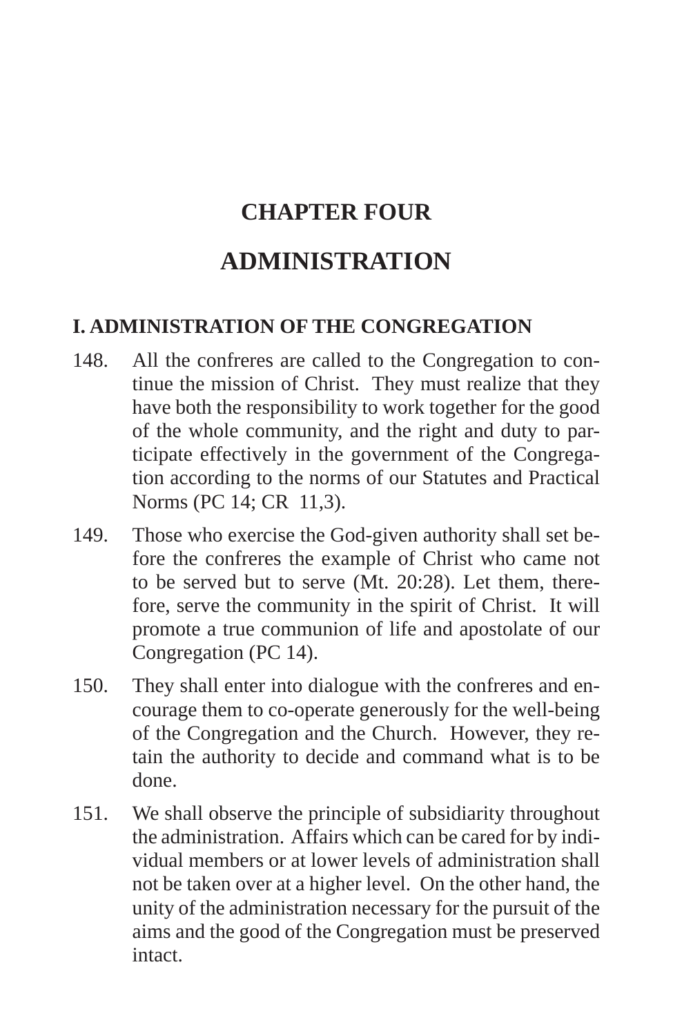# CHAPTER FOUR

# ADMINISTRATION

## I. ADMINISTRATION OF THE CONGREGATION

148. All the confreres are called to the Congregation to continue the mission of Christ. They must realize that they have both the responsibility to work together for the good of the whole community, and the right and duty to participate effectively in the government of the Congregation according to the norms of our Statutes and Practical Norms (PC 14; CR 11,3).

149. Those who exercise the God-given authority shall set before the confreres the example of Christ who came not to be served but to serve (Mt. 20:28). Let them, therefore, serve the community in the spirit of Christ. It will promote a true communion of life and apostolate of our Congregation (PC 14).

150. They shall enter into dialogue with the confreres and encourage them to co-operate generously for the well-being of the Congregation and the Church. However, they retain the authority to decide and command what is to be done.

151. We shall observe the principle of subsidiarity throughout the administration. Affairs which can be cared for by individual members or at lower levels of administration shall not be taken over at a higher level. On the other hand, the unity of the administration necessary for the pursuit of the aims and the good of the Congregation must be preserved intact.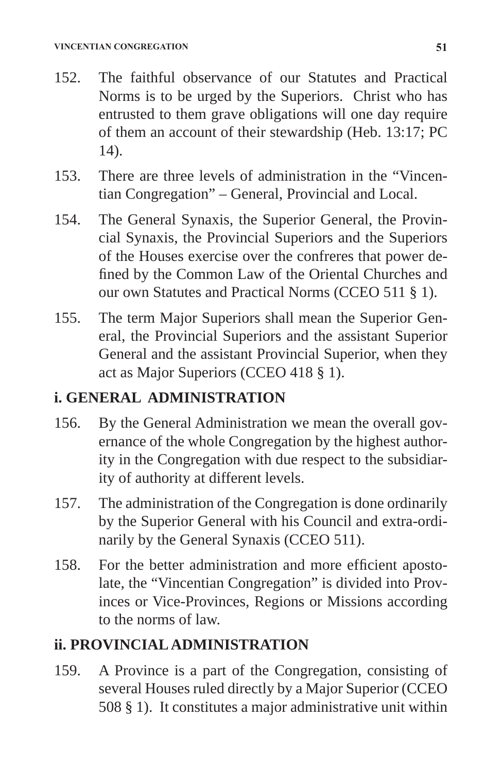152. The faithful observance of our Statutes and Practical Norms is to be urged by the Superiors. Christ who has entrusted to them grave obligations will one day require of them an account of their stewardship (Heb. 13:17; PC 14).

153. There are three levels of administration in the "Vincentian Congregation" – General, Provincial and Local.

154. The General Synaxis, the Superior General, the Provincial Synaxis, the Provincial Superiors and the Superiors of the Houses exercise over the confreres that power defined by the Common Law of the Oriental Churches and our own Statutes and Practical Norms (CCEO 511 § 1).

155. The term Major Superiors shall mean the Superior General, the Provincial Superiors and the assistant Superior General and the assistant Provincial Superior, when they act as Major Superiors (CCEO 418 § 1).

## i. GENERAL ADMINISTRATION

156. By the General Administration we mean the overall governance of the whole Congregation by the highest authority in the Congregation with due respect to the subsidiarity of authority at different levels.

157. The administration of the Congregation is done ordinarily by the Superior General with his Council and extra-ordinarily by the General Synaxis (CCEO 511).

158. For the better administration and more efficient apostolate, the "Vincentian Congregation" is divided into Provinces or Vice-Provinces, Regions or Missions according to the norms of law.

## ii. PROVINCIAL ADMINISTRATION

159. A Province is a part of the Congregation, consisting of several Houses ruled directly by a Major Superior (CCEO 508 § 1). It constitutes a major administrative unit within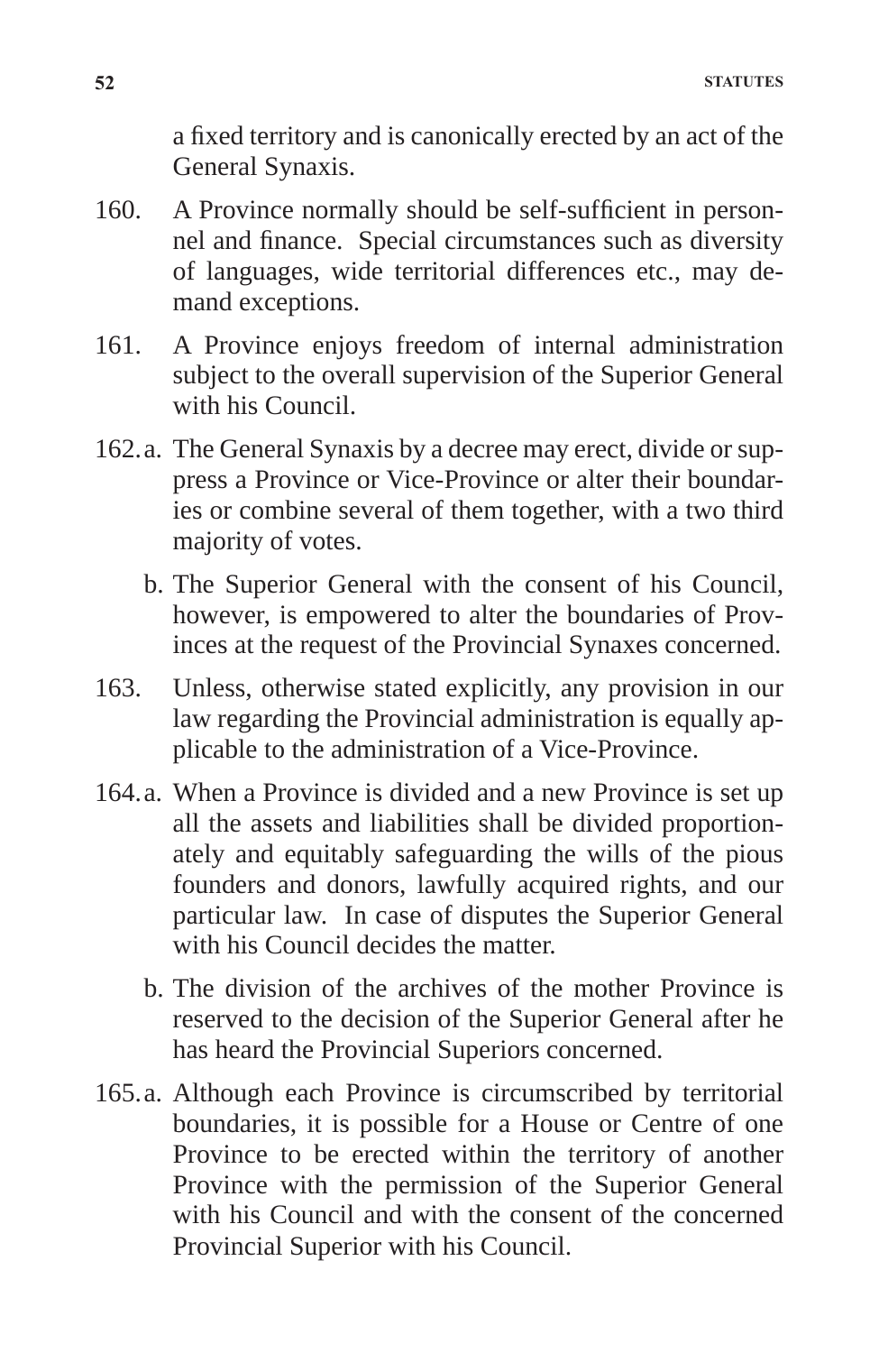a fixed territory and is canonically erected by an act of the General Synaxis.

160. A Province normally should be self-sufficient in personnel and finance. Special circumstances such as diversity of languages, wide territorial differences etc., may demand exceptions.

161. A Province enjoys freedom of internal administration subject to the overall supervision of the Superior General with his Council.

162. a. The General Synaxis by a decree may erect, divide or suppress a Province or Vice-Province or alter their boundaries or combine several of them together, with a two third majority of votes.

b. The Superior General with the consent of his Council, however, is empowered to alter the boundaries of Provinces at the request of the Provincial Synaxes concerned.

163. Unless, otherwise stated explicitly, any provision in our law regarding the Provincial administration is equally applicable to the administration of a Vice-Province.

164. a. When a Province is divided and a new Province is set up all the assets and liabilities shall be divided proportionately and equitably safeguarding the wills of the pious founders and donors, lawfully acquired rights, and our particular law. In case of disputes the Superior General with his Council decides the matter.

b. The division of the archives of the mother Province is reserved to the decision of the Superior General after he has heard the Provincial Superiors concerned.

165. a. Although each Province is circumscribed by territorial boundaries, it is possible for a House or Centre of one Province to be erected within the territory of another Province with the permission of the Superior General with his Council and with the consent of the concerned Provincial Superior with his Council.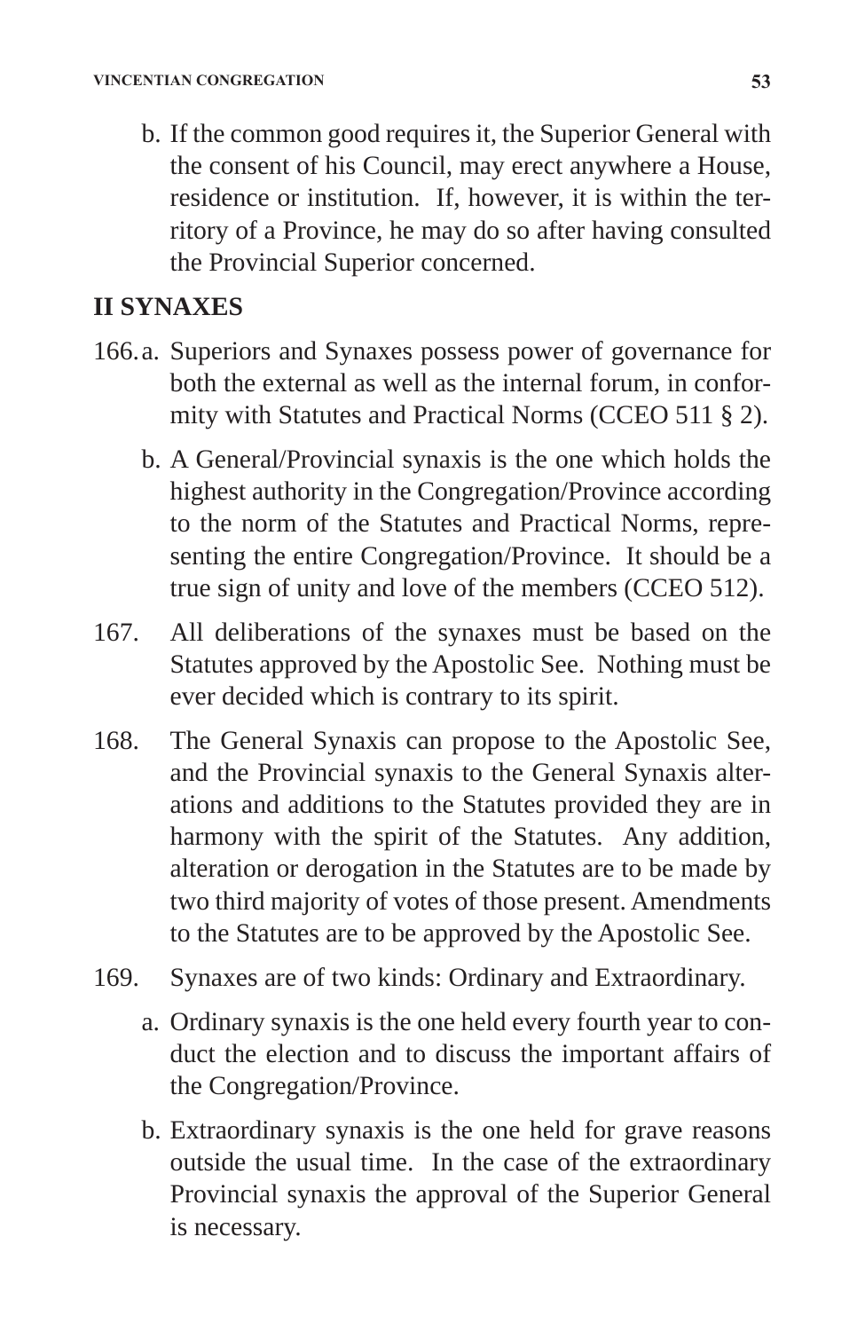b. If the common good requires it, the Superior General with the consent of his Council, may erect anywhere a House, residence or institution. If, however, it is within the territory of a Province, he may do so after having consulted the Provincial Superior concerned.

## II SYNAXES

166. a. Superiors and Synaxes possess power of governance for both the external as well as the internal forum, in conformity with Statutes and Practical Norms (CCEO 511 § 2).

b. A General/Provincial synaxis is the one which holds the highest authority in the Congregation/Province according to the norm of the Statutes and Practical Norms, representing the entire Congregation/Province. It should be a true sign of unity and love of the members (CCEO 512).

167. All deliberations of the synaxes must be based on the Statutes approved by the Apostolic See. Nothing must be ever decided which is contrary to its spirit.

168. The General Synaxis can propose to the Apostolic See, and the Provincial synaxis to the General Synaxis alterations and additions to the Statutes provided they are in harmony with the spirit of the Statutes. Any addition, alteration or derogation in the Statutes are to be made by two third majority of votes of those present. Amendments to the Statutes are to be approved by the Apostolic See.

169. Synaxes are of two kinds: Ordinary and Extraordinary.

a. Ordinary synaxis is the one held every fourth year to conduct the election and to discuss the important affairs of the Congregation/Province.

b. Extraordinary synaxis is the one held for grave reasons outside the usual time. In the case of the extraordinary Provincial synaxis the approval of the Superior General is necessary.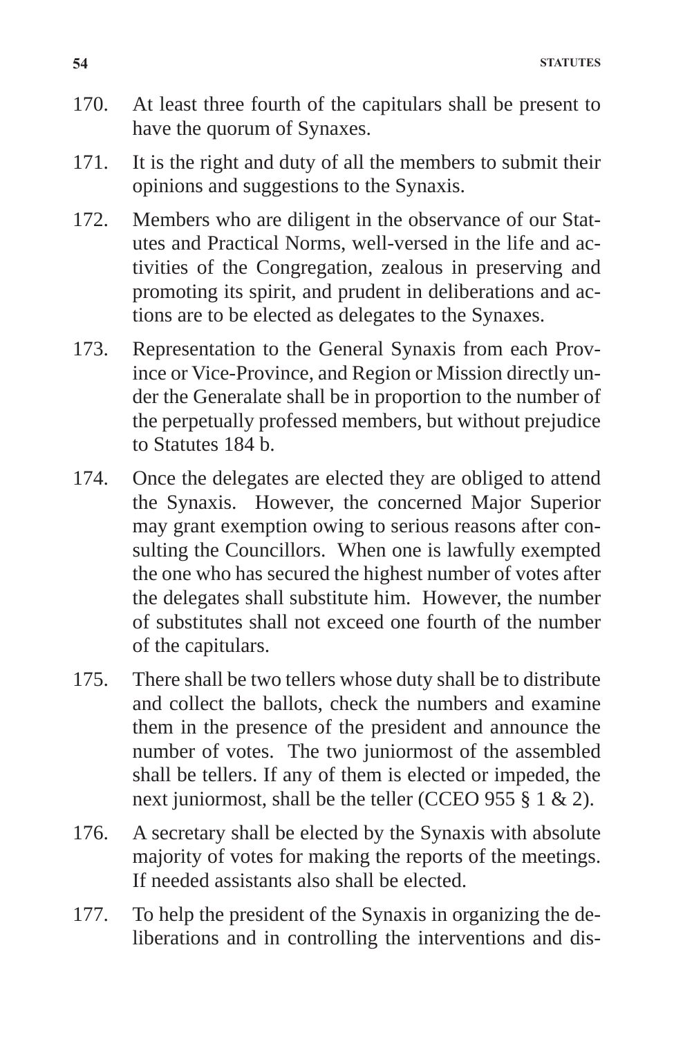170. At least three fourth of the capitulars shall be present to have the quorum of Synaxes.

171. It is the right and duty of all the members to submit their opinions and suggestions to the Synaxis.

172. Members who are diligent in the observance of our Statutes and Practical Norms, well-versed in the life and activities of the Congregation, zealous in preserving and promoting its spirit, and prudent in deliberations and actions are to be elected as delegates to the Synaxes.

173. Representation to the General Synaxis from each Province or Vice-Province, and Region or Mission directly under the Generalate shall be in proportion to the number of the perpetually professed members, but without prejudice to Statutes 184 b.

174. Once the delegates are elected they are obliged to attend the Synaxis. However, the concerned Major Superior may grant exemption owing to serious reasons after consulting the Councillors. When one is lawfully exempted the one who has secured the highest number of votes after the delegates shall substitute him. However, the number of substitutes shall not exceed one fourth of the number of the capitulars.

175. There shall be two tellers whose duty shall be to distribute and collect the ballots, check the numbers and examine them in the presence of the president and announce the number of votes. The two juniormost of the assembled shall be tellers. If any of them is elected or impeded, the next juniormost, shall be the teller (CCEO 955 § 1 & 2).

176. A secretary shall be elected by the Synaxis with absolute majority of votes for making the reports of the meetings. If needed assistants also shall be elected.

177. To help the president of the Synaxis in organizing the deliberations and in controlling the interventions and dis-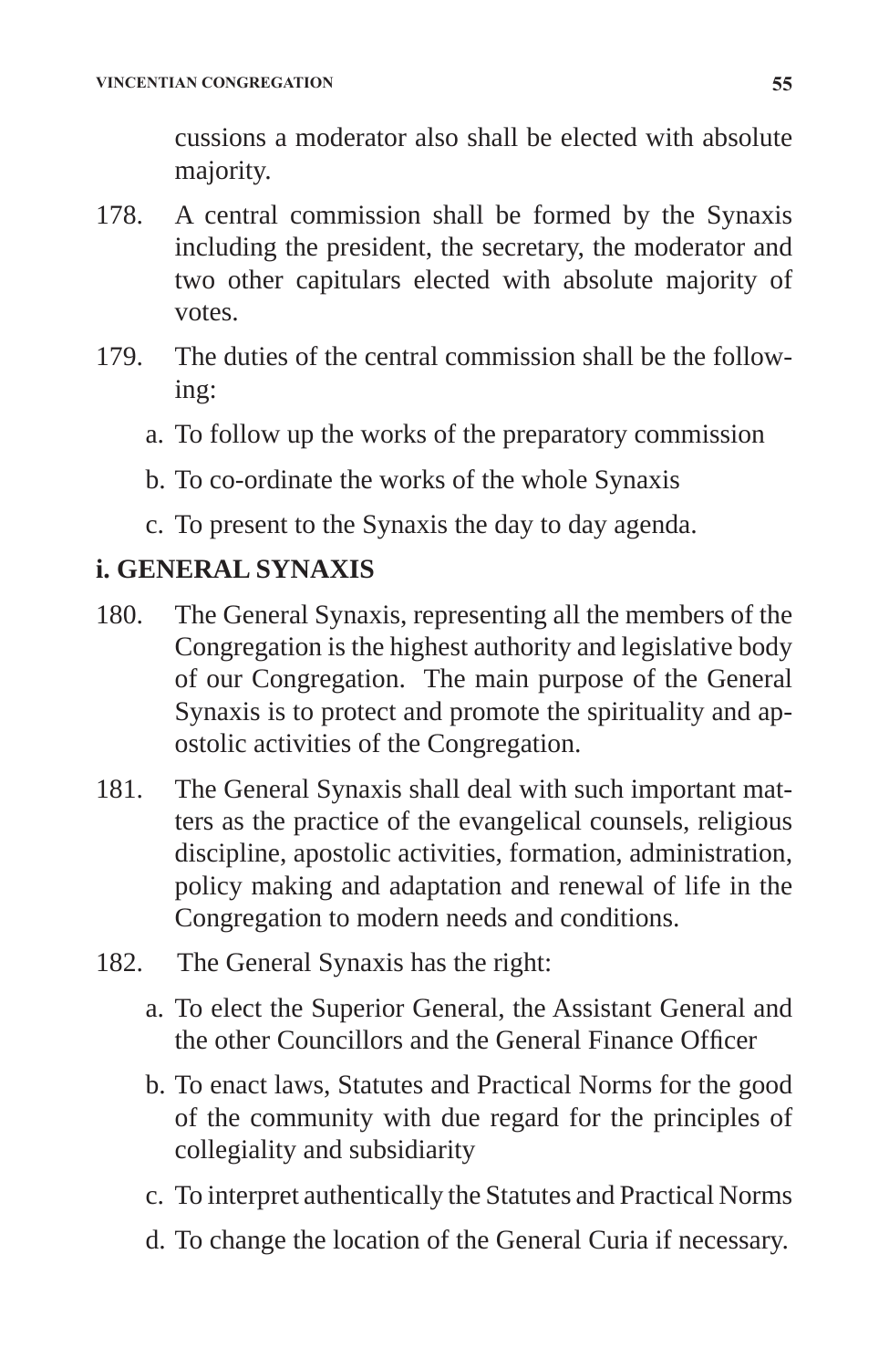cussions a moderator also shall be elected with absolute majority.

178. A central commission shall be formed by the Synaxis including the president, the secretary, the moderator and two other capitulars elected with absolute majority of votes.

179. The duties of the central commission shall be the following:

   a. To follow up the works of the preparatory commission

   b. To co-ordinate the works of the whole Synaxis

   c. To present to the Synaxis the day to day agenda.

## i. GENERAL SYNAXIS

180. The General Synaxis, representing all the members of the Congregation is the highest authority and legislative body of our Congregation. The main purpose of the General Synaxis is to protect and promote the spirituality and apostolic activities of the Congregation.

181. The General Synaxis shall deal with such important matters as the practice of the evangelical counsels, religious discipline, apostolic activities, formation, administration, policy making and adaptation and renewal of life in the Congregation to modern needs and conditions.

182. The General Synaxis has the right:

   a. To elect the Superior General, the Assistant General and the other Councillors and the General Finance Officer

   b. To enact laws, Statutes and Practical Norms for the good of the community with due regard for the principles of collegiality and subsidiarity

   c. To interpret authentically the Statutes and Practical Norms

   d. To change the location of the General Curia if necessary.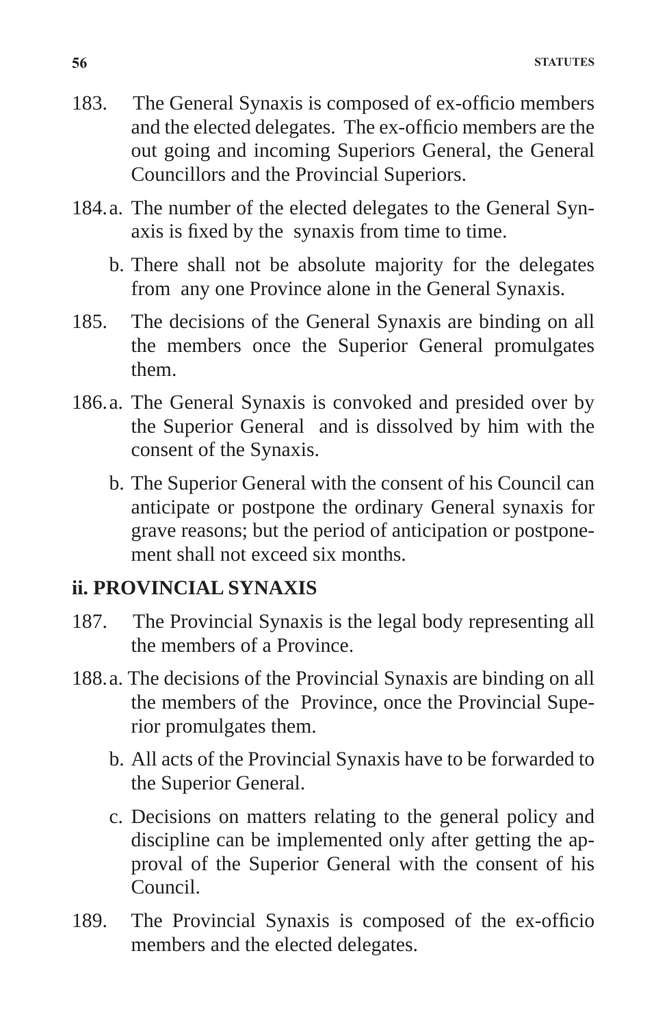183. The General Synaxis is composed of ex-officio members and the elected delegates. The ex-officio members are the out going and incoming Superiors General, the General Councillors and the Provincial Superiors.

184. a. The number of the elected delegates to the General Synaxis is fixed by the synaxis from time to time.

b. There shall not be absolute majority for the delegates from any one Province alone in the General Synaxis.

185. The decisions of the General Synaxis are binding on all the members once the Superior General promulgates them.

186. a. The General Synaxis is convoked and presided over by the Superior General and is dissolved by him with the consent of the Synaxis.

b. The Superior General with the consent of his Council can anticipate or postpone the ordinary General synaxis for grave reasons; but the period of anticipation or postponement shall not exceed six months.

## ii. PROVINCIAL SYNAXIS

187. The Provincial Synaxis is the legal body representing all the members of a Province.

188. a. The decisions of the Provincial Synaxis are binding on all the members of the Province, once the Provincial Superior promulgates them.

b. All acts of the Provincial Synaxis have to be forwarded to the Superior General.

c. Decisions on matters relating to the general policy and discipline can be implemented only after getting the approval of the Superior General with the consent of his Council.

189. The Provincial Synaxis is composed of the ex-officio members and the elected delegates.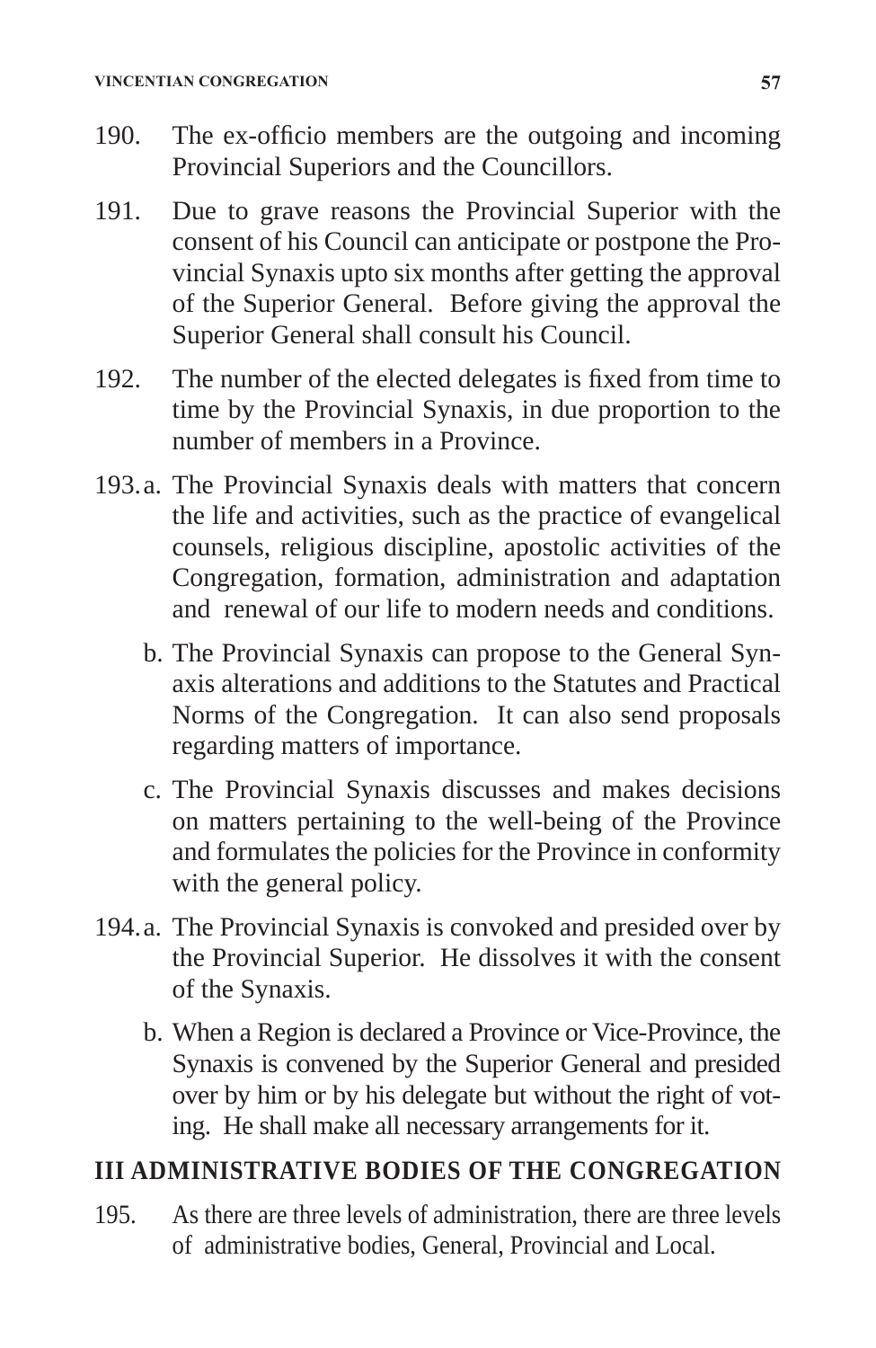190. The ex-officio members are the outgoing and incoming Provincial Superiors and the Councillors.

191. Due to grave reasons the Provincial Superior with the consent of his Council can anticipate or postpone the Provincial Synaxis upto six months after getting the approval of the Superior General. Before giving the approval the Superior General shall consult his Council.

192. The number of the elected delegates is fixed from time to time by the Provincial Synaxis, in due proportion to the number of members in a Province.

193. a. The Provincial Synaxis deals with matters that concern the life and activities, such as the practice of evangelical counsels, religious discipline, apostolic activities of the Congregation, formation, administration and adaptation and renewal of our life to modern needs and conditions.

b. The Provincial Synaxis can propose to the General Synaxis alterations and additions to the Statutes and Practical Norms of the Congregation. It can also send proposals regarding matters of importance.

c. The Provincial Synaxis discusses and makes decisions on matters pertaining to the well-being of the Province and formulates the policies for the Province in conformity with the general policy.

194. a. The Provincial Synaxis is convoked and presided over by the Provincial Superior. He dissolves it with the consent of the Synaxis.

b. When a Region is declared a Province or Vice-Province, the Synaxis is convened by the Superior General and presided over by him or by his delegate but without the right of voting. He shall make all necessary arrangements for it.

## III ADMINISTRATIVE BODIES OF THE CONGREGATION

195. As there are three levels of administration, there are three levels of administrative bodies, General, Provincial and Local.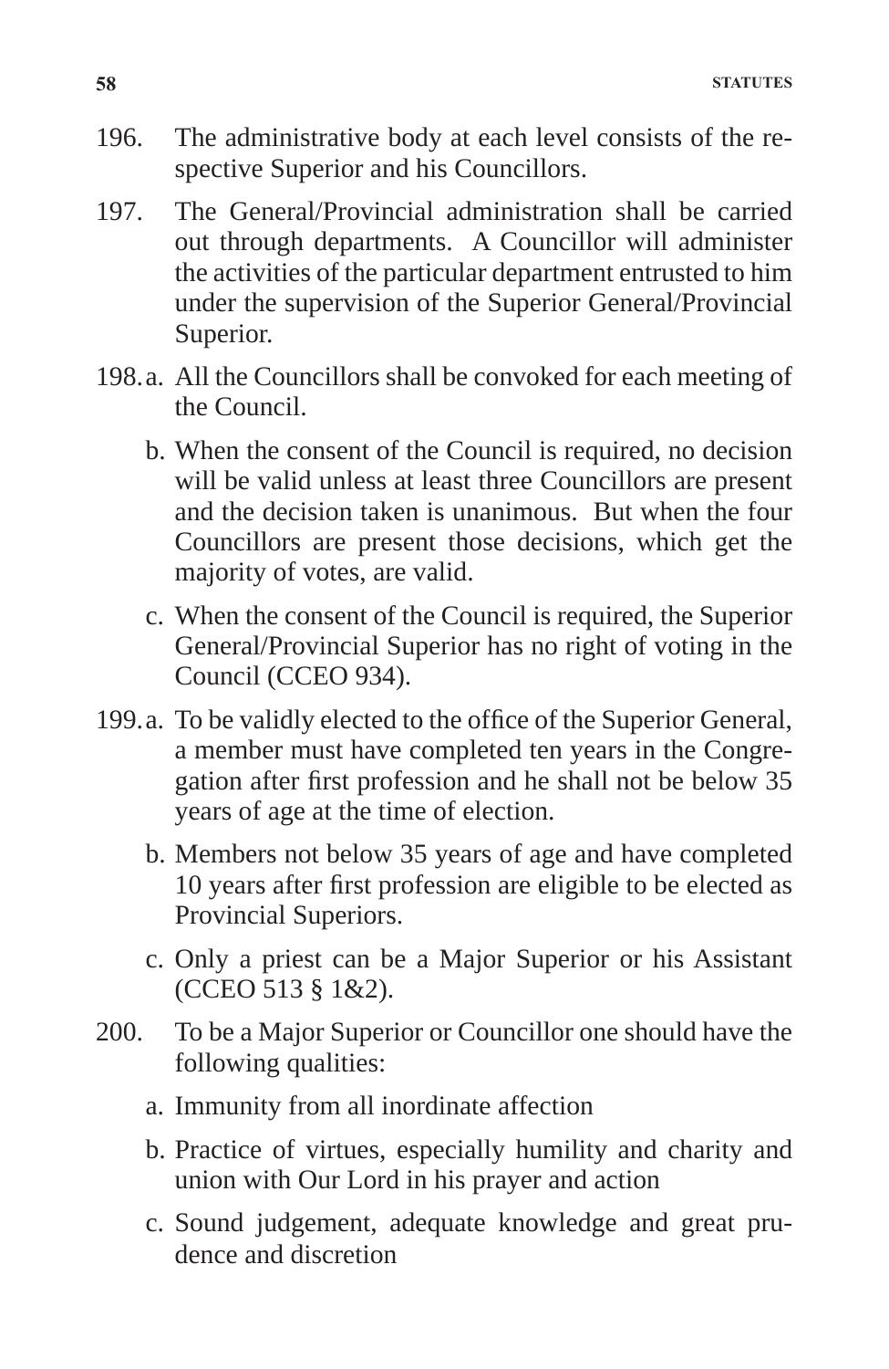196. The administrative body at each level consists of the respective Superior and his Councillors.

197. The General/Provincial administration shall be carried out through departments. A Councillor will administer the activities of the particular department entrusted to him under the supervision of the Superior General/Provincial Superior.

198. a. All the Councillors shall be convoked for each meeting of the Council.

  b. When the consent of the Council is required, no decision will be valid unless at least three Councillors are present and the decision taken is unanimous. But when the four Councillors are present those decisions, which get the majority of votes, are valid.

  c. When the consent of the Council is required, the Superior General/Provincial Superior has no right of voting in the Council (CCEO 934).

199. a. To be validly elected to the office of the Superior General, a member must have completed ten years in the Congregation after first profession and he shall not be below 35 years of age at the time of election.

  b. Members not below 35 years of age and have completed 10 years after first profession are eligible to be elected as Provincial Superiors.

  c. Only a priest can be a Major Superior or his Assistant (CCEO 513 § 1&2).

200. To be a Major Superior or Councillor one should have the following qualities:

  a. Immunity from all inordinate affection

  b. Practice of virtues, especially humility and charity and union with Our Lord in his prayer and action

  c. Sound judgement, adequate knowledge and great prudence and discretion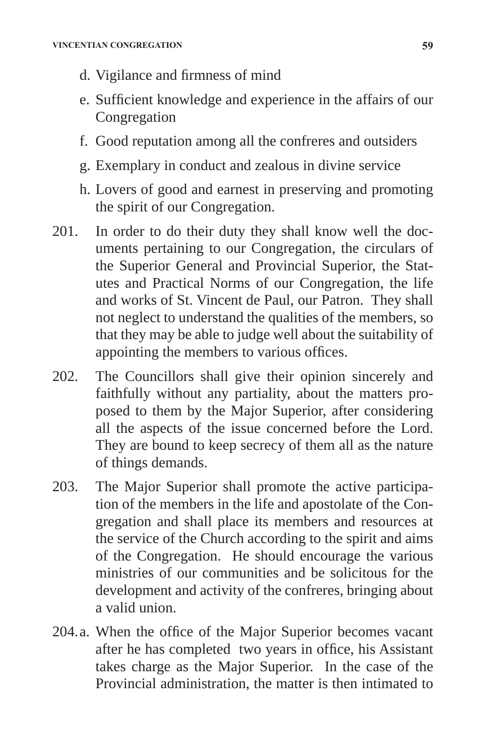d. Vigilance and firmness of mind
e. Sufficient knowledge and experience in the affairs of our Congregation
f. Good reputation among all the confreres and outsiders
g. Exemplary in conduct and zealous in divine service
h. Lovers of good and earnest in preserving and promoting the spirit of our Congregation.

201. In order to do their duty they shall know well the documents pertaining to our Congregation, the circulars of the Superior General and Provincial Superior, the Statutes and Practical Norms of our Congregation, the life and works of St. Vincent de Paul, our Patron. They shall not neglect to understand the qualities of the members, so that they may be able to judge well about the suitability of appointing the members to various offices.

202. The Councillors shall give their opinion sincerely and faithfully without any partiality, about the matters proposed to them by the Major Superior, after considering all the aspects of the issue concerned before the Lord. They are bound to keep secrecy of them all as the nature of things demands.

203. The Major Superior shall promote the active participation of the members in the life and apostolate of the Congregation and shall place its members and resources at the service of the Church according to the spirit and aims of the Congregation. He should encourage the various ministries of our communities and be solicitous for the development and activity of the confreres, bringing about a valid union.

204. a. When the office of the Major Superior becomes vacant after he has completed two years in office, his Assistant takes charge as the Major Superior. In the case of the Provincial administration, the matter is then intimated to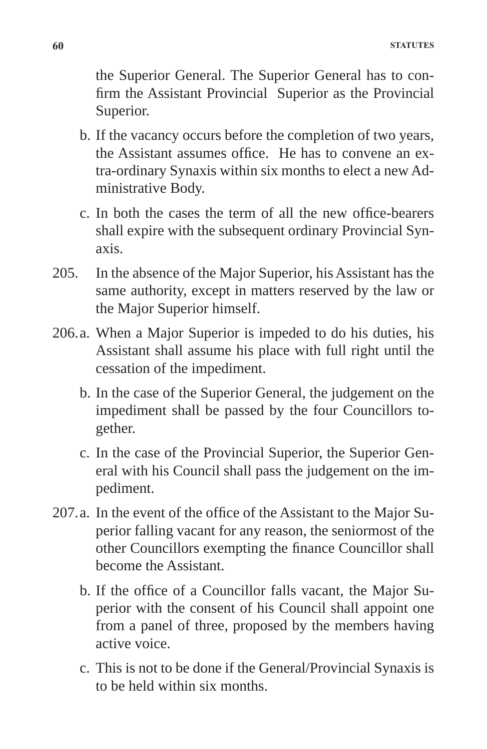the Superior General. The Superior General has to confirm the Assistant Provincial Superior as the Provincial Superior.

b. If the vacancy occurs before the completion of two years, the Assistant assumes office. He has to convene an extra-ordinary Synaxis within six months to elect a new Administrative Body.

c. In both the cases the term of all the new office-bearers shall expire with the subsequent ordinary Provincial Synaxis.

205. In the absence of the Major Superior, his Assistant has the same authority, except in matters reserved by the law or the Major Superior himself.

206. a. When a Major Superior is impeded to do his duties, his Assistant shall assume his place with full right until the cessation of the impediment.

b. In the case of the Superior General, the judgement on the impediment shall be passed by the four Councillors together.

c. In the case of the Provincial Superior, the Superior General with his Council shall pass the judgement on the impediment.

207. a. In the event of the office of the Assistant to the Major Superior falling vacant for any reason, the seniormost of the other Councillors exempting the finance Councillor shall become the Assistant.

b. If the office of a Councillor falls vacant, the Major Superior with the consent of his Council shall appoint one from a panel of three, proposed by the members having active voice.

c. This is not to be done if the General/Provincial Synaxis is to be held within six months.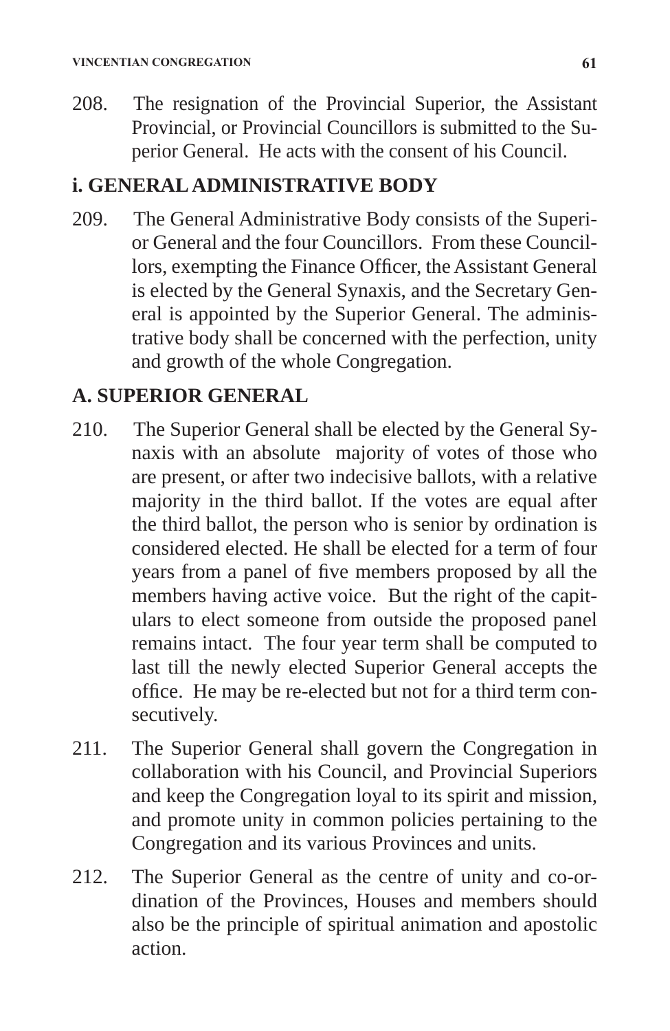208. The resignation of the Provincial Superior, the Assistant Provincial, or Provincial Councillors is submitted to the Superior General. He acts with the consent of his Council.

## i. GENERAL ADMINISTRATIVE BODY

209. The General Administrative Body consists of the Superior General and the four Councillors. From these Councillors, exempting the Finance Officer, the Assistant General is elected by the General Synaxis, and the Secretary General is appointed by the Superior General. The administrative body shall be concerned with the perfection, unity and growth of the whole Congregation.

## A. SUPERIOR GENERAL

210. The Superior General shall be elected by the General Synaxis with an absolute majority of votes of those who are present, or after two indecisive ballots, with a relative majority in the third ballot. If the votes are equal after the third ballot, the person who is senior by ordination is considered elected. He shall be elected for a term of four years from a panel of five members proposed by all the members having active voice. But the right of the capitulars to elect someone from outside the proposed panel remains intact. The four year term shall be computed to last till the newly elected Superior General accepts the office. He may be re-elected but not for a third term consecutively.

211. The Superior General shall govern the Congregation in collaboration with his Council, and Provincial Superiors and keep the Congregation loyal to its spirit and mission, and promote unity in common policies pertaining to the Congregation and its various Provinces and units.

212. The Superior General as the centre of unity and co-ordination of the Provinces, Houses and members should also be the principle of spiritual animation and apostolic action.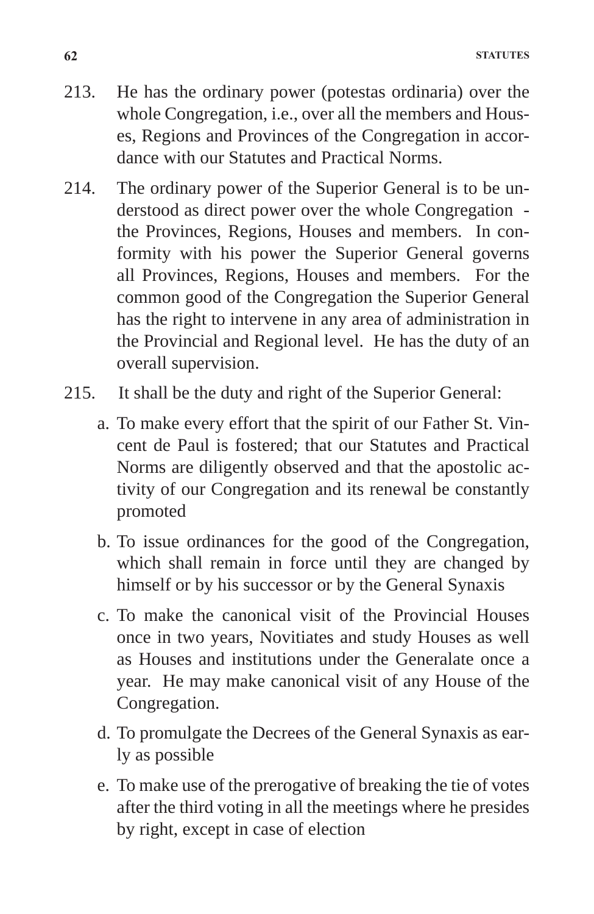213. He has the ordinary power (potestas ordinaria) over the whole Congregation, i.e., over all the members and Houses, Regions and Provinces of the Congregation in accordance with our Statutes and Practical Norms.

214. The ordinary power of the Superior General is to be understood as direct power over the whole Congregation - the Provinces, Regions, Houses and members. In conformity with his power the Superior General governs all Provinces, Regions, Houses and members. For the common good of the Congregation the Superior General has the right to intervene in any area of administration in the Provincial and Regional level. He has the duty of an overall supervision.

215. It shall be the duty and right of the Superior General:

   a. To make every effort that the spirit of our Father St. Vincent de Paul is fostered; that our Statutes and Practical Norms are diligently observed and that the apostolic activity of our Congregation and its renewal be constantly promoted

   b. To issue ordinances for the good of the Congregation, which shall remain in force until they are changed by himself or by his successor or by the General Synaxis

   c. To make the canonical visit of the Provincial Houses once in two years, Novitiates and study Houses as well as Houses and institutions under the Generalate once a year. He may make canonical visit of any House of the Congregation.

   d. To promulgate the Decrees of the General Synaxis as early as possible

   e. To make use of the prerogative of breaking the tie of votes after the third voting in all the meetings where he presides by right, except in case of election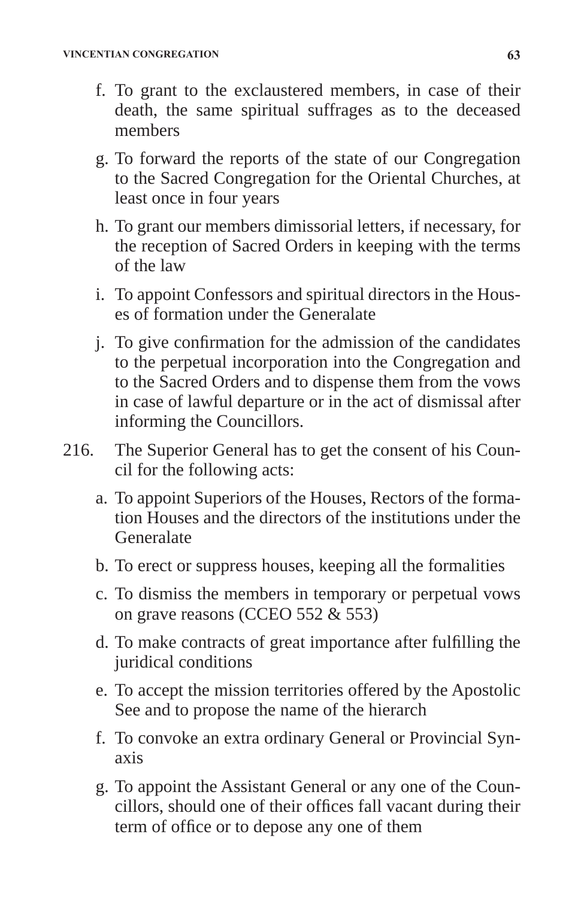f. To grant to the exclaustered members, in case of their death, the same spiritual suffrages as to the deceased members

g. To forward the reports of the state of our Congregation to the Sacred Congregation for the Oriental Churches, at least once in four years

h. To grant our members dimissorial letters, if necessary, for the reception of Sacred Orders in keeping with the terms of the law

i. To appoint Confessors and spiritual directors in the Houses of formation under the Generalate

j. To give confirmation for the admission of the candidates to the perpetual incorporation into the Congregation and to the Sacred Orders and to dispense them from the vows in case of lawful departure or in the act of dismissal after informing the Councillors.

216. The Superior General has to get the consent of his Council for the following acts:

a. To appoint Superiors of the Houses, Rectors of the formation Houses and the directors of the institutions under the Generalate

b. To erect or suppress houses, keeping all the formalities

c. To dismiss the members in temporary or perpetual vows on grave reasons (CCEO 552 & 553)

d. To make contracts of great importance after fulfilling the juridical conditions

e. To accept the mission territories offered by the Apostolic See and to propose the name of the hierarch

f. To convoke an extra ordinary General or Provincial Synaxis

g. To appoint the Assistant General or any one of the Councillors, should one of their offices fall vacant during their term of office or to depose any one of them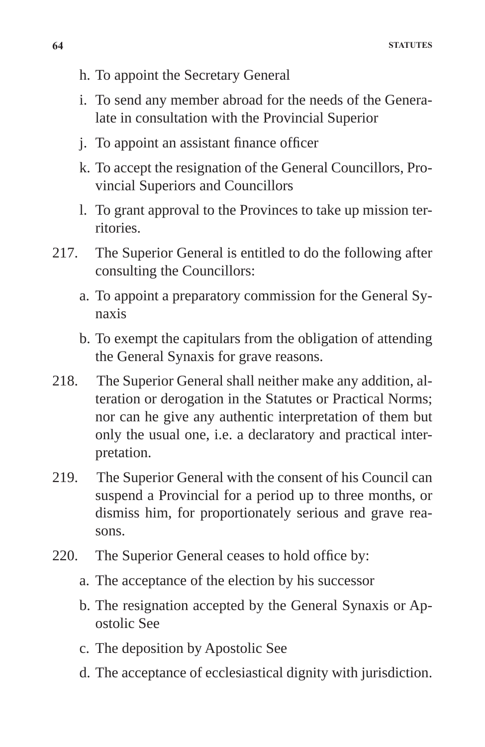h. To appoint the Secretary General

i. To send any member abroad for the needs of the Generalate in consultation with the Provincial Superior

j. To appoint an assistant finance officer

k. To accept the resignation of the General Councillors, Provincial Superiors and Councillors

l. To grant approval to the Provinces to take up mission territories.

217. The Superior General is entitled to do the following after consulting the Councillors:

a. To appoint a preparatory commission for the General Synaxis

b. To exempt the capitulars from the obligation of attending the General Synaxis for grave reasons.

218. The Superior General shall neither make any addition, alteration or derogation in the Statutes or Practical Norms; nor can he give any authentic interpretation of them but only the usual one, i.e. a declaratory and practical interpretation.

219. The Superior General with the consent of his Council can suspend a Provincial for a period up to three months, or dismiss him, for proportionately serious and grave reasons.

220. The Superior General ceases to hold office by:

a. The acceptance of the election by his successor

b. The resignation accepted by the General Synaxis or Apostolic See

c. The deposition by Apostolic See

d. The acceptance of ecclesiastical dignity with jurisdiction.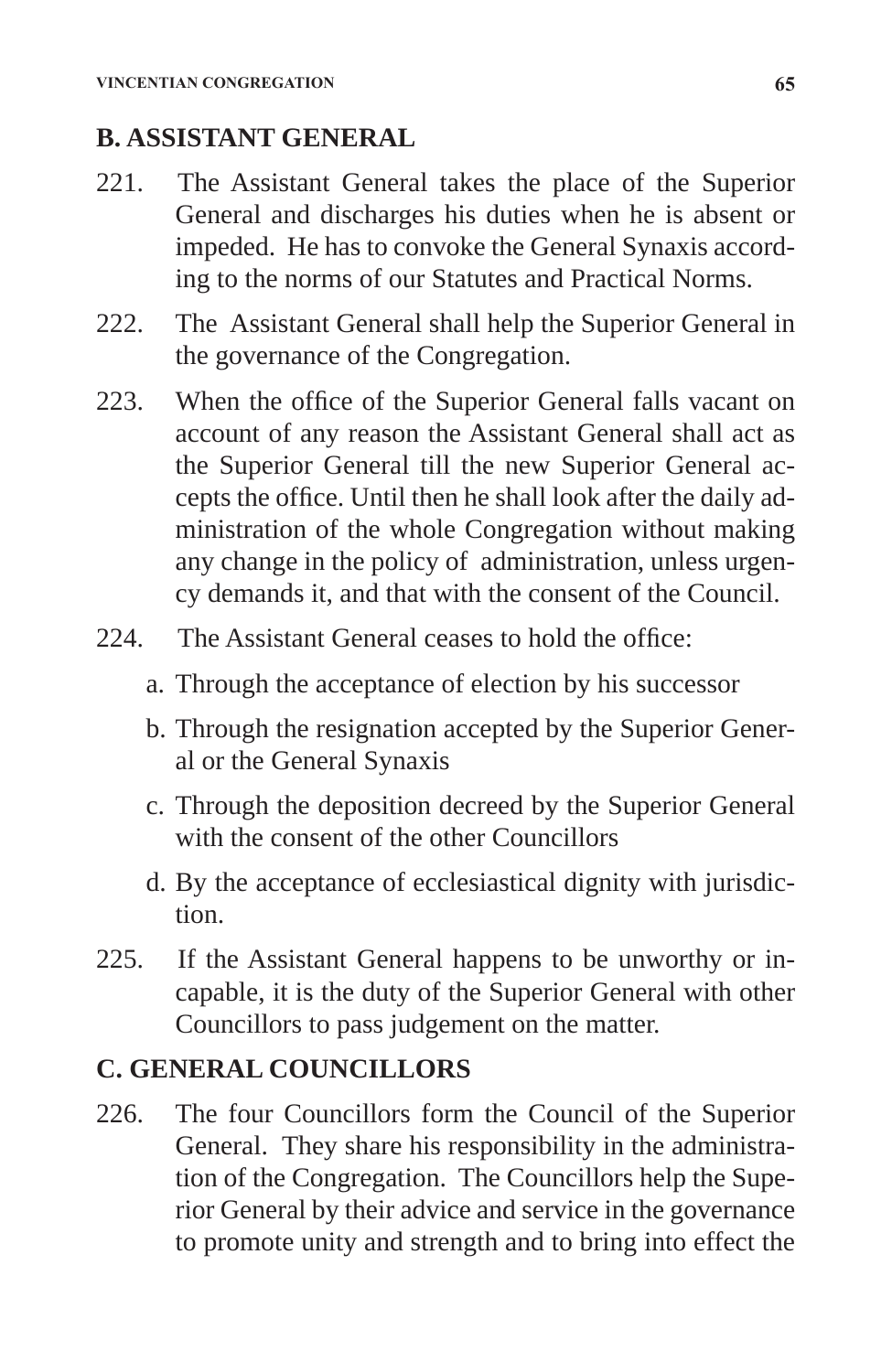## B. ASSISTANT GENERAL

221. The Assistant General takes the place of the Superior General and discharges his duties when he is absent or impeded. He has to convoke the General Synaxis according to the norms of our Statutes and Practical Norms.

222. The Assistant General shall help the Superior General in the governance of the Congregation.

223. When the office of the Superior General falls vacant on account of any reason the Assistant General shall act as the Superior General till the new Superior General accepts the office. Until then he shall look after the daily administration of the whole Congregation without making any change in the policy of administration, unless urgency demands it, and that with the consent of the Council.

224. The Assistant General ceases to hold the office:

   a. Through the acceptance of election by his successor

   b. Through the resignation accepted by the Superior General or the General Synaxis

   c. Through the deposition decreed by the Superior General with the consent of the other Councillors

   d. By the acceptance of ecclesiastical dignity with jurisdiction.

225. If the Assistant General happens to be unworthy or incapable, it is the duty of the Superior General with other Councillors to pass judgement on the matter.

## C. GENERAL COUNCILLORS

226. The four Councillors form the Council of the Superior General. They share his responsibility in the administration of the Congregation. The Councillors help the Superior General by their advice and service in the governance to promote unity and strength and to bring into effect the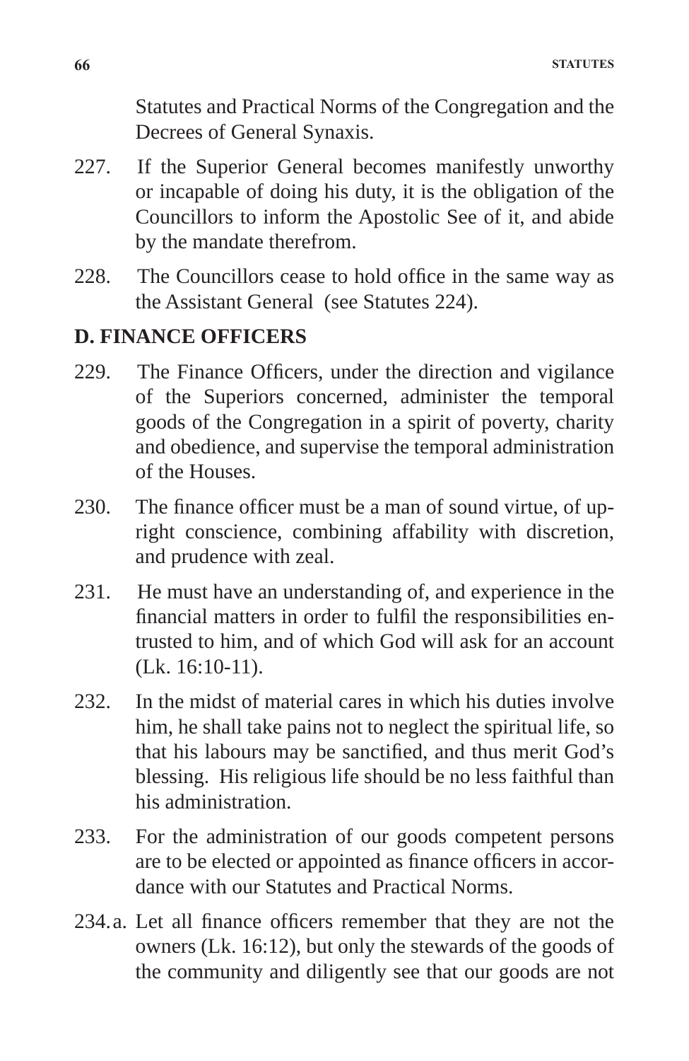Statutes and Practical Norms of the Congregation and the Decrees of General Synaxis.

227. If the Superior General becomes manifestly unworthy or incapable of doing his duty, it is the obligation of the Councillors to inform the Apostolic See of it, and abide by the mandate therefrom.

228. The Councillors cease to hold office in the same way as the Assistant General (see Statutes 224).

## D. FINANCE OFFICERS

229. The Finance Officers, under the direction and vigilance of the Superiors concerned, administer the temporal goods of the Congregation in a spirit of poverty, charity and obedience, and supervise the temporal administration of the Houses.

230. The finance officer must be a man of sound virtue, of upright conscience, combining affability with discretion, and prudence with zeal.

231. He must have an understanding of, and experience in the financial matters in order to fulfil the responsibilities entrusted to him, and of which God will ask for an account (Lk. 16:10-11).

232. In the midst of material cares in which his duties involve him, he shall take pains not to neglect the spiritual life, so that his labours may be sanctified, and thus merit God's blessing. His religious life should be no less faithful than his administration.

233. For the administration of our goods competent persons are to be elected or appointed as finance officers in accordance with our Statutes and Practical Norms.

234. a. Let all finance officers remember that they are not the owners (Lk. 16:12), but only the stewards of the goods of the community and diligently see that our goods are not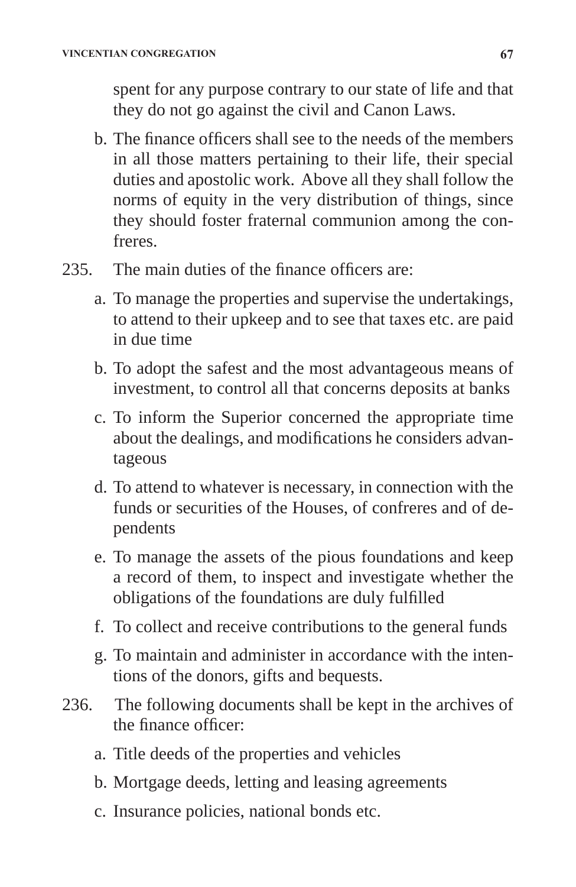spent for any purpose contrary to our state of life and that they do not go against the civil and Canon Laws.

b. The finance officers shall see to the needs of the members in all those matters pertaining to their life, their special duties and apostolic work. Above all they shall follow the norms of equity in the very distribution of things, since they should foster fraternal communion among the confreres.

235. The main duties of the finance officers are:

a. To manage the properties and supervise the undertakings, to attend to their upkeep and to see that taxes etc. are paid in due time

b. To adopt the safest and the most advantageous means of investment, to control all that concerns deposits at banks

c. To inform the Superior concerned the appropriate time about the dealings, and modifications he considers advantageous

d. To attend to whatever is necessary, in connection with the funds or securities of the Houses, of confreres and of dependents

e. To manage the assets of the pious foundations and keep a record of them, to inspect and investigate whether the obligations of the foundations are duly fulfilled

f. To collect and receive contributions to the general funds

g. To maintain and administer in accordance with the intentions of the donors, gifts and bequests.

236. The following documents shall be kept in the archives of the finance officer:

a. Title deeds of the properties and vehicles

b. Mortgage deeds, letting and leasing agreements

c. Insurance policies, national bonds etc.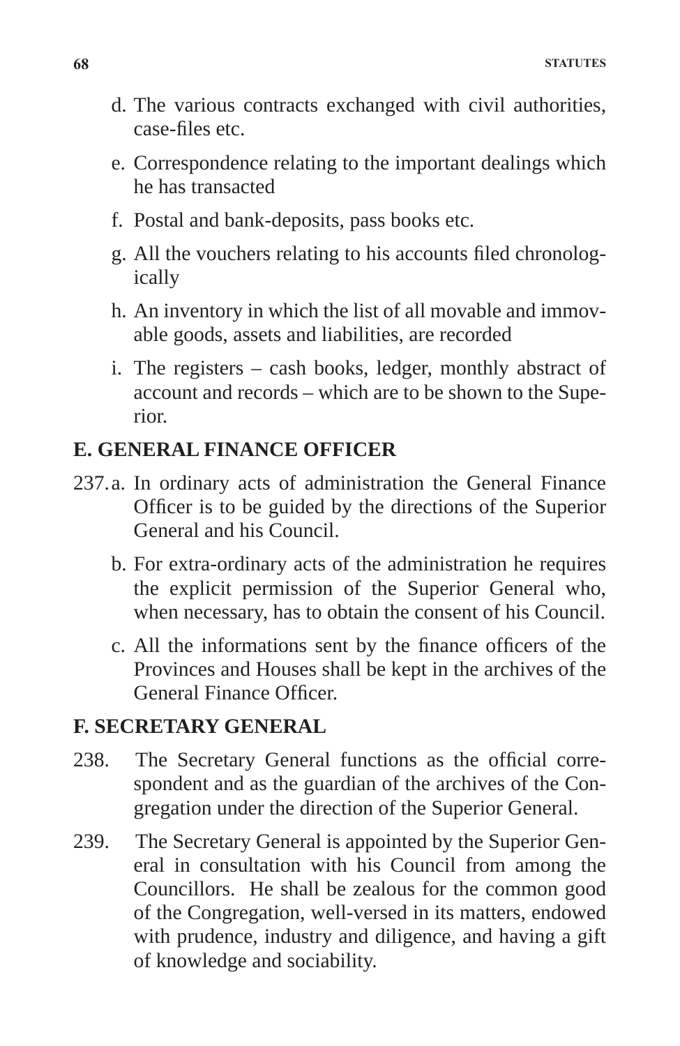d. The various contracts exchanged with civil authorities, case-files etc.

e. Correspondence relating to the important dealings which he has transacted

f. Postal and bank-deposits, pass books etc.

g. All the vouchers relating to his accounts filed chronologically

h. An inventory in which the list of all movable and immovable goods, assets and liabilities, are recorded

i. The registers – cash books, ledger, monthly abstract of account and records – which are to be shown to the Superior.

## E. GENERAL FINANCE OFFICER

237. a. In ordinary acts of administration the General Finance Officer is to be guided by the directions of the Superior General and his Council.

b. For extra-ordinary acts of the administration he requires the explicit permission of the Superior General who, when necessary, has to obtain the consent of his Council.

c. All the informations sent by the finance officers of the Provinces and Houses shall be kept in the archives of the General Finance Officer.

## F. SECRETARY GENERAL

238. The Secretary General functions as the official correspondent and as the guardian of the archives of the Congregation under the direction of the Superior General.

239. The Secretary General is appointed by the Superior General in consultation with his Council from among the Councillors. He shall be zealous for the common good of the Congregation, well-versed in its matters, endowed with prudence, industry and diligence, and having a gift of knowledge and sociability.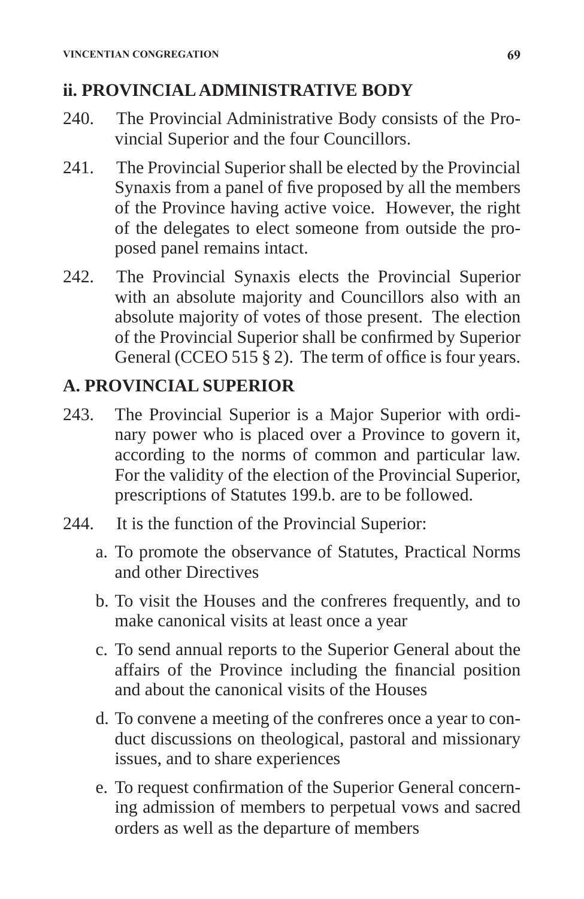## ii. PROVINCIAL ADMINISTRATIVE BODY

240. The Provincial Administrative Body consists of the Provincial Superior and the four Councillors.

241. The Provincial Superior shall be elected by the Provincial Synaxis from a panel of five proposed by all the members of the Province having active voice. However, the right of the delegates to elect someone from outside the proposed panel remains intact.

242. The Provincial Synaxis elects the Provincial Superior with an absolute majority and Councillors also with an absolute majority of votes of those present. The election of the Provincial Superior shall be confirmed by Superior General (CCEO 515 § 2). The term of office is four years.

## A. PROVINCIAL SUPERIOR

243. The Provincial Superior is a Major Superior with ordinary power who is placed over a Province to govern it, according to the norms of common and particular law. For the validity of the election of the Provincial Superior, prescriptions of Statutes 199.b. are to be followed.

244. It is the function of the Provincial Superior:

   a. To promote the observance of Statutes, Practical Norms and other Directives

   b. To visit the Houses and the confreres frequently, and to make canonical visits at least once a year

   c. To send annual reports to the Superior General about the affairs of the Province including the financial position and about the canonical visits of the Houses

   d. To convene a meeting of the confreres once a year to conduct discussions on theological, pastoral and missionary issues, and to share experiences

   e. To request confirmation of the Superior General concerning admission of members to perpetual vows and sacred orders as well as the departure of members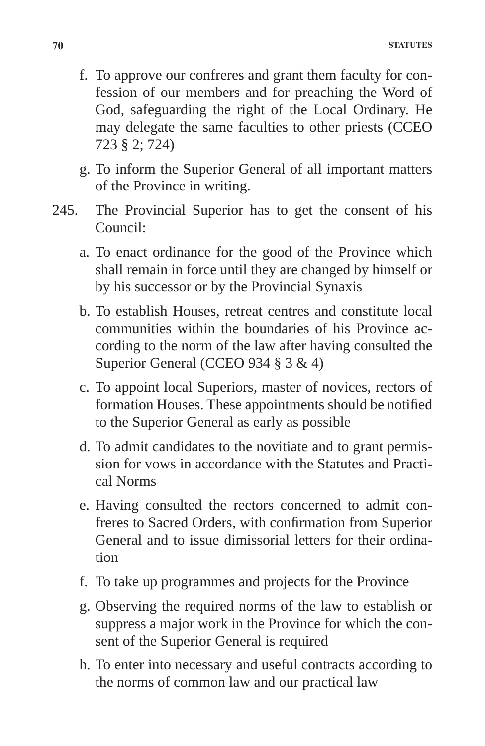f. To approve our confreres and grant them faculty for confession of our members and for preaching the Word of God, safeguarding the right of the Local Ordinary. He may delegate the same faculties to other priests (CCEO 723 § 2; 724)

g. To inform the Superior General of all important matters of the Province in writing.

245. The Provincial Superior has to get the consent of his Council:

a. To enact ordinance for the good of the Province which shall remain in force until they are changed by himself or by his successor or by the Provincial Synaxis

b. To establish Houses, retreat centres and constitute local communities within the boundaries of his Province according to the norm of the law after having consulted the Superior General (CCEO 934 § 3 & 4)

c. To appoint local Superiors, master of novices, rectors of formation Houses. These appointments should be notified to the Superior General as early as possible

d. To admit candidates to the novitiate and to grant permission for vows in accordance with the Statutes and Practical Norms

e. Having consulted the rectors concerned to admit confreres to Sacred Orders, with confirmation from Superior General and to issue dimissorial letters for their ordination

f. To take up programmes and projects for the Province

g. Observing the required norms of the law to establish or suppress a major work in the Province for which the consent of the Superior General is required

h. To enter into necessary and useful contracts according to the norms of common law and our practical law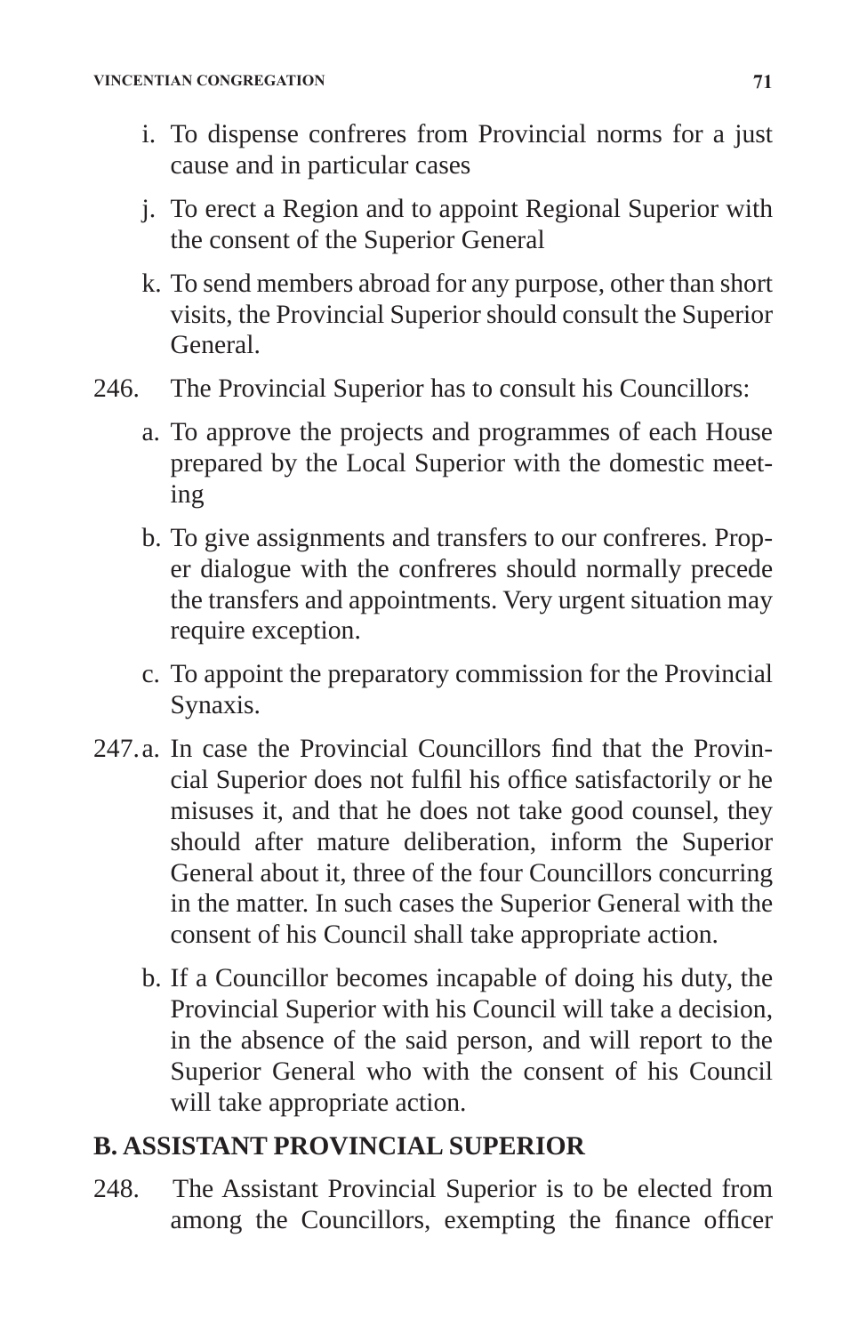i. To dispense confreres from Provincial norms for a just cause and in particular cases

j. To erect a Region and to appoint Regional Superior with the consent of the Superior General

k. To send members abroad for any purpose, other than short visits, the Provincial Superior should consult the Superior General.

246. The Provincial Superior has to consult his Councillors:

a. To approve the projects and programmes of each House prepared by the Local Superior with the domestic meeting

b. To give assignments and transfers to our confreres. Proper dialogue with the confreres should normally precede the transfers and appointments. Very urgent situation may require exception.

c. To appoint the preparatory commission for the Provincial Synaxis.

247. a. In case the Provincial Councillors find that the Provincial Superior does not fulfil his office satisfactorily or he misuses it, and that he does not take good counsel, they should after mature deliberation, inform the Superior General about it, three of the four Councillors concurring in the matter. In such cases the Superior General with the consent of his Council shall take appropriate action.

b. If a Councillor becomes incapable of doing his duty, the Provincial Superior with his Council will take a decision, in the absence of the said person, and will report to the Superior General who with the consent of his Council will take appropriate action.

## B. ASSISTANT PROVINCIAL SUPERIOR

248. The Assistant Provincial Superior is to be elected from among the Councillors, exempting the finance officer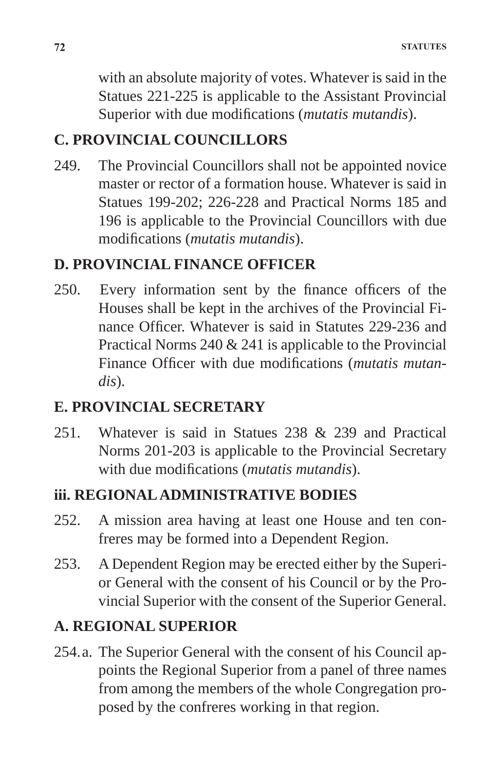with an absolute majority of votes. Whatever is said in the Statues 221-225 is applicable to the Assistant Provincial Superior with due modifications (*mutatis mutandis*).

## C. PROVINCIAL COUNCILLORS

249. The Provincial Councillors shall not be appointed novice master or rector of a formation house. Whatever is said in Statues 199-202; 226-228 and Practical Norms 185 and 196 is applicable to the Provincial Councillors with due modifications (*mutatis mutandis*).

## D. PROVINCIAL FINANCE OFFICER

250. Every information sent by the finance officers of the Houses shall be kept in the archives of the Provincial Finance Officer. Whatever is said in Statutes 229-236 and Practical Norms 240 & 241 is applicable to the Provincial Finance Officer with due modifications (*mutatis mutandis*).

## E. PROVINCIAL SECRETARY

251. Whatever is said in Statues 238 & 239 and Practical Norms 201-203 is applicable to the Provincial Secretary with due modifications (*mutatis mutandis*).

## iii. REGIONAL ADMINISTRATIVE BODIES

252. A mission area having at least one House and ten confreres may be formed into a Dependent Region.

253. A Dependent Region may be erected either by the Superior General with the consent of his Council or by the Provincial Superior with the consent of the Superior General.

## A. REGIONAL SUPERIOR

254. a. The Superior General with the consent of his Council appoints the Regional Superior from a panel of three names from among the members of the whole Congregation proposed by the confreres working in that region.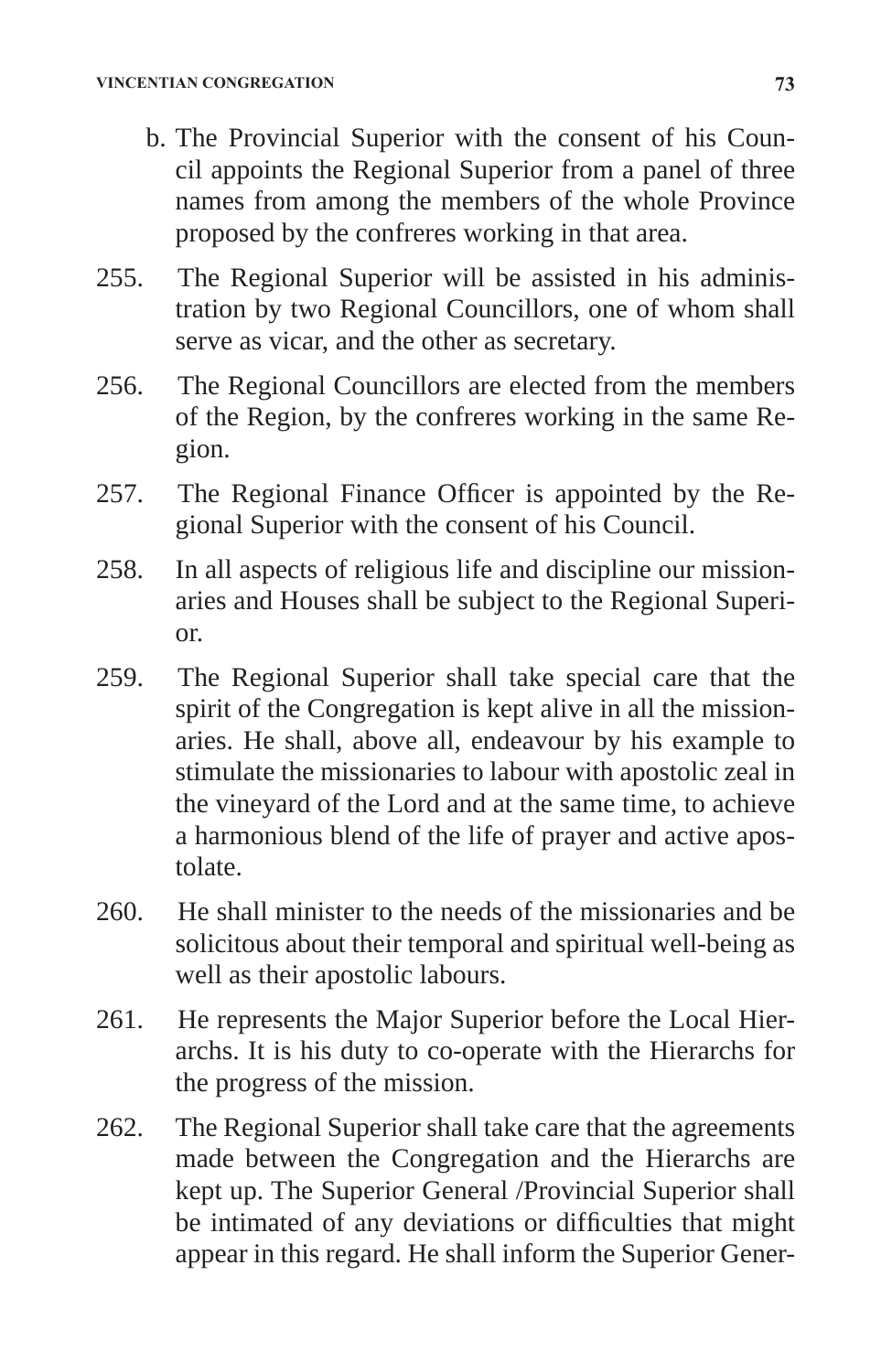b. The Provincial Superior with the consent of his Council appoints the Regional Superior from a panel of three names from among the members of the whole Province proposed by the confreres working in that area.

255. The Regional Superior will be assisted in his administration by two Regional Councillors, one of whom shall serve as vicar, and the other as secretary.

256. The Regional Councillors are elected from the members of the Region, by the confreres working in the same Region.

257. The Regional Finance Officer is appointed by the Regional Superior with the consent of his Council.

258. In all aspects of religious life and discipline our missionaries and Houses shall be subject to the Regional Superior.

259. The Regional Superior shall take special care that the spirit of the Congregation is kept alive in all the missionaries. He shall, above all, endeavour by his example to stimulate the missionaries to labour with apostolic zeal in the vineyard of the Lord and at the same time, to achieve a harmonious blend of the life of prayer and active apostolate.

260. He shall minister to the needs of the missionaries and be solicitous about their temporal and spiritual well-being as well as their apostolic labours.

261. He represents the Major Superior before the Local Hierarchs. It is his duty to co-operate with the Hierarchs for the progress of the mission.

262. The Regional Superior shall take care that the agreements made between the Congregation and the Hierarchs are kept up. The Superior General /Provincial Superior shall be intimated of any deviations or difficulties that might appear in this regard. He shall inform the Superior Gener-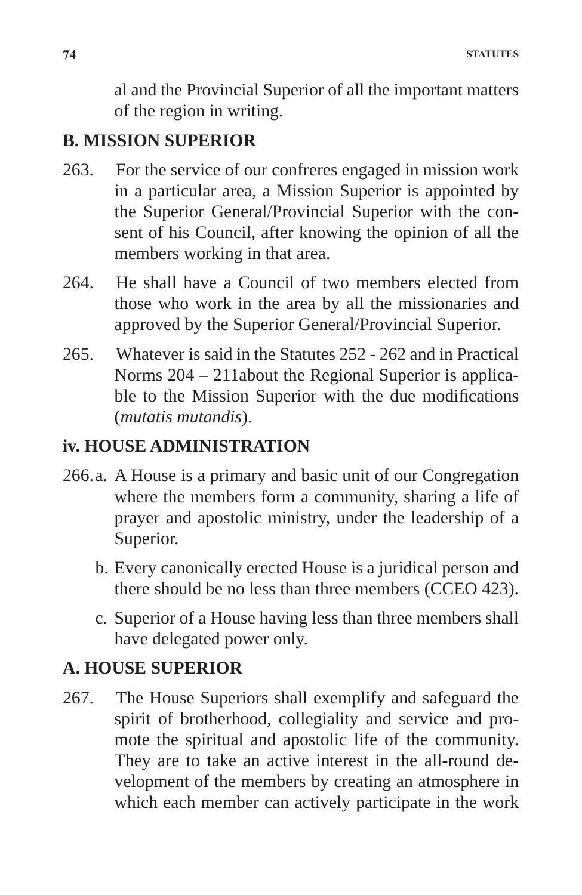al and the Provincial Superior of all the important matters of the region in writing.

## B. MISSION SUPERIOR

263. For the service of our confreres engaged in mission work in a particular area, a Mission Superior is appointed by the Superior General/Provincial Superior with the consent of his Council, after knowing the opinion of all the members working in that area.

264. He shall have a Council of two members elected from those who work in the area by all the missionaries and approved by the Superior General/Provincial Superior.

265. Whatever is said in the Statutes 252 - 262 and in Practical Norms 204 – 211about the Regional Superior is applicable to the Mission Superior with the due modifications (*mutatis mutandis*).

## iv. HOUSE ADMINISTRATION

266. a. A House is a primary and basic unit of our Congregation where the members form a community, sharing a life of prayer and apostolic ministry, under the leadership of a Superior.

b. Every canonically erected House is a juridical person and there should be no less than three members (CCEO 423).

c. Superior of a House having less than three members shall have delegated power only.

## A. HOUSE SUPERIOR

267. The House Superiors shall exemplify and safeguard the spirit of brotherhood, collegiality and service and promote the spiritual and apostolic life of the community. They are to take an active interest in the all-round development of the members by creating an atmosphere in which each member can actively participate in the work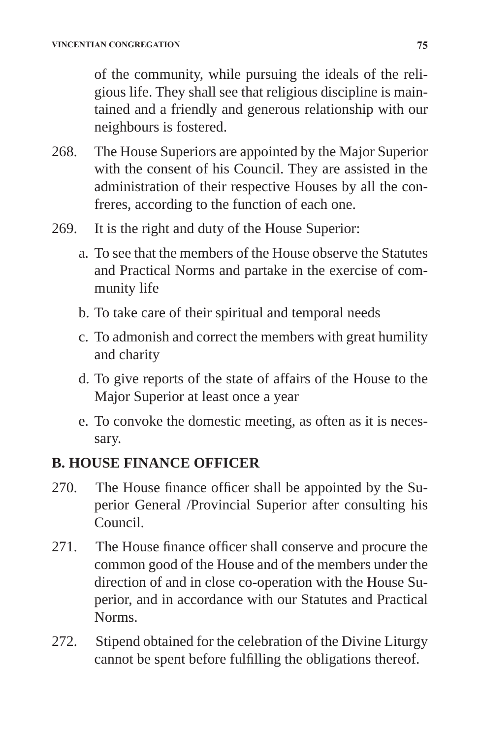of the community, while pursuing the ideals of the religious life. They shall see that religious discipline is maintained and a friendly and generous relationship with our neighbours is fostered.

268. The House Superiors are appointed by the Major Superior with the consent of his Council. They are assisted in the administration of their respective Houses by all the confreres, according to the function of each one.

269. It is the right and duty of the House Superior:

   a. To see that the members of the House observe the Statutes and Practical Norms and partake in the exercise of community life

   b. To take care of their spiritual and temporal needs

   c. To admonish and correct the members with great humility and charity

   d. To give reports of the state of affairs of the House to the Major Superior at least once a year

   e. To convoke the domestic meeting, as often as it is necessary.

## B. HOUSE FINANCE OFFICER

270. The House finance officer shall be appointed by the Superior General /Provincial Superior after consulting his Council.

271. The House finance officer shall conserve and procure the common good of the House and of the members under the direction of and in close co-operation with the House Superior, and in accordance with our Statutes and Practical Norms.

272. Stipend obtained for the celebration of the Divine Liturgy cannot be spent before fulfilling the obligations thereof.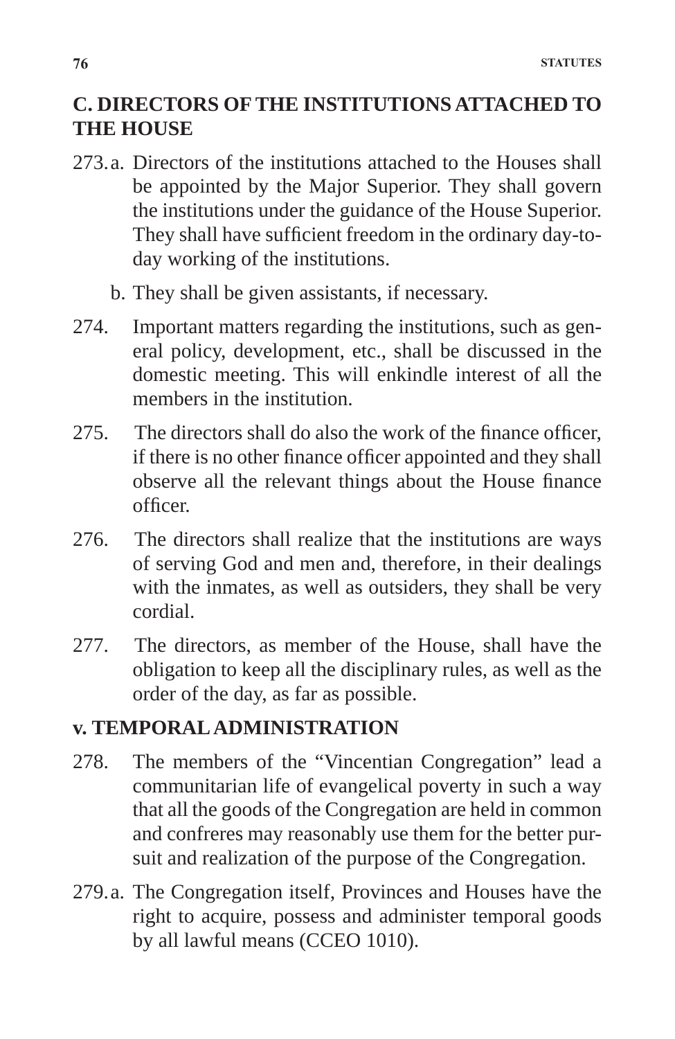## C. DIRECTORS OF THE INSTITUTIONS ATTACHED TO THE HOUSE

273. a. Directors of the institutions attached to the Houses shall be appointed by the Major Superior. They shall govern the institutions under the guidance of the House Superior. They shall have sufficient freedom in the ordinary day-to-day working of the institutions.

b. They shall be given assistants, if necessary.

274. Important matters regarding the institutions, such as general policy, development, etc., shall be discussed in the domestic meeting. This will enkindle interest of all the members in the institution.

275. The directors shall do also the work of the finance officer, if there is no other finance officer appointed and they shall observe all the relevant things about the House finance officer.

276. The directors shall realize that the institutions are ways of serving God and men and, therefore, in their dealings with the inmates, as well as outsiders, they shall be very cordial.

277. The directors, as member of the House, shall have the obligation to keep all the disciplinary rules, as well as the order of the day, as far as possible.

## v. TEMPORAL ADMINISTRATION

278. The members of the "Vincentian Congregation" lead a communitarian life of evangelical poverty in such a way that all the goods of the Congregation are held in common and confreres may reasonably use them for the better pursuit and realization of the purpose of the Congregation.

279. a. The Congregation itself, Provinces and Houses have the right to acquire, possess and administer temporal goods by all lawful means (CCEO 1010).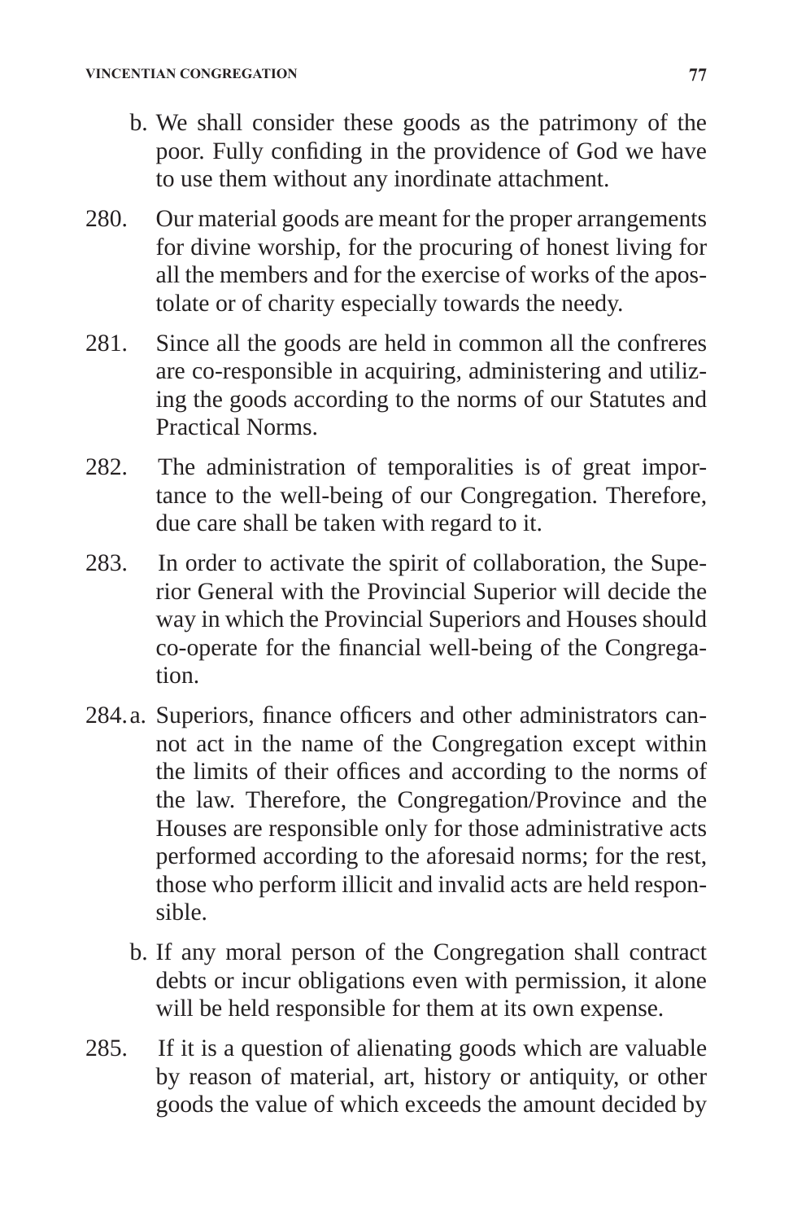b. We shall consider these goods as the patrimony of the poor. Fully confiding in the providence of God we have to use them without any inordinate attachment.

280. Our material goods are meant for the proper arrangements for divine worship, for the procuring of honest living for all the members and for the exercise of works of the apostolate or of charity especially towards the needy.

281. Since all the goods are held in common all the confreres are co-responsible in acquiring, administering and utilizing the goods according to the norms of our Statutes and Practical Norms.

282. The administration of temporalities is of great importance to the well-being of our Congregation. Therefore, due care shall be taken with regard to it.

283. In order to activate the spirit of collaboration, the Superior General with the Provincial Superior will decide the way in which the Provincial Superiors and Houses should co-operate for the financial well-being of the Congregation.

284. a. Superiors, finance officers and other administrators cannot act in the name of the Congregation except within the limits of their offices and according to the norms of the law. Therefore, the Congregation/Province and the Houses are responsible only for those administrative acts performed according to the aforesaid norms; for the rest, those who perform illicit and invalid acts are held responsible.

b. If any moral person of the Congregation shall contract debts or incur obligations even with permission, it alone will be held responsible for them at its own expense.

285. If it is a question of alienating goods which are valuable by reason of material, art, history or antiquity, or other goods the value of which exceeds the amount decided by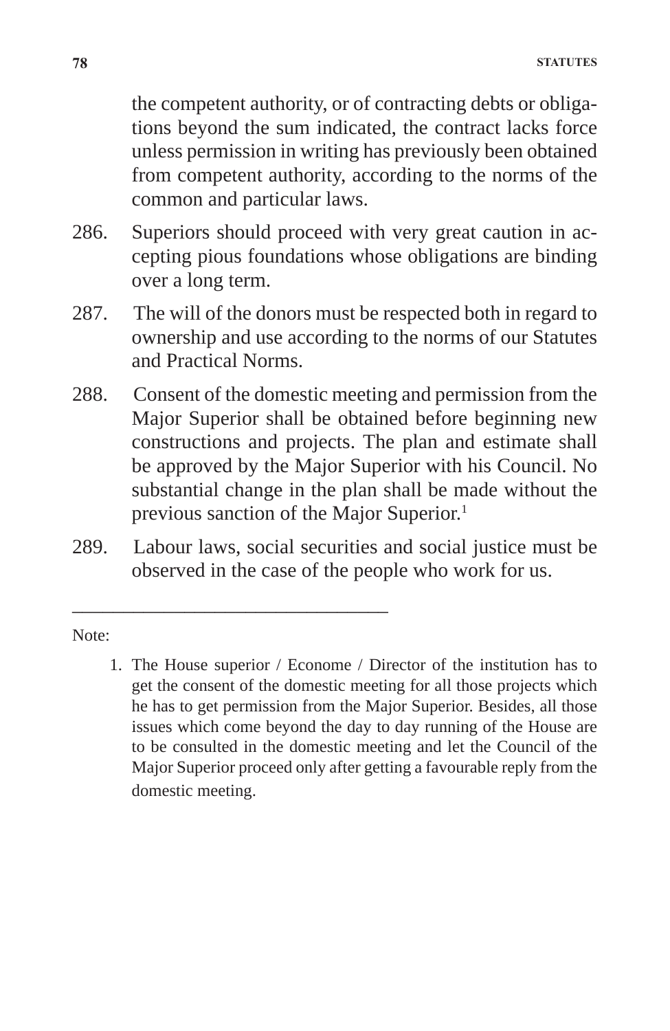the competent authority, or of contracting debts or obligations beyond the sum indicated, the contract lacks force unless permission in writing has previously been obtained from competent authority, according to the norms of the common and particular laws.

286. Superiors should proceed with very great caution in accepting pious foundations whose obligations are binding over a long term.

287. The will of the donors must be respected both in regard to ownership and use according to the norms of our Statutes and Practical Norms.

288. Consent of the domestic meeting and permission from the Major Superior shall be obtained before beginning new constructions and projects. The plan and estimate shall be approved by the Major Superior with his Council. No substantial change in the plan shall be made without the previous sanction of the Major Superior.[1]

289. Labour laws, social securities and social justice must be observed in the case of the people who work for us.

---

Note:

1. The House superior / Econome / Director of the institution has to get the consent of the domestic meeting for all those projects which he has to get permission from the Major Superior. Besides, all those issues which come beyond the day to day running of the House are to be consulted in the domestic meeting and let the Council of the Major Superior proceed only after getting a favourable reply from the domestic meeting.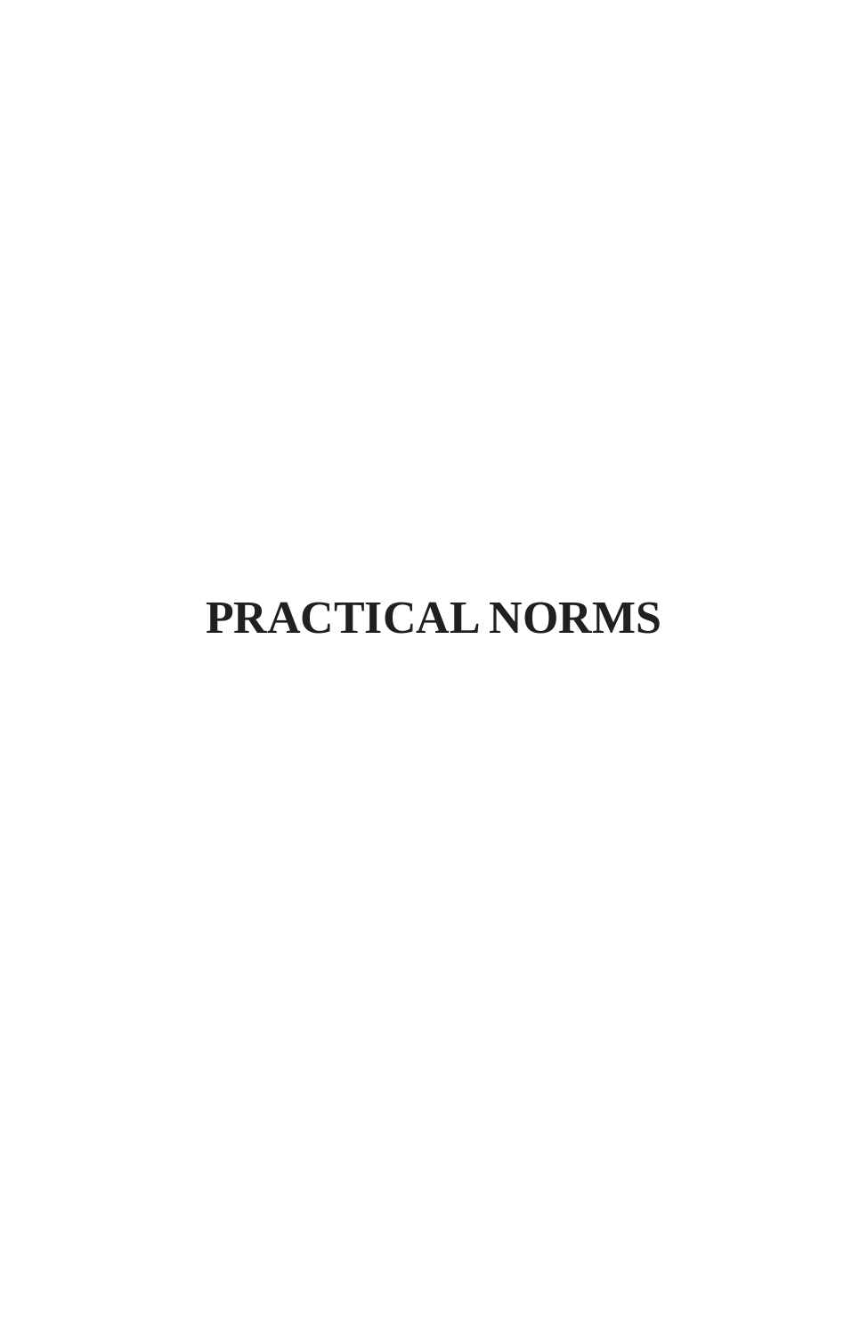# PRACTICAL NORMS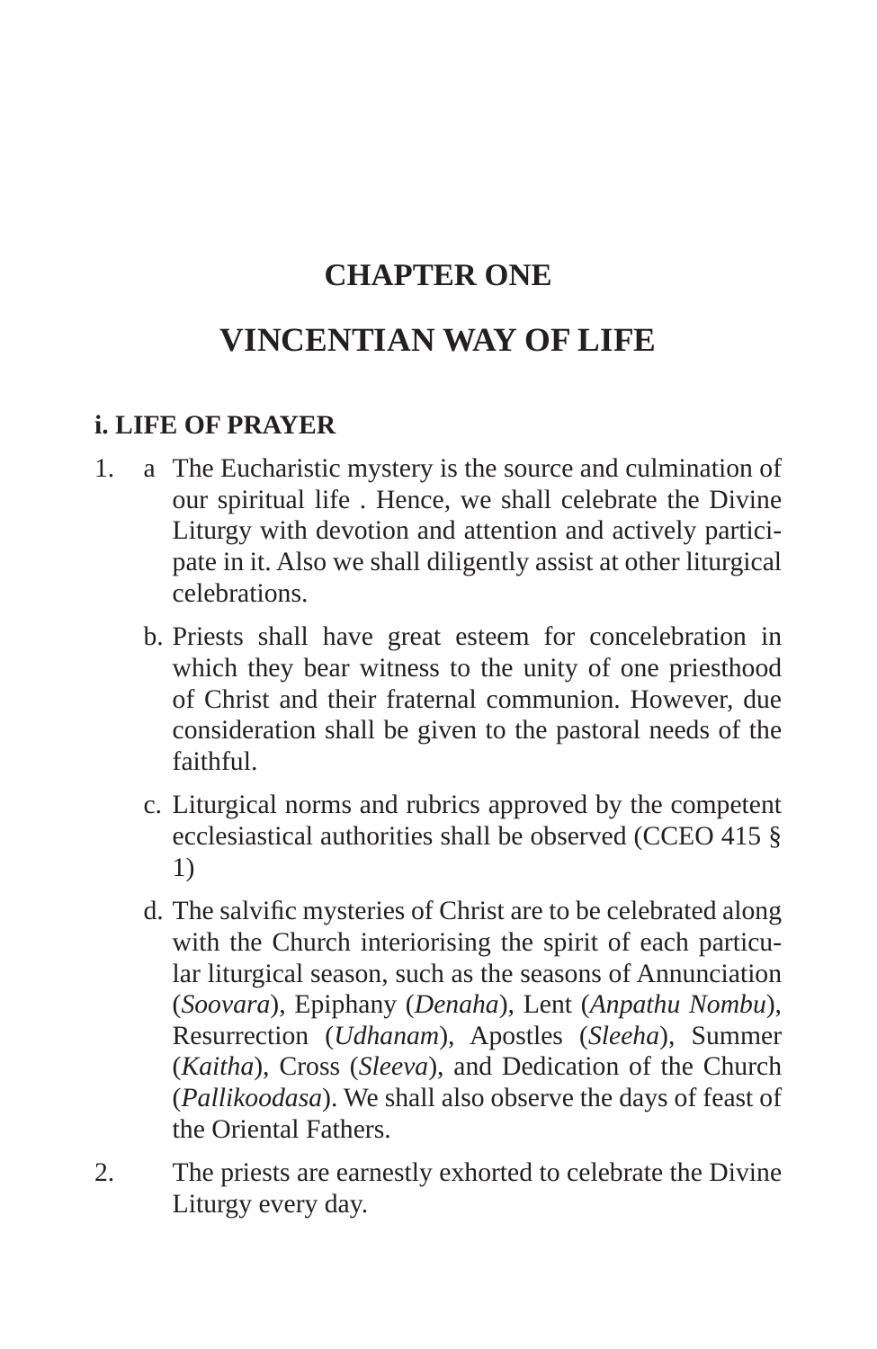# CHAPTER ONE

# VINCENTIAN WAY OF LIFE

### i. LIFE OF PRAYER

1. a The Eucharistic mystery is the source and culmination of our spiritual life . Hence, we shall celebrate the Divine Liturgy with devotion and attention and actively participate in it. Also we shall diligently assist at other liturgical celebrations.

   b. Priests shall have great esteem for concelebration in which they bear witness to the unity of one priesthood of Christ and their fraternal communion. However, due consideration shall be given to the pastoral needs of the faithful.

   c. Liturgical norms and rubrics approved by the competent ecclesiastical authorities shall be observed (CCEO 415 § 1)

   d. The salvific mysteries of Christ are to be celebrated along with the Church interiorising the spirit of each particular liturgical season, such as the seasons of Annunciation (*Soovara*), Epiphany (*Denaha*), Lent (*Anpathu Nombu*), Resurrection (*Udhanam*), Apostles (*Sleeha*), Summer (*Kaitha*), Cross (*Sleeva*), and Dedication of the Church (*Pallikoodasa*). We shall also observe the days of feast of the Oriental Fathers.

2. The priests are earnestly exhorted to celebrate the Divine Liturgy every day.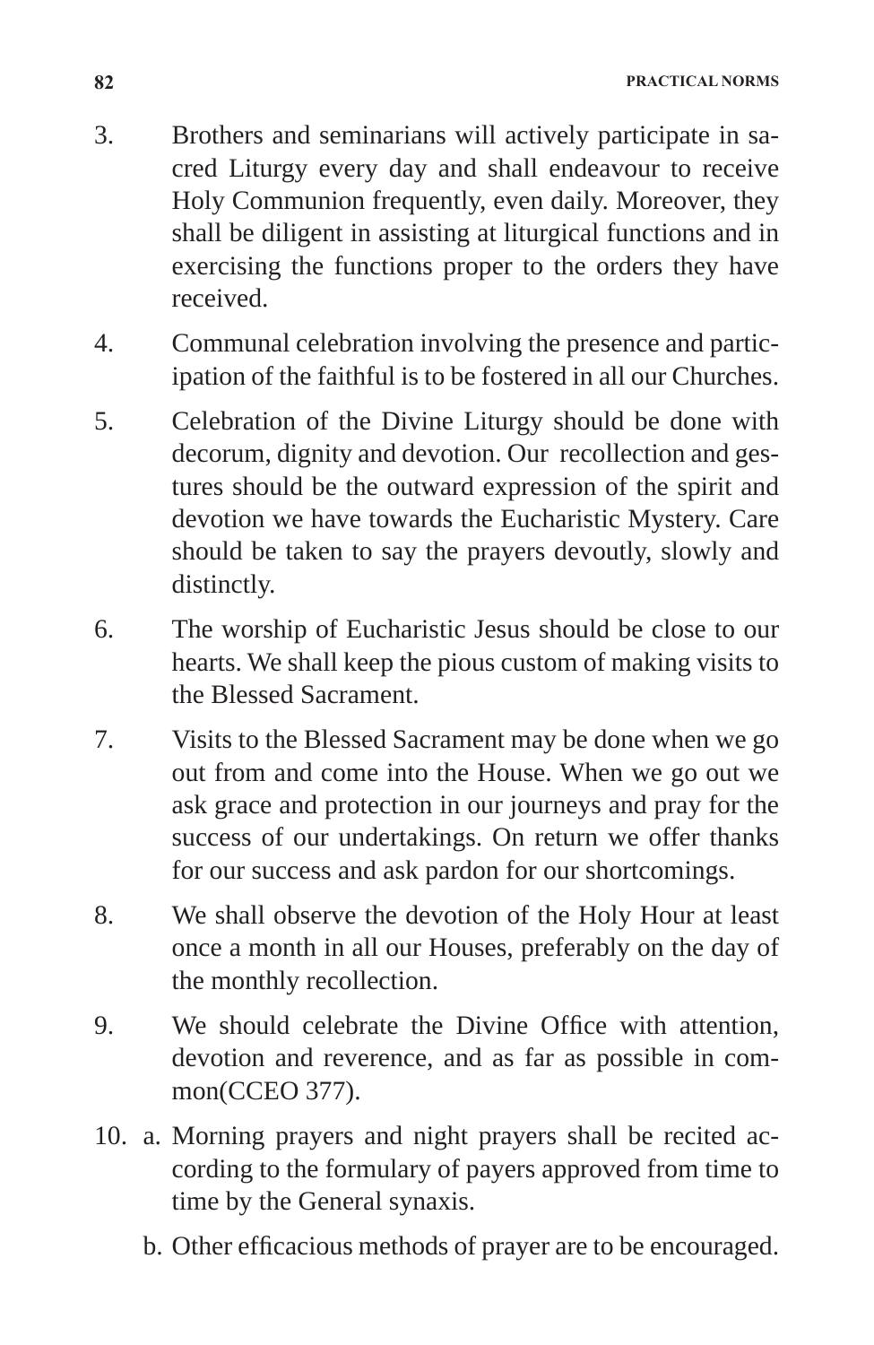3. Brothers and seminarians will actively participate in sacred Liturgy every day and shall endeavour to receive Holy Communion frequently, even daily. Moreover, they shall be diligent in assisting at liturgical functions and in exercising the functions proper to the orders they have received.

4. Communal celebration involving the presence and participation of the faithful is to be fostered in all our Churches.

5. Celebration of the Divine Liturgy should be done with decorum, dignity and devotion. Our recollection and gestures should be the outward expression of the spirit and devotion we have towards the Eucharistic Mystery. Care should be taken to say the prayers devoutly, slowly and distinctly.

6. The worship of Eucharistic Jesus should be close to our hearts. We shall keep the pious custom of making visits to the Blessed Sacrament.

7. Visits to the Blessed Sacrament may be done when we go out from and come into the House. When we go out we ask grace and protection in our journeys and pray for the success of our undertakings. On return we offer thanks for our success and ask pardon for our shortcomings.

8. We shall observe the devotion of the Holy Hour at least once a month in all our Houses, preferably on the day of the monthly recollection.

9. We should celebrate the Divine Office with attention, devotion and reverence, and as far as possible in common(CCEO 377).

10. a. Morning prayers and night prayers shall be recited according to the formulary of payers approved from time to time by the General synaxis.

    b. Other efficacious methods of prayer are to be encouraged.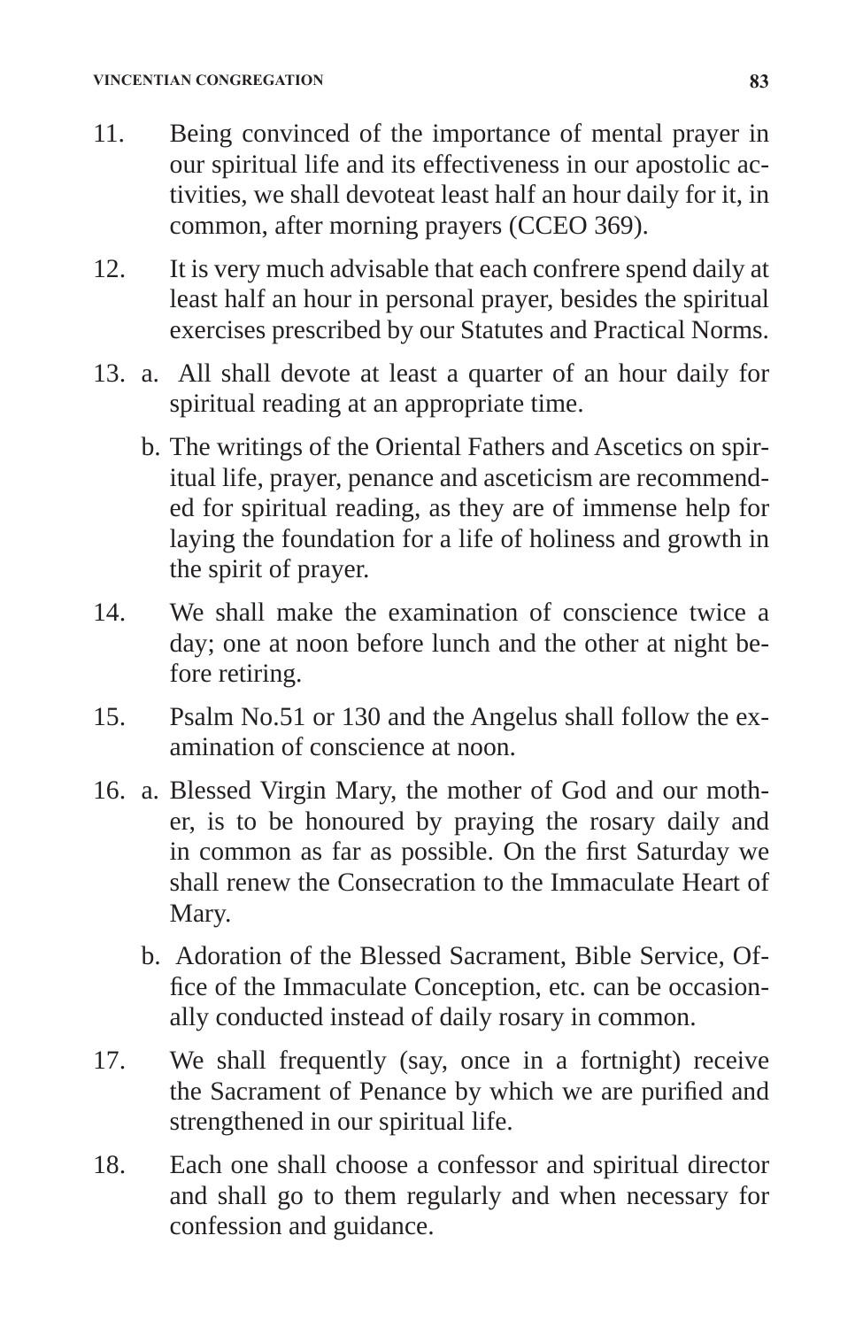11. Being convinced of the importance of mental prayer in our spiritual life and its effectiveness in our apostolic activities, we shall devoteat least half an hour daily for it, in common, after morning prayers (CCEO 369).

12. It is very much advisable that each confrere spend daily at least half an hour in personal prayer, besides the spiritual exercises prescribed by our Statutes and Practical Norms.

13. a. All shall devote at least a quarter of an hour daily for spiritual reading at an appropriate time.

    b. The writings of the Oriental Fathers and Ascetics on spiritual life, prayer, penance and asceticism are recommended for spiritual reading, as they are of immense help for laying the foundation for a life of holiness and growth in the spirit of prayer.

14. We shall make the examination of conscience twice a day; one at noon before lunch and the other at night before retiring.

15. Psalm No.51 or 130 and the Angelus shall follow the examination of conscience at noon.

16. a. Blessed Virgin Mary, the mother of God and our mother, is to be honoured by praying the rosary daily and in common as far as possible. On the first Saturday we shall renew the Consecration to the Immaculate Heart of Mary.

    b. Adoration of the Blessed Sacrament, Bible Service, Office of the Immaculate Conception, etc. can be occasionally conducted instead of daily rosary in common.

17. We shall frequently (say, once in a fortnight) receive the Sacrament of Penance by which we are purified and strengthened in our spiritual life.

18. Each one shall choose a confessor and spiritual director and shall go to them regularly and when necessary for confession and guidance.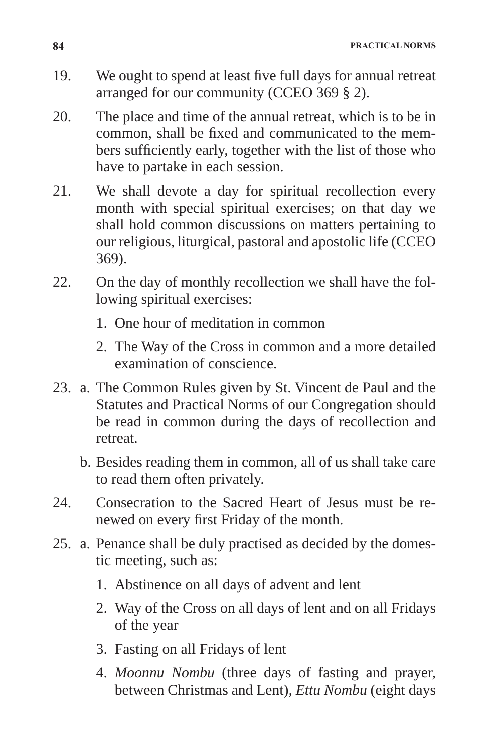19. We ought to spend at least five full days for annual retreat arranged for our community (CCEO 369 § 2).

20. The place and time of the annual retreat, which is to be in common, shall be fixed and communicated to the members sufficiently early, together with the list of those who have to partake in each session.

21. We shall devote a day for spiritual recollection every month with special spiritual exercises; on that day we shall hold common discussions on matters pertaining to our religious, liturgical, pastoral and apostolic life (CCEO 369).

22. On the day of monthly recollection we shall have the following spiritual exercises:

    1. One hour of meditation in common
    2. The Way of the Cross in common and a more detailed examination of conscience.

23. a. The Common Rules given by St. Vincent de Paul and the Statutes and Practical Norms of our Congregation should be read in common during the days of recollection and retreat.

    b. Besides reading them in common, all of us shall take care to read them often privately.

24. Consecration to the Sacred Heart of Jesus must be renewed on every first Friday of the month.

25. a. Penance shall be duly practised as decided by the domestic meeting, such as:

    1. Abstinence on all days of advent and lent
    2. Way of the Cross on all days of lent and on all Fridays of the year
    3. Fasting on all Fridays of lent
    4. *Moonnu Nombu* (three days of fasting and prayer, between Christmas and Lent), *Ettu Nombu* (eight days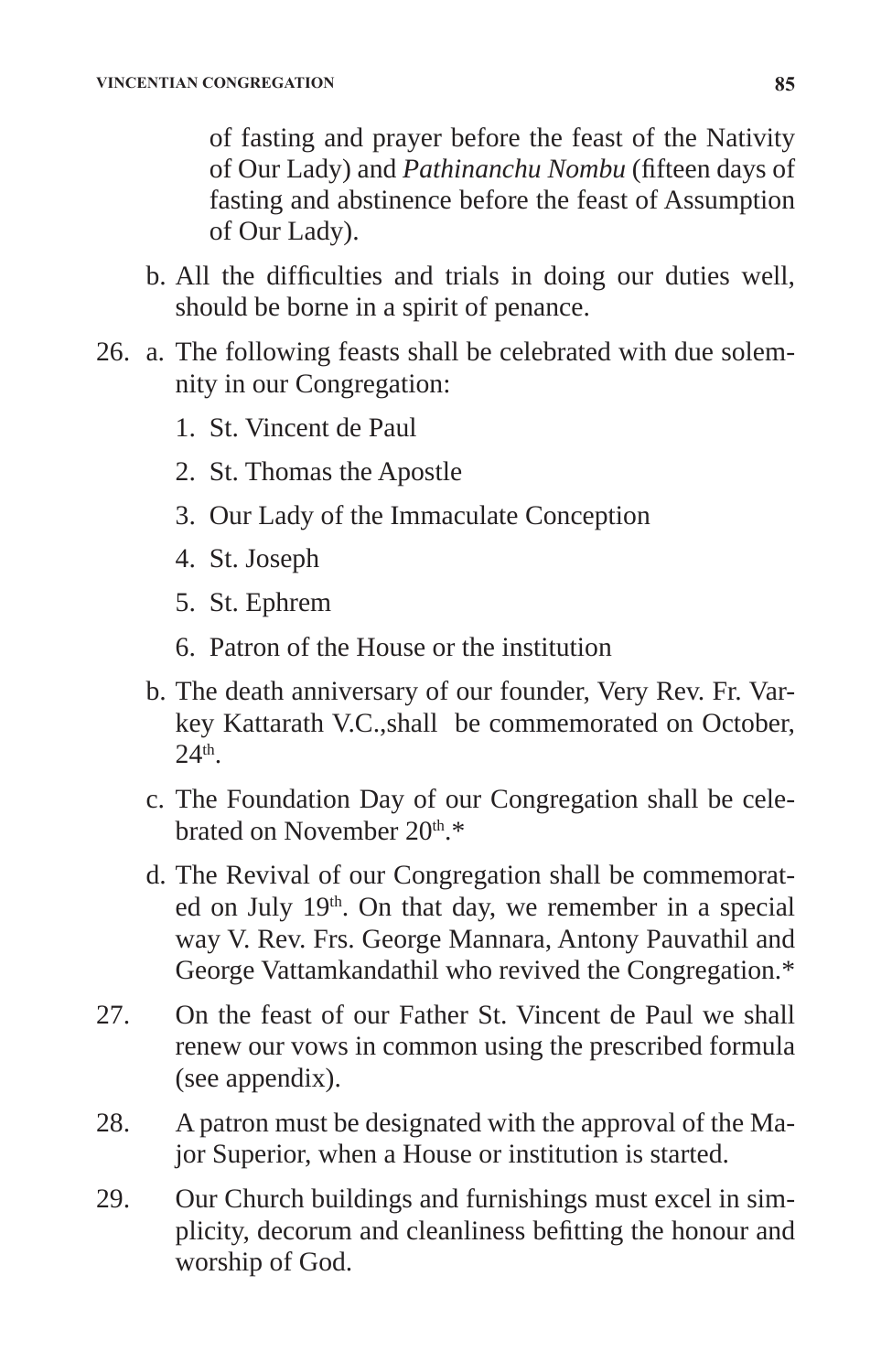of fasting and prayer before the feast of the Nativity of Our Lady) and *Pathinanchu Nombu* (fifteen days of fasting and abstinence before the feast of Assumption of Our Lady).

b. All the difficulties and trials in doing our duties well, should be borne in a spirit of penance.

26. a. The following feasts shall be celebrated with due solemnity in our Congregation:

    1. St. Vincent de Paul
    2. St. Thomas the Apostle
    3. Our Lady of the Immaculate Conception
    4. St. Joseph
    5. St. Ephrem
    6. Patron of the House or the institution

    b. The death anniversary of our founder, Very Rev. Fr. Varkey Kattarath V.C.,shall be commemorated on October, 24th.

    c. The Foundation Day of our Congregation shall be celebrated on November 20th.*

    d. The Revival of our Congregation shall be commemorated on July 19th. On that day, we remember in a special way V. Rev. Frs. George Mannara, Antony Pauvathil and George Vattamkandathil who revived the Congregation.*

27. On the feast of our Father St. Vincent de Paul we shall renew our vows in common using the prescribed formula (see appendix).

28. A patron must be designated with the approval of the Major Superior, when a House or institution is started.

29. Our Church buildings and furnishings must excel in simplicity, decorum and cleanliness befitting the honour and worship of God.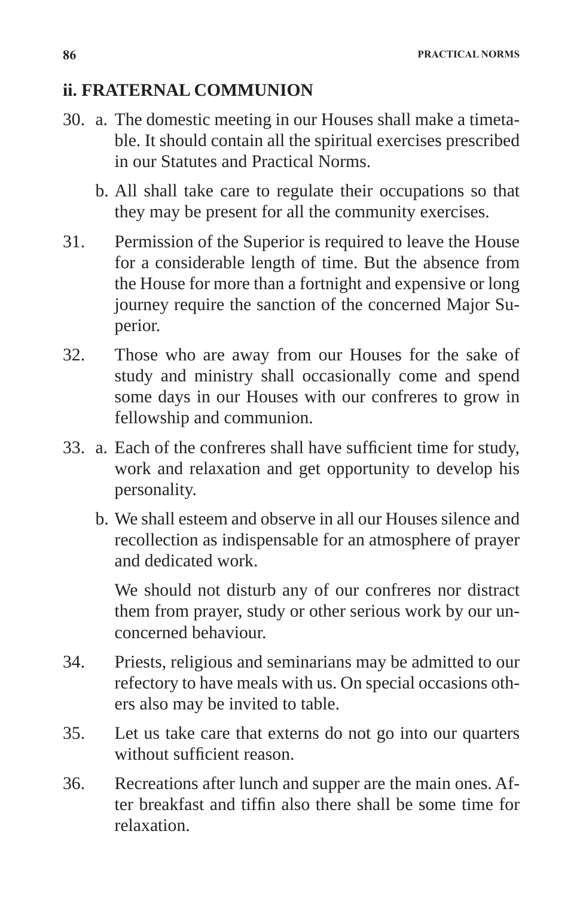## ii. FRATERNAL COMMUNION

30. a. The domestic meeting in our Houses shall make a timetable. It should contain all the spiritual exercises prescribed in our Statutes and Practical Norms.

    b. All shall take care to regulate their occupations so that they may be present for all the community exercises.

31. Permission of the Superior is required to leave the House for a considerable length of time. But the absence from the House for more than a fortnight and expensive or long journey require the sanction of the concerned Major Superior.

32. Those who are away from our Houses for the sake of study and ministry shall occasionally come and spend some days in our Houses with our confreres to grow in fellowship and communion.

33. a. Each of the confreres shall have sufficient time for study, work and relaxation and get opportunity to develop his personality.

    b. We shall esteem and observe in all our Houses silence and recollection as indispensable for an atmosphere of prayer and dedicated work.

    We should not disturb any of our confreres nor distract them from prayer, study or other serious work by our unconcerned behaviour.

34. Priests, religious and seminarians may be admitted to our refectory to have meals with us. On special occasions others also may be invited to table.

35. Let us take care that externs do not go into our quarters without sufficient reason.

36. Recreations after lunch and supper are the main ones. After breakfast and tiffin also there shall be some time for relaxation.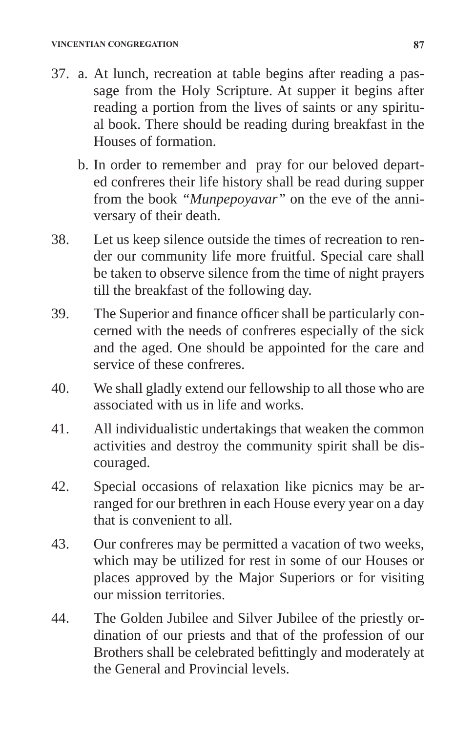37. a. At lunch, recreation at table begins after reading a passage from the Holy Scripture. At supper it begins after reading a portion from the lives of saints or any spiritual book. There should be reading during breakfast in the Houses of formation.

    b. In order to remember and pray for our beloved departed confreres their life history shall be read during supper from the book *"Munpepoyavar"* on the eve of the anniversary of their death.

38. Let us keep silence outside the times of recreation to render our community life more fruitful. Special care shall be taken to observe silence from the time of night prayers till the breakfast of the following day.

39. The Superior and finance officer shall be particularly concerned with the needs of confreres especially of the sick and the aged. One should be appointed for the care and service of these confreres.

40. We shall gladly extend our fellowship to all those who are associated with us in life and works.

41. All individualistic undertakings that weaken the common activities and destroy the community spirit shall be discouraged.

42. Special occasions of relaxation like picnics may be arranged for our brethren in each House every year on a day that is convenient to all.

43. Our confreres may be permitted a vacation of two weeks, which may be utilized for rest in some of our Houses or places approved by the Major Superiors or for visiting our mission territories.

44. The Golden Jubilee and Silver Jubilee of the priestly ordination of our priests and that of the profession of our Brothers shall be celebrated befittingly and moderately at the General and Provincial levels.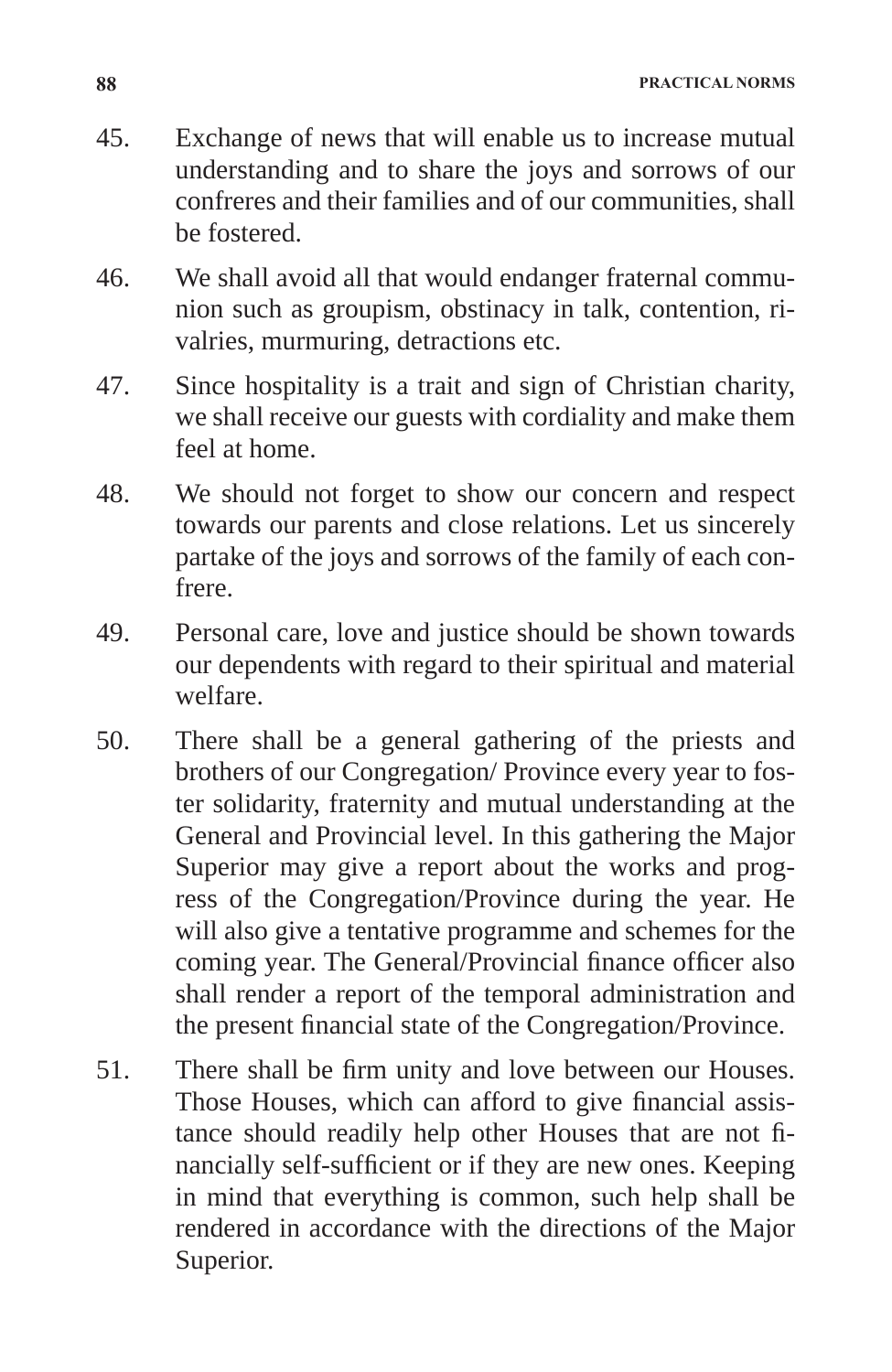45. Exchange of news that will enable us to increase mutual understanding and to share the joys and sorrows of our confreres and their families and of our communities, shall be fostered.

46. We shall avoid all that would endanger fraternal communion such as groupism, obstinacy in talk, contention, rivalries, murmuring, detractions etc.

47. Since hospitality is a trait and sign of Christian charity, we shall receive our guests with cordiality and make them feel at home.

48. We should not forget to show our concern and respect towards our parents and close relations. Let us sincerely partake of the joys and sorrows of the family of each confrere.

49. Personal care, love and justice should be shown towards our dependents with regard to their spiritual and material welfare.

50. There shall be a general gathering of the priests and brothers of our Congregation/ Province every year to foster solidarity, fraternity and mutual understanding at the General and Provincial level. In this gathering the Major Superior may give a report about the works and progress of the Congregation/Province during the year. He will also give a tentative programme and schemes for the coming year. The General/Provincial finance officer also shall render a report of the temporal administration and the present financial state of the Congregation/Province.

51. There shall be firm unity and love between our Houses. Those Houses, which can afford to give financial assistance should readily help other Houses that are not financially self-sufficient or if they are new ones. Keeping in mind that everything is common, such help shall be rendered in accordance with the directions of the Major Superior.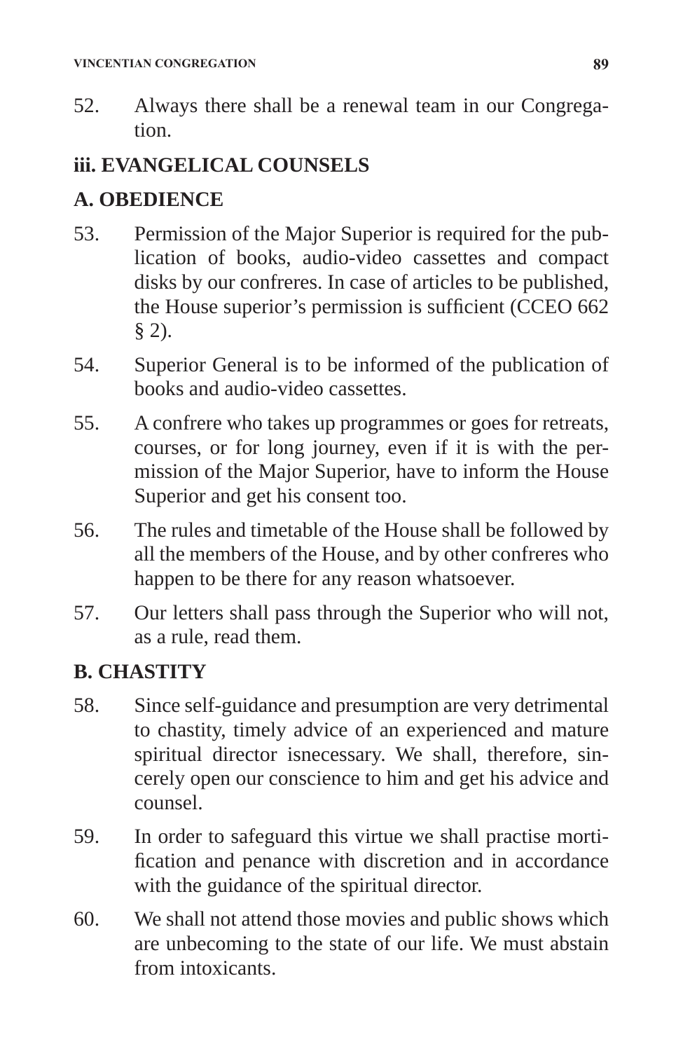52. Always there shall be a renewal team in our Congregation.

## iii. EVANGELICAL COUNSELS

### A. OBEDIENCE

53. Permission of the Major Superior is required for the publication of books, audio-video cassettes and compact disks by our confreres. In case of articles to be published, the House superior's permission is sufficient (CCEO 662 § 2).

54. Superior General is to be informed of the publication of books and audio-video cassettes.

55. A confrere who takes up programmes or goes for retreats, courses, or for long journey, even if it is with the permission of the Major Superior, have to inform the House Superior and get his consent too.

56. The rules and timetable of the House shall be followed by all the members of the House, and by other confreres who happen to be there for any reason whatsoever.

57. Our letters shall pass through the Superior who will not, as a rule, read them.

### B. CHASTITY

58. Since self-guidance and presumption are very detrimental to chastity, timely advice of an experienced and mature spiritual director isnecessary. We shall, therefore, sincerely open our conscience to him and get his advice and counsel.

59. In order to safeguard this virtue we shall practise mortification and penance with discretion and in accordance with the guidance of the spiritual director.

60. We shall not attend those movies and public shows which are unbecoming to the state of our life. We must abstain from intoxicants.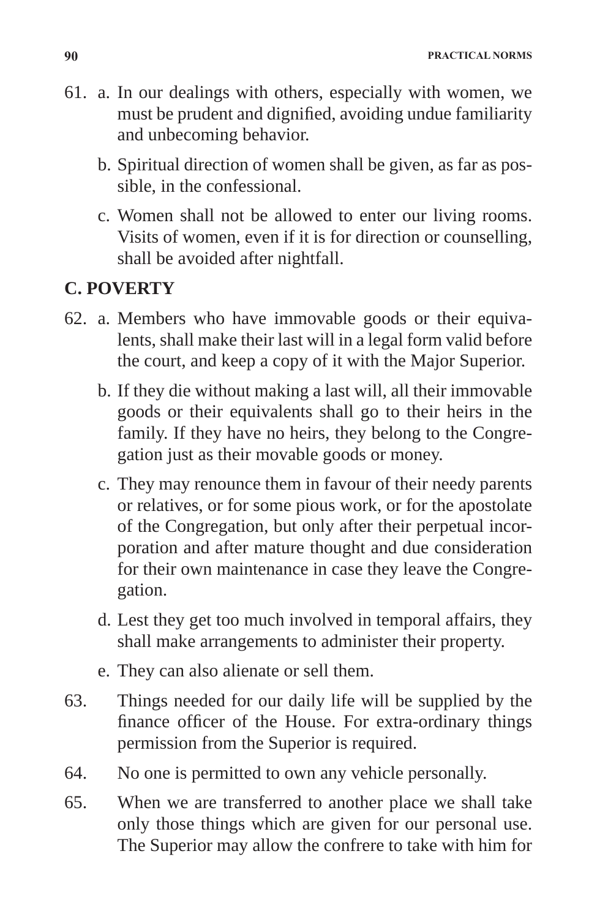61. a. In our dealings with others, especially with women, we must be prudent and dignified, avoiding undue familiarity and unbecoming behavior.

    b. Spiritual direction of women shall be given, as far as possible, in the confessional.

    c. Women shall not be allowed to enter our living rooms. Visits of women, even if it is for direction or counselling, shall be avoided after nightfall.

## C. POVERTY

62. a. Members who have immovable goods or their equivalents, shall make their last will in a legal form valid before the court, and keep a copy of it with the Major Superior.

    b. If they die without making a last will, all their immovable goods or their equivalents shall go to their heirs in the family. If they have no heirs, they belong to the Congregation just as their movable goods or money.

    c. They may renounce them in favour of their needy parents or relatives, or for some pious work, or for the apostolate of the Congregation, but only after their perpetual incorporation and after mature thought and due consideration for their own maintenance in case they leave the Congregation.

    d. Lest they get too much involved in temporal affairs, they shall make arrangements to administer their property.

    e. They can also alienate or sell them.

63. Things needed for our daily life will be supplied by the finance officer of the House. For extra-ordinary things permission from the Superior is required.

64. No one is permitted to own any vehicle personally.

65. When we are transferred to another place we shall take only those things which are given for our personal use. The Superior may allow the confrere to take with him for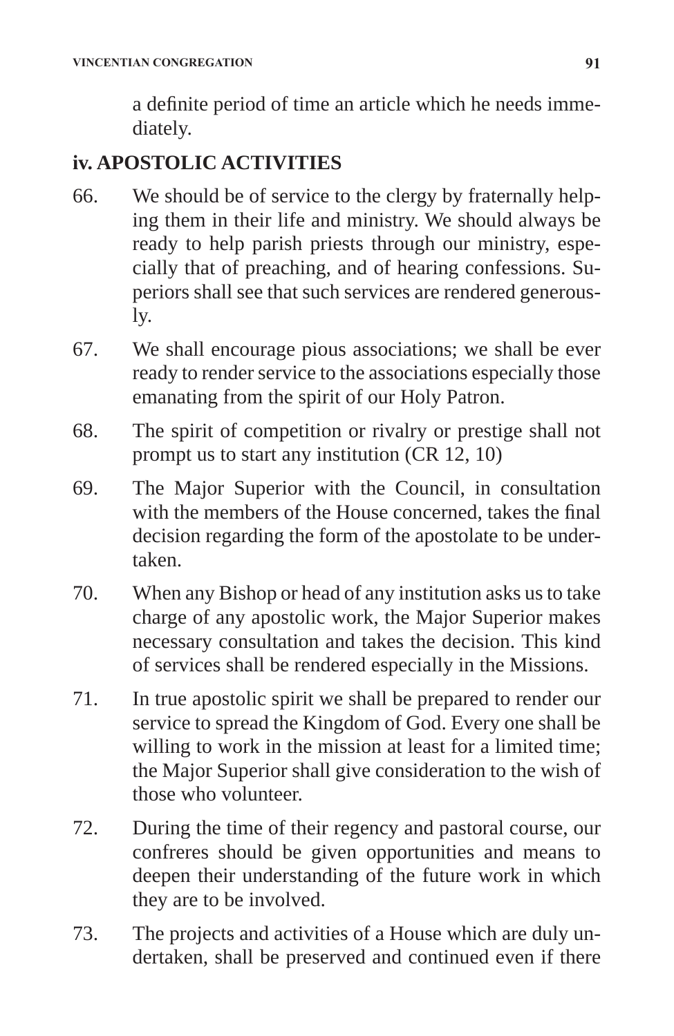a definite period of time an article which he needs immediately.

### iv. APOSTOLIC ACTIVITIES

66. We should be of service to the clergy by fraternally helping them in their life and ministry. We should always be ready to help parish priests through our ministry, especially that of preaching, and of hearing confessions. Superiors shall see that such services are rendered generously.

67. We shall encourage pious associations; we shall be ever ready to render service to the associations especially those emanating from the spirit of our Holy Patron.

68. The spirit of competition or rivalry or prestige shall not prompt us to start any institution (CR 12, 10)

69. The Major Superior with the Council, in consultation with the members of the House concerned, takes the final decision regarding the form of the apostolate to be undertaken.

70. When any Bishop or head of any institution asks us to take charge of any apostolic work, the Major Superior makes necessary consultation and takes the decision. This kind of services shall be rendered especially in the Missions.

71. In true apostolic spirit we shall be prepared to render our service to spread the Kingdom of God. Every one shall be willing to work in the mission at least for a limited time; the Major Superior shall give consideration to the wish of those who volunteer.

72. During the time of their regency and pastoral course, our confreres should be given opportunities and means to deepen their understanding of the future work in which they are to be involved.

73. The projects and activities of a House which are duly undertaken, shall be preserved and continued even if there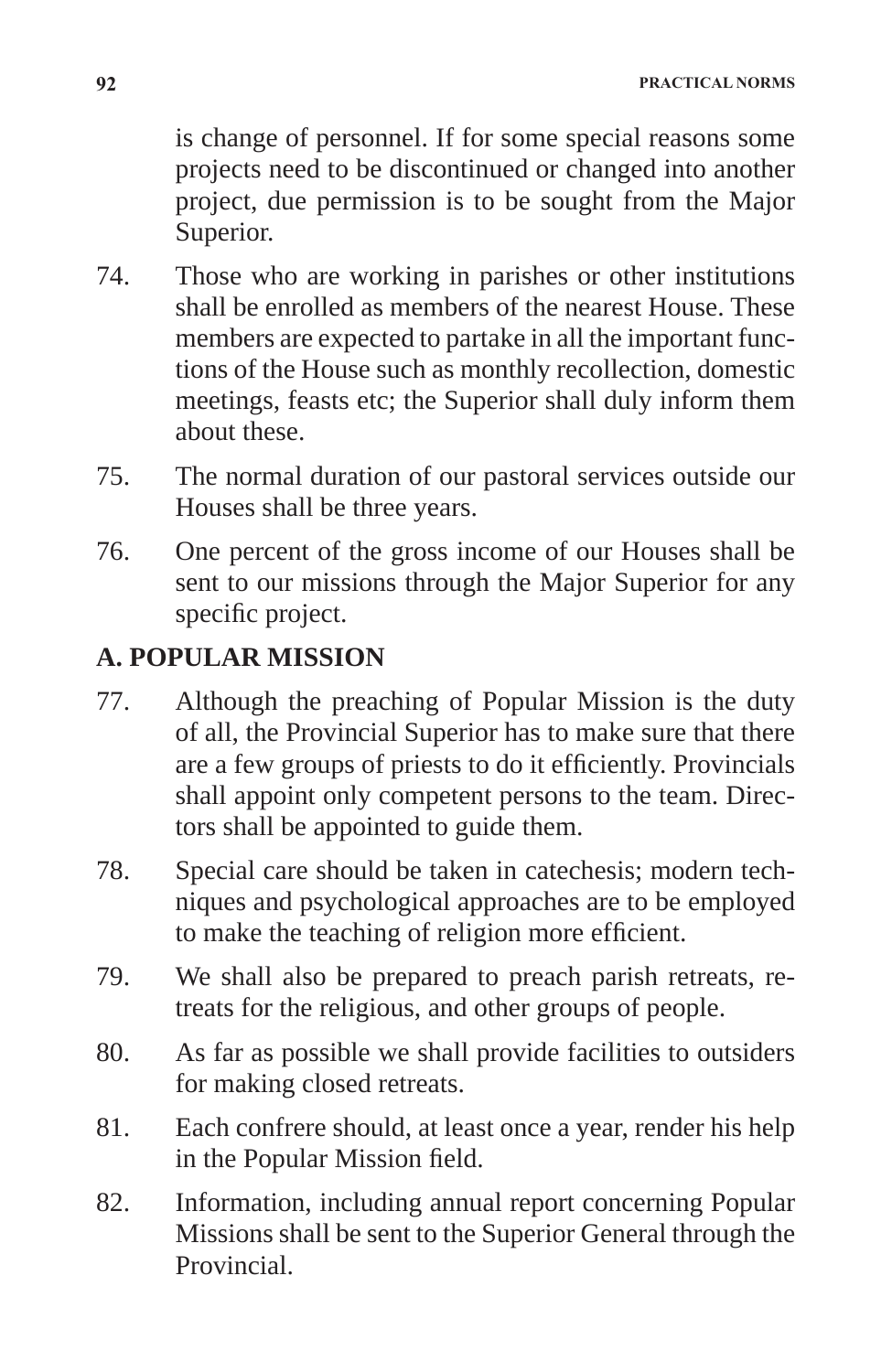is change of personnel. If for some special reasons some projects need to be discontinued or changed into another project, due permission is to be sought from the Major Superior.

74. Those who are working in parishes or other institutions shall be enrolled as members of the nearest House. These members are expected to partake in all the important functions of the House such as monthly recollection, domestic meetings, feasts etc; the Superior shall duly inform them about these.

75. The normal duration of our pastoral services outside our Houses shall be three years.

76. One percent of the gross income of our Houses shall be sent to our missions through the Major Superior for any specific project.

## A. POPULAR MISSION

77. Although the preaching of Popular Mission is the duty of all, the Provincial Superior has to make sure that there are a few groups of priests to do it efficiently. Provincials shall appoint only competent persons to the team. Directors shall be appointed to guide them.

78. Special care should be taken in catechesis; modern techniques and psychological approaches are to be employed to make the teaching of religion more efficient.

79. We shall also be prepared to preach parish retreats, retreats for the religious, and other groups of people.

80. As far as possible we shall provide facilities to outsiders for making closed retreats.

81. Each confrere should, at least once a year, render his help in the Popular Mission field.

82. Information, including annual report concerning Popular Missions shall be sent to the Superior General through the Provincial.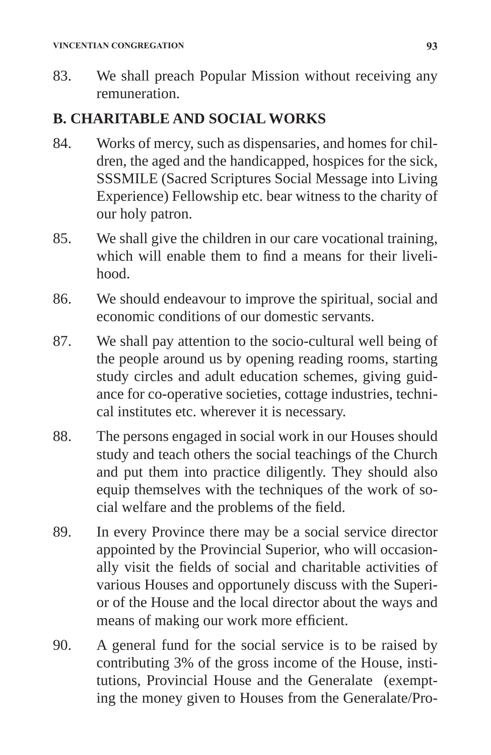83. We shall preach Popular Mission without receiving any remuneration.

## B. CHARITABLE AND SOCIAL WORKS

84. Works of mercy, such as dispensaries, and homes for children, the aged and the handicapped, hospices for the sick, SSSMILE (Sacred Scriptures Social Message into Living Experience) Fellowship etc. bear witness to the charity of our holy patron.

85. We shall give the children in our care vocational training, which will enable them to find a means for their livelihood.

86. We should endeavour to improve the spiritual, social and economic conditions of our domestic servants.

87. We shall pay attention to the socio-cultural well being of the people around us by opening reading rooms, starting study circles and adult education schemes, giving guidance for co-operative societies, cottage industries, technical institutes etc. wherever it is necessary.

88. The persons engaged in social work in our Houses should study and teach others the social teachings of the Church and put them into practice diligently. They should also equip themselves with the techniques of the work of social welfare and the problems of the field.

89. In every Province there may be a social service director appointed by the Provincial Superior, who will occasionally visit the fields of social and charitable activities of various Houses and opportunely discuss with the Superior of the House and the local director about the ways and means of making our work more efficient.

90. A general fund for the social service is to be raised by contributing 3% of the gross income of the House, institutions, Provincial House and the Generalate (exempting the money given to Houses from the Generalate/Pro-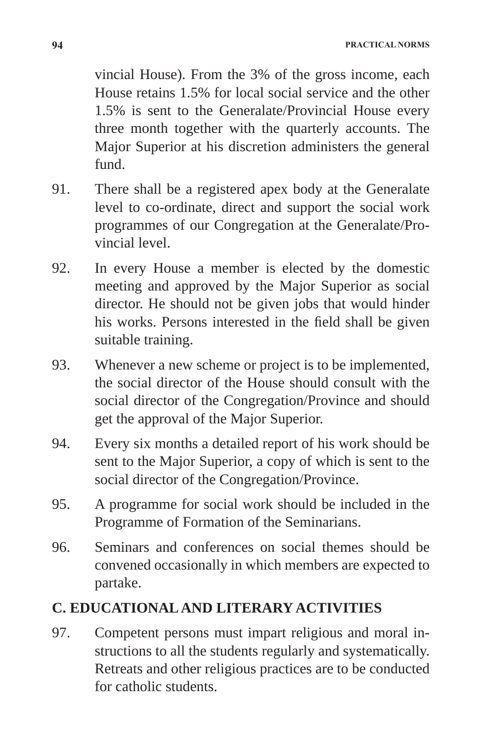vincial House). From the 3% of the gross income, each House retains 1.5% for local social service and the other 1.5% is sent to the Generalate/Provincial House every three month together with the quarterly accounts. The Major Superior at his discretion administers the general fund.

91. There shall be a registered apex body at the Generalate level to co-ordinate, direct and support the social work programmes of our Congregation at the Generalate/Provincial level.

92. In every House a member is elected by the domestic meeting and approved by the Major Superior as social director. He should not be given jobs that would hinder his works. Persons interested in the field shall be given suitable training.

93. Whenever a new scheme or project is to be implemented, the social director of the House should consult with the social director of the Congregation/Province and should get the approval of the Major Superior.

94. Every six months a detailed report of his work should be sent to the Major Superior, a copy of which is sent to the social director of the Congregation/Province.

95. A programme for social work should be included in the Programme of Formation of the Seminarians.

96. Seminars and conferences on social themes should be convened occasionally in which members are expected to partake.

## C. EDUCATIONAL AND LITERARY ACTIVITIES

97. Competent persons must impart religious and moral instructions to all the students regularly and systematically. Retreats and other religious practices are to be conducted for catholic students.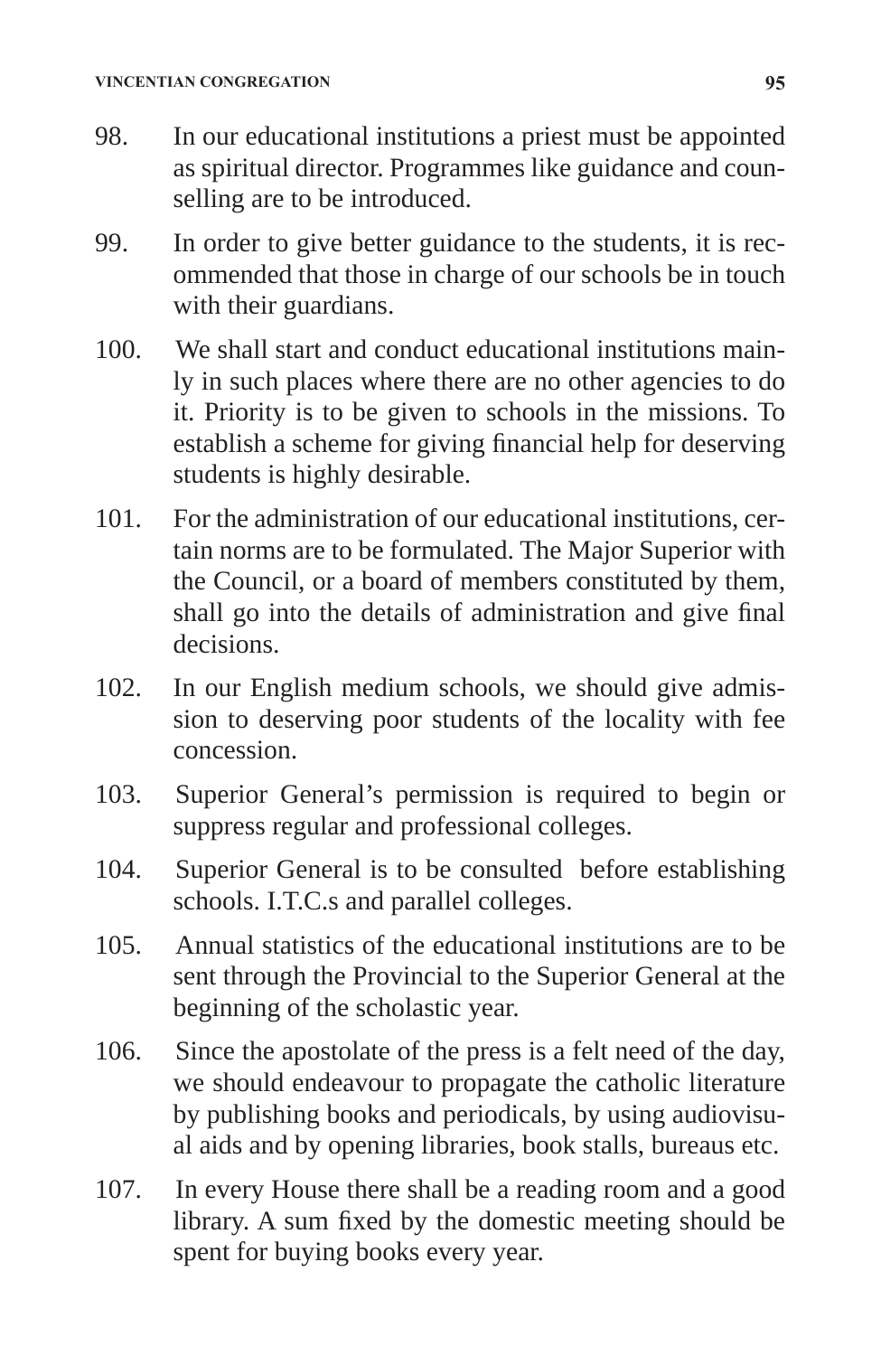98. In our educational institutions a priest must be appointed as spiritual director. Programmes like guidance and counselling are to be introduced.

99. In order to give better guidance to the students, it is recommended that those in charge of our schools be in touch with their guardians.

100. We shall start and conduct educational institutions mainly in such places where there are no other agencies to do it. Priority is to be given to schools in the missions. To establish a scheme for giving financial help for deserving students is highly desirable.

101. For the administration of our educational institutions, certain norms are to be formulated. The Major Superior with the Council, or a board of members constituted by them, shall go into the details of administration and give final decisions.

102. In our English medium schools, we should give admission to deserving poor students of the locality with fee concession.

103. Superior General's permission is required to begin or suppress regular and professional colleges.

104. Superior General is to be consulted before establishing schools. I.T.C.s and parallel colleges.

105. Annual statistics of the educational institutions are to be sent through the Provincial to the Superior General at the beginning of the scholastic year.

106. Since the apostolate of the press is a felt need of the day, we should endeavour to propagate the catholic literature by publishing books and periodicals, by using audiovisual aids and by opening libraries, book stalls, bureaus etc.

107. In every House there shall be a reading room and a good library. A sum fixed by the domestic meeting should be spent for buying books every year.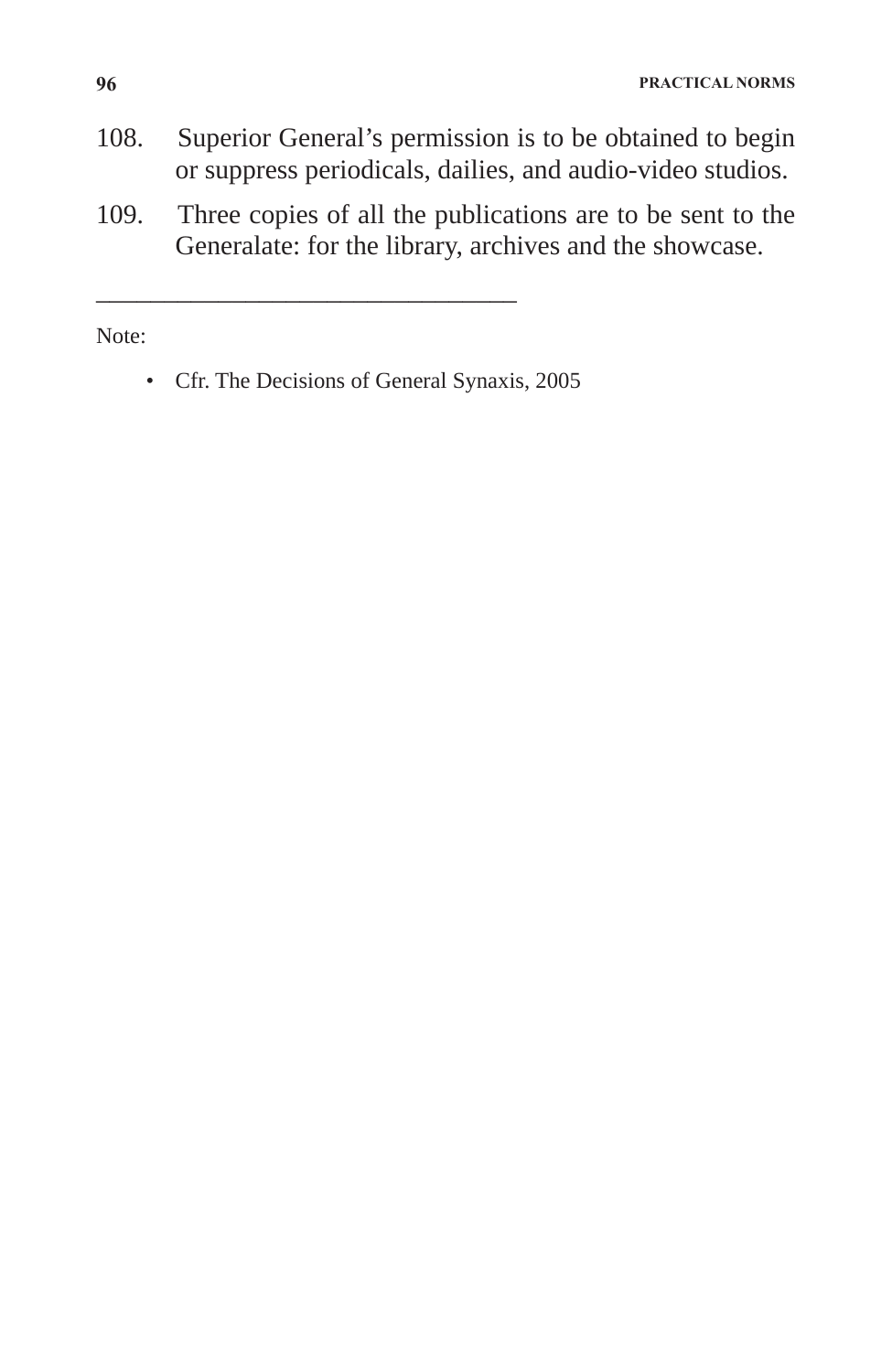108. Superior General's permission is to be obtained to begin or suppress periodicals, dailies, and audio-video studios.

109. Three copies of all the publications are to be sent to the Generalate: for the library, archives and the showcase.

---

Note:

- Cfr. The Decisions of General Synaxis, 2005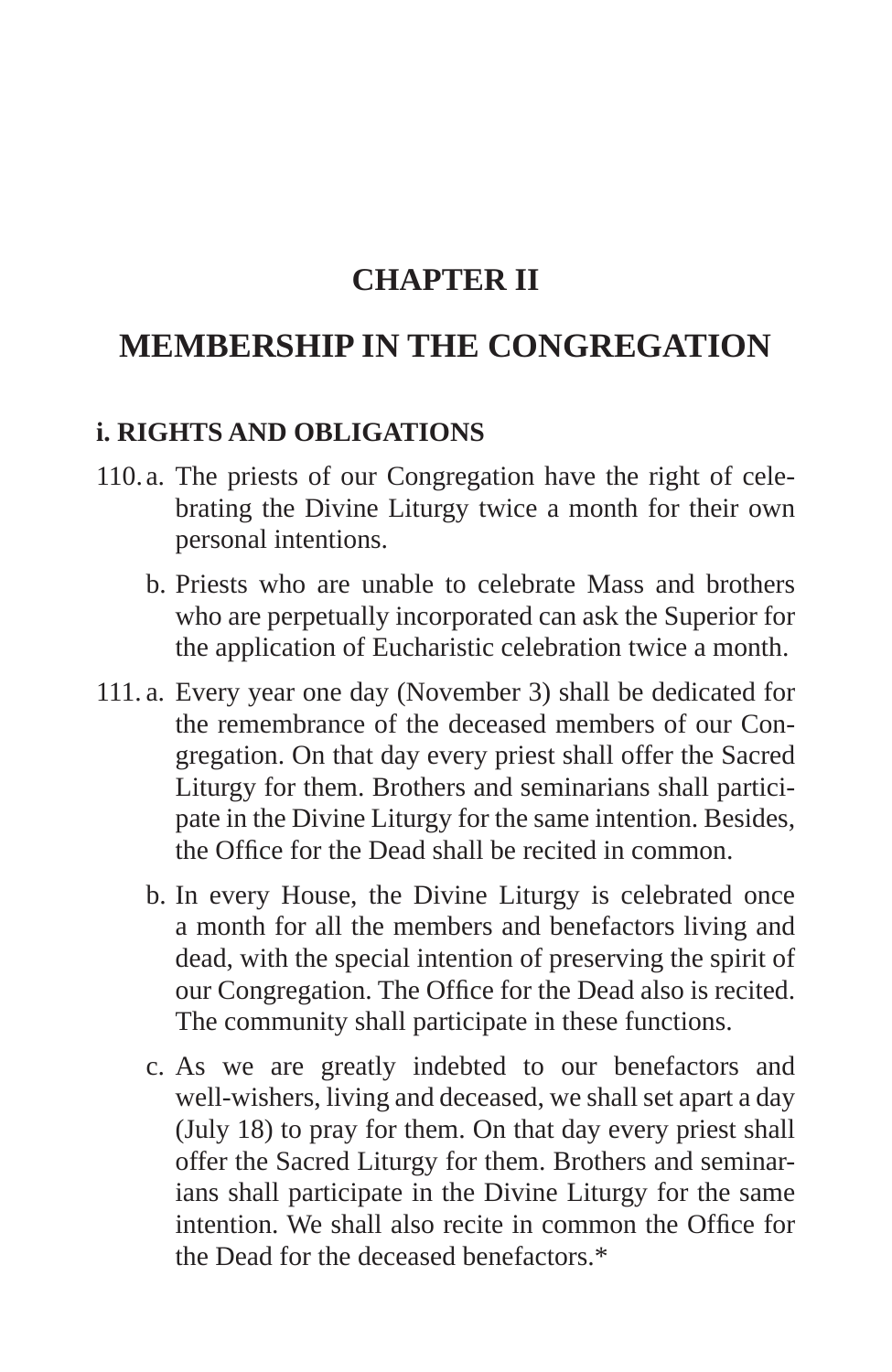# CHAPTER II

# MEMBERSHIP IN THE CONGREGATION

### i. RIGHTS AND OBLIGATIONS

110. a. The priests of our Congregation have the right of celebrating the Divine Liturgy twice a month for their own personal intentions.

 b. Priests who are unable to celebrate Mass and brothers who are perpetually incorporated can ask the Superior for the application of Eucharistic celebration twice a month.

111. a. Every year one day (November 3) shall be dedicated for the remembrance of the deceased members of our Congregation. On that day every priest shall offer the Sacred Liturgy for them. Brothers and seminarians shall participate in the Divine Liturgy for the same intention. Besides, the Office for the Dead shall be recited in common.

 b. In every House, the Divine Liturgy is celebrated once a month for all the members and benefactors living and dead, with the special intention of preserving the spirit of our Congregation. The Office for the Dead also is recited. The community shall participate in these functions.

 c. As we are greatly indebted to our benefactors and well-wishers, living and deceased, we shall set apart a day (July 18) to pray for them. On that day every priest shall offer the Sacred Liturgy for them. Brothers and seminarians shall participate in the Divine Liturgy for the same intention. We shall also recite in common the Office for the Dead for the deceased benefactors.*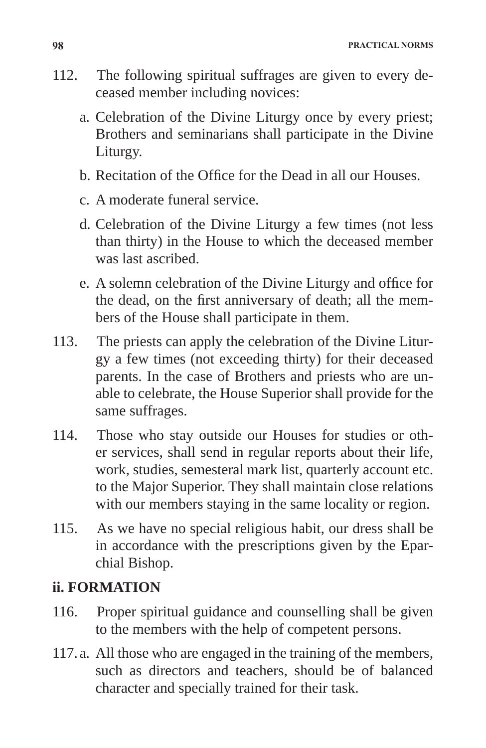112. The following spiritual suffrages are given to every deceased member including novices:

   a. Celebration of the Divine Liturgy once by every priest; Brothers and seminarians shall participate in the Divine Liturgy.

   b. Recitation of the Office for the Dead in all our Houses.

   c. A moderate funeral service.

   d. Celebration of the Divine Liturgy a few times (not less than thirty) in the House to which the deceased member was last ascribed.

   e. A solemn celebration of the Divine Liturgy and office for the dead, on the first anniversary of death; all the members of the House shall participate in them.

113. The priests can apply the celebration of the Divine Liturgy a few times (not exceeding thirty) for their deceased parents. In the case of Brothers and priests who are unable to celebrate, the House Superior shall provide for the same suffrages.

114. Those who stay outside our Houses for studies or other services, shall send in regular reports about their life, work, studies, semesteral mark list, quarterly account etc. to the Major Superior. They shall maintain close relations with our members staying in the same locality or region.

115. As we have no special religious habit, our dress shall be in accordance with the prescriptions given by the Eparchial Bishop.

**ii. FORMATION**

116. Proper spiritual guidance and counselling shall be given to the members with the help of competent persons.

117. a. All those who are engaged in the training of the members, such as directors and teachers, should be of balanced character and specially trained for their task.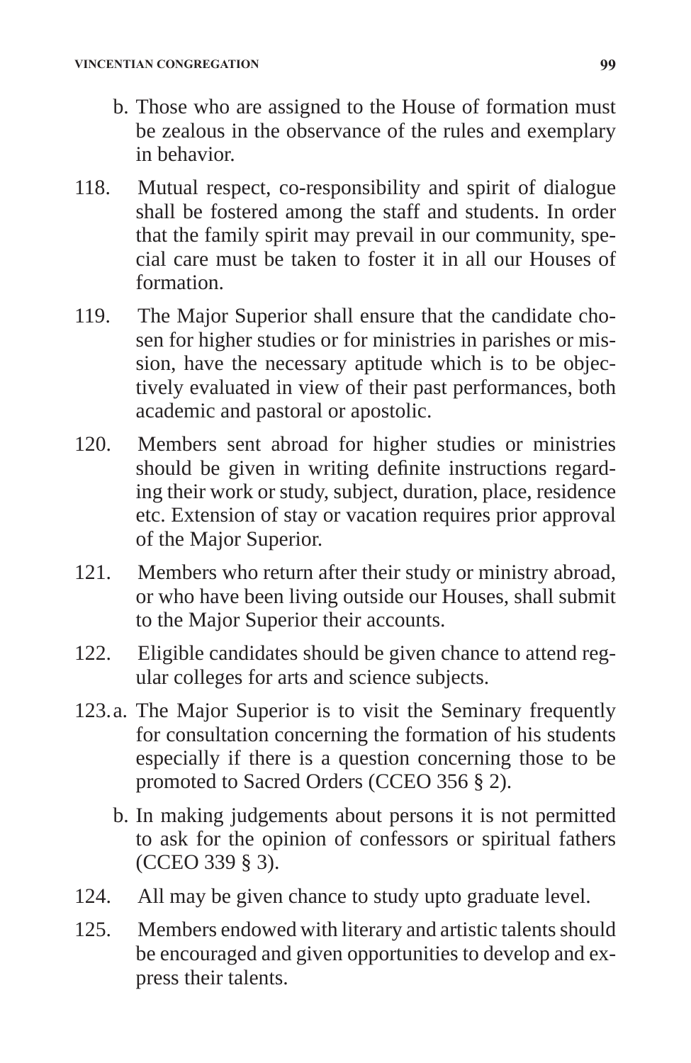b. Those who are assigned to the House of formation must be zealous in the observance of the rules and exemplary in behavior.

118. Mutual respect, co-responsibility and spirit of dialogue shall be fostered among the staff and students. In order that the family spirit may prevail in our community, special care must be taken to foster it in all our Houses of formation.

119. The Major Superior shall ensure that the candidate chosen for higher studies or for ministries in parishes or mission, have the necessary aptitude which is to be objectively evaluated in view of their past performances, both academic and pastoral or apostolic.

120. Members sent abroad for higher studies or ministries should be given in writing definite instructions regarding their work or study, subject, duration, place, residence etc. Extension of stay or vacation requires prior approval of the Major Superior.

121. Members who return after their study or ministry abroad, or who have been living outside our Houses, shall submit to the Major Superior their accounts.

122. Eligible candidates should be given chance to attend regular colleges for arts and science subjects.

123. a. The Major Superior is to visit the Seminary frequently for consultation concerning the formation of his students especially if there is a question concerning those to be promoted to Sacred Orders (CCEO 356 § 2).

b. In making judgements about persons it is not permitted to ask for the opinion of confessors or spiritual fathers (CCEO 339 § 3).

124. All may be given chance to study upto graduate level.

125. Members endowed with literary and artistic talents should be encouraged and given opportunities to develop and express their talents.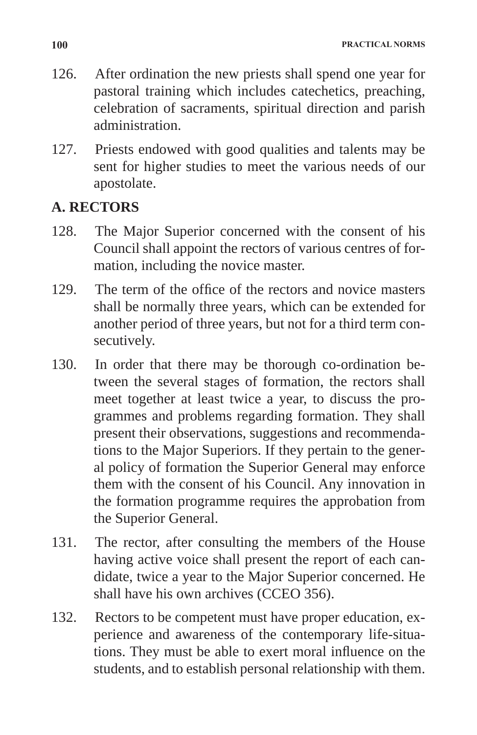126. After ordination the new priests shall spend one year for pastoral training which includes catechetics, preaching, celebration of sacraments, spiritual direction and parish administration.

127. Priests endowed with good qualities and talents may be sent for higher studies to meet the various needs of our apostolate.

## A. RECTORS

128. The Major Superior concerned with the consent of his Council shall appoint the rectors of various centres of formation, including the novice master.

129. The term of the office of the rectors and novice masters shall be normally three years, which can be extended for another period of three years, but not for a third term consecutively.

130. In order that there may be thorough co-ordination between the several stages of formation, the rectors shall meet together at least twice a year, to discuss the programmes and problems regarding formation. They shall present their observations, suggestions and recommendations to the Major Superiors. If they pertain to the general policy of formation the Superior General may enforce them with the consent of his Council. Any innovation in the formation programme requires the approbation from the Superior General.

131. The rector, after consulting the members of the House having active voice shall present the report of each candidate, twice a year to the Major Superior concerned. He shall have his own archives (CCEO 356).

132. Rectors to be competent must have proper education, experience and awareness of the contemporary life-situations. They must be able to exert moral influence on the students, and to establish personal relationship with them.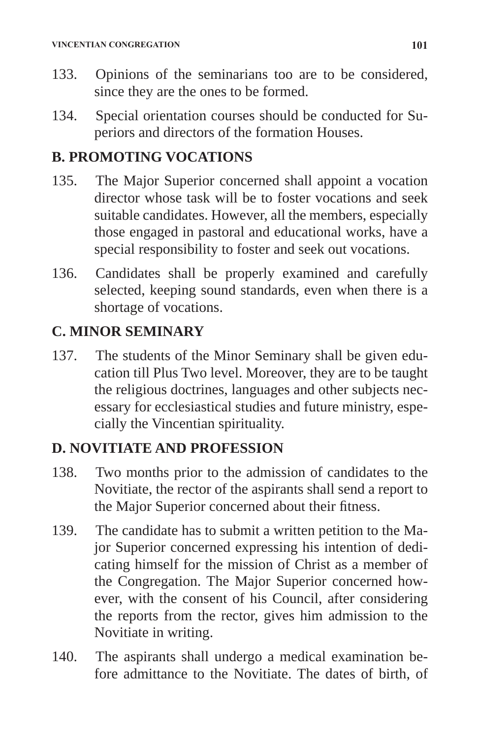133. Opinions of the seminarians too are to be considered, since they are the ones to be formed.

134. Special orientation courses should be conducted for Superiors and directors of the formation Houses.

## B. PROMOTING VOCATIONS

135. The Major Superior concerned shall appoint a vocation director whose task will be to foster vocations and seek suitable candidates. However, all the members, especially those engaged in pastoral and educational works, have a special responsibility to foster and seek out vocations.

136. Candidates shall be properly examined and carefully selected, keeping sound standards, even when there is a shortage of vocations.

## C. MINOR SEMINARY

137. The students of the Minor Seminary shall be given education till Plus Two level. Moreover, they are to be taught the religious doctrines, languages and other subjects necessary for ecclesiastical studies and future ministry, especially the Vincentian spirituality.

## D. NOVITIATE AND PROFESSION

138. Two months prior to the admission of candidates to the Novitiate, the rector of the aspirants shall send a report to the Major Superior concerned about their fitness.

139. The candidate has to submit a written petition to the Major Superior concerned expressing his intention of dedicating himself for the mission of Christ as a member of the Congregation. The Major Superior concerned however, with the consent of his Council, after considering the reports from the rector, gives him admission to the Novitiate in writing.

140. The aspirants shall undergo a medical examination before admittance to the Novitiate. The dates of birth, of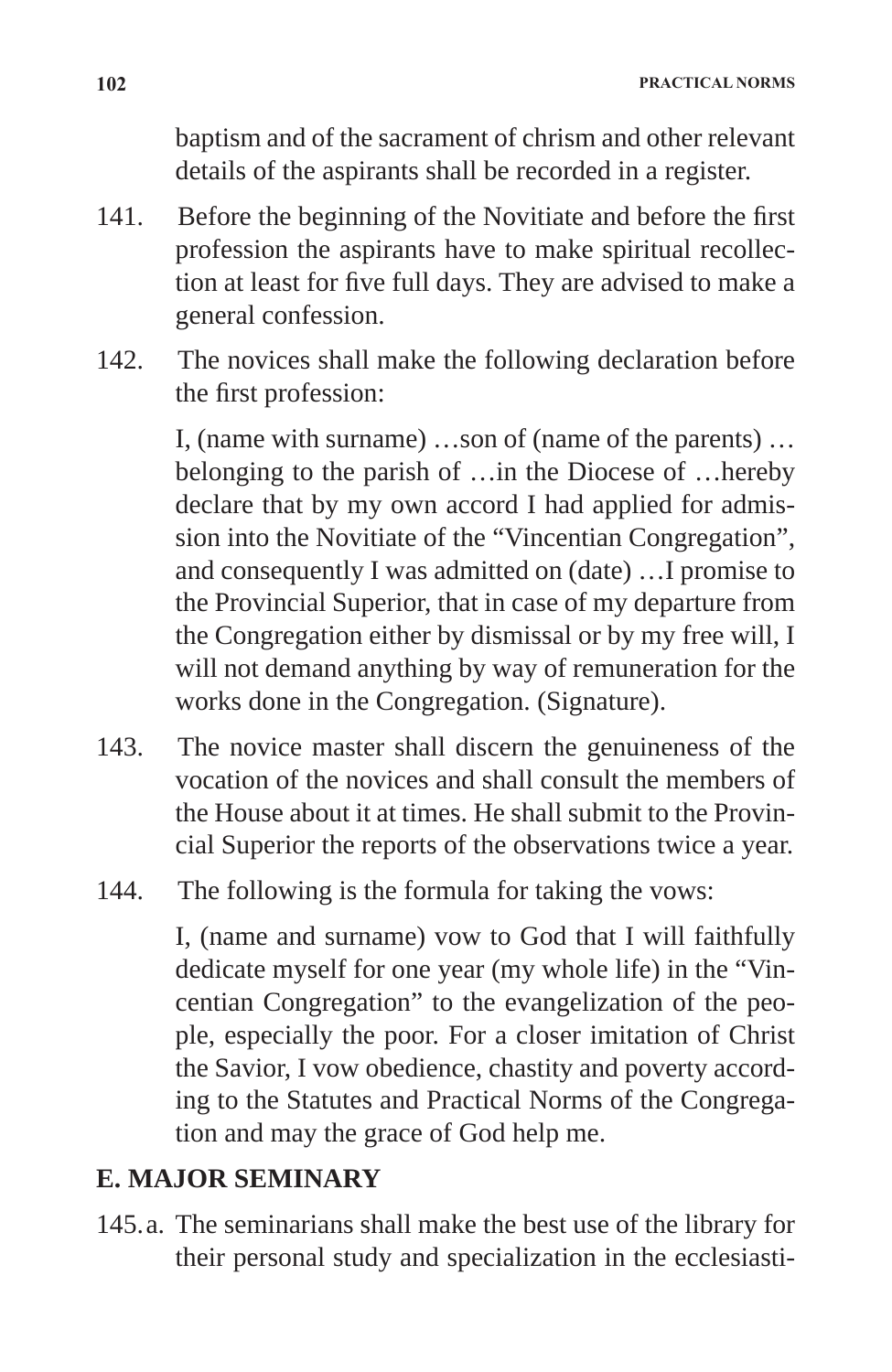baptism and of the sacrament of chrism and other relevant details of the aspirants shall be recorded in a register.

141. Before the beginning of the Novitiate and before the first profession the aspirants have to make spiritual recollection at least for five full days. They are advised to make a general confession.

142. The novices shall make the following declaration before the first profession:

 I, (name with surname) …son of (name of the parents) … belonging to the parish of …in the Diocese of …hereby declare that by my own accord I had applied for admission into the Novitiate of the "Vincentian Congregation", and consequently I was admitted on (date) …I promise to the Provincial Superior, that in case of my departure from the Congregation either by dismissal or by my free will, I will not demand anything by way of remuneration for the works done in the Congregation. (Signature).

143. The novice master shall discern the genuineness of the vocation of the novices and shall consult the members of the House about it at times. He shall submit to the Provincial Superior the reports of the observations twice a year.

144. The following is the formula for taking the vows:

 I, (name and surname) vow to God that I will faithfully dedicate myself for one year (my whole life) in the "Vincentian Congregation" to the evangelization of the people, especially the poor. For a closer imitation of Christ the Savior, I vow obedience, chastity and poverty according to the Statutes and Practical Norms of the Congregation and may the grace of God help me.

## E. MAJOR SEMINARY

145. a. The seminarians shall make the best use of the library for their personal study and specialization in the ecclesiasti-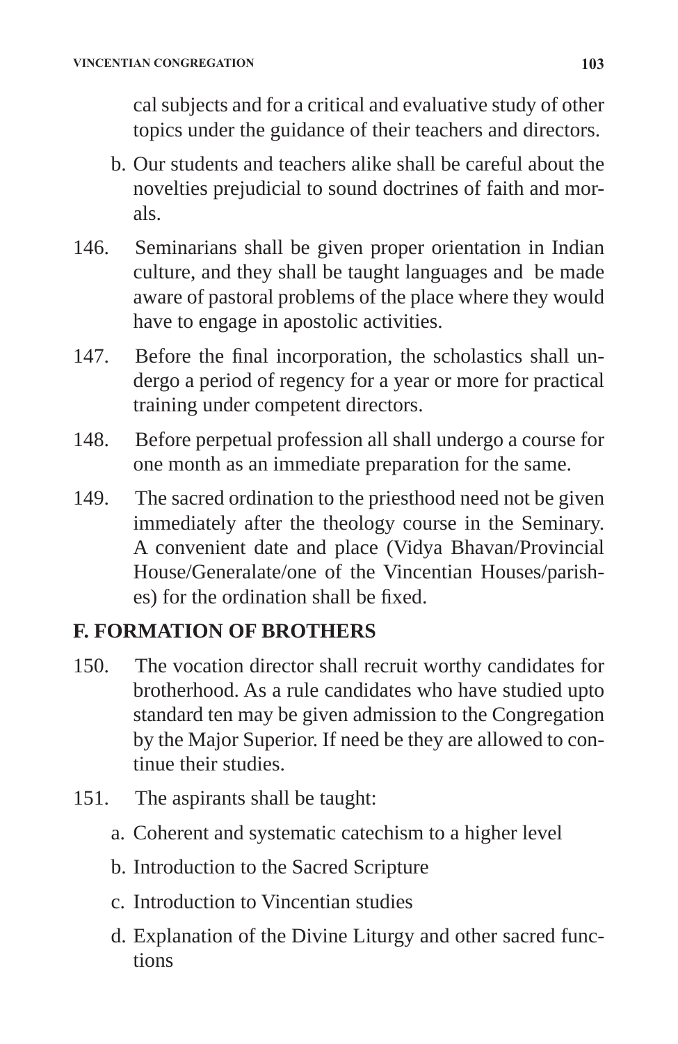cal subjects and for a critical and evaluative study of other topics under the guidance of their teachers and directors.

b. Our students and teachers alike shall be careful about the novelties prejudicial to sound doctrines of faith and morals.

146. Seminarians shall be given proper orientation in Indian culture, and they shall be taught languages and be made aware of pastoral problems of the place where they would have to engage in apostolic activities.

147. Before the final incorporation, the scholastics shall undergo a period of regency for a year or more for practical training under competent directors.

148. Before perpetual profession all shall undergo a course for one month as an immediate preparation for the same.

149. The sacred ordination to the priesthood need not be given immediately after the theology course in the Seminary. A convenient date and place (Vidya Bhavan/Provincial House/Generalate/one of the Vincentian Houses/parishes) for the ordination shall be fixed.

## F. FORMATION OF BROTHERS

150. The vocation director shall recruit worthy candidates for brotherhood. As a rule candidates who have studied upto standard ten may be given admission to the Congregation by the Major Superior. If need be they are allowed to continue their studies.

151. The aspirants shall be taught:

a. Coherent and systematic catechism to a higher level

b. Introduction to the Sacred Scripture

c. Introduction to Vincentian studies

d. Explanation of the Divine Liturgy and other sacred functions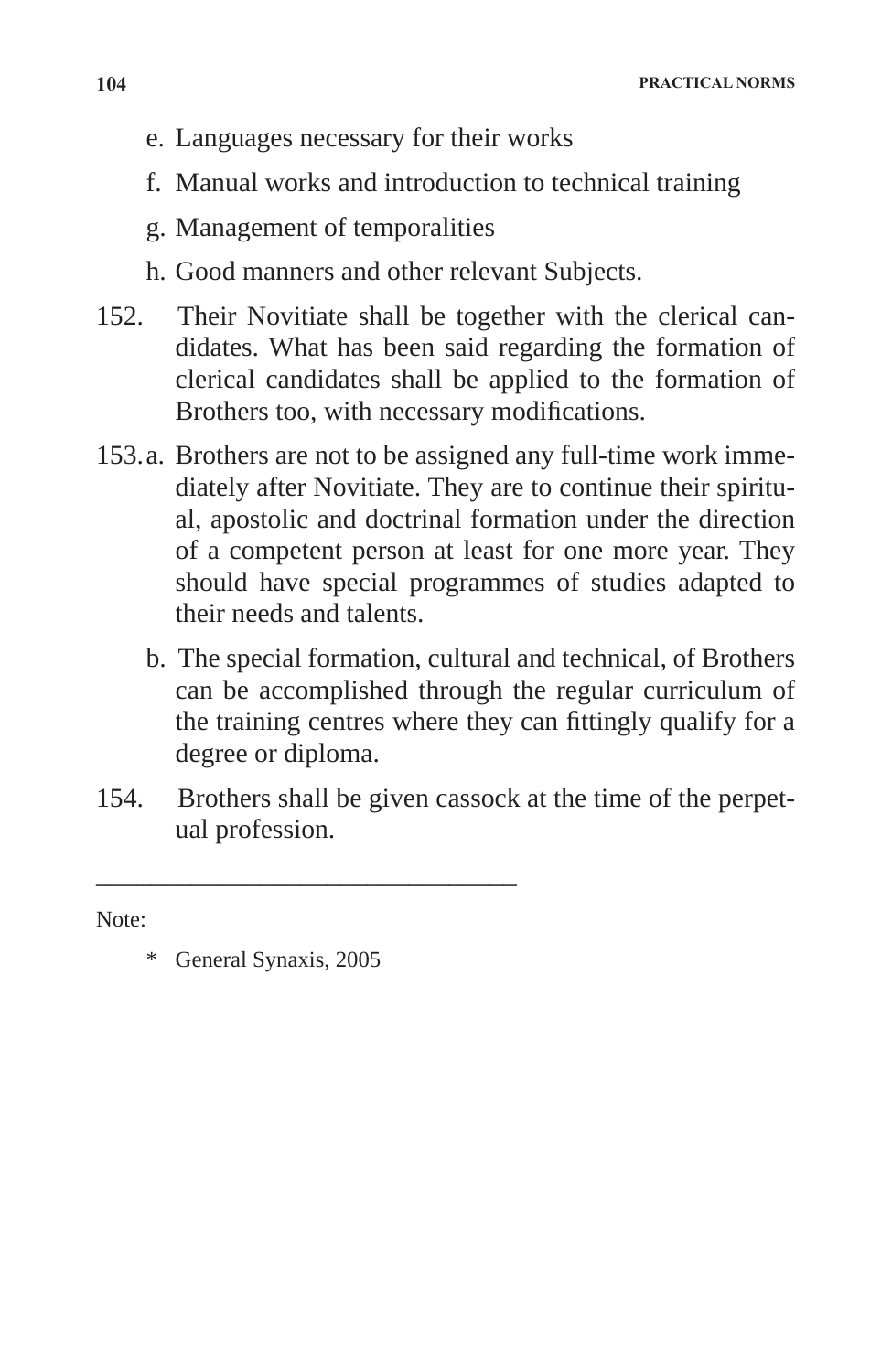e. Languages necessary for their works

f. Manual works and introduction to technical training

g. Management of temporalities

h. Good manners and other relevant Subjects.

152. Their Novitiate shall be together with the clerical candidates. What has been said regarding the formation of clerical candidates shall be applied to the formation of Brothers too, with necessary modifications.

153. a. Brothers are not to be assigned any full-time work immediately after Novitiate. They are to continue their spiritual, apostolic and doctrinal formation under the direction of a competent person at least for one more year. They should have special programmes of studies adapted to their needs and talents.

b. The special formation, cultural and technical, of Brothers can be accomplished through the regular curriculum of the training centres where they can fittingly qualify for a degree or diploma.

154. Brothers shall be given cassock at the time of the perpetual profession.

---

Note:

\* General Synaxis, 2005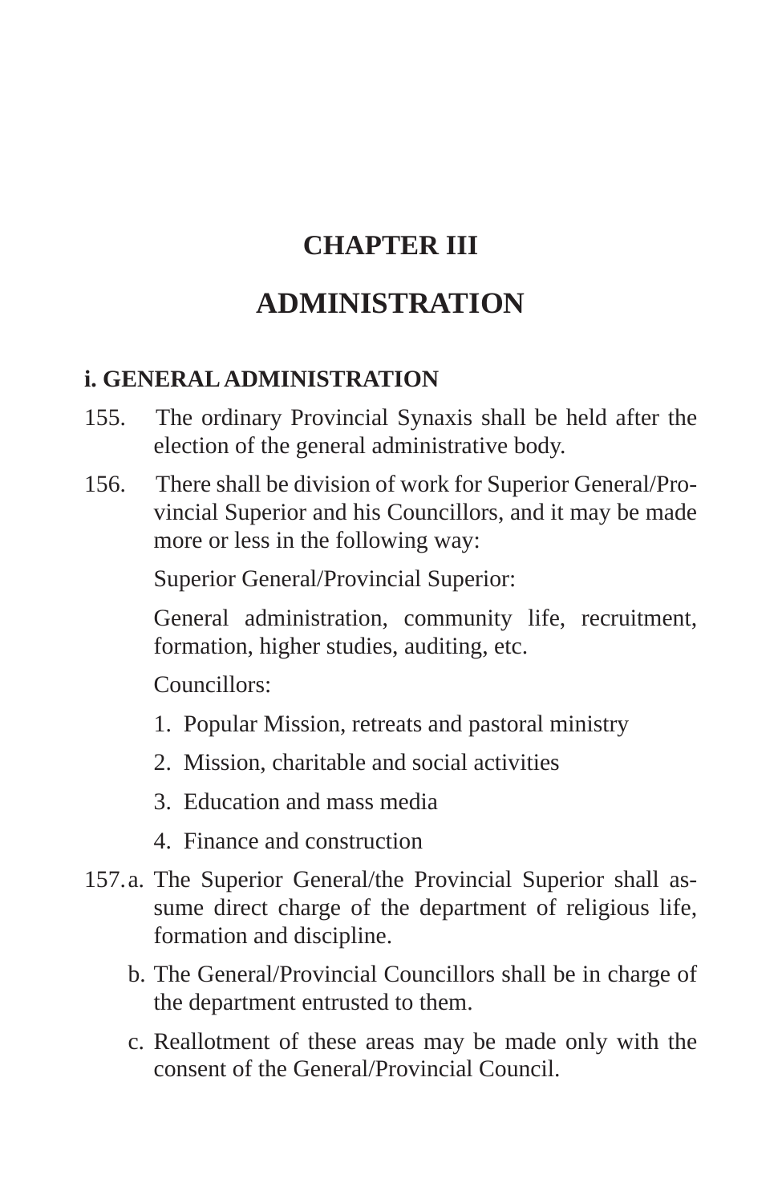# CHAPTER III

# ADMINISTRATION

## i. GENERAL ADMINISTRATION

155. The ordinary Provincial Synaxis shall be held after the election of the general administrative body.

156. There shall be division of work for Superior General/Provincial Superior and his Councillors, and it may be made more or less in the following way:

   Superior General/Provincial Superior:

   General administration, community life, recruitment, formation, higher studies, auditing, etc.

   Councillors:

   1. Popular Mission, retreats and pastoral ministry
   2. Mission, charitable and social activities
   3. Education and mass media
   4. Finance and construction

157. a. The Superior General/the Provincial Superior shall assume direct charge of the department of religious life, formation and discipline.

   b. The General/Provincial Councillors shall be in charge of the department entrusted to them.

   c. Reallotment of these areas may be made only with the consent of the General/Provincial Council.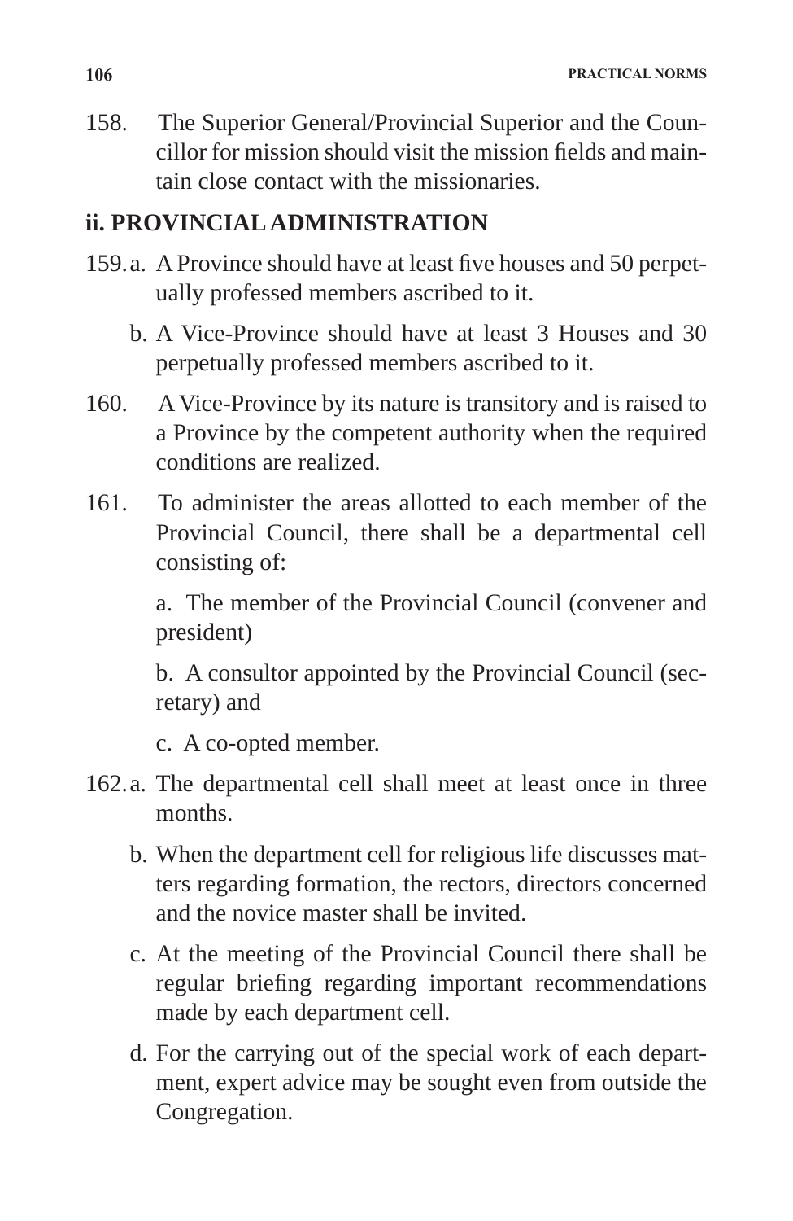158. The Superior General/Provincial Superior and the Councillor for mission should visit the mission fields and maintain close contact with the missionaries.

## ii. PROVINCIAL ADMINISTRATION

159. a. A Province should have at least five houses and 50 perpetually professed members ascribed to it.

b. A Vice-Province should have at least 3 Houses and 30 perpetually professed members ascribed to it.

160. A Vice-Province by its nature is transitory and is raised to a Province by the competent authority when the required conditions are realized.

161. To administer the areas allotted to each member of the Provincial Council, there shall be a departmental cell consisting of:

a. The member of the Provincial Council (convener and president)

b. A consultor appointed by the Provincial Council (secretary) and

c. A co-opted member.

162. a. The departmental cell shall meet at least once in three months.

b. When the department cell for religious life discusses matters regarding formation, the rectors, directors concerned and the novice master shall be invited.

c. At the meeting of the Provincial Council there shall be regular briefing regarding important recommendations made by each department cell.

d. For the carrying out of the special work of each department, expert advice may be sought even from outside the Congregation.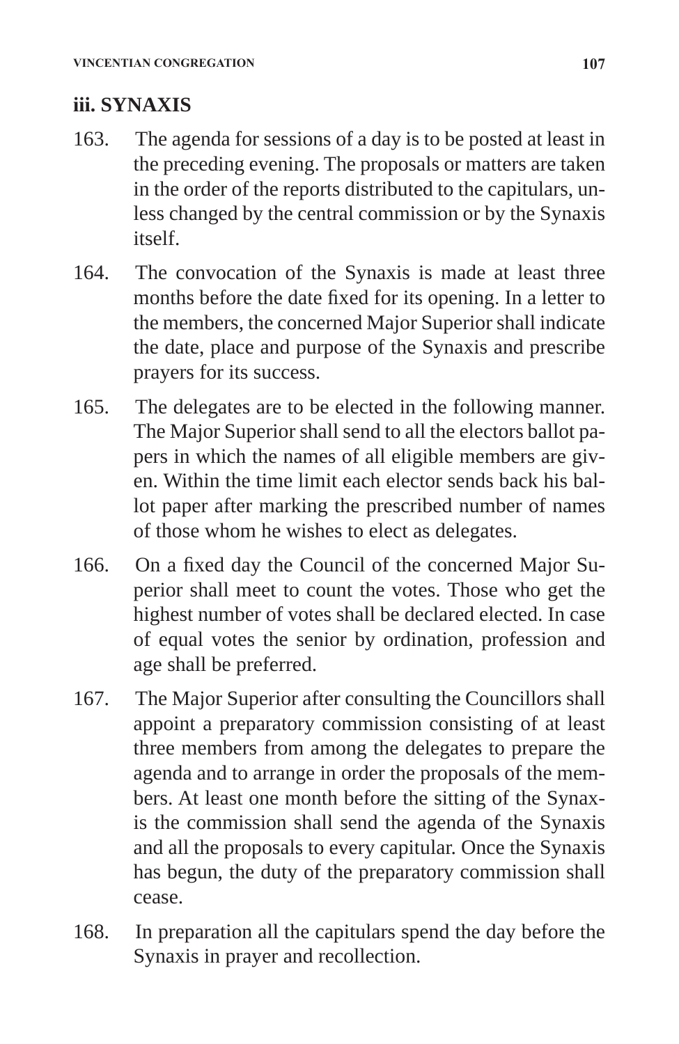### iii. SYNAXIS

163. The agenda for sessions of a day is to be posted at least in the preceding evening. The proposals or matters are taken in the order of the reports distributed to the capitulars, unless changed by the central commission or by the Synaxis itself.

164. The convocation of the Synaxis is made at least three months before the date fixed for its opening. In a letter to the members, the concerned Major Superior shall indicate the date, place and purpose of the Synaxis and prescribe prayers for its success.

165. The delegates are to be elected in the following manner. The Major Superior shall send to all the electors ballot papers in which the names of all eligible members are given. Within the time limit each elector sends back his ballot paper after marking the prescribed number of names of those whom he wishes to elect as delegates.

166. On a fixed day the Council of the concerned Major Superior shall meet to count the votes. Those who get the highest number of votes shall be declared elected. In case of equal votes the senior by ordination, profession and age shall be preferred.

167. The Major Superior after consulting the Councillors shall appoint a preparatory commission consisting of at least three members from among the delegates to prepare the agenda and to arrange in order the proposals of the members. At least one month before the sitting of the Synaxis the commission shall send the agenda of the Synaxis and all the proposals to every capitular. Once the Synaxis has begun, the duty of the preparatory commission shall cease.

168. In preparation all the capitulars spend the day before the Synaxis in prayer and recollection.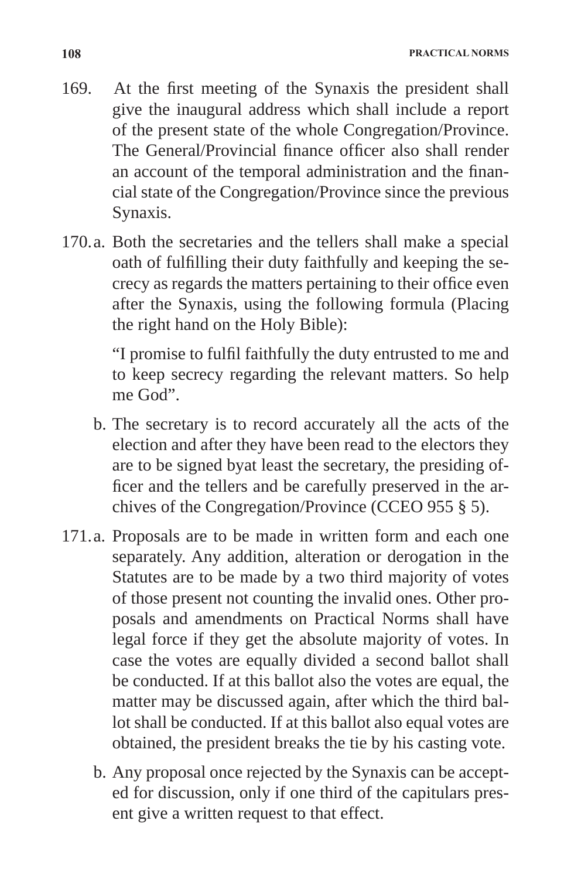169. At the first meeting of the Synaxis the president shall give the inaugural address which shall include a report of the present state of the whole Congregation/Province. The General/Provincial finance officer also shall render an account of the temporal administration and the financial state of the Congregation/Province since the previous Synaxis.

170. a. Both the secretaries and the tellers shall make a special oath of fulfilling their duty faithfully and keeping the secrecy as regards the matters pertaining to their office even after the Synaxis, using the following formula (Placing the right hand on the Holy Bible):

   "I promise to fulfil faithfully the duty entrusted to me and to keep secrecy regarding the relevant matters. So help me God".

   b. The secretary is to record accurately all the acts of the election and after they have been read to the electors they are to be signed byat least the secretary, the presiding officer and the tellers and be carefully preserved in the archives of the Congregation/Province (CCEO 955 § 5).

171. a. Proposals are to be made in written form and each one separately. Any addition, alteration or derogation in the Statutes are to be made by a two third majority of votes of those present not counting the invalid ones. Other proposals and amendments on Practical Norms shall have legal force if they get the absolute majority of votes. In case the votes are equally divided a second ballot shall be conducted. If at this ballot also the votes are equal, the matter may be discussed again, after which the third ballot shall be conducted. If at this ballot also equal votes are obtained, the president breaks the tie by his casting vote.

   b. Any proposal once rejected by the Synaxis can be accepted for discussion, only if one third of the capitulars present give a written request to that effect.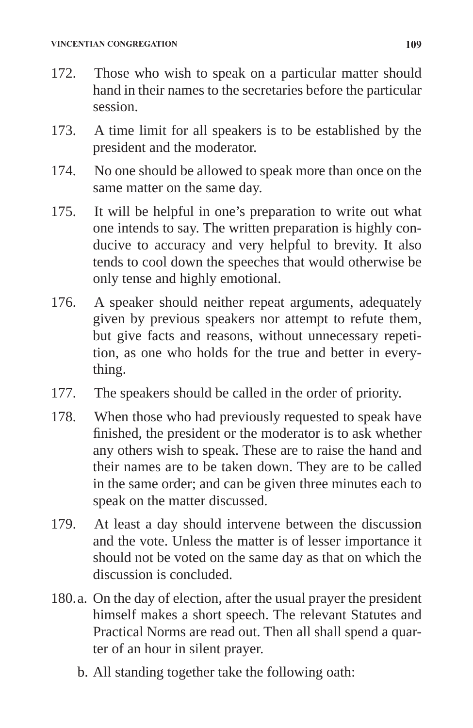172. Those who wish to speak on a particular matter should hand in their names to the secretaries before the particular session.

173. A time limit for all speakers is to be established by the president and the moderator.

174. No one should be allowed to speak more than once on the same matter on the same day.

175. It will be helpful in one's preparation to write out what one intends to say. The written preparation is highly conducive to accuracy and very helpful to brevity. It also tends to cool down the speeches that would otherwise be only tense and highly emotional.

176. A speaker should neither repeat arguments, adequately given by previous speakers nor attempt to refute them, but give facts and reasons, without unnecessary repetition, as one who holds for the true and better in everything.

177. The speakers should be called in the order of priority.

178. When those who had previously requested to speak have finished, the president or the moderator is to ask whether any others wish to speak. These are to raise the hand and their names are to be taken down. They are to be called in the same order; and can be given three minutes each to speak on the matter discussed.

179. At least a day should intervene between the discussion and the vote. Unless the matter is of lesser importance it should not be voted on the same day as that on which the discussion is concluded.

180. a. On the day of election, after the usual prayer the president himself makes a short speech. The relevant Statutes and Practical Norms are read out. Then all shall spend a quarter of an hour in silent prayer.

   b. All standing together take the following oath: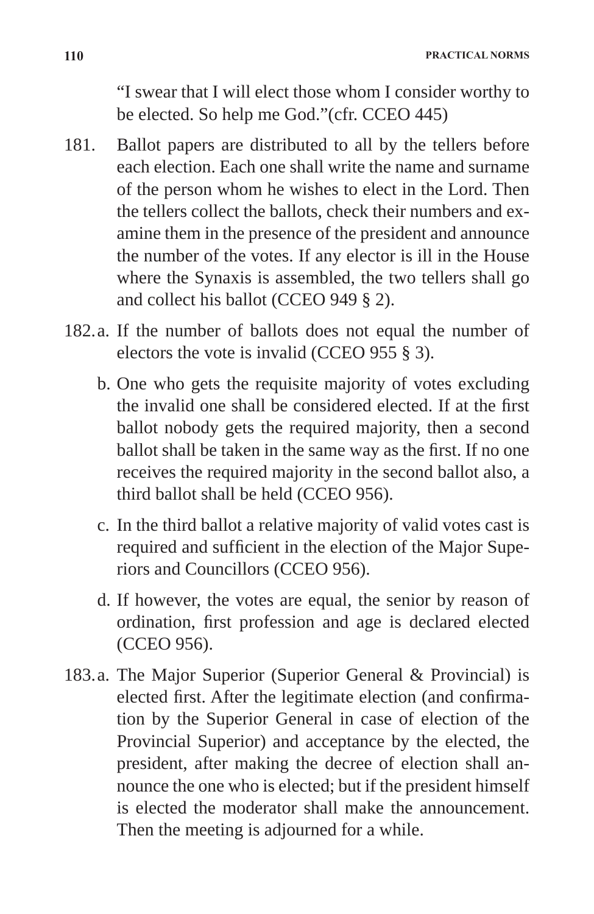"I swear that I will elect those whom I consider worthy to be elected. So help me God."(cfr. CCEO 445)

181. Ballot papers are distributed to all by the tellers before each election. Each one shall write the name and surname of the person whom he wishes to elect in the Lord. Then the tellers collect the ballots, check their numbers and examine them in the presence of the president and announce the number of the votes. If any elector is ill in the House where the Synaxis is assembled, the two tellers shall go and collect his ballot (CCEO 949 § 2).

182. a. If the number of ballots does not equal the number of electors the vote is invalid (CCEO 955 § 3).

b. One who gets the requisite majority of votes excluding the invalid one shall be considered elected. If at the first ballot nobody gets the required majority, then a second ballot shall be taken in the same way as the first. If no one receives the required majority in the second ballot also, a third ballot shall be held (CCEO 956).

c. In the third ballot a relative majority of valid votes cast is required and sufficient in the election of the Major Superiors and Councillors (CCEO 956).

d. If however, the votes are equal, the senior by reason of ordination, first profession and age is declared elected (CCEO 956).

183. a. The Major Superior (Superior General & Provincial) is elected first. After the legitimate election (and confirmation by the Superior General in case of election of the Provincial Superior) and acceptance by the elected, the president, after making the decree of election shall announce the one who is elected; but if the president himself is elected the moderator shall make the announcement. Then the meeting is adjourned for a while.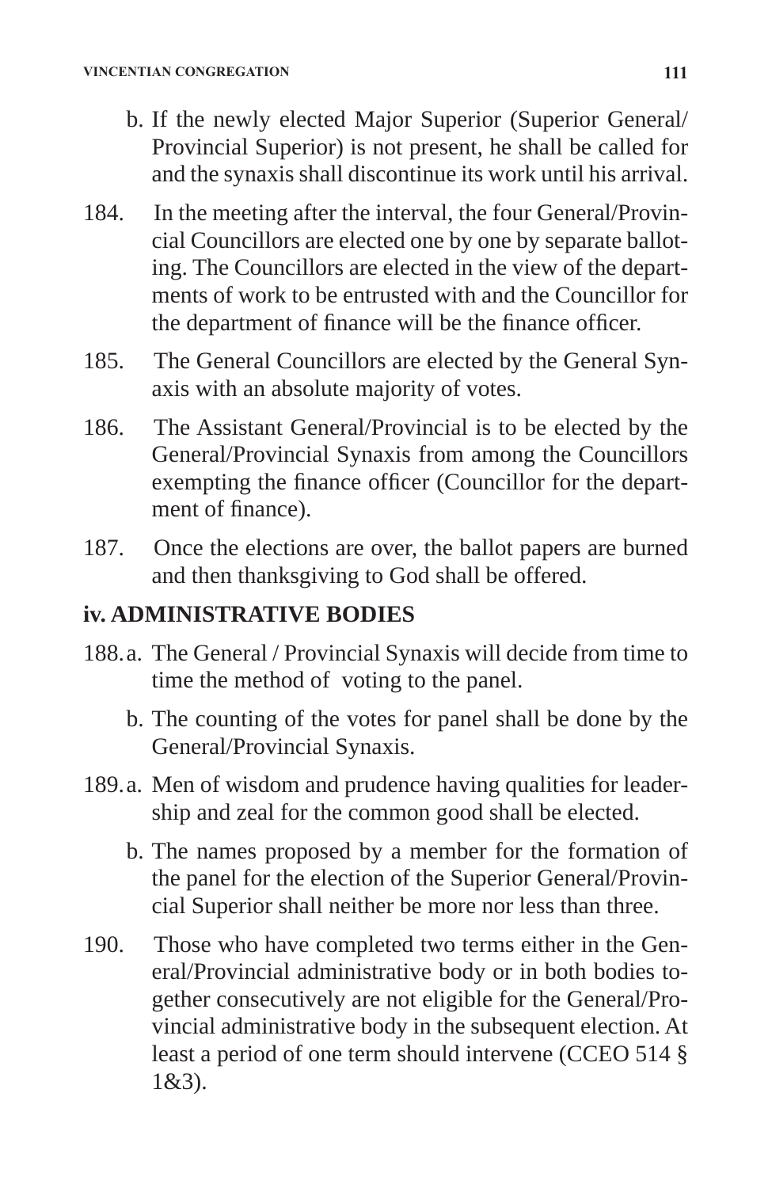b. If the newly elected Major Superior (Superior General/ Provincial Superior) is not present, he shall be called for and the synaxis shall discontinue its work until his arrival.

184. In the meeting after the interval, the four General/Provincial Councillors are elected one by one by separate balloting. The Councillors are elected in the view of the departments of work to be entrusted with and the Councillor for the department of finance will be the finance officer.

185. The General Councillors are elected by the General Synaxis with an absolute majority of votes.

186. The Assistant General/Provincial is to be elected by the General/Provincial Synaxis from among the Councillors exempting the finance officer (Councillor for the department of finance).

187. Once the elections are over, the ballot papers are burned and then thanksgiving to God shall be offered.

## iv. ADMINISTRATIVE BODIES

188. a. The General / Provincial Synaxis will decide from time to time the method of voting to the panel.

b. The counting of the votes for panel shall be done by the General/Provincial Synaxis.

189. a. Men of wisdom and prudence having qualities for leadership and zeal for the common good shall be elected.

b. The names proposed by a member for the formation of the panel for the election of the Superior General/Provincial Superior shall neither be more nor less than three.

190. Those who have completed two terms either in the General/Provincial administrative body or in both bodies together consecutively are not eligible for the General/Provincial administrative body in the subsequent election. At least a period of one term should intervene (CCEO 514 § 1&3).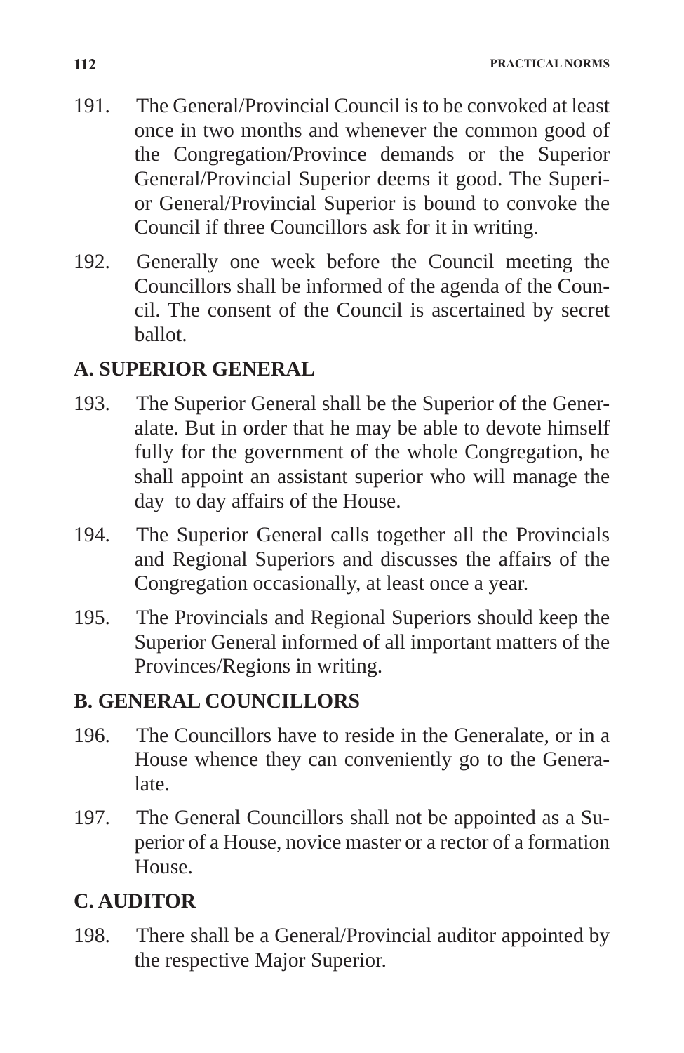191. The General/Provincial Council is to be convoked at least once in two months and whenever the common good of the Congregation/Province demands or the Superior General/Provincial Superior deems it good. The Superior General/Provincial Superior is bound to convoke the Council if three Councillors ask for it in writing.

192. Generally one week before the Council meeting the Councillors shall be informed of the agenda of the Council. The consent of the Council is ascertained by secret ballot.

## A. SUPERIOR GENERAL

193. The Superior General shall be the Superior of the Generalate. But in order that he may be able to devote himself fully for the government of the whole Congregation, he shall appoint an assistant superior who will manage the day to day affairs of the House.

194. The Superior General calls together all the Provincials and Regional Superiors and discusses the affairs of the Congregation occasionally, at least once a year.

195. The Provincials and Regional Superiors should keep the Superior General informed of all important matters of the Provinces/Regions in writing.

## B. GENERAL COUNCILLORS

196. The Councillors have to reside in the Generalate, or in a House whence they can conveniently go to the Generalate.

197. The General Councillors shall not be appointed as a Superior of a House, novice master or a rector of a formation House.

## C. AUDITOR

198. There shall be a General/Provincial auditor appointed by the respective Major Superior.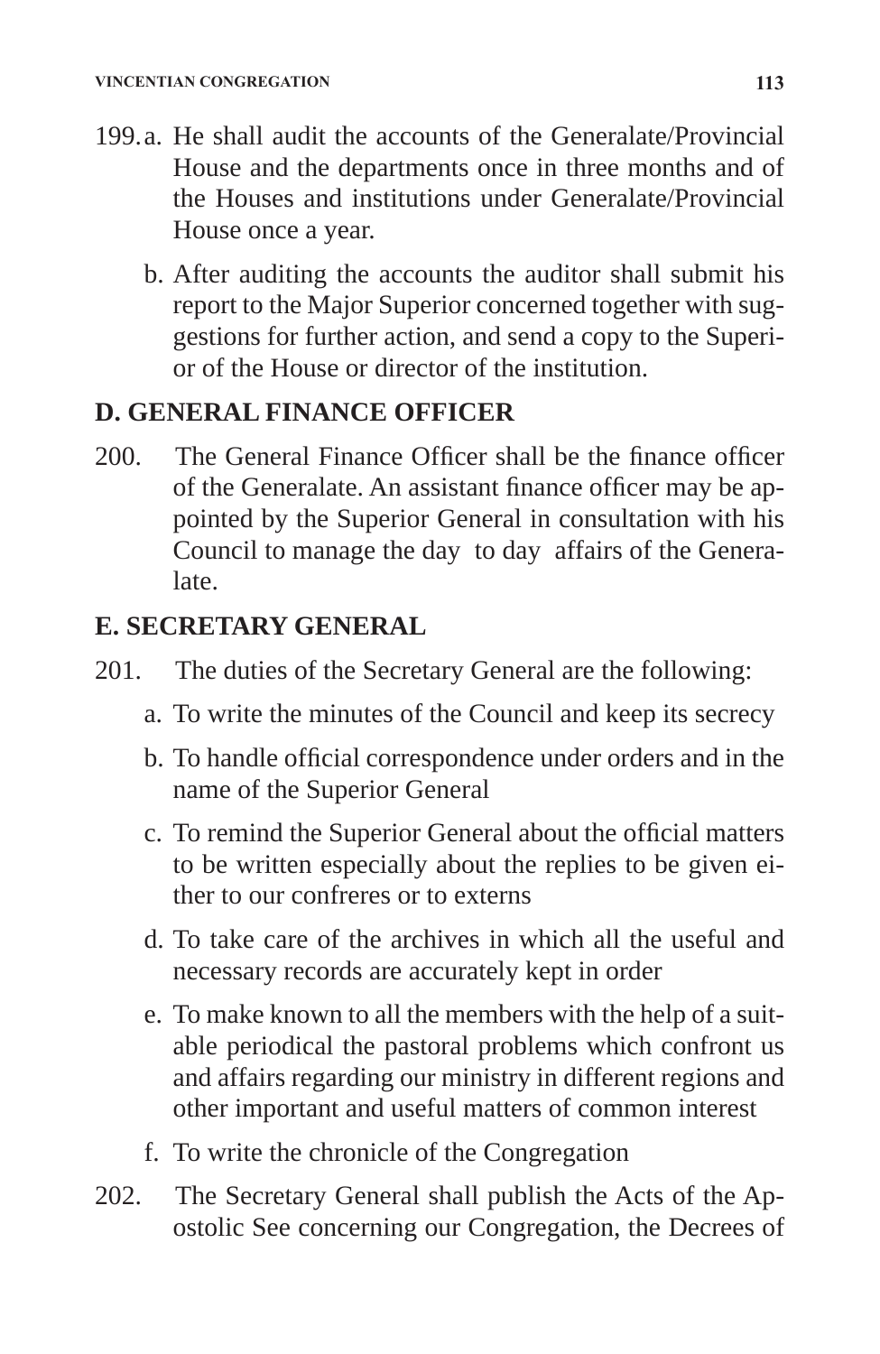199. a. He shall audit the accounts of the Generalate/Provincial House and the departments once in three months and of the Houses and institutions under Generalate/Provincial House once a year.

   b. After auditing the accounts the auditor shall submit his report to the Major Superior concerned together with suggestions for further action, and send a copy to the Superior of the House or director of the institution.

## D. GENERAL FINANCE OFFICER

200. The General Finance Officer shall be the finance officer of the Generalate. An assistant finance officer may be appointed by the Superior General in consultation with his Council to manage the day to day affairs of the Generalate.

## E. SECRETARY GENERAL

201. The duties of the Secretary General are the following:

   a. To write the minutes of the Council and keep its secrecy

   b. To handle official correspondence under orders and in the name of the Superior General

   c. To remind the Superior General about the official matters to be written especially about the replies to be given either to our confreres or to externs

   d. To take care of the archives in which all the useful and necessary records are accurately kept in order

   e. To make known to all the members with the help of a suitable periodical the pastoral problems which confront us and affairs regarding our ministry in different regions and other important and useful matters of common interest

   f. To write the chronicle of the Congregation

202. The Secretary General shall publish the Acts of the Apostolic See concerning our Congregation, the Decrees of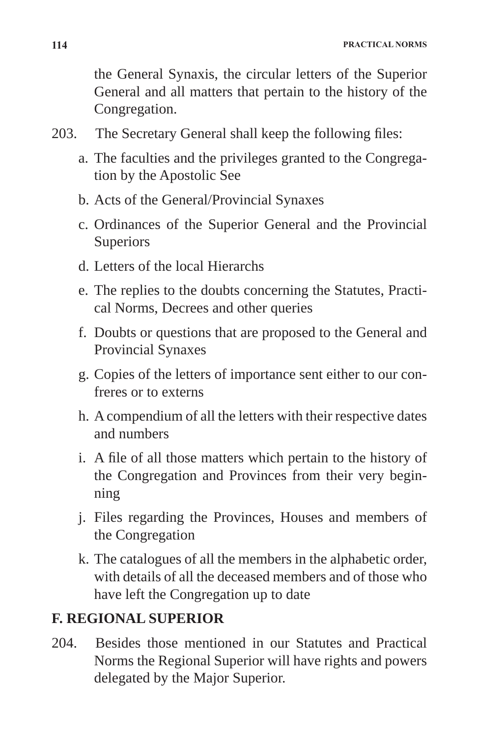the General Synaxis, the circular letters of the Superior General and all matters that pertain to the history of the Congregation.

203. The Secretary General shall keep the following files:

a. The faculties and the privileges granted to the Congregation by the Apostolic See
b. Acts of the General/Provincial Synaxes
c. Ordinances of the Superior General and the Provincial Superiors
d. Letters of the local Hierarchs
e. The replies to the doubts concerning the Statutes, Practical Norms, Decrees and other queries
f. Doubts or questions that are proposed to the General and Provincial Synaxes
g. Copies of the letters of importance sent either to our confreres or to externs
h. A compendium of all the letters with their respective dates and numbers
i. A file of all those matters which pertain to the history of the Congregation and Provinces from their very beginning
j. Files regarding the Provinces, Houses and members of the Congregation
k. The catalogues of all the members in the alphabetic order, with details of all the deceased members and of those who have left the Congregation up to date

## F. REGIONAL SUPERIOR

204. Besides those mentioned in our Statutes and Practical Norms the Regional Superior will have rights and powers delegated by the Major Superior.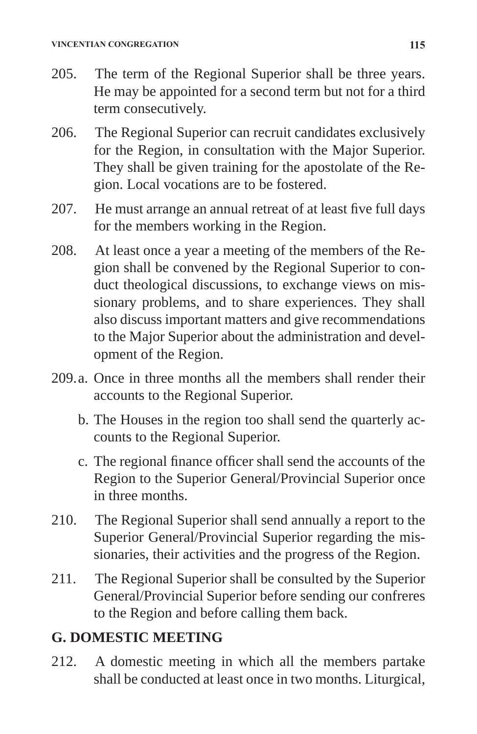205. The term of the Regional Superior shall be three years. He may be appointed for a second term but not for a third term consecutively.

206. The Regional Superior can recruit candidates exclusively for the Region, in consultation with the Major Superior. They shall be given training for the apostolate of the Region. Local vocations are to be fostered.

207. He must arrange an annual retreat of at least five full days for the members working in the Region.

208. At least once a year a meeting of the members of the Region shall be convened by the Regional Superior to conduct theological discussions, to exchange views on missionary problems, and to share experiences. They shall also discuss important matters and give recommendations to the Major Superior about the administration and development of the Region.

209. a. Once in three months all the members shall render their accounts to the Regional Superior.

b. The Houses in the region too shall send the quarterly accounts to the Regional Superior.

c. The regional finance officer shall send the accounts of the Region to the Superior General/Provincial Superior once in three months.

210. The Regional Superior shall send annually a report to the Superior General/Provincial Superior regarding the missionaries, their activities and the progress of the Region.

211. The Regional Superior shall be consulted by the Superior General/Provincial Superior before sending our confreres to the Region and before calling them back.

## G. DOMESTIC MEETING

212. A domestic meeting in which all the members partake shall be conducted at least once in two months. Liturgical,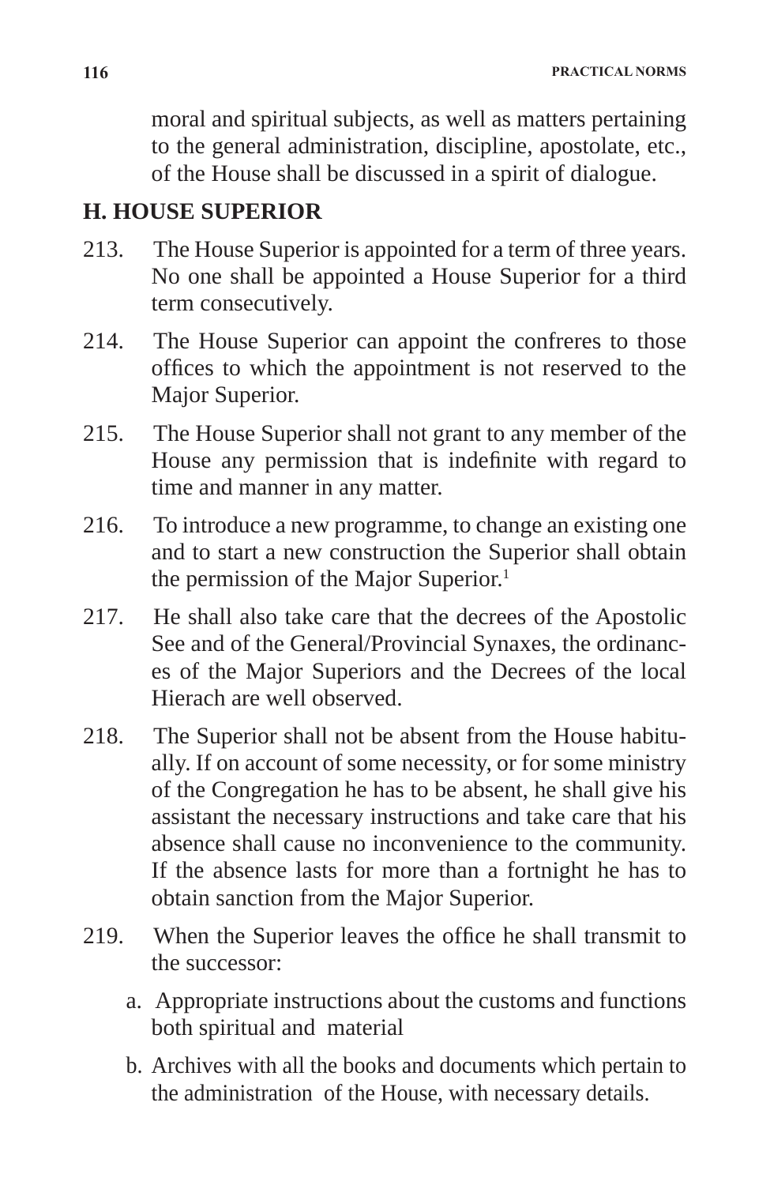moral and spiritual subjects, as well as matters pertaining to the general administration, discipline, apostolate, etc., of the House shall be discussed in a spirit of dialogue.

## H. HOUSE SUPERIOR

213. The House Superior is appointed for a term of three years. No one shall be appointed a House Superior for a third term consecutively.

214. The House Superior can appoint the confreres to those offices to which the appointment is not reserved to the Major Superior.

215. The House Superior shall not grant to any member of the House any permission that is indefinite with regard to time and manner in any matter.

216. To introduce a new programme, to change an existing one and to start a new construction the Superior shall obtain the permission of the Major Superior.[1]

217. He shall also take care that the decrees of the Apostolic See and of the General/Provincial Synaxes, the ordinances of the Major Superiors and the Decrees of the local Hierach are well observed.

218. The Superior shall not be absent from the House habitually. If on account of some necessity, or for some ministry of the Congregation he has to be absent, he shall give his assistant the necessary instructions and take care that his absence shall cause no inconvenience to the community. If the absence lasts for more than a fortnight he has to obtain sanction from the Major Superior.

219. When the Superior leaves the office he shall transmit to the successor:

   a. Appropriate instructions about the customs and functions both spiritual and material

   b. Archives with all the books and documents which pertain to the administration of the House, with necessary details.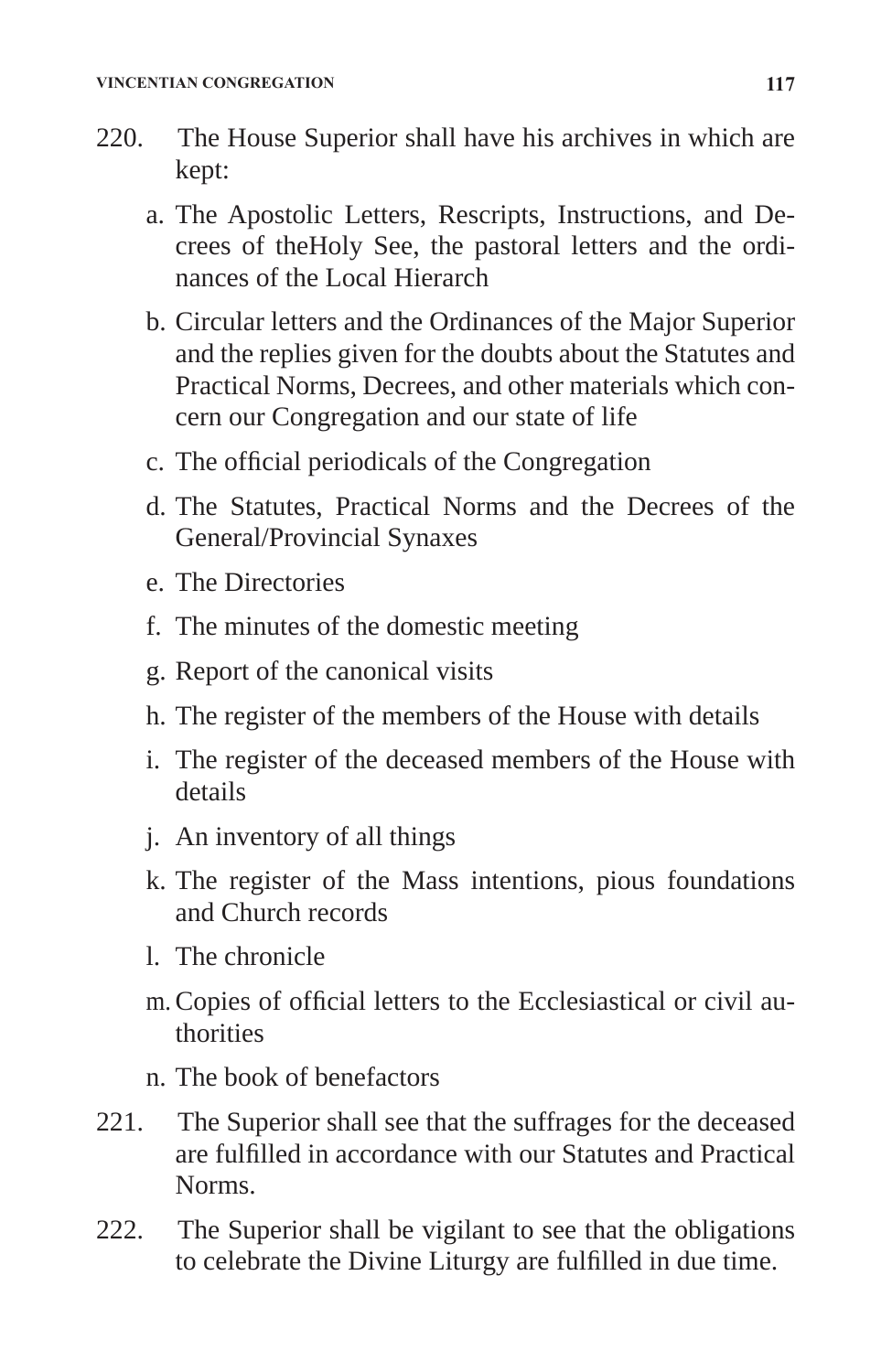220. The House Superior shall have his archives in which are kept:

   a. The Apostolic Letters, Rescripts, Instructions, and Decrees of theHoly See, the pastoral letters and the ordinances of the Local Hierarch

   b. Circular letters and the Ordinances of the Major Superior and the replies given for the doubts about the Statutes and Practical Norms, Decrees, and other materials which concern our Congregation and our state of life

   c. The official periodicals of the Congregation

   d. The Statutes, Practical Norms and the Decrees of the General/Provincial Synaxes

   e. The Directories

   f. The minutes of the domestic meeting

   g. Report of the canonical visits

   h. The register of the members of the House with details

   i. The register of the deceased members of the House with details

   j. An inventory of all things

   k. The register of the Mass intentions, pious foundations and Church records

   l. The chronicle

   m. Copies of official letters to the Ecclesiastical or civil authorities

   n. The book of benefactors

221. The Superior shall see that the suffrages for the deceased are fulfilled in accordance with our Statutes and Practical Norms.

222. The Superior shall be vigilant to see that the obligations to celebrate the Divine Liturgy are fulfilled in due time.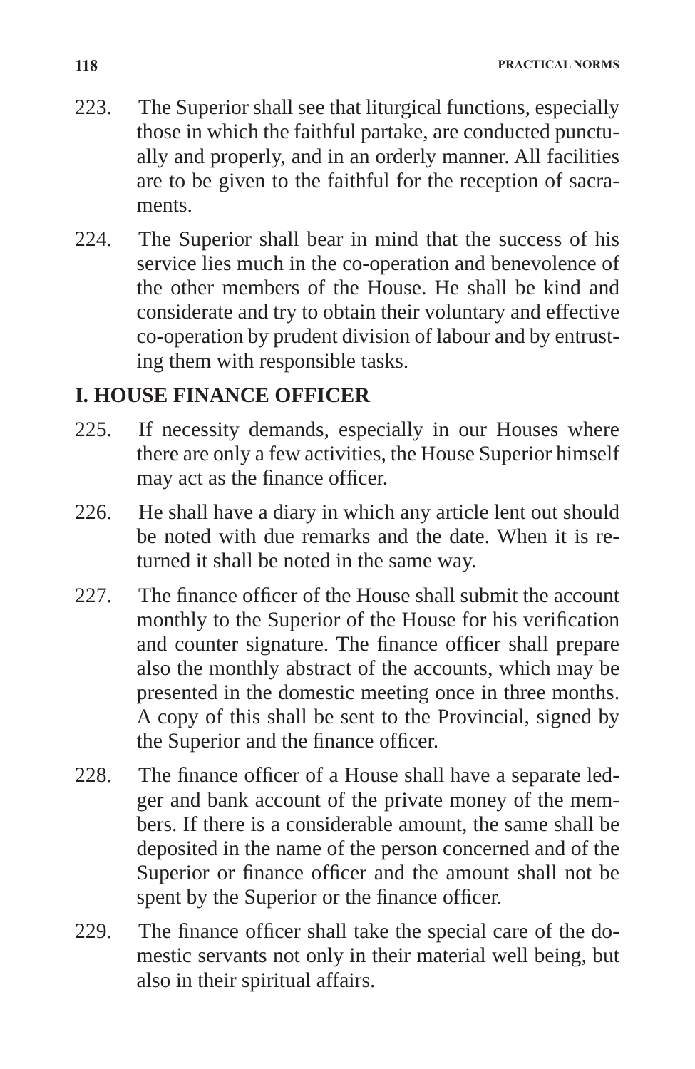223. The Superior shall see that liturgical functions, especially those in which the faithful partake, are conducted punctually and properly, and in an orderly manner. All facilities are to be given to the faithful for the reception of sacraments.

224. The Superior shall bear in mind that the success of his service lies much in the co-operation and benevolence of the other members of the House. He shall be kind and considerate and try to obtain their voluntary and effective co-operation by prudent division of labour and by entrusting them with responsible tasks.

## I. HOUSE FINANCE OFFICER

225. If necessity demands, especially in our Houses where there are only a few activities, the House Superior himself may act as the finance officer.

226. He shall have a diary in which any article lent out should be noted with due remarks and the date. When it is returned it shall be noted in the same way.

227. The finance officer of the House shall submit the account monthly to the Superior of the House for his verification and counter signature. The finance officer shall prepare also the monthly abstract of the accounts, which may be presented in the domestic meeting once in three months. A copy of this shall be sent to the Provincial, signed by the Superior and the finance officer.

228. The finance officer of a House shall have a separate ledger and bank account of the private money of the members. If there is a considerable amount, the same shall be deposited in the name of the person concerned and of the Superior or finance officer and the amount shall not be spent by the Superior or the finance officer.

229. The finance officer shall take the special care of the domestic servants not only in their material well being, but also in their spiritual affairs.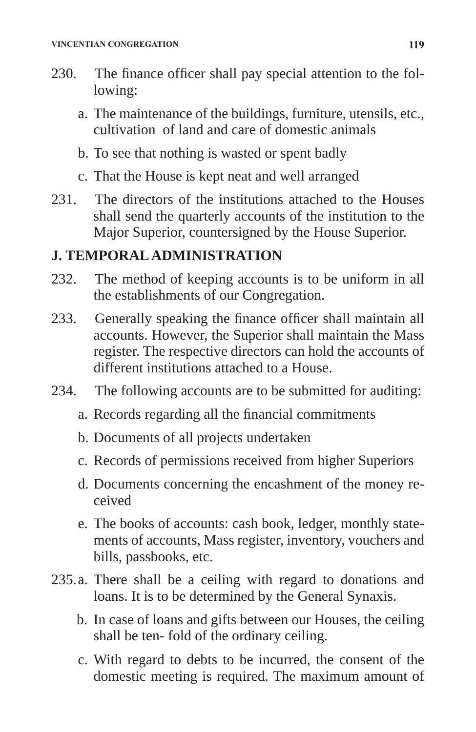230. The finance officer shall pay special attention to the following:

   a. The maintenance of the buildings, furniture, utensils, etc., cultivation of land and care of domestic animals

   b. To see that nothing is wasted or spent badly

   c. That the House is kept neat and well arranged

231. The directors of the institutions attached to the Houses shall send the quarterly accounts of the institution to the Major Superior, countersigned by the House Superior.

## J. TEMPORAL ADMINISTRATION

232. The method of keeping accounts is to be uniform in all the establishments of our Congregation.

233. Generally speaking the finance officer shall maintain all accounts. However, the Superior shall maintain the Mass register. The respective directors can hold the accounts of different institutions attached to a House.

234. The following accounts are to be submitted for auditing:

   a. Records regarding all the financial commitments

   b. Documents of all projects undertaken

   c. Records of permissions received from higher Superiors

   d. Documents concerning the encashment of the money received

   e. The books of accounts: cash book, ledger, monthly statements of accounts, Mass register, inventory, vouchers and bills, passbooks, etc.

235. a. There shall be a ceiling with regard to donations and loans. It is to be determined by the General Synaxis.

   b. In case of loans and gifts between our Houses, the ceiling shall be ten- fold of the ordinary ceiling.

   c. With regard to debts to be incurred, the consent of the domestic meeting is required. The maximum amount of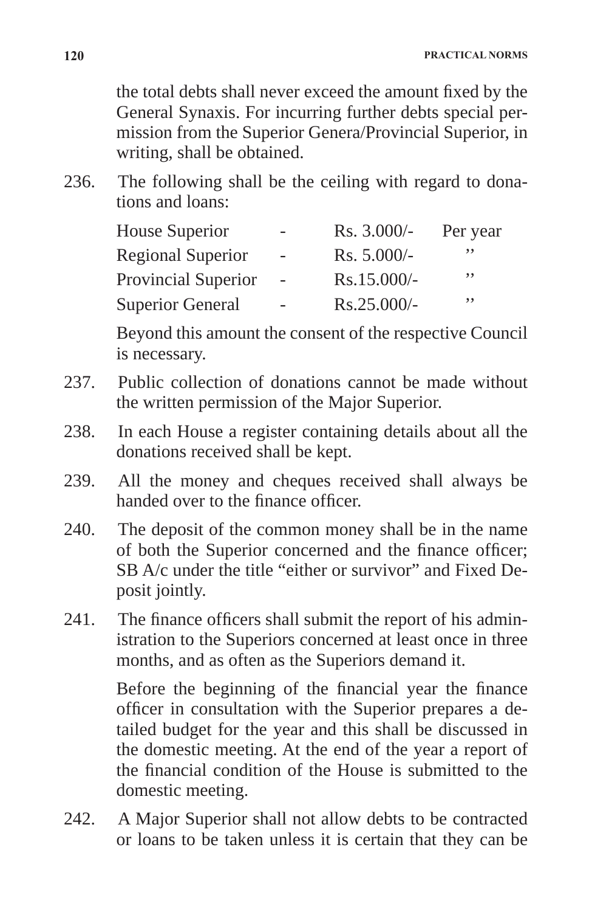the total debts shall never exceed the amount fixed by the General Synaxis. For incurring further debts special permission from the Superior Genera/Provincial Superior, in writing, shall be obtained.

236. The following shall be the ceiling with regard to donations and loans:

| | | | |
|---|---|---|---|
| House Superior | - | Rs. 3.000/- | Per year |
| Regional Superior | - | Rs. 5.000/- | ,, |
| Provincial Superior | - | Rs.15.000/- | ,, |
| Superior General | - | Rs.25.000/- | ,, |

Beyond this amount the consent of the respective Council is necessary.

237. Public collection of donations cannot be made without the written permission of the Major Superior.

238. In each House a register containing details about all the donations received shall be kept.

239. All the money and cheques received shall always be handed over to the finance officer.

240. The deposit of the common money shall be in the name of both the Superior concerned and the finance officer; SB A/c under the title "either or survivor" and Fixed Deposit jointly.

241. The finance officers shall submit the report of his administration to the Superiors concerned at least once in three months, and as often as the Superiors demand it.

Before the beginning of the financial year the finance officer in consultation with the Superior prepares a detailed budget for the year and this shall be discussed in the domestic meeting. At the end of the year a report of the financial condition of the House is submitted to the domestic meeting.

242. A Major Superior shall not allow debts to be contracted or loans to be taken unless it is certain that they can be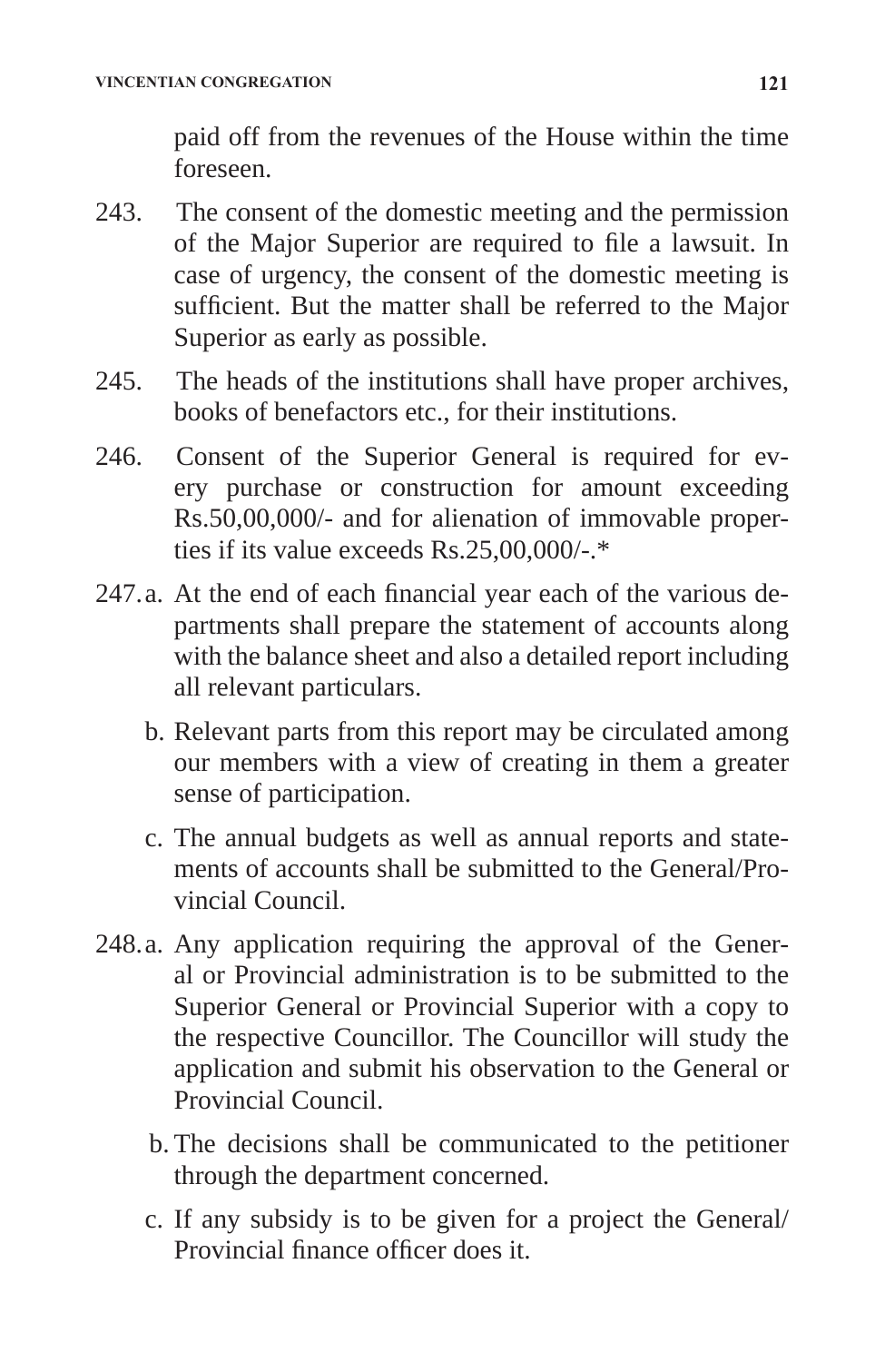paid off from the revenues of the House within the time foreseen.

243. The consent of the domestic meeting and the permission of the Major Superior are required to file a lawsuit. In case of urgency, the consent of the domestic meeting is sufficient. But the matter shall be referred to the Major Superior as early as possible.

245. The heads of the institutions shall have proper archives, books of benefactors etc., for their institutions.

246. Consent of the Superior General is required for every purchase or construction for amount exceeding Rs.50,00,000/- and for alienation of immovable properties if its value exceeds Rs.25,00,000/-.*

247. a. At the end of each financial year each of the various departments shall prepare the statement of accounts along with the balance sheet and also a detailed report including all relevant particulars.

b. Relevant parts from this report may be circulated among our members with a view of creating in them a greater sense of participation.

c. The annual budgets as well as annual reports and statements of accounts shall be submitted to the General/Provincial Council.

248. a. Any application requiring the approval of the General or Provincial administration is to be submitted to the Superior General or Provincial Superior with a copy to the respective Councillor. The Councillor will study the application and submit his observation to the General or Provincial Council.

b. The decisions shall be communicated to the petitioner through the department concerned.

c. If any subsidy is to be given for a project the General/Provincial finance officer does it.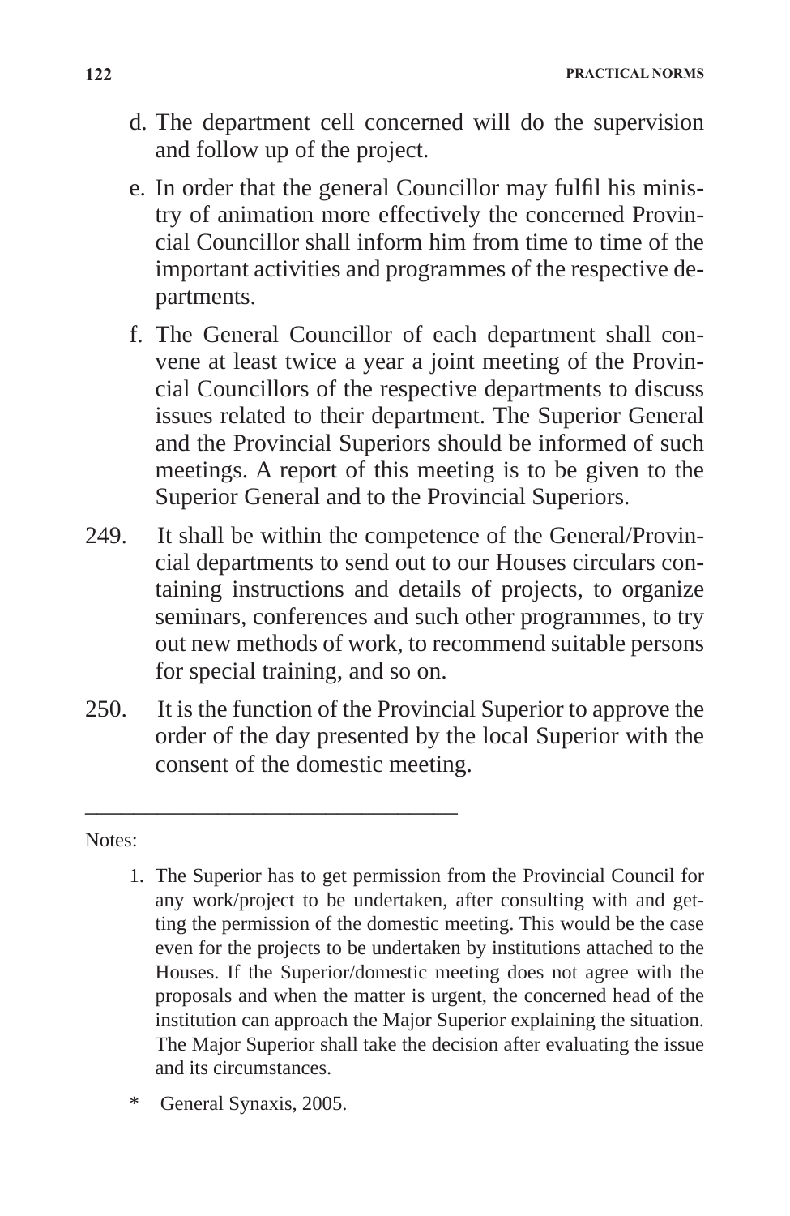d. The department cell concerned will do the supervision and follow up of the project.

e. In order that the general Councillor may fulfil his ministry of animation more effectively the concerned Provincial Councillor shall inform him from time to time of the important activities and programmes of the respective departments.

f. The General Councillor of each department shall convene at least twice a year a joint meeting of the Provincial Councillors of the respective departments to discuss issues related to their department. The Superior General and the Provincial Superiors should be informed of such meetings. A report of this meeting is to be given to the Superior General and to the Provincial Superiors.

249. It shall be within the competence of the General/Provincial departments to send out to our Houses circulars containing instructions and details of projects, to organize seminars, conferences and such other programmes, to try out new methods of work, to recommend suitable persons for special training, and so on.

250. It is the function of the Provincial Superior to approve the order of the day presented by the local Superior with the consent of the domestic meeting.

---

Notes:

1. The Superior has to get permission from the Provincial Council for any work/project to be undertaken, after consulting with and getting the permission of the domestic meeting. This would be the case even for the projects to be undertaken by institutions attached to the Houses. If the Superior/domestic meeting does not agree with the proposals and when the matter is urgent, the concerned head of the institution can approach the Major Superior explaining the situation. The Major Superior shall take the decision after evaluating the issue and its circumstances.

\* General Synaxis, 2005.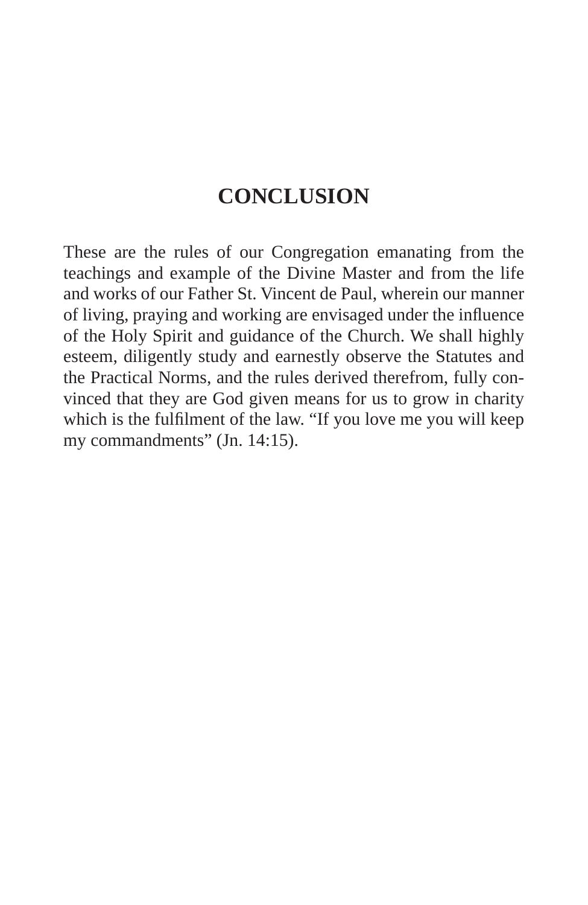# CONCLUSION

These are the rules of our Congregation emanating from the teachings and example of the Divine Master and from the life and works of our Father St. Vincent de Paul, wherein our manner of living, praying and working are envisaged under the influence of the Holy Spirit and guidance of the Church. We shall highly esteem, diligently study and earnestly observe the Statutes and the Practical Norms, and the rules derived therefrom, fully convinced that they are God given means for us to grow in charity which is the fulfilment of the law. “If you love me you will keep my commandments” (Jn. 14:15).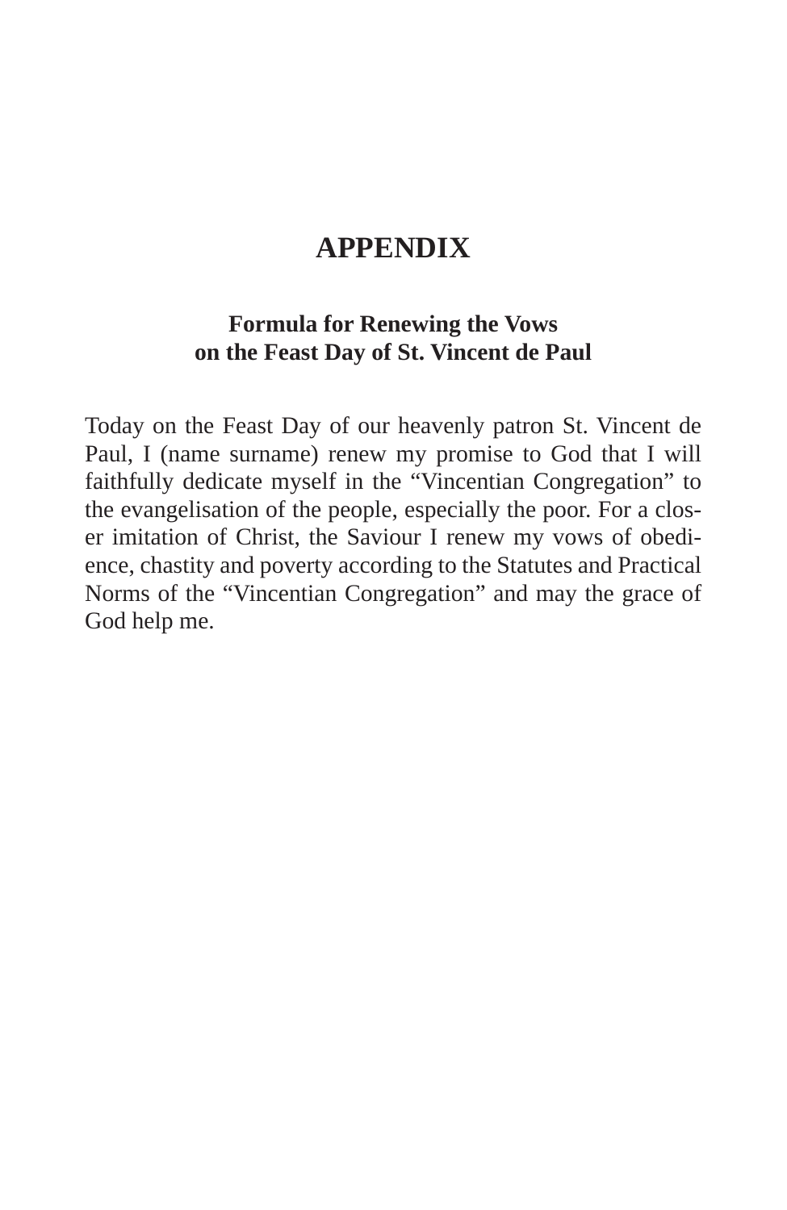# APPENDIX

## Formula for Renewing the Vows on the Feast Day of St. Vincent de Paul

Today on the Feast Day of our heavenly patron St. Vincent de Paul, I (name surname) renew my promise to God that I will faithfully dedicate myself in the "Vincentian Congregation" to the evangelisation of the people, especially the poor. For a closer imitation of Christ, the Saviour I renew my vows of obedience, chastity and poverty according to the Statutes and Practical Norms of the "Vincentian Congregation" and may the grace of God help me.